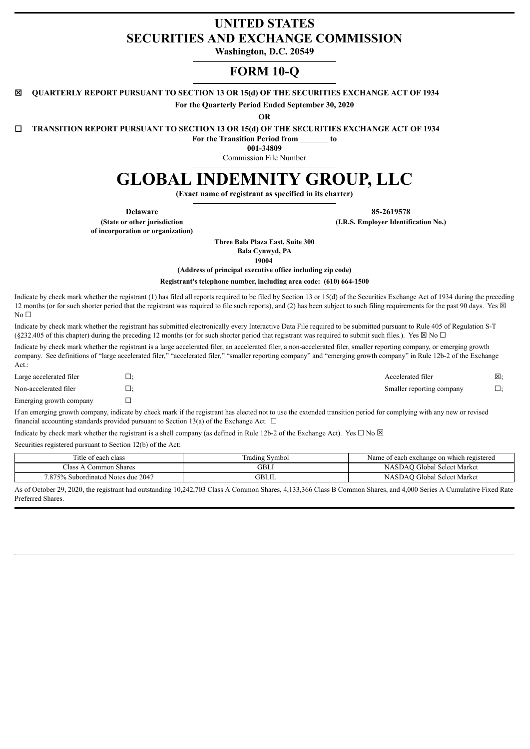# UNITED STATES
# SECURITIES AND EXCHANGE COMMISSION

**Washington, D.C. 20549**

## FORM 10-Q

☒ **QUARTERLY REPORT PURSUANT TO SECTION 13 OR 15(d) OF THE SECURITIES EXCHANGE ACT OF 1934**

**For the Quarterly Period Ended September 30, 2020**

**OR**

☐ **TRANSITION REPORT PURSUANT TO SECTION 13 OR 15(d) OF THE SECURITIES EXCHANGE ACT OF 1934**

**For the Transition Period from \_\_\_\_\_\_\_ to**

**001-34809**

Commission File Number

# GLOBAL INDEMNITY GROUP, LLC

**(Exact name of registrant as specified in its charter)**

| **Delaware** | **85-2619578** |
|---|---|
| **(State or other jurisdiction of incorporation or organization)** | **(I.R.S. Employer Identification No.)** |

**Three Bala Plaza East, Suite 300**
**Bala Cynwyd, PA**
**19004**
**(Address of principal executive office including zip code)**

**Registrant's telephone number, including area code: (610) 664-1500**

Indicate by check mark whether the registrant (1) has filed all reports required to be filed by Section 13 or 15(d) of the Securities Exchange Act of 1934 during the preceding 12 months (or for such shorter period that the registrant was required to file such reports), and (2) has been subject to such filing requirements for the past 90 days. Yes ☒ No ☐

Indicate by check mark whether the registrant has submitted electronically every Interactive Data File required to be submitted pursuant to Rule 405 of Regulation S-T (§232.405 of this chapter) during the preceding 12 months (or for such shorter period that registrant was required to submit such files.). Yes ☒ No ☐

Indicate by check mark whether the registrant is a large accelerated filer, an accelerated filer, a non-accelerated filer, smaller reporting company, or emerging growth company. See definitions of "large accelerated filer," "accelerated filer," "smaller reporting company" and "emerging growth company" in Rule 12b-2 of the Exchange Act.:

| | | | |
|---|---|---|---|
| Large accelerated filer | ☐; | Accelerated filer | ☒; |
| Non-accelerated filer | ☐; | Smaller reporting company | ☐; |
| Emerging growth company | ☐ | | |

If an emerging growth company, indicate by check mark if the registrant has elected not to use the extended transition period for complying with any new or revised financial accounting standards provided pursuant to Section 13(a) of the Exchange Act. ☐

Indicate by check mark whether the registrant is a shell company (as defined in Rule 12b-2 of the Exchange Act). Yes ☐ No ☒

Securities registered pursuant to Section 12(b) of the Act:

| Title of each class | Trading Symbol | Name of each exchange on which registered |
|---|---|---|
| Class A Common Shares | GBLI | NASDAQ Global Select Market |
| 7.875% Subordinated Notes due 2047 | GBLIL | NASDAQ Global Select Market |

As of October 29, 2020, the registrant had outstanding 10,242,703 Class A Common Shares, 4,133,366 Class B Common Shares, and 4,000 Series A Cumulative Fixed Rate Preferred Shares.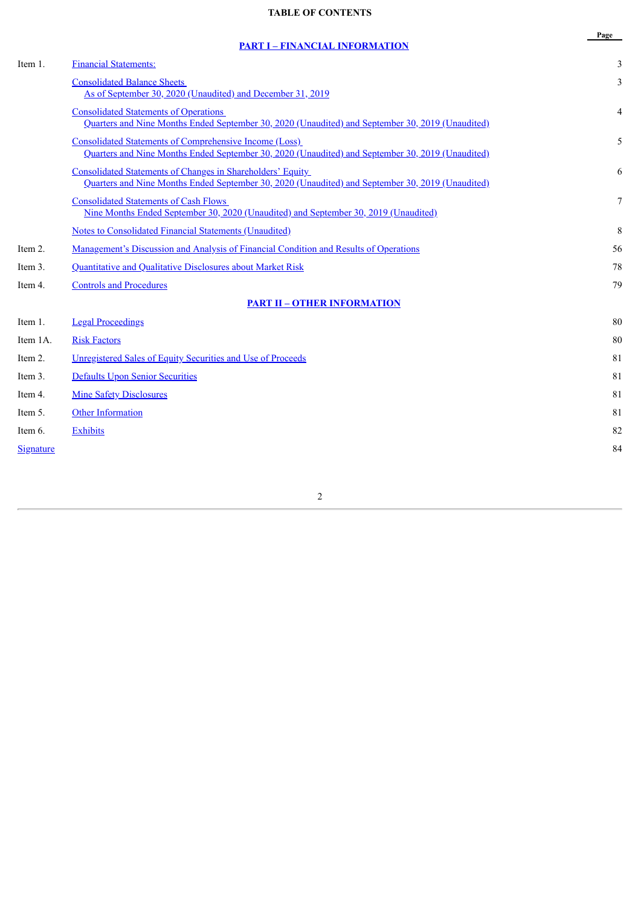# TABLE OF CONTENTS

| | | Page |
|---|---|---|
| | **PART I – FINANCIAL INFORMATION** | |
| Item 1. | Financial Statements: | 3 |
| | Consolidated Balance Sheets<br>As of September 30, 2020 (Unaudited) and December 31, 2019 | 3 |
| | Consolidated Statements of Operations<br>Quarters and Nine Months Ended September 30, 2020 (Unaudited) and September 30, 2019 (Unaudited) | 4 |
| | Consolidated Statements of Comprehensive Income (Loss)<br>Quarters and Nine Months Ended September 30, 2020 (Unaudited) and September 30, 2019 (Unaudited) | 5 |
| | Consolidated Statements of Changes in Shareholders' Equity<br>Quarters and Nine Months Ended September 30, 2020 (Unaudited) and September 30, 2019 (Unaudited) | 6 |
| | Consolidated Statements of Cash Flows<br>Nine Months Ended September 30, 2020 (Unaudited) and September 30, 2019 (Unaudited) | 7 |
| | Notes to Consolidated Financial Statements (Unaudited) | 8 |
| Item 2. | Management's Discussion and Analysis of Financial Condition and Results of Operations | 56 |
| Item 3. | Quantitative and Qualitative Disclosures about Market Risk | 78 |
| Item 4. | Controls and Procedures | 79 |
| | **PART II – OTHER INFORMATION** | |
| Item 1. | Legal Proceedings | 80 |
| Item 1A. | Risk Factors | 80 |
| Item 2. | Unregistered Sales of Equity Securities and Use of Proceeds | 81 |
| Item 3. | Defaults Upon Senior Securities | 81 |
| Item 4. | Mine Safety Disclosures | 81 |
| Item 5. | Other Information | 81 |
| Item 6. | Exhibits | 82 |
| Signature | | 84 |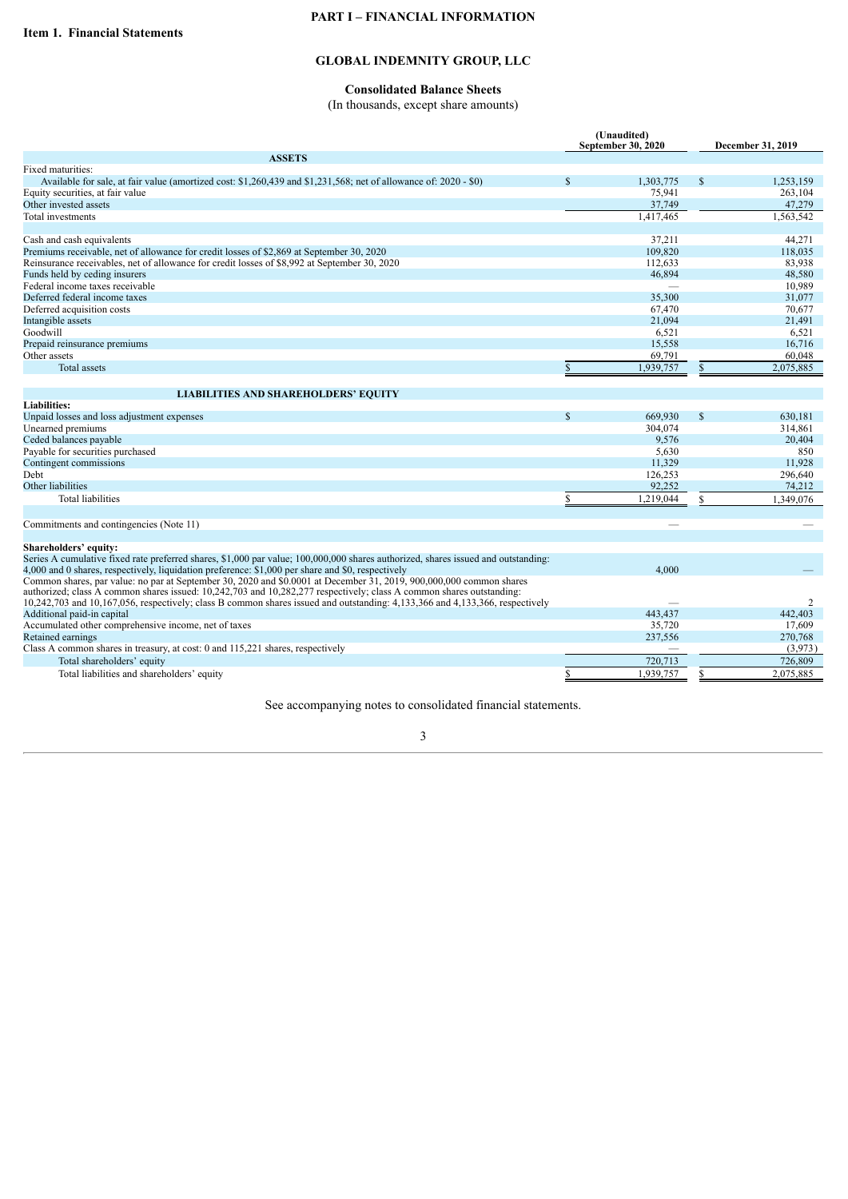# PART I – FINANCIAL INFORMATION

## Item 1. Financial Statements

## GLOBAL INDEMNITY GROUP, LLC

### Consolidated Balance Sheets

(In thousands, except share amounts)

| | (Unaudited) September 30, 2020 | December 31, 2019 |
|---|---|---|
| **ASSETS** | | |
| Fixed maturities: | | |
| Available for sale, at fair value (amortized cost: $1,260,439 and $1,231,568; net of allowance of: 2020 - $0) | $ 1,303,775 | $ 1,253,159 |
| Equity securities, at fair value | 75,941 | 263,104 |
| Other invested assets | 37,749 | 47,279 |
| Total investments | 1,417,465 | 1,563,542 |
| | | |
| Cash and cash equivalents | 37,211 | 44,271 |
| Premiums receivable, net of allowance for credit losses of $2,869 at September 30, 2020 | 109,820 | 118,035 |
| Reinsurance receivables, net of allowance for credit losses of $8,992 at September 30, 2020 | 112,633 | 83,938 |
| Funds held by ceding insurers | 46,894 | 48,580 |
| Federal income taxes receivable | — | 10,989 |
| Deferred federal income taxes | 35,300 | 31,077 |
| Deferred acquisition costs | 67,470 | 70,677 |
| Intangible assets | 21,094 | 21,491 |
| Goodwill | 6,521 | 6,521 |
| Prepaid reinsurance premiums | 15,558 | 16,716 |
| Other assets | 69,791 | 60,048 |
| Total assets | $ 1,939,757 | $ 2,075,885 |
| | | |
| **LIABILITIES AND SHAREHOLDERS' EQUITY** | | |
| **Liabilities:** | | |
| Unpaid losses and loss adjustment expenses | $ 669,930 | $ 630,181 |
| Unearned premiums | 304,074 | 314,861 |
| Ceded balances payable | 9,576 | 20,404 |
| Payable for securities purchased | 5,630 | 850 |
| Contingent commissions | 11,329 | 11,928 |
| Debt | 126,253 | 296,640 |
| Other liabilities | 92,252 | 74,212 |
| Total liabilities | $ 1,219,044 | $ 1,349,076 |
| | | |
| Commitments and contingencies (Note 11) | — | — |
| | | |
| **Shareholders' equity:** | | |
| Series A cumulative fixed rate preferred shares, $1,000 par value; 100,000,000 shares authorized, shares issued and outstanding: 4,000 and 0 shares, respectively, liquidation preference: $1,000 per share and $0, respectively | 4,000 | — |
| Common shares, par value: no par at September 30, 2020 and $0.0001 at December 31, 2019, 900,000,000 common shares authorized; class A common shares issued: 10,242,703 and 10,282,277 respectively; class A common shares outstanding: 10,242,703 and 10,167,056, respectively; class B common shares issued and outstanding: 4,133,366 and 4,133,366, respectively | — | 2 |
| Additional paid-in capital | 443,437 | 442,403 |
| Accumulated other comprehensive income, net of taxes | 35,720 | 17,609 |
| Retained earnings | 237,556 | 270,768 |
| Class A common shares in treasury, at cost: 0 and 115,221 shares, respectively | — | (3,973) |
| Total shareholders' equity | 720,713 | 726,809 |
| Total liabilities and shareholders' equity | $ 1,939,757 | $ 2,075,885 |

See accompanying notes to consolidated financial statements.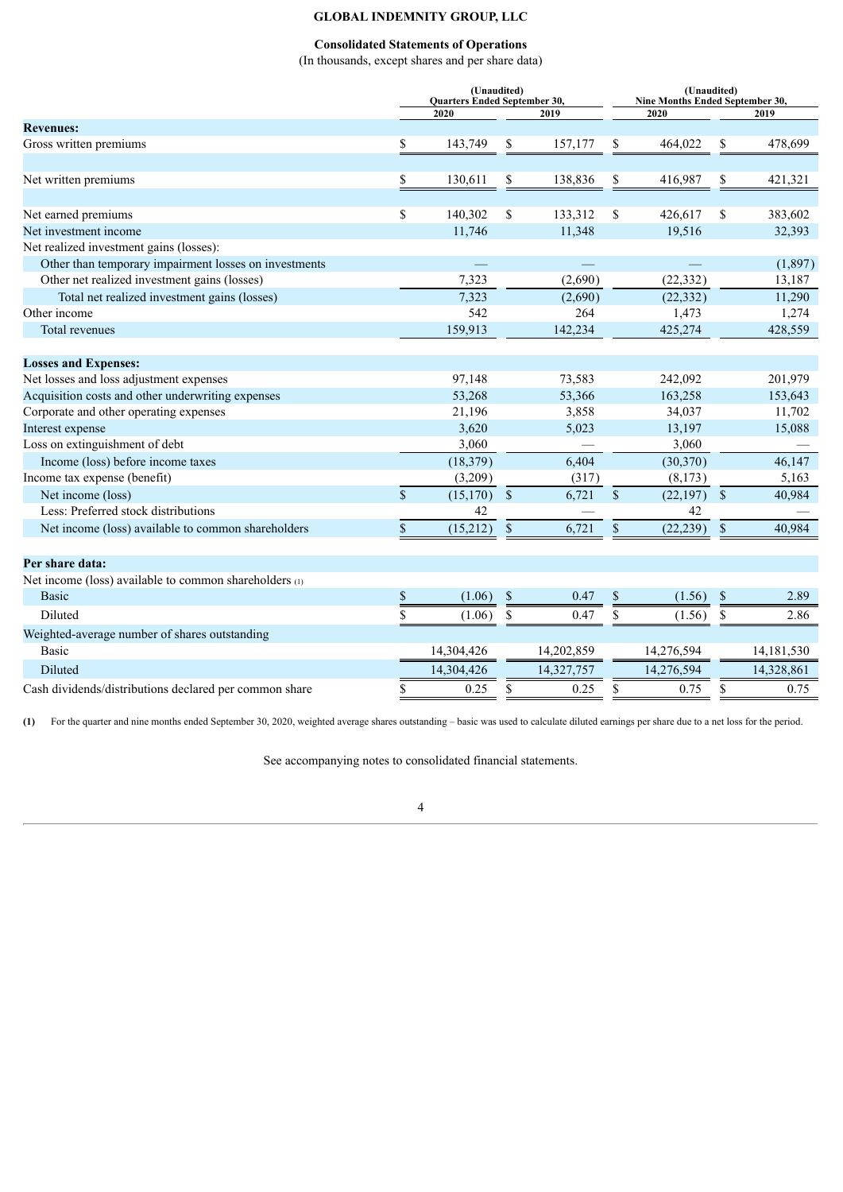# GLOBAL INDEMNITY GROUP, LLC

## Consolidated Statements of Operations

(In thousands, except shares and per share data)

| | (Unaudited) Quarters Ended September 30, | | (Unaudited) Nine Months Ended September 30, | |
|---|---|---|---|---|
| | 2020 | 2019 | 2020 | 2019 |
| **Revenues:** | | | | |
| Gross written premiums | $ 143,749 | $ 157,177 | $ 464,022 | $ 478,699 |
| | | | | |
| Net written premiums | $ 130,611 | $ 138,836 | $ 416,987 | $ 421,321 |
| | | | | |
| Net earned premiums | $ 140,302 | $ 133,312 | $ 426,617 | $ 383,602 |
| Net investment income | 11,746 | 11,348 | 19,516 | 32,393 |
| Net realized investment gains (losses): | | | | |
| Other than temporary impairment losses on investments | — | — | — | (1,897) |
| Other net realized investment gains (losses) | 7,323 | (2,690) | (22,332) | 13,187 |
| Total net realized investment gains (losses) | 7,323 | (2,690) | (22,332) | 11,290 |
| Other income | 542 | 264 | 1,473 | 1,274 |
| Total revenues | 159,913 | 142,234 | 425,274 | 428,559 |
| | | | | |
| **Losses and Expenses:** | | | | |
| Net losses and loss adjustment expenses | 97,148 | 73,583 | 242,092 | 201,979 |
| Acquisition costs and other underwriting expenses | 53,268 | 53,366 | 163,258 | 153,643 |
| Corporate and other operating expenses | 21,196 | 3,858 | 34,037 | 11,702 |
| Interest expense | 3,620 | 5,023 | 13,197 | 15,088 |
| Loss on extinguishment of debt | 3,060 | — | 3,060 | — |
| Income (loss) before income taxes | (18,379) | 6,404 | (30,370) | 46,147 |
| Income tax expense (benefit) | (3,209) | (317) | (8,173) | 5,163 |
| Net income (loss) | $ (15,170) | $ 6,721 | $ (22,197) | $ 40,984 |
| Less: Preferred stock distributions | 42 | — | 42 | — |
| Net income (loss) available to common shareholders | $ (15,212) | $ 6,721 | $ (22,239) | $ 40,984 |
| | | | | |
| **Per share data:** | | | | |
| Net income (loss) available to common shareholders (1) | | | | |
| Basic | $ (1.06) | $ 0.47 | $ (1.56) | $ 2.89 |
| Diluted | $ (1.06) | $ 0.47 | $ (1.56) | $ 2.86 |
| Weighted-average number of shares outstanding | | | | |
| Basic | 14,304,426 | 14,202,859 | 14,276,594 | 14,181,530 |
| Diluted | 14,304,426 | 14,327,757 | 14,276,594 | 14,328,861 |
| Cash dividends/distributions declared per common share | $ 0.25 | $ 0.25 | $ 0.75 | $ 0.75 |

**(1)** For the quarter and nine months ended September 30, 2020, weighted average shares outstanding – basic was used to calculate diluted earnings per share due to a net loss for the period.

See accompanying notes to consolidated financial statements.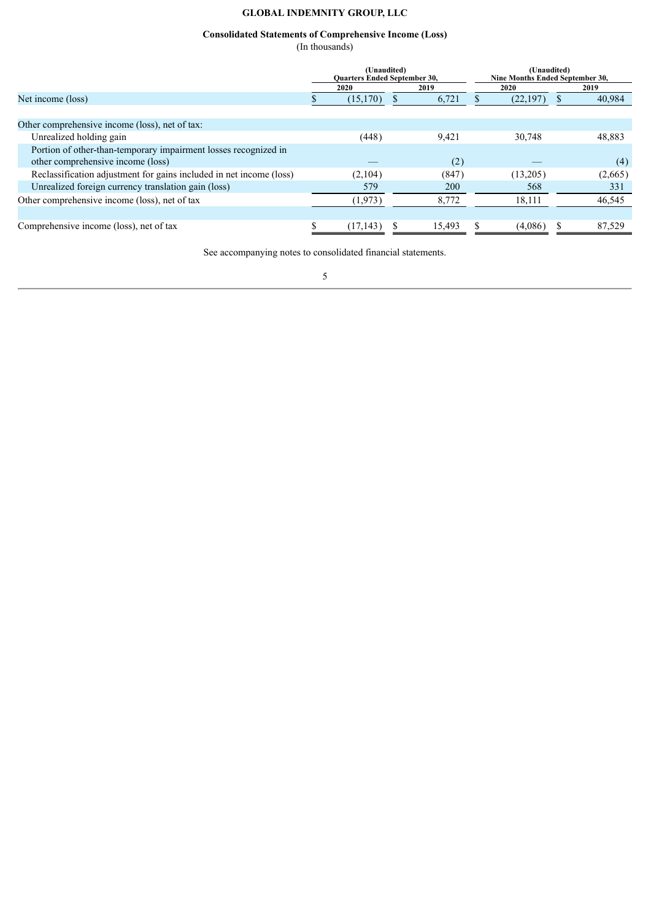**GLOBAL INDEMNITY GROUP, LLC**

**Consolidated Statements of Comprehensive Income (Loss)**
(In thousands)

| | (Unaudited) Quarters Ended September 30, | | (Unaudited) Nine Months Ended September 30, | |
|---|---|---|---|---|
| | 2020 | 2019 | 2020 | 2019 |
| Net income (loss) | $ (15,170) | $ 6,721 | $ (22,197) | $ 40,984 |
| Other comprehensive income (loss), net of tax: | | | | |
| Unrealized holding gain | (448) | 9,421 | 30,748 | 48,883 |
| Portion of other-than-temporary impairment losses recognized in other comprehensive income (loss) | — | (2) | — | (4) |
| Reclassification adjustment for gains included in net income (loss) | (2,104) | (847) | (13,205) | (2,665) |
| Unrealized foreign currency translation gain (loss) | 579 | 200 | 568 | 331 |
| Other comprehensive income (loss), net of tax | (1,973) | 8,772 | 18,111 | 46,545 |
| Comprehensive income (loss), net of tax | $ (17,143) | $ 15,493 | $ (4,086) | $ 87,529 |

See accompanying notes to consolidated financial statements.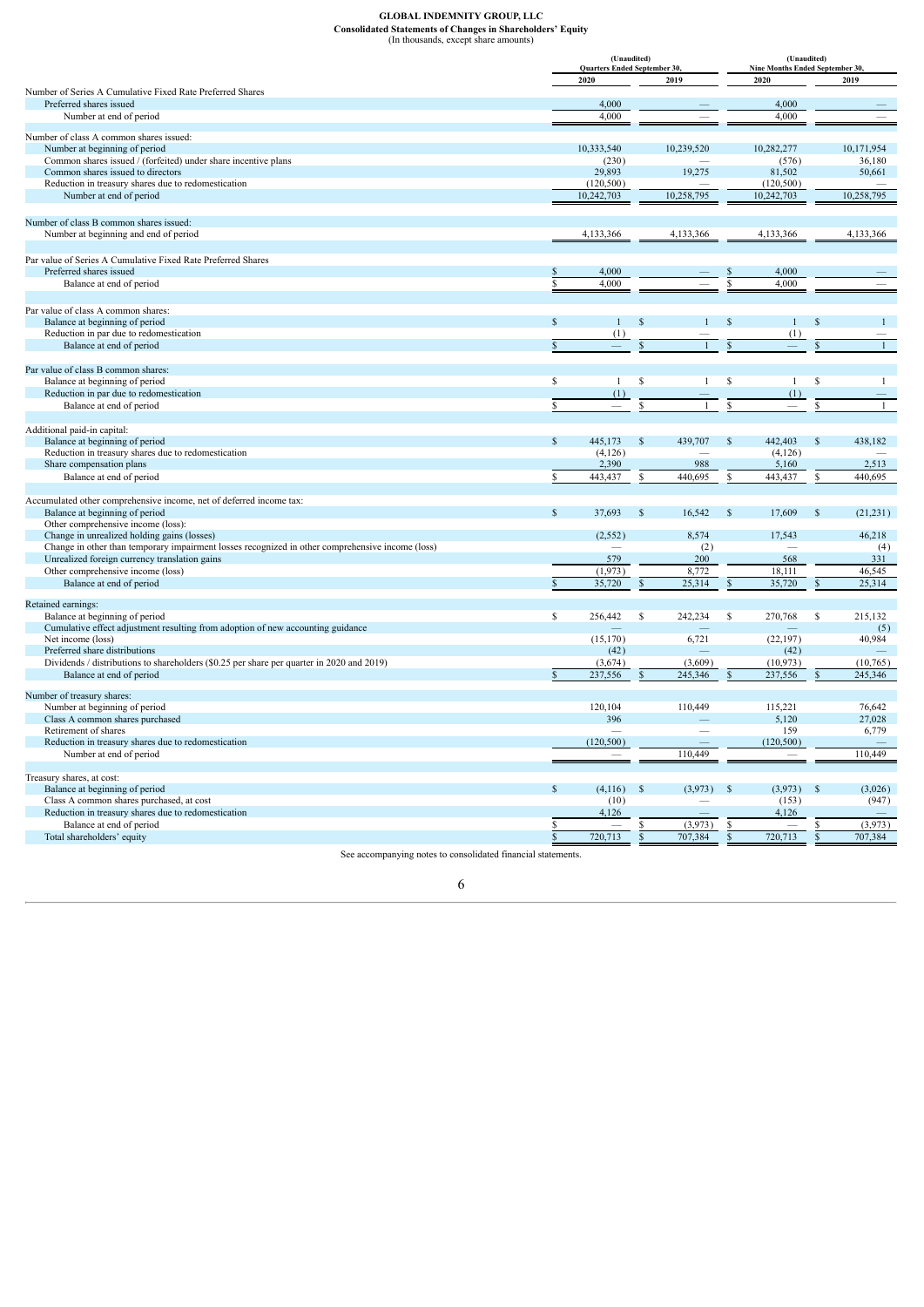**GLOBAL INDEMNITY GROUP, LLC**
**Consolidated Statements of Changes in Shareholders' Equity**
(In thousands, except share amounts)

| | (Unaudited) Quarters Ended September 30, | | (Unaudited) Nine Months Ended September 30, | |
|---|---|---|---|---|
| | 2020 | 2019 | 2020 | 2019 |
| Number of Series A Cumulative Fixed Rate Preferred Shares | | | | |
| Preferred shares issued | 4,000 | — | 4,000 | — |
| Number at end of period | 4,000 | — | 4,000 | — |
| Number of class A common shares issued: | | | | |
| Number at beginning of period | 10,333,540 | 10,239,520 | 10,282,277 | 10,171,954 |
| Common shares issued / (forfeited) under share incentive plans | (230) | — | (576) | 36,180 |
| Common shares issued to directors | 29,893 | 19,275 | 81,502 | 50,661 |
| Reduction in treasury shares due to redomestication | (120,500) | — | (120,500) | — |
| Number at end of period | 10,242,703 | 10,258,795 | 10,242,703 | 10,258,795 |
| Number of class B common shares issued: | | | | |
| Number at beginning and end of period | 4,133,366 | 4,133,366 | 4,133,366 | 4,133,366 |
| Par value of Series A Cumulative Fixed Rate Preferred Shares | | | | |
| Preferred shares issued | $ 4,000 | — | $ 4,000 | — |
| Balance at end of period | $ 4,000 | — | $ 4,000 | — |
| Par value of class A common shares: | | | | |
| Balance at beginning of period | $ 1 | $ 1 | $ 1 | $ 1 |
| Reduction in par due to redomestication | (1) | — | (1) | — |
| Balance at end of period | $ — | $ 1 | $ — | $ 1 |
| Par value of class B common shares: | | | | |
| Balance at beginning of period | $ 1 | $ 1 | $ 1 | $ 1 |
| Reduction in par due to redomestication | (1) | — | (1) | — |
| Balance at end of period | $ — | $ 1 | $ — | $ 1 |
| Additional paid-in capital: | | | | |
| Balance at beginning of period | $ 445,173 | $ 439,707 | $ 442,403 | $ 438,182 |
| Reduction in treasury shares due to redomestication | (4,126) | — | (4,126) | — |
| Share compensation plans | 2,390 | 988 | 5,160 | 2,513 |
| Balance at end of period | $ 443,437 | $ 440,695 | $ 443,437 | $ 440,695 |
| Accumulated other comprehensive income, net of deferred income tax: | | | | |
| Balance at beginning of period | $ 37,693 | $ 16,542 | $ 17,609 | $ (21,231) |
| Other comprehensive income (loss): | | | | |
| Change in unrealized holding gains (losses) | (2,552) | 8,574 | 17,543 | 46,218 |
| Change in other than temporary impairment losses recognized in other comprehensive income (loss) | — | (2) | — | (4) |
| Unrealized foreign currency translation gains | 579 | 200 | 568 | 331 |
| Other comprehensive income (loss) | (1,973) | 8,772 | 18,111 | 46,545 |
| Balance at end of period | $ 35,720 | $ 25,314 | $ 35,720 | $ 25,314 |
| Retained earnings: | | | | |
| Balance at beginning of period | $ 256,442 | $ 242,234 | $ 270,768 | $ 215,132 |
| Cumulative effect adjustment resulting from adoption of new accounting guidance | — | — | — | (5) |
| Net income (loss) | (15,170) | 6,721 | (22,197) | 40,984 |
| Preferred share distributions | (42) | — | (42) | — |
| Dividends / distributions to shareholders ($0.25 per share per quarter in 2020 and 2019) | (3,674) | (3,609) | (10,973) | (10,765) |
| Balance at end of period | $ 237,556 | $ 245,346 | $ 237,556 | $ 245,346 |
| Number of treasury shares: | | | | |
| Number at beginning of period | 120,104 | 110,449 | 115,221 | 76,642 |
| Class A common shares purchased | 396 | — | 5,120 | 27,028 |
| Retirement of shares | — | — | 159 | 6,779 |
| Reduction in treasury shares due to redomestication | (120,500) | — | (120,500) | — |
| Number at end of period | — | 110,449 | — | 110,449 |
| Treasury shares, at cost: | | | | |
| Balance at beginning of period | $ (4,116) | $ (3,973) | $ (3,973) | $ (3,026) |
| Class A common shares purchased, at cost | (10) | — | (153) | (947) |
| Reduction in treasury shares due to redomestication | 4,126 | — | 4,126 | — |
| Balance at end of period | $ — | $ (3,973) | $ — | $ (3,973) |
| Total shareholders' equity | $ 720,713 | $ 707,384 | $ 720,713 | $ 707,384 |

See accompanying notes to consolidated financial statements.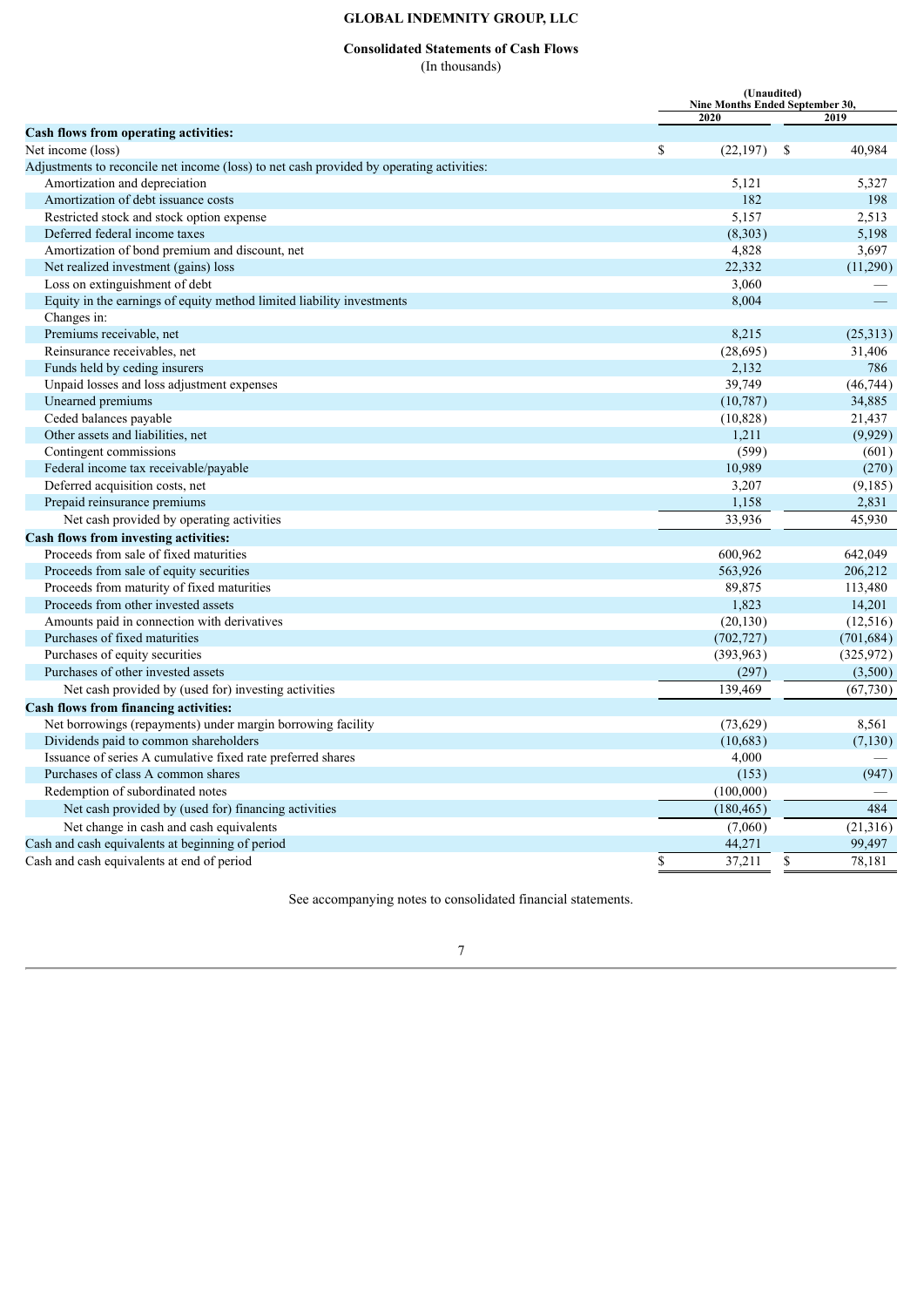**GLOBAL INDEMNITY GROUP, LLC**

**Consolidated Statements of Cash Flows**
(In thousands)

| | (Unaudited) Nine Months Ended September 30, | |
|---|---|---|
| | 2020 | 2019 |
| **Cash flows from operating activities:** | | |
| Net income (loss) | $ (22,197) | $ 40,984 |
| Adjustments to reconcile net income (loss) to net cash provided by operating activities: | | |
| Amortization and depreciation | 5,121 | 5,327 |
| Amortization of debt issuance costs | 182 | 198 |
| Restricted stock and stock option expense | 5,157 | 2,513 |
| Deferred federal income taxes | (8,303) | 5,198 |
| Amortization of bond premium and discount, net | 4,828 | 3,697 |
| Net realized investment (gains) loss | 22,332 | (11,290) |
| Loss on extinguishment of debt | 3,060 | — |
| Equity in the earnings of equity method limited liability investments | 8,004 | — |
| Changes in: | | |
| Premiums receivable, net | 8,215 | (25,313) |
| Reinsurance receivables, net | (28,695) | 31,406 |
| Funds held by ceding insurers | 2,132 | 786 |
| Unpaid losses and loss adjustment expenses | 39,749 | (46,744) |
| Unearned premiums | (10,787) | 34,885 |
| Ceded balances payable | (10,828) | 21,437 |
| Other assets and liabilities, net | 1,211 | (9,929) |
| Contingent commissions | (599) | (601) |
| Federal income tax receivable/payable | 10,989 | (270) |
| Deferred acquisition costs, net | 3,207 | (9,185) |
| Prepaid reinsurance premiums | 1,158 | 2,831 |
| Net cash provided by operating activities | 33,936 | 45,930 |
| **Cash flows from investing activities:** | | |
| Proceeds from sale of fixed maturities | 600,962 | 642,049 |
| Proceeds from sale of equity securities | 563,926 | 206,212 |
| Proceeds from maturity of fixed maturities | 89,875 | 113,480 |
| Proceeds from other invested assets | 1,823 | 14,201 |
| Amounts paid in connection with derivatives | (20,130) | (12,516) |
| Purchases of fixed maturities | (702,727) | (701,684) |
| Purchases of equity securities | (393,963) | (325,972) |
| Purchases of other invested assets | (297) | (3,500) |
| Net cash provided by (used for) investing activities | 139,469 | (67,730) |
| **Cash flows from financing activities:** | | |
| Net borrowings (repayments) under margin borrowing facility | (73,629) | 8,561 |
| Dividends paid to common shareholders | (10,683) | (7,130) |
| Issuance of series A cumulative fixed rate preferred shares | 4,000 | — |
| Purchases of class A common shares | (153) | (947) |
| Redemption of subordinated notes | (100,000) | — |
| Net cash provided by (used for) financing activities | (180,465) | 484 |
| Net change in cash and cash equivalents | (7,060) | (21,316) |
| Cash and cash equivalents at beginning of period | 44,271 | 99,497 |
| Cash and cash equivalents at end of period | $ 37,211 | $ 78,181 |

See accompanying notes to consolidated financial statements.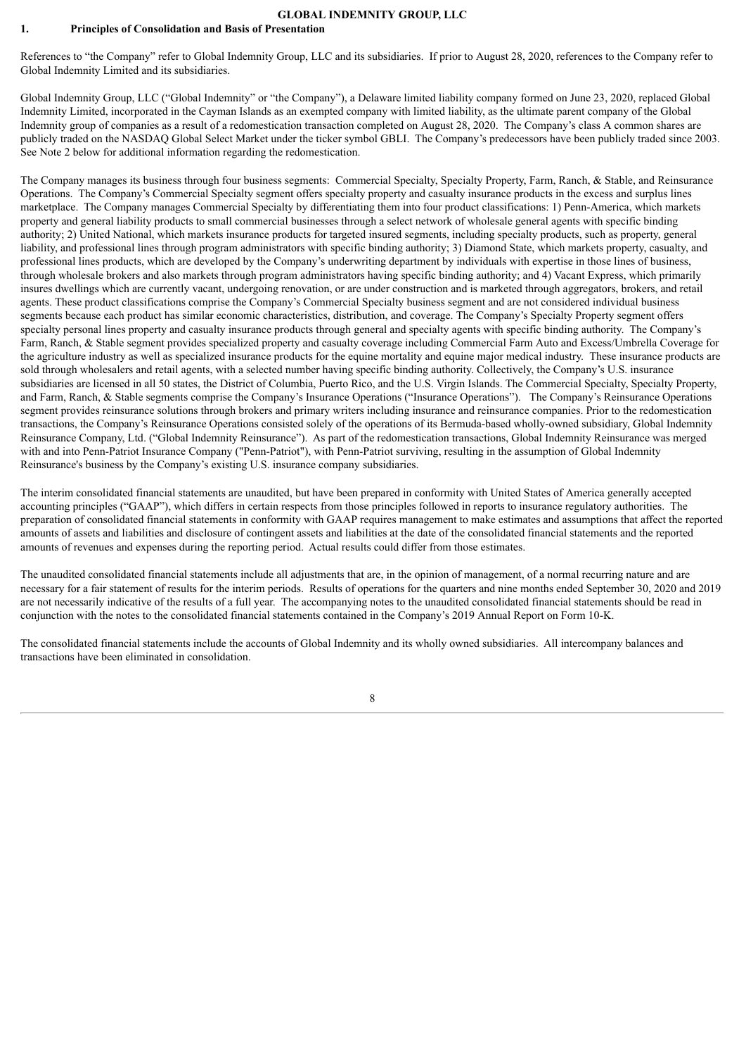# GLOBAL INDEMNITY GROUP, LLC

## 1. Principles of Consolidation and Basis of Presentation

References to "the Company" refer to Global Indemnity Group, LLC and its subsidiaries. If prior to August 28, 2020, references to the Company refer to Global Indemnity Limited and its subsidiaries.

Global Indemnity Group, LLC ("Global Indemnity" or "the Company"), a Delaware limited liability company formed on June 23, 2020, replaced Global Indemnity Limited, incorporated in the Cayman Islands as an exempted company with limited liability, as the ultimate parent company of the Global Indemnity group of companies as a result of a redomestication transaction completed on August 28, 2020. The Company's class A common shares are publicly traded on the NASDAQ Global Select Market under the ticker symbol GBLI. The Company's predecessors have been publicly traded since 2003. See Note 2 below for additional information regarding the redomestication.

The Company manages its business through four business segments: Commercial Specialty, Specialty Property, Farm, Ranch, & Stable, and Reinsurance Operations. The Company's Commercial Specialty segment offers specialty property and casualty insurance products in the excess and surplus lines marketplace. The Company manages Commercial Specialty by differentiating them into four product classifications: 1) Penn-America, which markets property and general liability products to small commercial businesses through a select network of wholesale general agents with specific binding authority; 2) United National, which markets insurance products for targeted insured segments, including specialty products, such as property, general liability, and professional lines through program administrators with specific binding authority; 3) Diamond State, which markets property, casualty, and professional lines products, which are developed by the Company's underwriting department by individuals with expertise in those lines of business, through wholesale brokers and also markets through program administrators having specific binding authority; and 4) Vacant Express, which primarily insures dwellings which are currently vacant, undergoing renovation, or are under construction and is marketed through aggregators, brokers, and retail agents. These product classifications comprise the Company's Commercial Specialty business segment and are not considered individual business segments because each product has similar economic characteristics, distribution, and coverage. The Company's Specialty Property segment offers specialty personal lines property and casualty insurance products through general and specialty agents with specific binding authority. The Company's Farm, Ranch, & Stable segment provides specialized property and casualty coverage including Commercial Farm Auto and Excess/Umbrella Coverage for the agriculture industry as well as specialized insurance products for the equine mortality and equine major medical industry. These insurance products are sold through wholesalers and retail agents, with a selected number having specific binding authority. Collectively, the Company's U.S. insurance subsidiaries are licensed in all 50 states, the District of Columbia, Puerto Rico, and the U.S. Virgin Islands. The Commercial Specialty, Specialty Property, and Farm, Ranch, & Stable segments comprise the Company's Insurance Operations ("Insurance Operations"). The Company's Reinsurance Operations segment provides reinsurance solutions through brokers and primary writers including insurance and reinsurance companies. Prior to the redomestication transactions, the Company's Reinsurance Operations consisted solely of the operations of its Bermuda-based wholly-owned subsidiary, Global Indemnity Reinsurance Company, Ltd. ("Global Indemnity Reinsurance"). As part of the redomestication transactions, Global Indemnity Reinsurance was merged with and into Penn-Patriot Insurance Company ("Penn-Patriot"), with Penn-Patriot surviving, resulting in the assumption of Global Indemnity Reinsurance's business by the Company's existing U.S. insurance company subsidiaries.

The interim consolidated financial statements are unaudited, but have been prepared in conformity with United States of America generally accepted accounting principles ("GAAP"), which differs in certain respects from those principles followed in reports to insurance regulatory authorities. The preparation of consolidated financial statements in conformity with GAAP requires management to make estimates and assumptions that affect the reported amounts of assets and liabilities and disclosure of contingent assets and liabilities at the date of the consolidated financial statements and the reported amounts of revenues and expenses during the reporting period. Actual results could differ from those estimates.

The unaudited consolidated financial statements include all adjustments that are, in the opinion of management, of a normal recurring nature and are necessary for a fair statement of results for the interim periods. Results of operations for the quarters and nine months ended September 30, 2020 and 2019 are not necessarily indicative of the results of a full year. The accompanying notes to the unaudited consolidated financial statements should be read in conjunction with the notes to the consolidated financial statements contained in the Company's 2019 Annual Report on Form 10-K.

The consolidated financial statements include the accounts of Global Indemnity and its wholly owned subsidiaries. All intercompany balances and transactions have been eliminated in consolidation.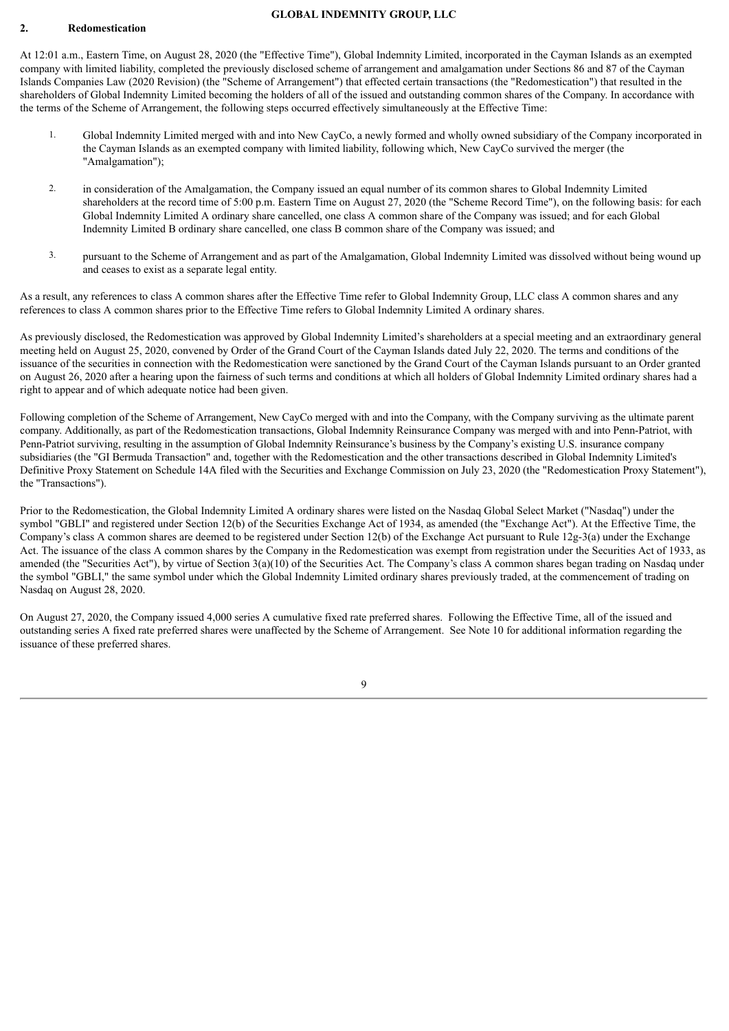## 2. Redomestication

At 12:01 a.m., Eastern Time, on August 28, 2020 (the "Effective Time"), Global Indemnity Limited, incorporated in the Cayman Islands as an exempted company with limited liability, completed the previously disclosed scheme of arrangement and amalgamation under Sections 86 and 87 of the Cayman Islands Companies Law (2020 Revision) (the "Scheme of Arrangement") that effected certain transactions (the "Redomestication") that resulted in the shareholders of Global Indemnity Limited becoming the holders of all of the issued and outstanding common shares of the Company. In accordance with the terms of the Scheme of Arrangement, the following steps occurred effectively simultaneously at the Effective Time:

1. Global Indemnity Limited merged with and into New CayCo, a newly formed and wholly owned subsidiary of the Company incorporated in the Cayman Islands as an exempted company with limited liability, following which, New CayCo survived the merger (the "Amalgamation");

2. in consideration of the Amalgamation, the Company issued an equal number of its common shares to Global Indemnity Limited shareholders at the record time of 5:00 p.m. Eastern Time on August 27, 2020 (the "Scheme Record Time"), on the following basis: for each Global Indemnity Limited A ordinary share cancelled, one class A common share of the Company was issued; and for each Global Indemnity Limited B ordinary share cancelled, one class B common share of the Company was issued; and

3. pursuant to the Scheme of Arrangement and as part of the Amalgamation, Global Indemnity Limited was dissolved without being wound up and ceases to exist as a separate legal entity.

As a result, any references to class A common shares after the Effective Time refer to Global Indemnity Group, LLC class A common shares and any references to class A common shares prior to the Effective Time refers to Global Indemnity Limited A ordinary shares.

As previously disclosed, the Redomestication was approved by Global Indemnity Limited's shareholders at a special meeting and an extraordinary general meeting held on August 25, 2020, convened by Order of the Grand Court of the Cayman Islands dated July 22, 2020. The terms and conditions of the issuance of the securities in connection with the Redomestication were sanctioned by the Grand Court of the Cayman Islands pursuant to an Order granted on August 26, 2020 after a hearing upon the fairness of such terms and conditions at which all holders of Global Indemnity Limited ordinary shares had a right to appear and of which adequate notice had been given.

Following completion of the Scheme of Arrangement, New CayCo merged with and into the Company, with the Company surviving as the ultimate parent company. Additionally, as part of the Redomestication transactions, Global Indemnity Reinsurance Company was merged with and into Penn-Patriot, with Penn-Patriot surviving, resulting in the assumption of Global Indemnity Reinsurance's business by the Company's existing U.S. insurance company subsidiaries (the "GI Bermuda Transaction" and, together with the Redomestication and the other transactions described in Global Indemnity Limited's Definitive Proxy Statement on Schedule 14A filed with the Securities and Exchange Commission on July 23, 2020 (the "Redomestication Proxy Statement"), the "Transactions").

Prior to the Redomestication, the Global Indemnity Limited A ordinary shares were listed on the Nasdaq Global Select Market ("Nasdaq") under the symbol "GBLI" and registered under Section 12(b) of the Securities Exchange Act of 1934, as amended (the "Exchange Act"). At the Effective Time, the Company's class A common shares are deemed to be registered under Section 12(b) of the Exchange Act pursuant to Rule 12g-3(a) under the Exchange Act. The issuance of the class A common shares by the Company in the Redomestication was exempt from registration under the Securities Act of 1933, as amended (the "Securities Act"), by virtue of Section 3(a)(10) of the Securities Act. The Company's class A common shares began trading on Nasdaq under the symbol "GBLI," the same symbol under which the Global Indemnity Limited ordinary shares previously traded, at the commencement of trading on Nasdaq on August 28, 2020.

On August 27, 2020, the Company issued 4,000 series A cumulative fixed rate preferred shares. Following the Effective Time, all of the issued and outstanding series A fixed rate preferred shares were unaffected by the Scheme of Arrangement. See Note 10 for additional information regarding the issuance of these preferred shares.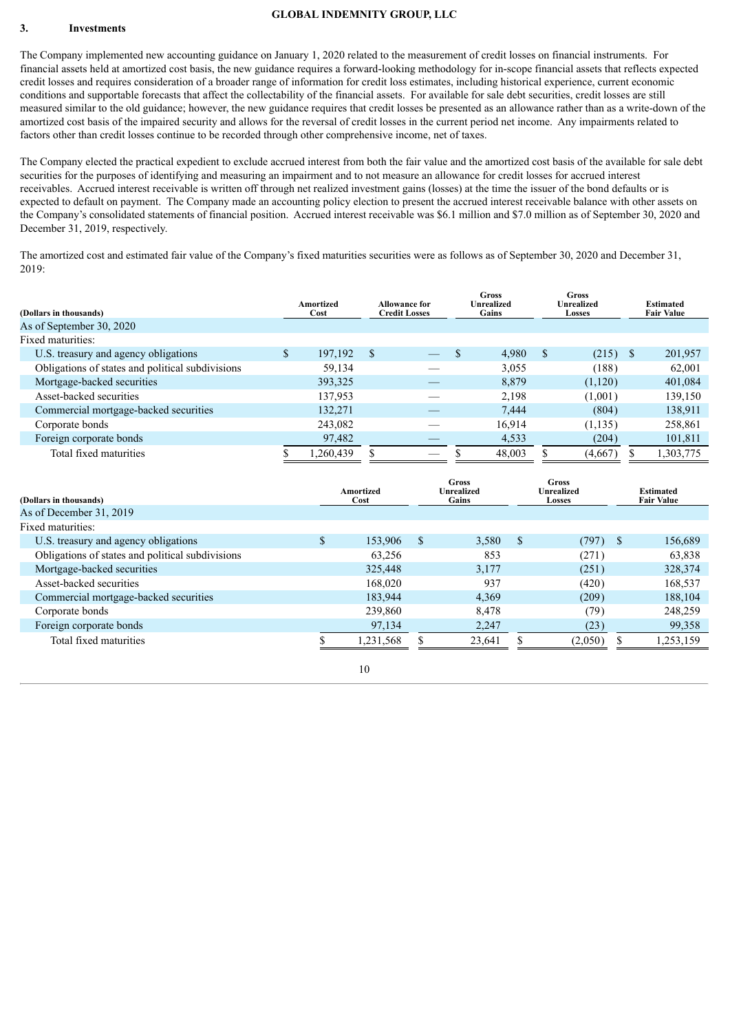## 3. Investments

The Company implemented new accounting guidance on January 1, 2020 related to the measurement of credit losses on financial instruments. For financial assets held at amortized cost basis, the new guidance requires a forward-looking methodology for in-scope financial assets that reflects expected credit losses and requires consideration of a broader range of information for credit loss estimates, including historical experience, current economic conditions and supportable forecasts that affect the collectability of the financial assets. For available for sale debt securities, credit losses are still measured similar to the old guidance; however, the new guidance requires that credit losses be presented as an allowance rather than as a write-down of the amortized cost basis of the impaired security and allows for the reversal of credit losses in the current period net income. Any impairments related to factors other than credit losses continue to be recorded through other comprehensive income, net of taxes.

The Company elected the practical expedient to exclude accrued interest from both the fair value and the amortized cost basis of the available for sale debt securities for the purposes of identifying and measuring an impairment and to not measure an allowance for credit losses for accrued interest receivables. Accrued interest receivable is written off through net realized investment gains (losses) at the time the issuer of the bond defaults or is expected to default on payment. The Company made an accounting policy election to present the accrued interest receivable balance with other assets on the Company's consolidated statements of financial position. Accrued interest receivable was $6.1 million and $7.0 million as of September 30, 2020 and December 31, 2019, respectively.

The amortized cost and estimated fair value of the Company's fixed maturities securities were as follows as of September 30, 2020 and December 31, 2019:

| (Dollars in thousands) | Amortized Cost | Allowance for Credit Losses | Gross Unrealized Gains | Gross Unrealized Losses | Estimated Fair Value |
|---|---|---|---|---|---|
| As of September 30, 2020 | | | | | |
| Fixed maturities: | | | | | |
| U.S. treasury and agency obligations | $ 197,192 | $ — | $ 4,980 | $ (215) | $ 201,957 |
| Obligations of states and political subdivisions | 59,134 | — | 3,055 | (188) | 62,001 |
| Mortgage-backed securities | 393,325 | — | 8,879 | (1,120) | 401,084 |
| Asset-backed securities | 137,953 | — | 2,198 | (1,001) | 139,150 |
| Commercial mortgage-backed securities | 132,271 | — | 7,444 | (804) | 138,911 |
| Corporate bonds | 243,082 | — | 16,914 | (1,135) | 258,861 |
| Foreign corporate bonds | 97,482 | — | 4,533 | (204) | 101,811 |
| Total fixed maturities | $ 1,260,439 | $ — | $ 48,003 | $ (4,667) | $ 1,303,775 |

| (Dollars in thousands) | Amortized Cost | Gross Unrealized Gains | Gross Unrealized Losses | Estimated Fair Value |
|---|---|---|---|---|
| As of December 31, 2019 | | | | |
| Fixed maturities: | | | | |
| U.S. treasury and agency obligations | $ 153,906 | $ 3,580 | $ (797) | $ 156,689 |
| Obligations of states and political subdivisions | 63,256 | 853 | (271) | 63,838 |
| Mortgage-backed securities | 325,448 | 3,177 | (251) | 328,374 |
| Asset-backed securities | 168,020 | 937 | (420) | 168,537 |
| Commercial mortgage-backed securities | 183,944 | 4,369 | (209) | 188,104 |
| Corporate bonds | 239,860 | 8,478 | (79) | 248,259 |
| Foreign corporate bonds | 97,134 | 2,247 | (23) | 99,358 |
| Total fixed maturities | $ 1,231,568 | $ 23,641 | $ (2,050) | $ 1,253,159 |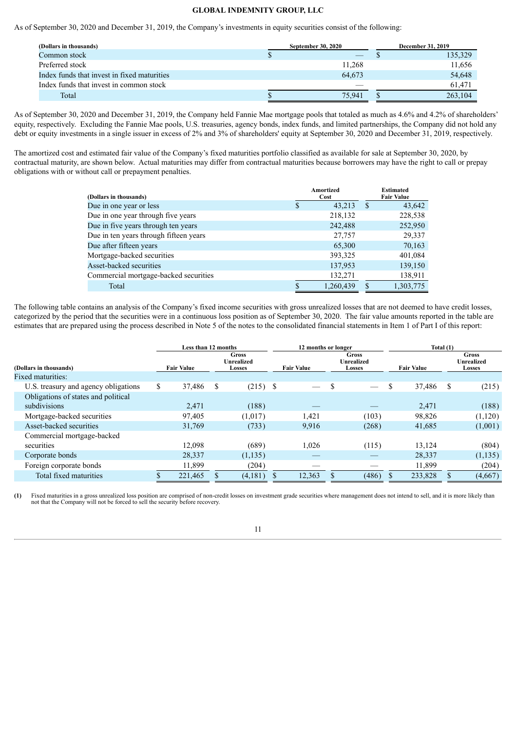As of September 30, 2020 and December 31, 2019, the Company's investments in equity securities consist of the following:

| (Dollars in thousands) | September 30, 2020 | December 31, 2019 |
|---|---|---|
| Common stock | $ — | $ 135,329 |
| Preferred stock | 11,268 | 11,656 |
| Index funds that invest in fixed maturities | 64,673 | 54,648 |
| Index funds that invest in common stock | — | 61,471 |
| Total | $ 75,941 | $ 263,104 |

As of September 30, 2020 and December 31, 2019, the Company held Fannie Mae mortgage pools that totaled as much as 4.6% and 4.2% of shareholders' equity, respectively. Excluding the Fannie Mae pools, U.S. treasuries, agency bonds, index funds, and limited partnerships, the Company did not hold any debt or equity investments in a single issuer in excess of 2% and 3% of shareholders' equity at September 30, 2020 and December 31, 2019, respectively.

The amortized cost and estimated fair value of the Company's fixed maturities portfolio classified as available for sale at September 30, 2020, by contractual maturity, are shown below. Actual maturities may differ from contractual maturities because borrowers may have the right to call or prepay obligations with or without call or prepayment penalties.

| (Dollars in thousands) | Amortized Cost | Estimated Fair Value |
|---|---|---|
| Due in one year or less | $ 43,213 | $ 43,642 |
| Due in one year through five years | 218,132 | 228,538 |
| Due in five years through ten years | 242,488 | 252,950 |
| Due in ten years through fifteen years | 27,757 | 29,337 |
| Due after fifteen years | 65,300 | 70,163 |
| Mortgage-backed securities | 393,325 | 401,084 |
| Asset-backed securities | 137,953 | 139,150 |
| Commercial mortgage-backed securities | 132,271 | 138,911 |
| Total | $ 1,260,439 | $ 1,303,775 |

The following table contains an analysis of the Company's fixed income securities with gross unrealized losses that are not deemed to have credit losses, categorized by the period that the securities were in a continuous loss position as of September 30, 2020. The fair value amounts reported in the table are estimates that are prepared using the process described in Note 5 of the notes to the consolidated financial statements in Item 1 of Part I of this report:

| | Less than 12 months | | 12 months or longer | | Total (1) | |
|---|---|---|---|---|---|---|
| (Dollars in thousands) | Fair Value | Gross Unrealized Losses | Fair Value | Gross Unrealized Losses | Fair Value | Gross Unrealized Losses |
| Fixed maturities: | | | | | | |
| U.S. treasury and agency obligations | $ 37,486 | $ (215) | $ — | $ — | $ 37,486 | $ (215) |
| Obligations of states and political subdivisions | 2,471 | (188) | — | — | 2,471 | (188) |
| Mortgage-backed securities | 97,405 | (1,017) | 1,421 | (103) | 98,826 | (1,120) |
| Asset-backed securities | 31,769 | (733) | 9,916 | (268) | 41,685 | (1,001) |
| Commercial mortgage-backed securities | 12,098 | (689) | 1,026 | (115) | 13,124 | (804) |
| Corporate bonds | 28,337 | (1,135) | — | — | 28,337 | (1,135) |
| Foreign corporate bonds | 11,899 | (204) | — | — | 11,899 | (204) |
| Total fixed maturities | $ 221,465 | $ (4,181) | $ 12,363 | $ (486) | $ 233,828 | $ (4,667) |

(1) Fixed maturities in a gross unrealized loss position are comprised of non-credit losses on investment grade securities where management does not intend to sell, and it is more likely than not that the Company will not be forced to sell the security before recovery.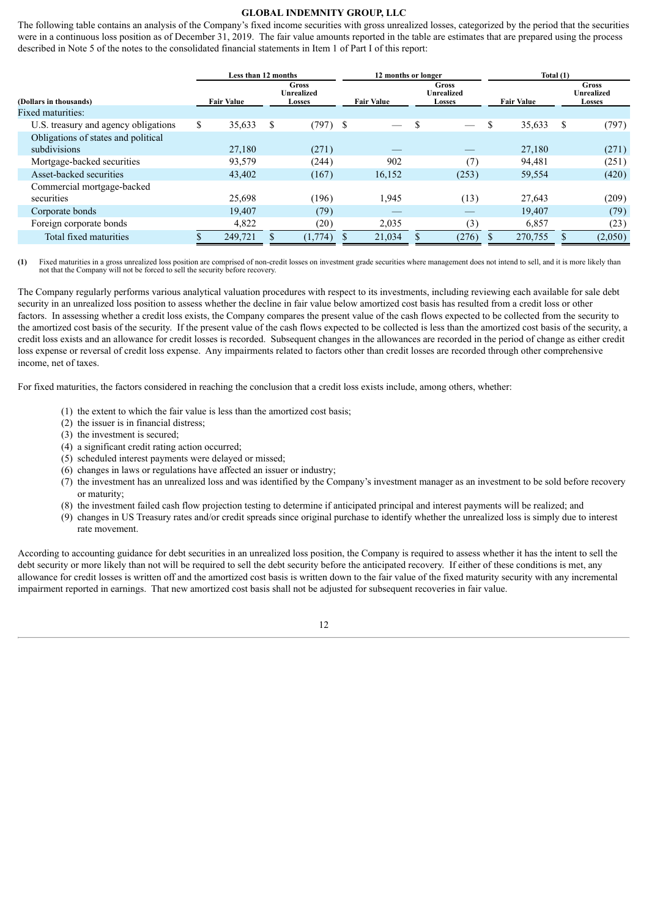The following table contains an analysis of the Company's fixed income securities with gross unrealized losses, categorized by the period that the securities were in a continuous loss position as of December 31, 2019. The fair value amounts reported in the table are estimates that are prepared using the process described in Note 5 of the notes to the consolidated financial statements in Item 1 of Part I of this report:

| (Dollars in thousands) | Less than 12 months | | 12 months or longer | | Total (1) | |
|---|---|---|---|---|---|---|
| | Fair Value | Gross Unrealized Losses | Fair Value | Gross Unrealized Losses | Fair Value | Gross Unrealized Losses |
| Fixed maturities: | | | | | | |
| U.S. treasury and agency obligations | $ 35,633 | $ (797) | $ — | $ — | $ 35,633 | $ (797) |
| Obligations of states and political subdivisions | 27,180 | (271) | — | — | 27,180 | (271) |
| Mortgage-backed securities | 93,579 | (244) | 902 | (7) | 94,481 | (251) |
| Asset-backed securities | 43,402 | (167) | 16,152 | (253) | 59,554 | (420) |
| Commercial mortgage-backed securities | 25,698 | (196) | 1,945 | (13) | 27,643 | (209) |
| Corporate bonds | 19,407 | (79) | — | — | 19,407 | (79) |
| Foreign corporate bonds | 4,822 | (20) | 2,035 | (3) | 6,857 | (23) |
| Total fixed maturities | $ 249,721 | $ (1,774) | $ 21,034 | $ (276) | $ 270,755 | $ (2,050) |

(1) Fixed maturities in a gross unrealized loss position are comprised of non-credit losses on investment grade securities where management does not intend to sell, and it is more likely than not that the Company will not be forced to sell the security before recovery.

The Company regularly performs various analytical valuation procedures with respect to its investments, including reviewing each available for sale debt security in an unrealized loss position to assess whether the decline in fair value below amortized cost basis has resulted from a credit loss or other factors. In assessing whether a credit loss exists, the Company compares the present value of the cash flows expected to be collected from the security to the amortized cost basis of the security. If the present value of the cash flows expected to be collected is less than the amortized cost basis of the security, a credit loss exists and an allowance for credit losses is recorded. Subsequent changes in the allowances are recorded in the period of change as either credit loss expense or reversal of credit loss expense. Any impairments related to factors other than credit losses are recorded through other comprehensive income, net of taxes.

For fixed maturities, the factors considered in reaching the conclusion that a credit loss exists include, among others, whether:

(1) the extent to which the fair value is less than the amortized cost basis;
(2) the issuer is in financial distress;
(3) the investment is secured;
(4) a significant credit rating action occurred;
(5) scheduled interest payments were delayed or missed;
(6) changes in laws or regulations have affected an issuer or industry;
(7) the investment has an unrealized loss and was identified by the Company's investment manager as an investment to be sold before recovery or maturity;
(8) the investment failed cash flow projection testing to determine if anticipated principal and interest payments will be realized; and
(9) changes in US Treasury rates and/or credit spreads since original purchase to identify whether the unrealized loss is simply due to interest rate movement.

According to accounting guidance for debt securities in an unrealized loss position, the Company is required to assess whether it has the intent to sell the debt security or more likely than not will be required to sell the debt security before the anticipated recovery. If either of these conditions is met, any allowance for credit losses is written off and the amortized cost basis is written down to the fair value of the fixed maturity security with any incremental impairment reported in earnings. That new amortized cost basis shall not be adjusted for subsequent recoveries in fair value.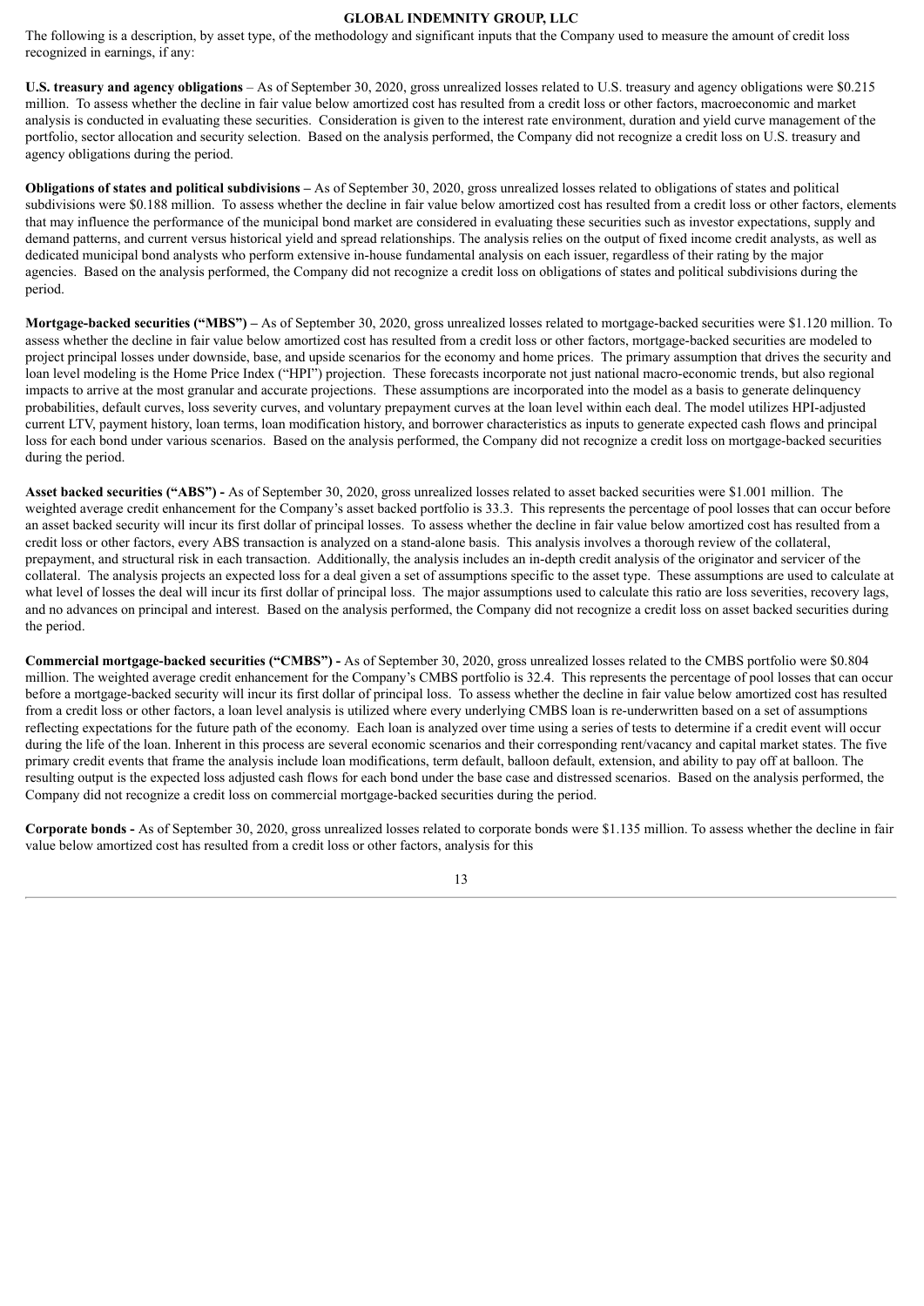The following is a description, by asset type, of the methodology and significant inputs that the Company used to measure the amount of credit loss recognized in earnings, if any:

**U.S. treasury and agency obligations** – As of September 30, 2020, gross unrealized losses related to U.S. treasury and agency obligations were $0.215 million. To assess whether the decline in fair value below amortized cost has resulted from a credit loss or other factors, macroeconomic and market analysis is conducted in evaluating these securities. Consideration is given to the interest rate environment, duration and yield curve management of the portfolio, sector allocation and security selection. Based on the analysis performed, the Company did not recognize a credit loss on U.S. treasury and agency obligations during the period.

**Obligations of states and political subdivisions –** As of September 30, 2020, gross unrealized losses related to obligations of states and political subdivisions were $0.188 million. To assess whether the decline in fair value below amortized cost has resulted from a credit loss or other factors, elements that may influence the performance of the municipal bond market are considered in evaluating these securities such as investor expectations, supply and demand patterns, and current versus historical yield and spread relationships. The analysis relies on the output of fixed income credit analysts, as well as dedicated municipal bond analysts who perform extensive in-house fundamental analysis on each issuer, regardless of their rating by the major agencies. Based on the analysis performed, the Company did not recognize a credit loss on obligations of states and political subdivisions during the period.

**Mortgage-backed securities ("MBS") –** As of September 30, 2020, gross unrealized losses related to mortgage-backed securities were $1.120 million. To assess whether the decline in fair value below amortized cost has resulted from a credit loss or other factors, mortgage-backed securities are modeled to project principal losses under downside, base, and upside scenarios for the economy and home prices. The primary assumption that drives the security and loan level modeling is the Home Price Index ("HPI") projection. These forecasts incorporate not just national macro-economic trends, but also regional impacts to arrive at the most granular and accurate projections. These assumptions are incorporated into the model as a basis to generate delinquency probabilities, default curves, loss severity curves, and voluntary prepayment curves at the loan level within each deal. The model utilizes HPI-adjusted current LTV, payment history, loan terms, loan modification history, and borrower characteristics as inputs to generate expected cash flows and principal loss for each bond under various scenarios. Based on the analysis performed, the Company did not recognize a credit loss on mortgage-backed securities during the period.

**Asset backed securities ("ABS") -** As of September 30, 2020, gross unrealized losses related to asset backed securities were $1.001 million. The weighted average credit enhancement for the Company's asset backed portfolio is 33.3. This represents the percentage of pool losses that can occur before an asset backed security will incur its first dollar of principal losses. To assess whether the decline in fair value below amortized cost has resulted from a credit loss or other factors, every ABS transaction is analyzed on a stand-alone basis. This analysis involves a thorough review of the collateral, prepayment, and structural risk in each transaction. Additionally, the analysis includes an in-depth credit analysis of the originator and servicer of the collateral. The analysis projects an expected loss for a deal given a set of assumptions specific to the asset type. These assumptions are used to calculate at what level of losses the deal will incur its first dollar of principal loss. The major assumptions used to calculate this ratio are loss severities, recovery lags, and no advances on principal and interest. Based on the analysis performed, the Company did not recognize a credit loss on asset backed securities during the period.

**Commercial mortgage-backed securities ("CMBS") -** As of September 30, 2020, gross unrealized losses related to the CMBS portfolio were $0.804 million. The weighted average credit enhancement for the Company's CMBS portfolio is 32.4. This represents the percentage of pool losses that can occur before a mortgage-backed security will incur its first dollar of principal loss. To assess whether the decline in fair value below amortized cost has resulted from a credit loss or other factors, a loan level analysis is utilized where every underlying CMBS loan is re-underwritten based on a set of assumptions reflecting expectations for the future path of the economy. Each loan is analyzed over time using a series of tests to determine if a credit event will occur during the life of the loan. Inherent in this process are several economic scenarios and their corresponding rent/vacancy and capital market states. The five primary credit events that frame the analysis include loan modifications, term default, balloon default, extension, and ability to pay off at balloon. The resulting output is the expected loss adjusted cash flows for each bond under the base case and distressed scenarios. Based on the analysis performed, the Company did not recognize a credit loss on commercial mortgage-backed securities during the period.

**Corporate bonds -** As of September 30, 2020, gross unrealized losses related to corporate bonds were $1.135 million. To assess whether the decline in fair value below amortized cost has resulted from a credit loss or other factors, analysis for this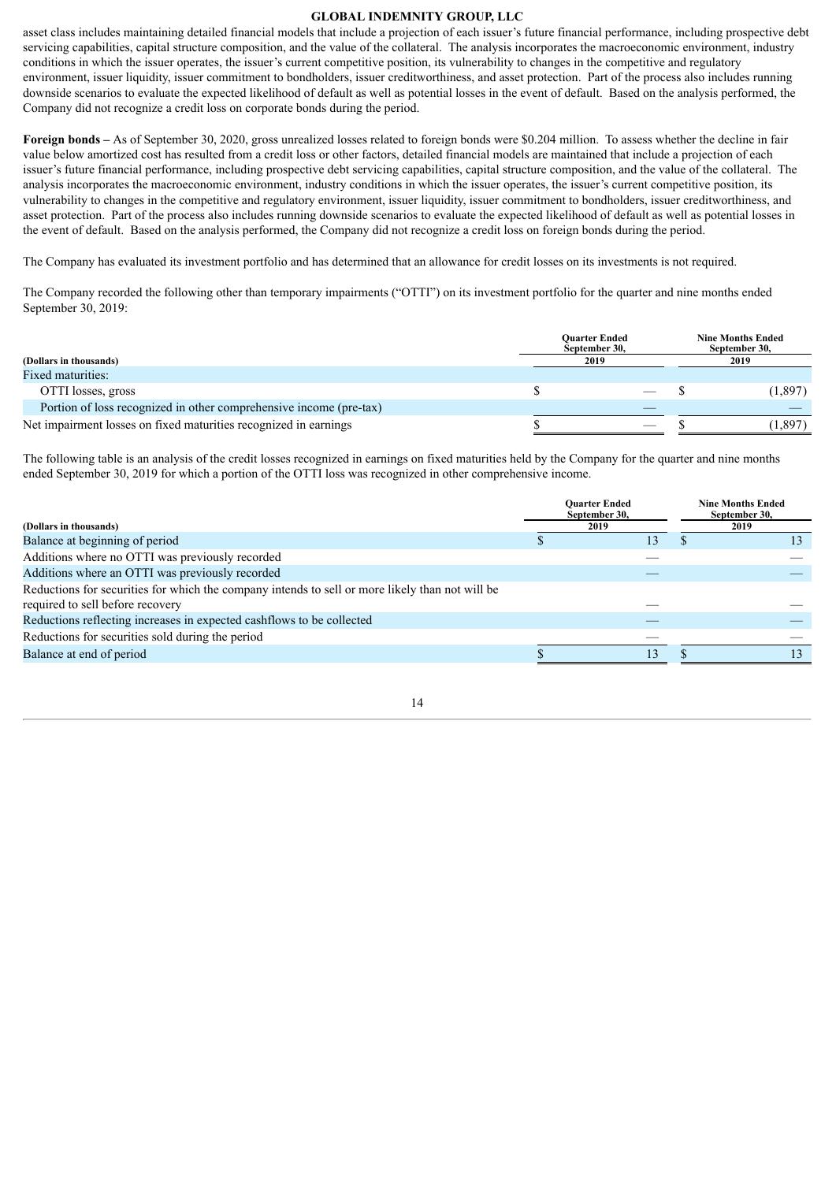asset class includes maintaining detailed financial models that include a projection of each issuer's future financial performance, including prospective debt servicing capabilities, capital structure composition, and the value of the collateral. The analysis incorporates the macroeconomic environment, industry conditions in which the issuer operates, the issuer's current competitive position, its vulnerability to changes in the competitive and regulatory environment, issuer liquidity, issuer commitment to bondholders, issuer creditworthiness, and asset protection. Part of the process also includes running downside scenarios to evaluate the expected likelihood of default as well as potential losses in the event of default. Based on the analysis performed, the Company did not recognize a credit loss on corporate bonds during the period.

**Foreign bonds –** As of September 30, 2020, gross unrealized losses related to foreign bonds were $0.204 million. To assess whether the decline in fair value below amortized cost has resulted from a credit loss or other factors, detailed financial models are maintained that include a projection of each issuer's future financial performance, including prospective debt servicing capabilities, capital structure composition, and the value of the collateral. The analysis incorporates the macroeconomic environment, industry conditions in which the issuer operates, the issuer's current competitive position, its vulnerability to changes in the competitive and regulatory environment, issuer liquidity, issuer commitment to bondholders, issuer creditworthiness, and asset protection. Part of the process also includes running downside scenarios to evaluate the expected likelihood of default as well as potential losses in the event of default. Based on the analysis performed, the Company did not recognize a credit loss on foreign bonds during the period.

The Company has evaluated its investment portfolio and has determined that an allowance for credit losses on its investments is not required.

The Company recorded the following other than temporary impairments ("OTTI") on its investment portfolio for the quarter and nine months ended September 30, 2019:

| (Dollars in thousands) | Quarter Ended September 30, 2019 | Nine Months Ended September 30, 2019 |
|---|---|---|
| Fixed maturities: | | |
| OTTI losses, gross | $ — | $ (1,897) |
| Portion of loss recognized in other comprehensive income (pre-tax) | — | — |
| Net impairment losses on fixed maturities recognized in earnings | $ — | $ (1,897) |

The following table is an analysis of the credit losses recognized in earnings on fixed maturities held by the Company for the quarter and nine months ended September 30, 2019 for which a portion of the OTTI loss was recognized in other comprehensive income.

| (Dollars in thousands) | Quarter Ended September 30, 2019 | Nine Months Ended September 30, 2019 |
|---|---|---|
| Balance at beginning of period | $ 13 | $ 13 |
| Additions where no OTTI was previously recorded | — | — |
| Additions where an OTTI was previously recorded | — | — |
| Reductions for securities for which the company intends to sell or more likely than not will be required to sell before recovery | — | — |
| Reductions reflecting increases in expected cashflows to be collected | — | — |
| Reductions for securities sold during the period | — | — |
| Balance at end of period | $ 13 | $ 13 |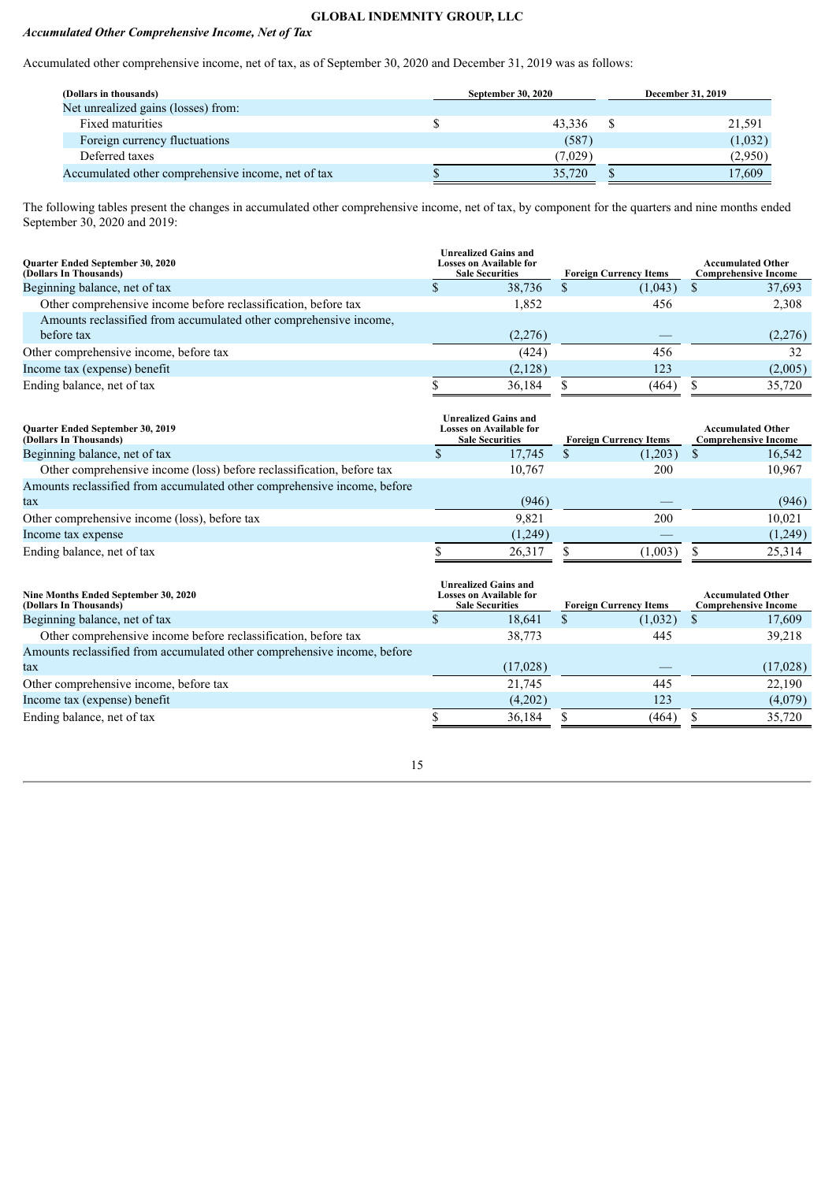## GLOBAL INDEMNITY GROUP, LLC

***Accumulated Other Comprehensive Income, Net of Tax***

Accumulated other comprehensive income, net of tax, as of September 30, 2020 and December 31, 2019 was as follows:

| (Dollars in thousands) | September 30, 2020 | December 31, 2019 |
|---|---|---|
| Net unrealized gains (losses) from: | | |
| Fixed maturities | $ 43,336 | $ 21,591 |
| Foreign currency fluctuations | (587) | (1,032) |
| Deferred taxes | (7,029) | (2,950) |
| Accumulated other comprehensive income, net of tax | $ 35,720 | $ 17,609 |

The following tables present the changes in accumulated other comprehensive income, net of tax, by component for the quarters and nine months ended September 30, 2020 and 2019:

| Quarter Ended September 30, 2020 (Dollars In Thousands) | Unrealized Gains and Losses on Available for Sale Securities | Foreign Currency Items | Accumulated Other Comprehensive Income |
|---|---|---|---|
| Beginning balance, net of tax | $ 38,736 | $ (1,043) | $ 37,693 |
| Other comprehensive income before reclassification, before tax | 1,852 | 456 | 2,308 |
| Amounts reclassified from accumulated other comprehensive income, before tax | (2,276) | — | (2,276) |
| Other comprehensive income, before tax | (424) | 456 | 32 |
| Income tax (expense) benefit | (2,128) | 123 | (2,005) |
| Ending balance, net of tax | $ 36,184 | $ (464) | $ 35,720 |

| Quarter Ended September 30, 2019 (Dollars In Thousands) | Unrealized Gains and Losses on Available for Sale Securities | Foreign Currency Items | Accumulated Other Comprehensive Income |
|---|---|---|---|
| Beginning balance, net of tax | $ 17,745 | $ (1,203) | $ 16,542 |
| Other comprehensive income (loss) before reclassification, before tax | 10,767 | 200 | 10,967 |
| Amounts reclassified from accumulated other comprehensive income, before tax | (946) | — | (946) |
| Other comprehensive income (loss), before tax | 9,821 | 200 | 10,021 |
| Income tax expense | (1,249) | — | (1,249) |
| Ending balance, net of tax | $ 26,317 | $ (1,003) | $ 25,314 |

| Nine Months Ended September 30, 2020 (Dollars In Thousands) | Unrealized Gains and Losses on Available for Sale Securities | Foreign Currency Items | Accumulated Other Comprehensive Income |
|---|---|---|---|
| Beginning balance, net of tax | $ 18,641 | $ (1,032) | $ 17,609 |
| Other comprehensive income before reclassification, before tax | 38,773 | 445 | 39,218 |
| Amounts reclassified from accumulated other comprehensive income, before tax | (17,028) | — | (17,028) |
| Other comprehensive income, before tax | 21,745 | 445 | 22,190 |
| Income tax (expense) benefit | (4,202) | 123 | (4,079) |
| Ending balance, net of tax | $ 36,184 | $ (464) | $ 35,720 |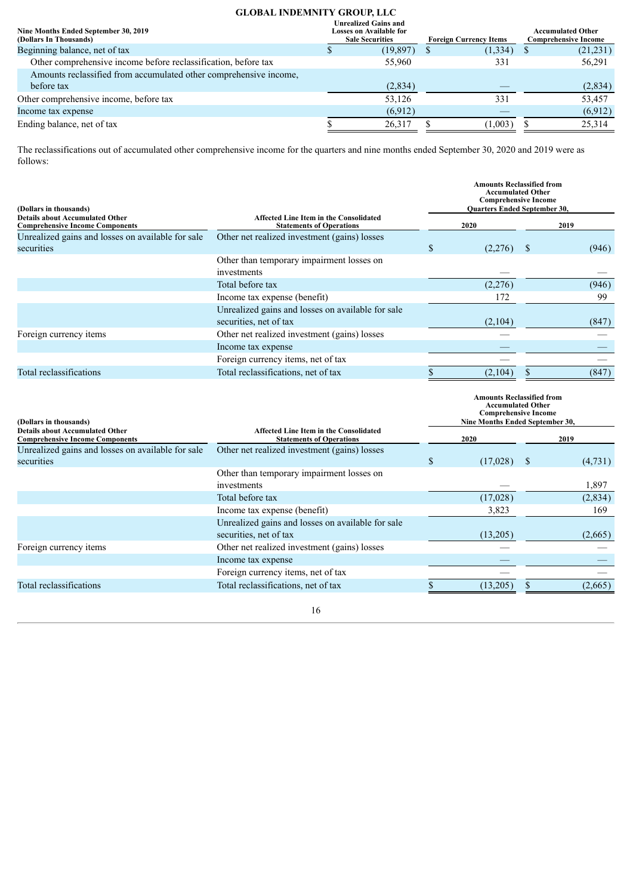**GLOBAL INDEMNITY GROUP, LLC**

| Nine Months Ended September 30, 2019 (Dollars In Thousands) | Unrealized Gains and Losses on Available for Sale Securities | Foreign Currency Items | Accumulated Other Comprehensive Income |
|---|---|---|---|
| Beginning balance, net of tax | $ (19,897) | $ (1,334) | $ (21,231) |
| Other comprehensive income before reclassification, before tax | 55,960 | 331 | 56,291 |
| Amounts reclassified from accumulated other comprehensive income, before tax | (2,834) | — | (2,834) |
| Other comprehensive income, before tax | 53,126 | 331 | 53,457 |
| Income tax expense | (6,912) | — | (6,912) |
| Ending balance, net of tax | $ 26,317 | $ (1,003) | $ 25,314 |

The reclassifications out of accumulated other comprehensive income for the quarters and nine months ended September 30, 2020 and 2019 were as follows:

| (Dollars in thousands) Details about Accumulated Other Comprehensive Income Components | Affected Line Item in the Consolidated Statements of Operations | Amounts Reclassified from Accumulated Other Comprehensive Income Quarters Ended September 30, 2020 | 2019 |
|---|---|---|---|
| Unrealized gains and losses on available for sale securities | Other net realized investment (gains) losses | $ (2,276) | $ (946) |
| | Other than temporary impairment losses on investments | — | — |
| | Total before tax | (2,276) | (946) |
| | Income tax expense (benefit) | 172 | 99 |
| | Unrealized gains and losses on available for sale securities, net of tax | (2,104) | (847) |
| Foreign currency items | Other net realized investment (gains) losses | — | — |
| | Income tax expense | — | — |
| | Foreign currency items, net of tax | — | — |
| Total reclassifications | Total reclassifications, net of tax | $ (2,104) | $ (847) |

| (Dollars in thousands) Details about Accumulated Other Comprehensive Income Components | Affected Line Item in the Consolidated Statements of Operations | Amounts Reclassified from Accumulated Other Comprehensive Income Nine Months Ended September 30, 2020 | 2019 |
|---|---|---|---|
| Unrealized gains and losses on available for sale securities | Other net realized investment (gains) losses | $ (17,028) | $ (4,731) |
| | Other than temporary impairment losses on investments | — | 1,897 |
| | Total before tax | (17,028) | (2,834) |
| | Income tax expense (benefit) | 3,823 | 169 |
| | Unrealized gains and losses on available for sale securities, net of tax | (13,205) | (2,665) |
| Foreign currency items | Other net realized investment (gains) losses | — | — |
| | Income tax expense | — | — |
| | Foreign currency items, net of tax | — | — |
| Total reclassifications | Total reclassifications, net of tax | $ (13,205) | $ (2,665) |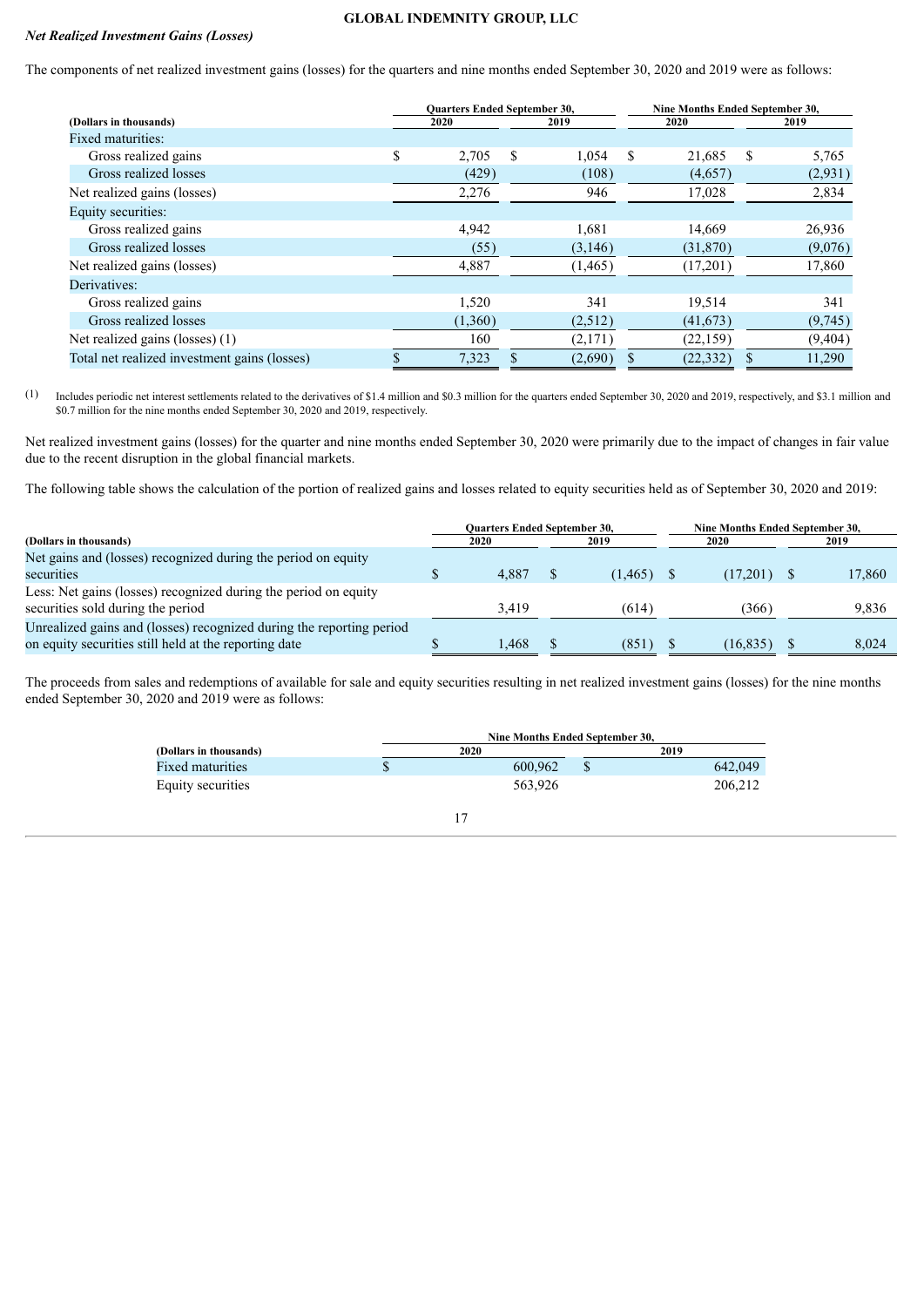### *Net Realized Investment Gains (Losses)*

The components of net realized investment gains (losses) for the quarters and nine months ended September 30, 2020 and 2019 were as follows:

| (Dollars in thousands) | Quarters Ended September 30, 2020 | Quarters Ended September 30, 2019 | Nine Months Ended September 30, 2020 | Nine Months Ended September 30, 2019 |
|---|---|---|---|---|
| Fixed maturities: | | | | |
| Gross realized gains | $ 2,705 | $ 1,054 | $ 21,685 | $ 5,765 |
| Gross realized losses | (429) | (108) | (4,657) | (2,931) |
| Net realized gains (losses) | 2,276 | 946 | 17,028 | 2,834 |
| Equity securities: | | | | |
| Gross realized gains | 4,942 | 1,681 | 14,669 | 26,936 |
| Gross realized losses | (55) | (3,146) | (31,870) | (9,076) |
| Net realized gains (losses) | 4,887 | (1,465) | (17,201) | 17,860 |
| Derivatives: | | | | |
| Gross realized gains | 1,520 | 341 | 19,514 | 341 |
| Gross realized losses | (1,360) | (2,512) | (41,673) | (9,745) |
| Net realized gains (losses) (1) | 160 | (2,171) | (22,159) | (9,404) |
| Total net realized investment gains (losses) | $ 7,323 | $ (2,690) | $ (22,332) | $ 11,290 |

(1) Includes periodic net interest settlements related to the derivatives of $1.4 million and $0.3 million for the quarters ended September 30, 2020 and 2019, respectively, and $3.1 million and $0.7 million for the nine months ended September 30, 2020 and 2019, respectively.

Net realized investment gains (losses) for the quarter and nine months ended September 30, 2020 were primarily due to the impact of changes in fair value due to the recent disruption in the global financial markets.

The following table shows the calculation of the portion of realized gains and losses related to equity securities held as of September 30, 2020 and 2019:

| (Dollars in thousands) | Quarters Ended September 30, 2020 | Quarters Ended September 30, 2019 | Nine Months Ended September 30, 2020 | Nine Months Ended September 30, 2019 |
|---|---|---|---|---|
| Net gains and (losses) recognized during the period on equity securities | $ 4,887 | $ (1,465) | $ (17,201) | $ 17,860 |
| Less: Net gains (losses) recognized during the period on equity securities sold during the period | 3,419 | (614) | (366) | 9,836 |
| Unrealized gains and (losses) recognized during the reporting period on equity securities still held at the reporting date | $ 1,468 | $ (851) | $ (16,835) | $ 8,024 |

The proceeds from sales and redemptions of available for sale and equity securities resulting in net realized investment gains (losses) for the nine months ended September 30, 2020 and 2019 were as follows:

| (Dollars in thousands) | Nine Months Ended September 30, 2020 | Nine Months Ended September 30, 2019 |
|---|---|---|
| Fixed maturities | $ 600,962 | $ 642,049 |
| Equity securities | 563,926 | 206,212 |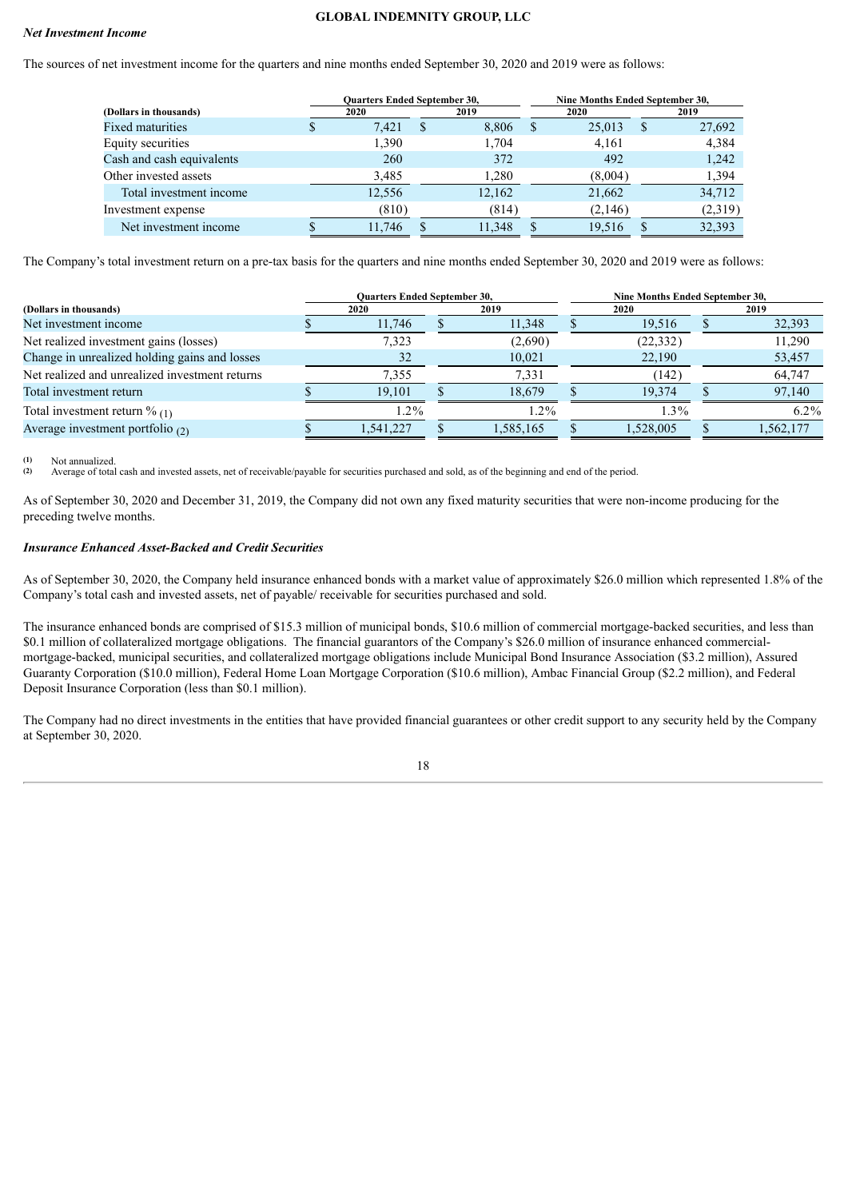### *Net Investment Income*

The sources of net investment income for the quarters and nine months ended September 30, 2020 and 2019 were as follows:

| (Dollars in thousands) | Quarters Ended September 30, 2020 | Quarters Ended September 30, 2019 | Nine Months Ended September 30, 2020 | Nine Months Ended September 30, 2019 |
|---|---|---|---|---|
| Fixed maturities | $ 7,421 | $ 8,806 | $ 25,013 | $ 27,692 |
| Equity securities | 1,390 | 1,704 | 4,161 | 4,384 |
| Cash and cash equivalents | 260 | 372 | 492 | 1,242 |
| Other invested assets | 3,485 | 1,280 | (8,004) | 1,394 |
| Total investment income | 12,556 | 12,162 | 21,662 | 34,712 |
| Investment expense | (810) | (814) | (2,146) | (2,319) |
| Net investment income | $ 11,746 | $ 11,348 | $ 19,516 | $ 32,393 |

The Company's total investment return on a pre-tax basis for the quarters and nine months ended September 30, 2020 and 2019 were as follows:

| (Dollars in thousands) | Quarters Ended September 30, 2020 | Quarters Ended September 30, 2019 | Nine Months Ended September 30, 2020 | Nine Months Ended September 30, 2019 |
|---|---|---|---|---|
| Net investment income | $ 11,746 | $ 11,348 | $ 19,516 | $ 32,393 |
| Net realized investment gains (losses) | 7,323 | (2,690) | (22,332) | 11,290 |
| Change in unrealized holding gains and losses | 32 | 10,021 | 22,190 | 53,457 |
| Net realized and unrealized investment returns | 7,355 | 7,331 | (142) | 64,747 |
| Total investment return | $ 19,101 | $ 18,679 | $ 19,374 | $ 97,140 |
| Total investment return % (1) | 1.2% | 1.2% | 1.3% | 6.2% |
| Average investment portfolio (2) | $ 1,541,227 | $ 1,585,165 | $ 1,528,005 | $ 1,562,177 |

(1) Not annualized.
(2) Average of total cash and invested assets, net of receivable/payable for securities purchased and sold, as of the beginning and end of the period.

As of September 30, 2020 and December 31, 2019, the Company did not own any fixed maturity securities that were non-income producing for the preceding twelve months.

### *Insurance Enhanced Asset-Backed and Credit Securities*

As of September 30, 2020, the Company held insurance enhanced bonds with a market value of approximately $26.0 million which represented 1.8% of the Company's total cash and invested assets, net of payable/ receivable for securities purchased and sold.

The insurance enhanced bonds are comprised of $15.3 million of municipal bonds, $10.6 million of commercial mortgage-backed securities, and less than $0.1 million of collateralized mortgage obligations. The financial guarantors of the Company's $26.0 million of insurance enhanced commercial-mortgage-backed, municipal securities, and collateralized mortgage obligations include Municipal Bond Insurance Association ($3.2 million), Assured Guaranty Corporation ($10.0 million), Federal Home Loan Mortgage Corporation ($10.6 million), Ambac Financial Group ($2.2 million), and Federal Deposit Insurance Corporation (less than $0.1 million).

The Company had no direct investments in the entities that have provided financial guarantees or other credit support to any security held by the Company at September 30, 2020.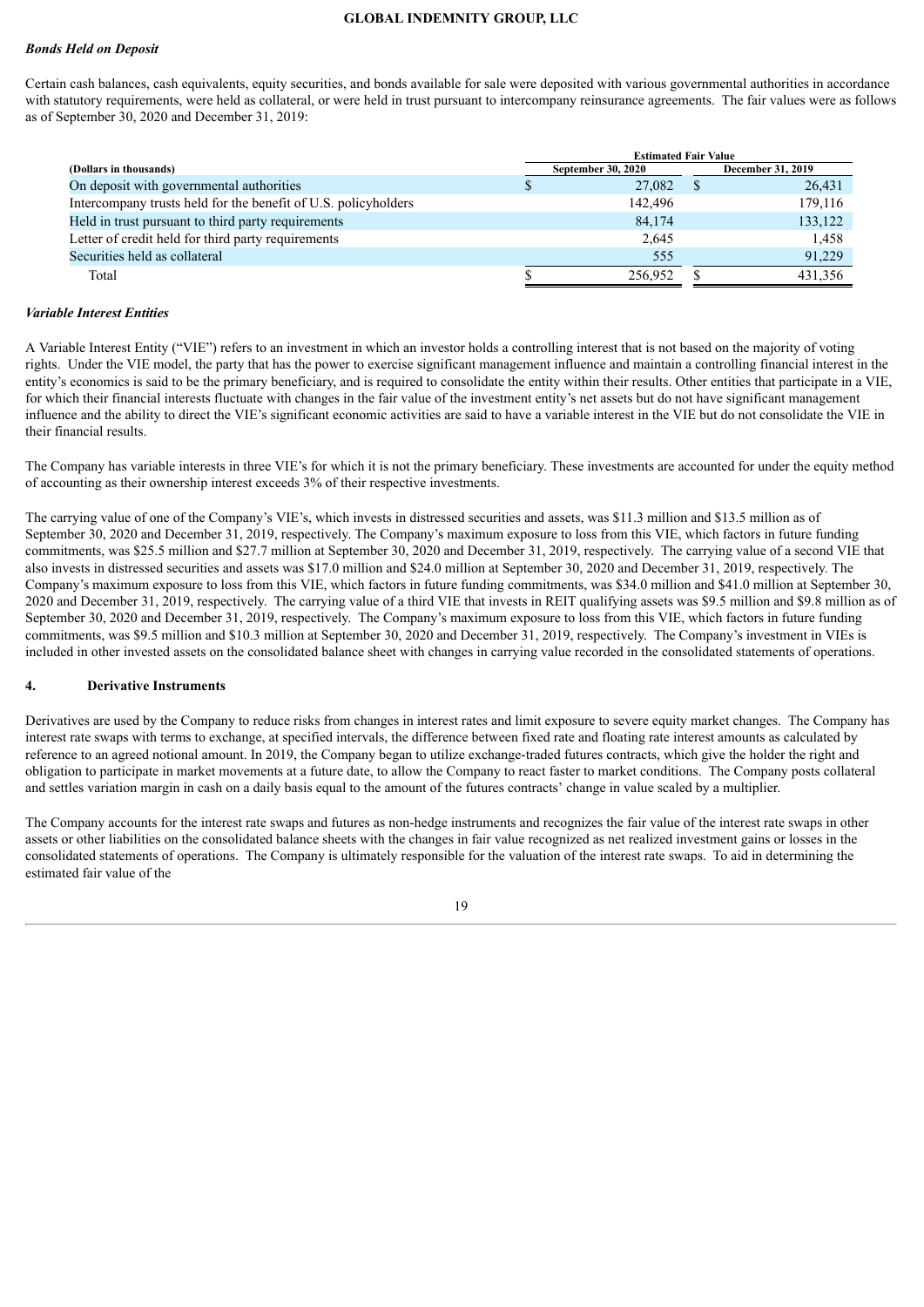### *Bonds Held on Deposit*

Certain cash balances, cash equivalents, equity securities, and bonds available for sale were deposited with various governmental authorities in accordance with statutory requirements, were held as collateral, or were held in trust pursuant to intercompany reinsurance agreements. The fair values were as follows as of September 30, 2020 and December 31, 2019:

| | Estimated Fair Value | |
|---|---|---|
| **(Dollars in thousands)** | **September 30, 2020** | **December 31, 2019** |
| On deposit with governmental authorities | $ 27,082 | $ 26,431 |
| Intercompany trusts held for the benefit of U.S. policyholders | 142,496 | 179,116 |
| Held in trust pursuant to third party requirements | 84,174 | 133,122 |
| Letter of credit held for third party requirements | 2,645 | 1,458 |
| Securities held as collateral | 555 | 91,229 |
| Total | $ 256,952 | $ 431,356 |

### *Variable Interest Entities*

A Variable Interest Entity ("VIE") refers to an investment in which an investor holds a controlling interest that is not based on the majority of voting rights. Under the VIE model, the party that has the power to exercise significant management influence and maintain a controlling financial interest in the entity's economics is said to be the primary beneficiary, and is required to consolidate the entity within their results. Other entities that participate in a VIE, for which their financial interests fluctuate with changes in the fair value of the investment entity's net assets but do not have significant management influence and the ability to direct the VIE's significant economic activities are said to have a variable interest in the VIE but do not consolidate the VIE in their financial results.

The Company has variable interests in three VIE's for which it is not the primary beneficiary. These investments are accounted for under the equity method of accounting as their ownership interest exceeds 3% of their respective investments.

The carrying value of one of the Company's VIE's, which invests in distressed securities and assets, was $11.3 million and $13.5 million as of September 30, 2020 and December 31, 2019, respectively. The Company's maximum exposure to loss from this VIE, which factors in future funding commitments, was $25.5 million and $27.7 million at September 30, 2020 and December 31, 2019, respectively. The carrying value of a second VIE that also invests in distressed securities and assets was $17.0 million and $24.0 million at September 30, 2020 and December 31, 2019, respectively. The Company's maximum exposure to loss from this VIE, which factors in future funding commitments, was $34.0 million and $41.0 million at September 30, 2020 and December 31, 2019, respectively. The carrying value of a third VIE that invests in REIT qualifying assets was $9.5 million and $9.8 million as of September 30, 2020 and December 31, 2019, respectively. The Company's maximum exposure to loss from this VIE, which factors in future funding commitments, was $9.5 million and $10.3 million at September 30, 2020 and December 31, 2019, respectively. The Company's investment in VIEs is included in other invested assets on the consolidated balance sheet with changes in carrying value recorded in the consolidated statements of operations.

## 4. Derivative Instruments

Derivatives are used by the Company to reduce risks from changes in interest rates and limit exposure to severe equity market changes. The Company has interest rate swaps with terms to exchange, at specified intervals, the difference between fixed rate and floating rate interest amounts as calculated by reference to an agreed notional amount. In 2019, the Company began to utilize exchange-traded futures contracts, which give the holder the right and obligation to participate in market movements at a future date, to allow the Company to react faster to market conditions. The Company posts collateral and settles variation margin in cash on a daily basis equal to the amount of the futures contracts' change in value scaled by a multiplier.

The Company accounts for the interest rate swaps and futures as non-hedge instruments and recognizes the fair value of the interest rate swaps in other assets or other liabilities on the consolidated balance sheets with the changes in fair value recognized as net realized investment gains or losses in the consolidated statements of operations. The Company is ultimately responsible for the valuation of the interest rate swaps. To aid in determining the estimated fair value of the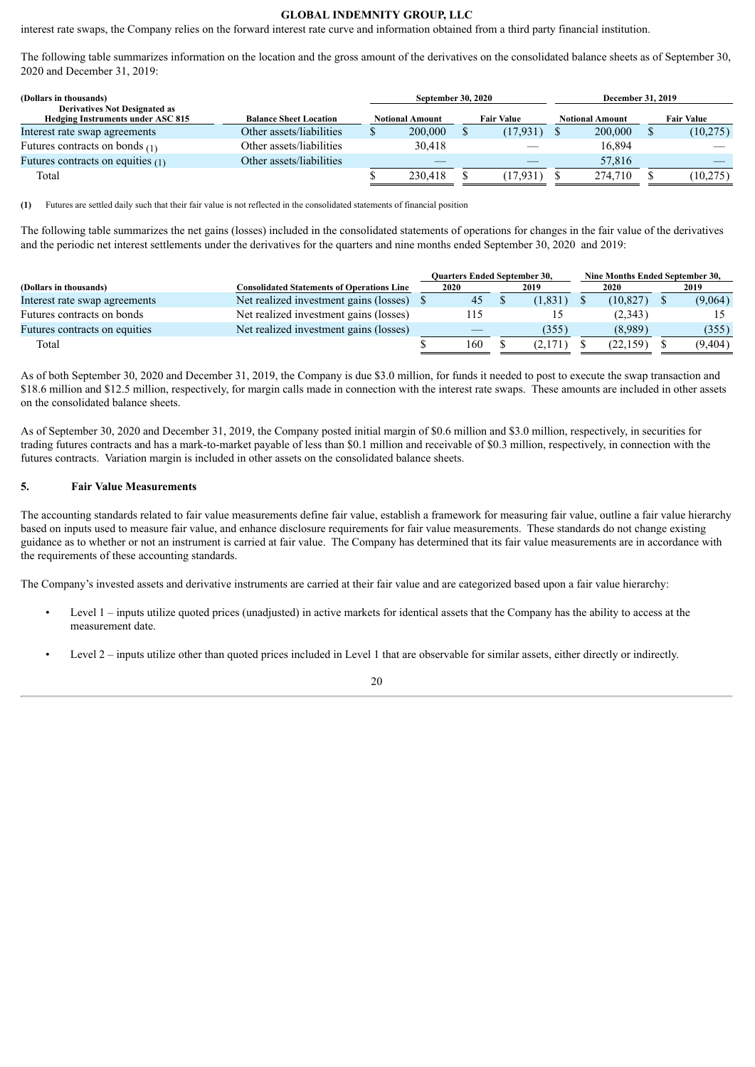interest rate swaps, the Company relies on the forward interest rate curve and information obtained from a third party financial institution.

The following table summarizes information on the location and the gross amount of the derivatives on the consolidated balance sheets as of September 30, 2020 and December 31, 2019:

| (Dollars in thousands) | | September 30, 2020 | | December 31, 2019 | |
|---|---|---|---|---|---|
| Derivatives Not Designated as Hedging Instruments under ASC 815 | Balance Sheet Location | Notional Amount | Fair Value | Notional Amount | Fair Value |
| Interest rate swap agreements | Other assets/liabilities | $ 200,000 | $ (17,931) | $ 200,000 | $ (10,275) |
| Futures contracts on bonds (1) | Other assets/liabilities | 30,418 | — | 16,894 | — |
| Futures contracts on equities (1) | Other assets/liabilities | — | — | 57,816 | — |
| Total | | $ 230,418 | $ (17,931) | $ 274,710 | $ (10,275) |

(1) Futures are settled daily such that their fair value is not reflected in the consolidated statements of financial position

The following table summarizes the net gains (losses) included in the consolidated statements of operations for changes in the fair value of the derivatives and the periodic net interest settlements under the derivatives for the quarters and nine months ended September 30, 2020 and 2019:

| | | Quarters Ended September 30, | | Nine Months Ended September 30, | |
|---|---|---|---|---|---|
| (Dollars in thousands) | Consolidated Statements of Operations Line | 2020 | 2019 | 2020 | 2019 |
| Interest rate swap agreements | Net realized investment gains (losses) | $ 45 | $ (1,831) | $ (10,827) | $ (9,064) |
| Futures contracts on bonds | Net realized investment gains (losses) | 115 | 15 | (2,343) | 15 |
| Futures contracts on equities | Net realized investment gains (losses) | — | (355) | (8,989) | (355) |
| Total | | $ 160 | $ (2,171) | $ (22,159) | $ (9,404) |

As of both September 30, 2020 and December 31, 2019, the Company is due $3.0 million, for funds it needed to post to execute the swap transaction and $18.6 million and $12.5 million, respectively, for margin calls made in connection with the interest rate swaps. These amounts are included in other assets on the consolidated balance sheets.

As of September 30, 2020 and December 31, 2019, the Company posted initial margin of $0.6 million and $3.0 million, respectively, in securities for trading futures contracts and has a mark-to-market payable of less than $0.1 million and receivable of $0.3 million, respectively, in connection with the futures contracts. Variation margin is included in other assets on the consolidated balance sheets.

## 5. Fair Value Measurements

The accounting standards related to fair value measurements define fair value, establish a framework for measuring fair value, outline a fair value hierarchy based on inputs used to measure fair value, and enhance disclosure requirements for fair value measurements. These standards do not change existing guidance as to whether or not an instrument is carried at fair value. The Company has determined that its fair value measurements are in accordance with the requirements of these accounting standards.

The Company's invested assets and derivative instruments are carried at their fair value and are categorized based upon a fair value hierarchy:

- Level 1 – inputs utilize quoted prices (unadjusted) in active markets for identical assets that the Company has the ability to access at the measurement date.
- Level 2 – inputs utilize other than quoted prices included in Level 1 that are observable for similar assets, either directly or indirectly.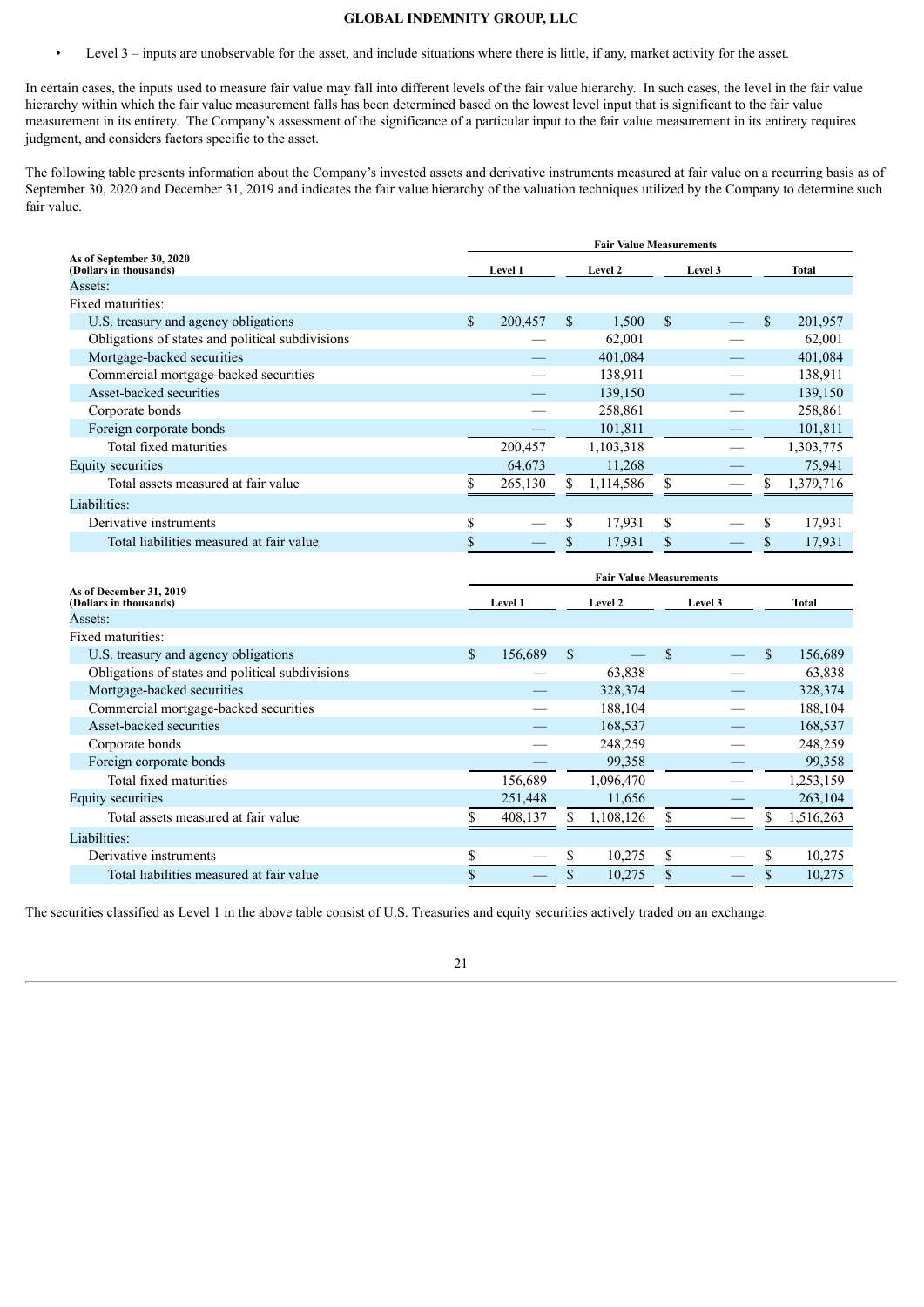- Level 3 – inputs are unobservable for the asset, and include situations where there is little, if any, market activity for the asset.

In certain cases, the inputs used to measure fair value may fall into different levels of the fair value hierarchy. In such cases, the level in the fair value hierarchy within which the fair value measurement falls has been determined based on the lowest level input that is significant to the fair value measurement in its entirety. The Company's assessment of the significance of a particular input to the fair value measurement in its entirety requires judgment, and considers factors specific to the asset.

The following table presents information about the Company's invested assets and derivative instruments measured at fair value on a recurring basis as of September 30, 2020 and December 31, 2019 and indicates the fair value hierarchy of the valuation techniques utilized by the Company to determine such fair value.

| As of September 30, 2020 (Dollars in thousands) | Fair Value Measurements | | | |
|---|---|---|---|---|
| | Level 1 | Level 2 | Level 3 | Total |
| Assets: | | | | |
| Fixed maturities: | | | | |
| U.S. treasury and agency obligations | $ 200,457 | $ 1,500 | $ — | $ 201,957 |
| Obligations of states and political subdivisions | — | 62,001 | — | 62,001 |
| Mortgage-backed securities | — | 401,084 | — | 401,084 |
| Commercial mortgage-backed securities | — | 138,911 | — | 138,911 |
| Asset-backed securities | — | 139,150 | — | 139,150 |
| Corporate bonds | — | 258,861 | — | 258,861 |
| Foreign corporate bonds | — | 101,811 | — | 101,811 |
| Total fixed maturities | 200,457 | 1,103,318 | — | 1,303,775 |
| Equity securities | 64,673 | 11,268 | — | 75,941 |
| Total assets measured at fair value | $ 265,130 | $ 1,114,586 | $ — | $ 1,379,716 |
| Liabilities: | | | | |
| Derivative instruments | $ — | $ 17,931 | $ — | $ 17,931 |
| Total liabilities measured at fair value | $ — | $ 17,931 | $ — | $ 17,931 |

| As of December 31, 2019 (Dollars in thousands) | Fair Value Measurements | | | |
|---|---|---|---|---|
| | Level 1 | Level 2 | Level 3 | Total |
| Assets: | | | | |
| Fixed maturities: | | | | |
| U.S. treasury and agency obligations | $ 156,689 | $ — | $ — | $ 156,689 |
| Obligations of states and political subdivisions | — | 63,838 | — | 63,838 |
| Mortgage-backed securities | — | 328,374 | — | 328,374 |
| Commercial mortgage-backed securities | — | 188,104 | — | 188,104 |
| Asset-backed securities | — | 168,537 | — | 168,537 |
| Corporate bonds | — | 248,259 | — | 248,259 |
| Foreign corporate bonds | — | 99,358 | — | 99,358 |
| Total fixed maturities | 156,689 | 1,096,470 | — | 1,253,159 |
| Equity securities | 251,448 | 11,656 | — | 263,104 |
| Total assets measured at fair value | $ 408,137 | $ 1,108,126 | $ — | $ 1,516,263 |
| Liabilities: | | | | |
| Derivative instruments | $ — | $ 10,275 | $ — | $ 10,275 |
| Total liabilities measured at fair value | $ — | $ 10,275 | $ — | $ 10,275 |

The securities classified as Level 1 in the above table consist of U.S. Treasuries and equity securities actively traded on an exchange.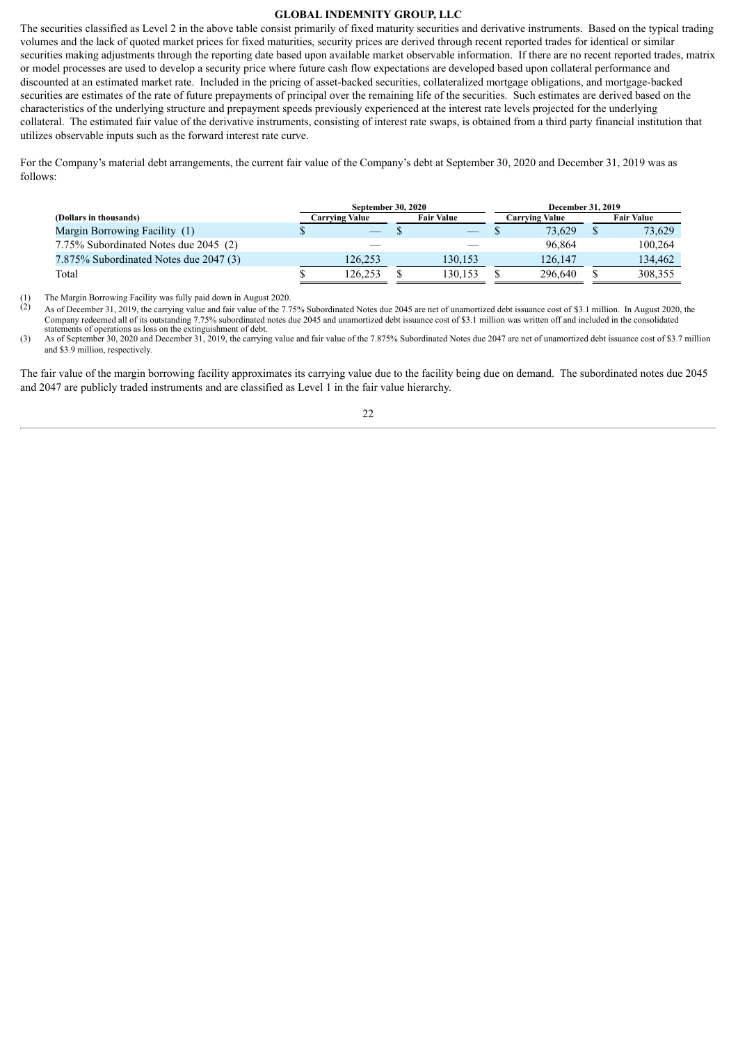The securities classified as Level 2 in the above table consist primarily of fixed maturity securities and derivative instruments. Based on the typical trading volumes and the lack of quoted market prices for fixed maturities, security prices are derived through recent reported trades for identical or similar securities making adjustments through the reporting date based upon available market observable information. If there are no recent reported trades, matrix or model processes are used to develop a security price where future cash flow expectations are developed based upon collateral performance and discounted at an estimated market rate. Included in the pricing of asset-backed securities, collateralized mortgage obligations, and mortgage-backed securities are estimates of the rate of future prepayments of principal over the remaining life of the securities. Such estimates are derived based on the characteristics of the underlying structure and prepayment speeds previously experienced at the interest rate levels projected for the underlying collateral. The estimated fair value of the derivative instruments, consisting of interest rate swaps, is obtained from a third party financial institution that utilizes observable inputs such as the forward interest rate curve.

For the Company's material debt arrangements, the current fair value of the Company's debt at September 30, 2020 and December 31, 2019 was as follows:

| | September 30, 2020 | | December 31, 2019 | |
|---|---|---|---|---|
| **(Dollars in thousands)** | **Carrying Value** | **Fair Value** | **Carrying Value** | **Fair Value** |
| Margin Borrowing Facility (1) | $ — | $ — | $ 73,629 | $ 73,629 |
| 7.75% Subordinated Notes due 2045 (2) | — | — | 96,864 | 100,264 |
| 7.875% Subordinated Notes due 2047 (3) | 126,253 | 130,153 | 126,147 | 134,462 |
| Total | $ 126,253 | $ 130,153 | $ 296,640 | $ 308,355 |

(1) The Margin Borrowing Facility was fully paid down in August 2020.

(2) As of December 31, 2019, the carrying value and fair value of the 7.75% Subordinated Notes due 2045 are net of unamortized debt issuance cost of $3.1 million. In August 2020, the Company redeemed all of its outstanding 7.75% subordinated notes due 2045 and unamortized debt issuance cost of $3.1 million was written off and included in the consolidated statements of operations as loss on the extinguishment of debt.

(3) As of September 30, 2020 and December 31, 2019, the carrying value and fair value of the 7.875% Subordinated Notes due 2047 are net of unamortized debt issuance cost of $3.7 million and $3.9 million, respectively.

The fair value of the margin borrowing facility approximates its carrying value due to the facility being due on demand. The subordinated notes due 2045 and 2047 are publicly traded instruments and are classified as Level 1 in the fair value hierarchy.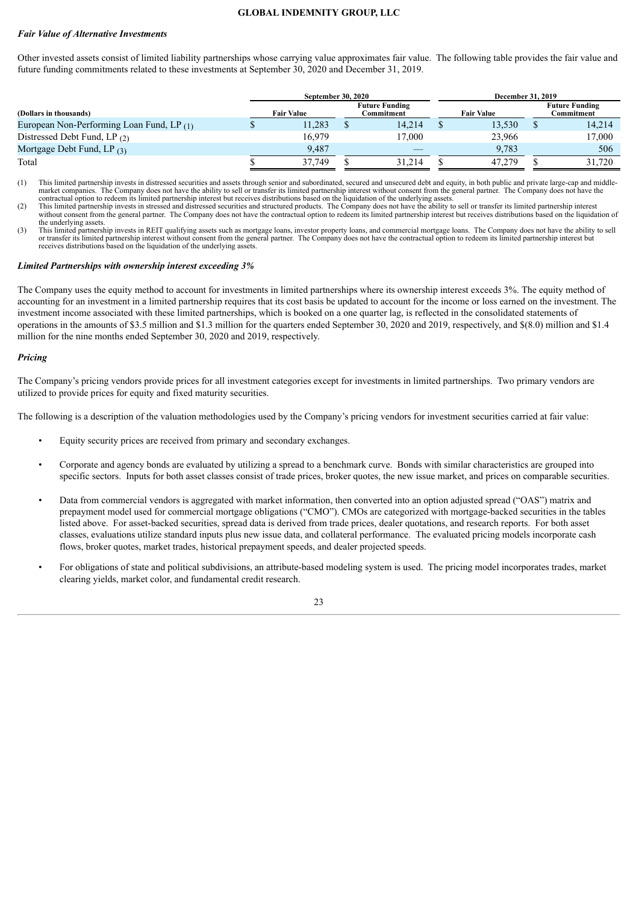### *Fair Value of Alternative Investments*

Other invested assets consist of limited liability partnerships whose carrying value approximates fair value. The following table provides the fair value and future funding commitments related to these investments at September 30, 2020 and December 31, 2019.

| (Dollars in thousands) | September 30, 2020 | | December 31, 2019 | |
|---|---|---|---|---|
| | Fair Value | Future Funding Commitment | Fair Value | Future Funding Commitment |
| European Non-Performing Loan Fund, LP (1) | $ 11,283 | $ 14,214 | $ 13,530 | $ 14,214 |
| Distressed Debt Fund, LP (2) | 16,979 | 17,000 | 23,966 | 17,000 |
| Mortgage Debt Fund, LP (3) | 9,487 | — | 9,783 | 506 |
| Total | $ 37,749 | $ 31,214 | $ 47,279 | $ 31,720 |

(1) This limited partnership invests in distressed securities and assets through senior and subordinated, secured and unsecured debt and equity, in both public and private large-cap and middle-market companies. The Company does not have the ability to sell or transfer its limited partnership interest without consent from the general partner. The Company does not have the contractual option to redeem its limited partnership interest but receives distributions based on the liquidation of the underlying assets.

(2) This limited partnership invests in stressed and distressed securities and structured products. The Company does not have the ability to sell or transfer its limited partnership interest without consent from the general partner. The Company does not have the contractual option to redeem its limited partnership interest but receives distributions based on the liquidation of the underlying assets.

(3) This limited partnership invests in REIT qualifying assets such as mortgage loans, investor property loans, and commercial mortgage loans. The Company does not have the ability to sell or transfer its limited partnership interest without consent from the general partner. The Company does not have the contractual option to redeem its limited partnership interest but receives distributions based on the liquidation of the underlying assets.

### *Limited Partnerships with ownership interest exceeding 3%*

The Company uses the equity method to account for investments in limited partnerships where its ownership interest exceeds 3%. The equity method of accounting for an investment in a limited partnership requires that its cost basis be updated to account for the income or loss earned on the investment. The investment income associated with these limited partnerships, which is booked on a one quarter lag, is reflected in the consolidated statements of operations in the amounts of $3.5 million and $1.3 million for the quarters ended September 30, 2020 and 2019, respectively, and $(8.0) million and $1.4 million for the nine months ended September 30, 2020 and 2019, respectively.

### *Pricing*

The Company's pricing vendors provide prices for all investment categories except for investments in limited partnerships. Two primary vendors are utilized to provide prices for equity and fixed maturity securities.

The following is a description of the valuation methodologies used by the Company's pricing vendors for investment securities carried at fair value:

- Equity security prices are received from primary and secondary exchanges.
- Corporate and agency bonds are evaluated by utilizing a spread to a benchmark curve. Bonds with similar characteristics are grouped into specific sectors. Inputs for both asset classes consist of trade prices, broker quotes, the new issue market, and prices on comparable securities.
- Data from commercial vendors is aggregated with market information, then converted into an option adjusted spread ("OAS") matrix and prepayment model used for commercial mortgage obligations ("CMO"). CMOs are categorized with mortgage-backed securities in the tables listed above. For asset-backed securities, spread data is derived from trade prices, dealer quotations, and research reports. For both asset classes, evaluations utilize standard inputs plus new issue data, and collateral performance. The evaluated pricing models incorporate cash flows, broker quotes, market trades, historical prepayment speeds, and dealer projected speeds.
- For obligations of state and political subdivisions, an attribute-based modeling system is used. The pricing model incorporates trades, market clearing yields, market color, and fundamental credit research.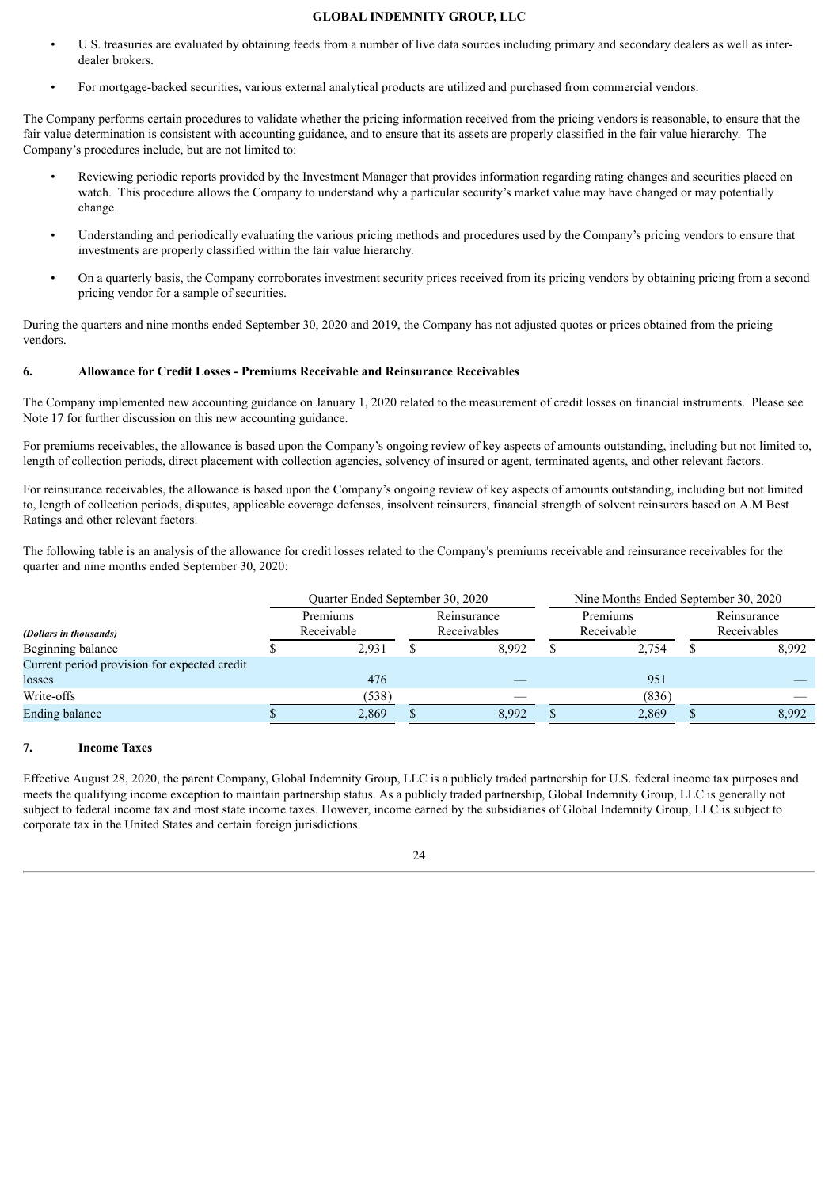- U.S. treasuries are evaluated by obtaining feeds from a number of live data sources including primary and secondary dealers as well as inter-dealer brokers.
- For mortgage-backed securities, various external analytical products are utilized and purchased from commercial vendors.

The Company performs certain procedures to validate whether the pricing information received from the pricing vendors is reasonable, to ensure that the fair value determination is consistent with accounting guidance, and to ensure that its assets are properly classified in the fair value hierarchy. The Company's procedures include, but are not limited to:

- Reviewing periodic reports provided by the Investment Manager that provides information regarding rating changes and securities placed on watch. This procedure allows the Company to understand why a particular security's market value may have changed or may potentially change.
- Understanding and periodically evaluating the various pricing methods and procedures used by the Company's pricing vendors to ensure that investments are properly classified within the fair value hierarchy.
- On a quarterly basis, the Company corroborates investment security prices received from its pricing vendors by obtaining pricing from a second pricing vendor for a sample of securities.

During the quarters and nine months ended September 30, 2020 and 2019, the Company has not adjusted quotes or prices obtained from the pricing vendors.

## 6. Allowance for Credit Losses - Premiums Receivable and Reinsurance Receivables

The Company implemented new accounting guidance on January 1, 2020 related to the measurement of credit losses on financial instruments. Please see Note 17 for further discussion on this new accounting guidance.

For premiums receivables, the allowance is based upon the Company's ongoing review of key aspects of amounts outstanding, including but not limited to, length of collection periods, direct placement with collection agencies, solvency of insured or agent, terminated agents, and other relevant factors.

For reinsurance receivables, the allowance is based upon the Company's ongoing review of key aspects of amounts outstanding, including but not limited to, length of collection periods, disputes, applicable coverage defenses, insolvent reinsurers, financial strength of solvent reinsurers based on A.M Best Ratings and other relevant factors.

The following table is an analysis of the allowance for credit losses related to the Company's premiums receivable and reinsurance receivables for the quarter and nine months ended September 30, 2020:

| | Quarter Ended September 30, 2020 | | Nine Months Ended September 30, 2020 | |
|---|---|---|---|---|
| *(Dollars in thousands)* | Premiums Receivable | Reinsurance Receivables | Premiums Receivable | Reinsurance Receivables |
| Beginning balance | $ 2,931 | $ 8,992 | $ 2,754 | $ 8,992 |
| Current period provision for expected credit losses | 476 | — | 951 | — |
| Write-offs | (538) | — | (836) | — |
| Ending balance | $ 2,869 | $ 8,992 | $ 2,869 | $ 8,992 |

## 7. Income Taxes

Effective August 28, 2020, the parent Company, Global Indemnity Group, LLC is a publicly traded partnership for U.S. federal income tax purposes and meets the qualifying income exception to maintain partnership status. As a publicly traded partnership, Global Indemnity Group, LLC is generally not subject to federal income tax and most state income taxes. However, income earned by the subsidiaries of Global Indemnity Group, LLC is subject to corporate tax in the United States and certain foreign jurisdictions.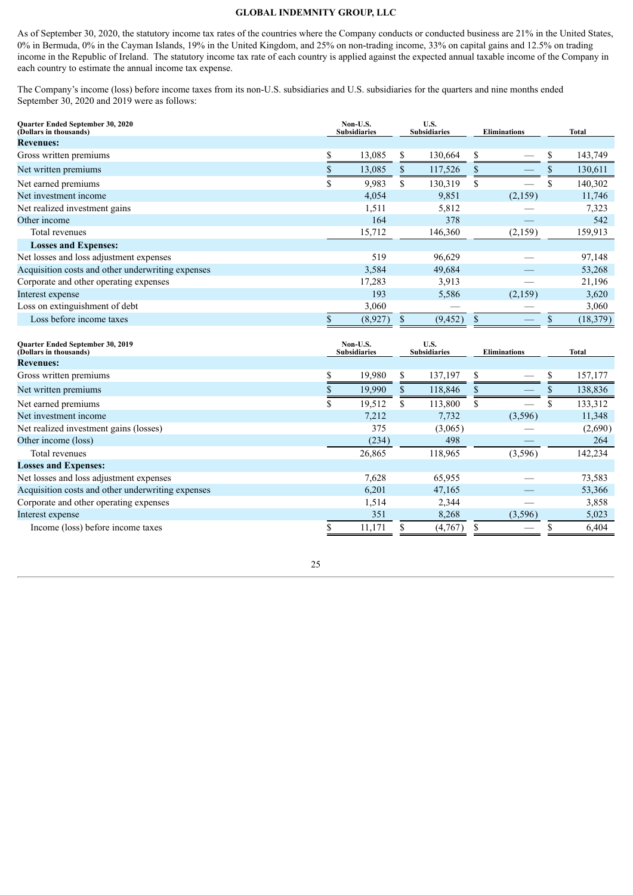As of September 30, 2020, the statutory income tax rates of the countries where the Company conducts or conducted business are 21% in the United States, 0% in Bermuda, 0% in the Cayman Islands, 19% in the United Kingdom, and 25% on non-trading income, 33% on capital gains and 12.5% on trading income in the Republic of Ireland. The statutory income tax rate of each country is applied against the expected annual taxable income of the Company in each country to estimate the annual income tax expense.

The Company's income (loss) before income taxes from its non-U.S. subsidiaries and U.S. subsidiaries for the quarters and nine months ended September 30, 2020 and 2019 were as follows:

| **Quarter Ended September 30, 2020 (Dollars in thousands)** | **Non-U.S. Subsidiaries** | **U.S. Subsidiaries** | **Eliminations** | **Total** |
|---|---|---|---|---|
| **Revenues:** | | | | |
| Gross written premiums | $ 13,085 | $ 130,664 | $ — | $ 143,749 |
| Net written premiums | $ 13,085 | $ 117,526 | $ — | $ 130,611 |
| Net earned premiums | $ 9,983 | $ 130,319 | $ — | $ 140,302 |
| Net investment income | 4,054 | 9,851 | (2,159) | 11,746 |
| Net realized investment gains | 1,511 | 5,812 | — | 7,323 |
| Other income | 164 | 378 | — | 542 |
| Total revenues | 15,712 | 146,360 | (2,159) | 159,913 |
| **Losses and Expenses:** | | | | |
| Net losses and loss adjustment expenses | 519 | 96,629 | — | 97,148 |
| Acquisition costs and other underwriting expenses | 3,584 | 49,684 | — | 53,268 |
| Corporate and other operating expenses | 17,283 | 3,913 | — | 21,196 |
| Interest expense | 193 | 5,586 | (2,159) | 3,620 |
| Loss on extinguishment of debt | 3,060 | — | — | 3,060 |
| Loss before income taxes | $ (8,927) | $ (9,452) | $ — | $ (18,379) |

| **Quarter Ended September 30, 2019 (Dollars in thousands)** | **Non-U.S. Subsidiaries** | **U.S. Subsidiaries** | **Eliminations** | **Total** |
|---|---|---|---|---|
| **Revenues:** | | | | |
| Gross written premiums | $ 19,980 | $ 137,197 | $ — | $ 157,177 |
| Net written premiums | $ 19,990 | $ 118,846 | $ — | $ 138,836 |
| Net earned premiums | $ 19,512 | $ 113,800 | $ — | $ 133,312 |
| Net investment income | 7,212 | 7,732 | (3,596) | 11,348 |
| Net realized investment gains (losses) | 375 | (3,065) | — | (2,690) |
| Other income (loss) | (234) | 498 | — | 264 |
| Total revenues | 26,865 | 118,965 | (3,596) | 142,234 |
| **Losses and Expenses:** | | | | |
| Net losses and loss adjustment expenses | 7,628 | 65,955 | — | 73,583 |
| Acquisition costs and other underwriting expenses | 6,201 | 47,165 | — | 53,366 |
| Corporate and other operating expenses | 1,514 | 2,344 | — | 3,858 |
| Interest expense | 351 | 8,268 | (3,596) | 5,023 |
| Income (loss) before income taxes | $ 11,171 | $ (4,767) | $ — | $ 6,404 |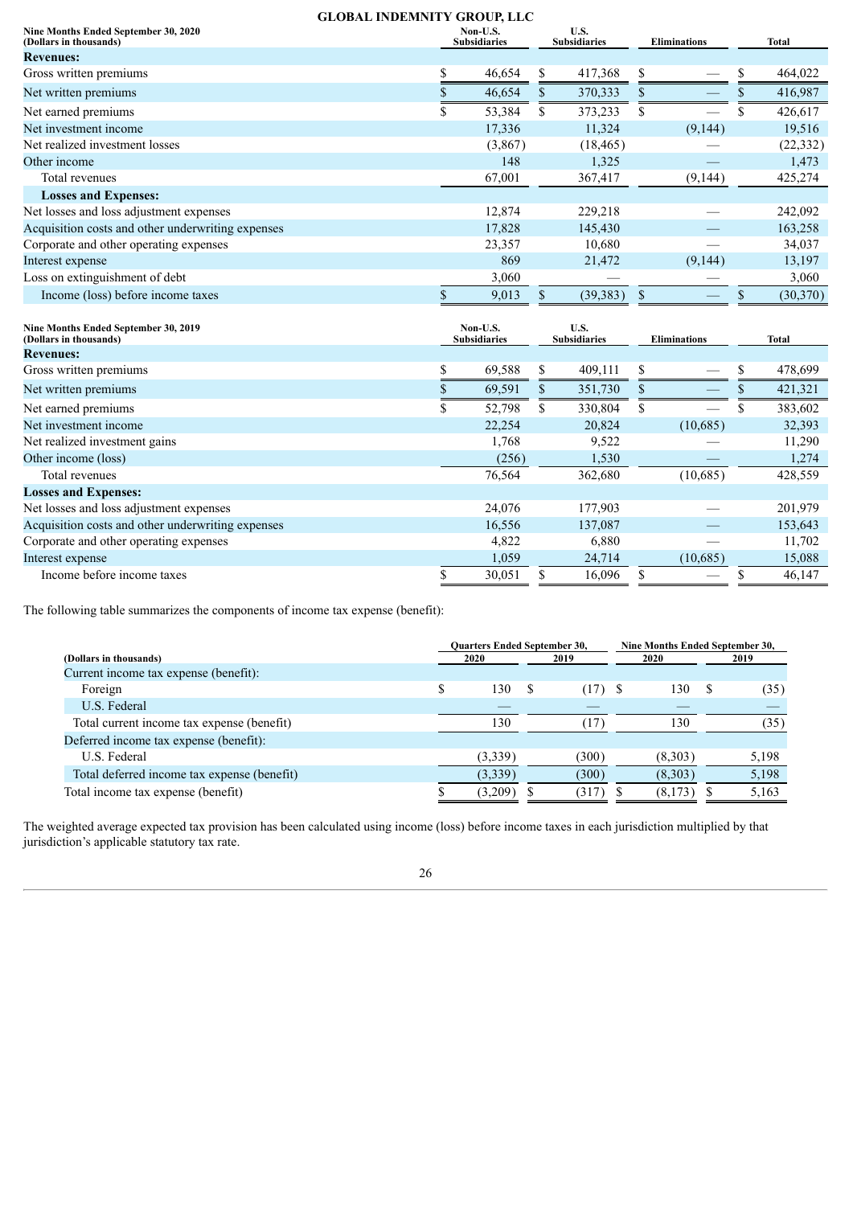GLOBAL INDEMNITY GROUP, LLC

| Nine Months Ended September 30, 2020 (Dollars in thousands) | Non-U.S. Subsidiaries | U.S. Subsidiaries | Eliminations | Total |
|---|---|---|---|---|
| **Revenues:** | | | | |
| Gross written premiums | $ 46,654 | $ 417,368 | $ — | $ 464,022 |
| Net written premiums | $ 46,654 | $ 370,333 | $ — | $ 416,987 |
| Net earned premiums | $ 53,384 | $ 373,233 | $ — | $ 426,617 |
| Net investment income | 17,336 | 11,324 | (9,144) | 19,516 |
| Net realized investment losses | (3,867) | (18,465) | — | (22,332) |
| Other income | 148 | 1,325 | — | 1,473 |
| Total revenues | 67,001 | 367,417 | (9,144) | 425,274 |
| **Losses and Expenses:** | | | | |
| Net losses and loss adjustment expenses | 12,874 | 229,218 | — | 242,092 |
| Acquisition costs and other underwriting expenses | 17,828 | 145,430 | — | 163,258 |
| Corporate and other operating expenses | 23,357 | 10,680 | — | 34,037 |
| Interest expense | 869 | 21,472 | (9,144) | 13,197 |
| Loss on extinguishment of debt | 3,060 | — | — | 3,060 |
| Income (loss) before income taxes | $ 9,013 | $ (39,383) | $ — | $ (30,370) |

| Nine Months Ended September 30, 2019 (Dollars in thousands) | Non-U.S. Subsidiaries | U.S. Subsidiaries | Eliminations | Total |
|---|---|---|---|---|
| **Revenues:** | | | | |
| Gross written premiums | $ 69,588 | $ 409,111 | $ — | $ 478,699 |
| Net written premiums | $ 69,591 | $ 351,730 | $ — | $ 421,321 |
| Net earned premiums | $ 52,798 | $ 330,804 | $ — | $ 383,602 |
| Net investment income | 22,254 | 20,824 | (10,685) | 32,393 |
| Net realized investment gains | 1,768 | 9,522 | — | 11,290 |
| Other income (loss) | (256) | 1,530 | — | 1,274 |
| Total revenues | 76,564 | 362,680 | (10,685) | 428,559 |
| **Losses and Expenses:** | | | | |
| Net losses and loss adjustment expenses | 24,076 | 177,903 | — | 201,979 |
| Acquisition costs and other underwriting expenses | 16,556 | 137,087 | — | 153,643 |
| Corporate and other operating expenses | 4,822 | 6,880 | — | 11,702 |
| Interest expense | 1,059 | 24,714 | (10,685) | 15,088 |
| Income before income taxes | $ 30,051 | $ 16,096 | $ — | $ 46,147 |

The following table summarizes the components of income tax expense (benefit):

| (Dollars in thousands) | Quarters Ended September 30, 2020 | Quarters Ended September 30, 2019 | Nine Months Ended September 30, 2020 | Nine Months Ended September 30, 2019 |
|---|---|---|---|---|
| Current income tax expense (benefit): | | | | |
| Foreign | $ 130 | $ (17) | $ 130 | $ (35) |
| U.S. Federal | — | — | — | — |
| Total current income tax expense (benefit) | 130 | (17) | 130 | (35) |
| Deferred income tax expense (benefit): | | | | |
| U.S. Federal | (3,339) | (300) | (8,303) | 5,198 |
| Total deferred income tax expense (benefit) | (3,339) | (300) | (8,303) | 5,198 |
| Total income tax expense (benefit) | $ (3,209) | $ (317) | $ (8,173) | $ 5,163 |

The weighted average expected tax provision has been calculated using income (loss) before income taxes in each jurisdiction multiplied by that jurisdiction's applicable statutory tax rate.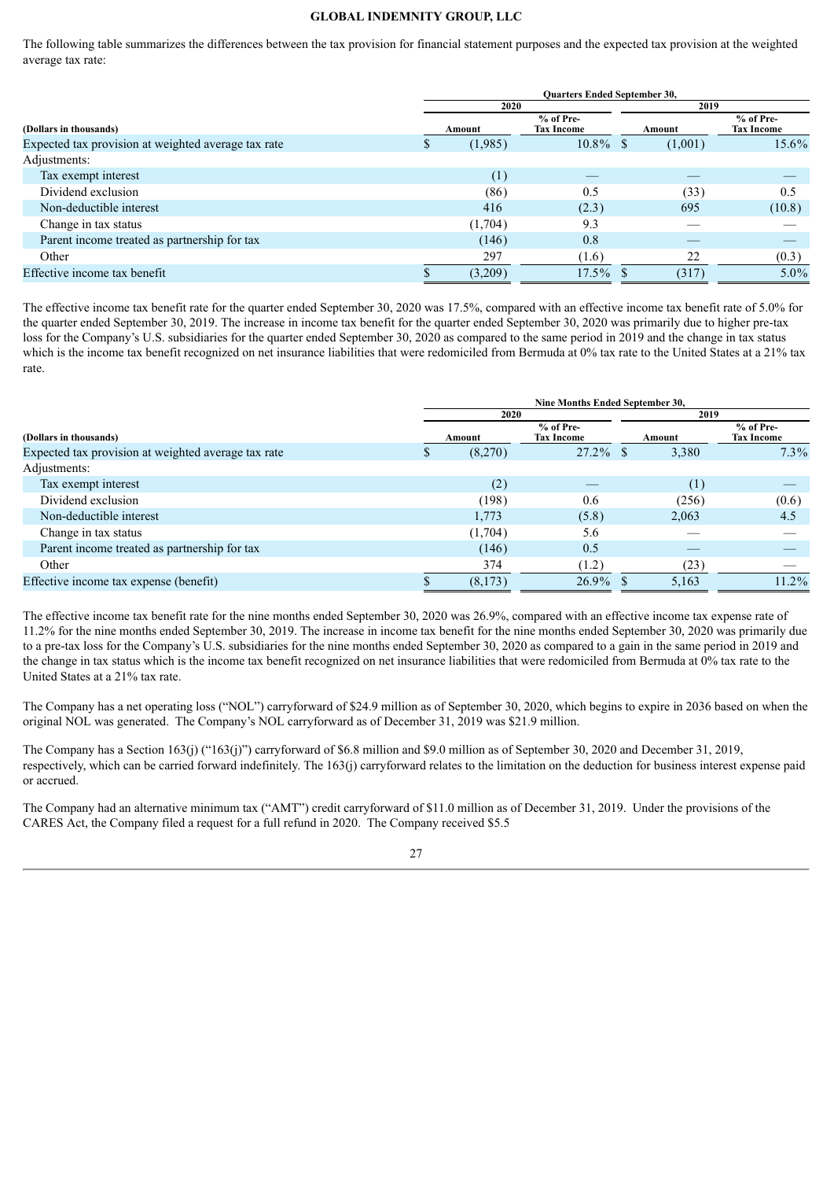The following table summarizes the differences between the tax provision for financial statement purposes and the expected tax provision at the weighted average tax rate:

| | Quarters Ended September 30, | | | |
|---|---|---|---|---|
| | 2020 | | 2019 | |
| (Dollars in thousands) | Amount | % of Pre-Tax Income | Amount | % of Pre-Tax Income |
| Expected tax provision at weighted average tax rate | $ (1,985) | 10.8% | $ (1,001) | 15.6% |
| Adjustments: | | | | |
| Tax exempt interest | (1) | — | — | — |
| Dividend exclusion | (86) | 0.5 | (33) | 0.5 |
| Non-deductible interest | 416 | (2.3) | 695 | (10.8) |
| Change in tax status | (1,704) | 9.3 | — | — |
| Parent income treated as partnership for tax | (146) | 0.8 | — | — |
| Other | 297 | (1.6) | 22 | (0.3) |
| Effective income tax benefit | $ (3,209) | 17.5% | $ (317) | 5.0% |

The effective income tax benefit rate for the quarter ended September 30, 2020 was 17.5%, compared with an effective income tax benefit rate of 5.0% for the quarter ended September 30, 2019. The increase in income tax benefit for the quarter ended September 30, 2020 was primarily due to higher pre-tax loss for the Company's U.S. subsidiaries for the quarter ended September 30, 2020 as compared to the same period in 2019 and the change in tax status which is the income tax benefit recognized on net insurance liabilities that were redomiciled from Bermuda at 0% tax rate to the United States at a 21% tax rate.

| | Nine Months Ended September 30, | | | |
|---|---|---|---|---|
| | 2020 | | 2019 | |
| (Dollars in thousands) | Amount | % of Pre-Tax Income | Amount | % of Pre-Tax Income |
| Expected tax provision at weighted average tax rate | $ (8,270) | 27.2% | $ 3,380 | 7.3% |
| Adjustments: | | | | |
| Tax exempt interest | (2) | — | (1) | — |
| Dividend exclusion | (198) | 0.6 | (256) | (0.6) |
| Non-deductible interest | 1,773 | (5.8) | 2,063 | 4.5 |
| Change in tax status | (1,704) | 5.6 | — | — |
| Parent income treated as partnership for tax | (146) | 0.5 | — | — |
| Other | 374 | (1.2) | (23) | — |
| Effective income tax expense (benefit) | $ (8,173) | 26.9% | $ 5,163 | 11.2% |

The effective income tax benefit rate for the nine months ended September 30, 2020 was 26.9%, compared with an effective income tax expense rate of 11.2% for the nine months ended September 30, 2019. The increase in income tax benefit for the nine months ended September 30, 2020 was primarily due to a pre-tax loss for the Company's U.S. subsidiaries for the nine months ended September 30, 2020 as compared to a gain in the same period in 2019 and the change in tax status which is the income tax benefit recognized on net insurance liabilities that were redomiciled from Bermuda at 0% tax rate to the United States at a 21% tax rate.

The Company has a net operating loss ("NOL") carryforward of $24.9 million as of September 30, 2020, which begins to expire in 2036 based on when the original NOL was generated. The Company's NOL carryforward as of December 31, 2019 was $21.9 million.

The Company has a Section 163(j) ("163(j)") carryforward of $6.8 million and $9.0 million as of September 30, 2020 and December 31, 2019, respectively, which can be carried forward indefinitely. The 163(j) carryforward relates to the limitation on the deduction for business interest expense paid or accrued.

The Company had an alternative minimum tax ("AMT") credit carryforward of $11.0 million as of December 31, 2019. Under the provisions of the CARES Act, the Company filed a request for a full refund in 2020. The Company received $5.5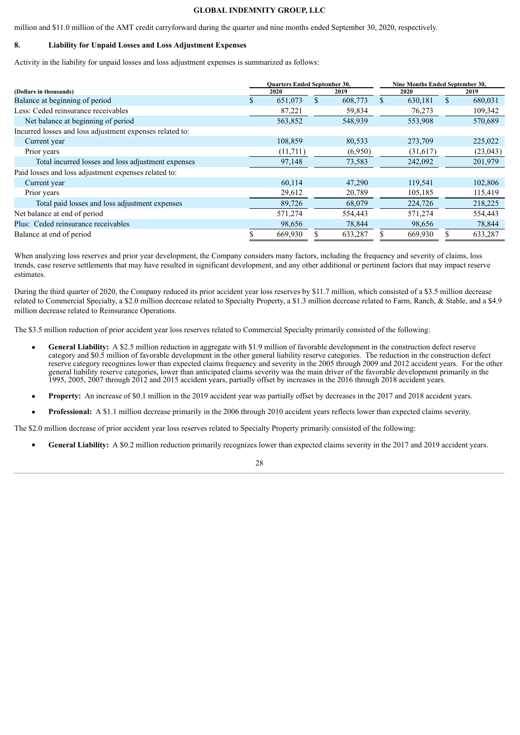million and $11.0 million of the AMT credit carryforward during the quarter and nine months ended September 30, 2020, respectively.

## 8. Liability for Unpaid Losses and Loss Adjustment Expenses

Activity in the liability for unpaid losses and loss adjustment expenses is summarized as follows:

| (Dollars in thousands) | Quarters Ended September 30, 2020 | Quarters Ended September 30, 2019 | Nine Months Ended September 30, 2020 | Nine Months Ended September 30, 2019 |
|---|---|---|---|---|
| Balance at beginning of period | $ 651,073 | $ 608,773 | $ 630,181 | $ 680,031 |
| Less: Ceded reinsurance receivables | 87,221 | 59,834 | 76,273 | 109,342 |
| Net balance at beginning of period | 563,852 | 548,939 | 553,908 | 570,689 |
| Incurred losses and loss adjustment expenses related to: | | | | |
| Current year | 108,859 | 80,533 | 273,709 | 225,022 |
| Prior years | (11,711) | (6,950) | (31,617) | (23,043) |
| Total incurred losses and loss adjustment expenses | 97,148 | 73,583 | 242,092 | 201,979 |
| Paid losses and loss adjustment expenses related to: | | | | |
| Current year | 60,114 | 47,290 | 119,541 | 102,806 |
| Prior years | 29,612 | 20,789 | 105,185 | 115,419 |
| Total paid losses and loss adjustment expenses | 89,726 | 68,079 | 224,726 | 218,225 |
| Net balance at end of period | 571,274 | 554,443 | 571,274 | 554,443 |
| Plus: Ceded reinsurance receivables | 98,656 | 78,844 | 98,656 | 78,844 |
| Balance at end of period | $ 669,930 | $ 633,287 | $ 669,930 | $ 633,287 |

When analyzing loss reserves and prior year development, the Company considers many factors, including the frequency and severity of claims, loss trends, case reserve settlements that may have resulted in significant development, and any other additional or pertinent factors that may impact reserve estimates.

During the third quarter of 2020, the Company reduced its prior accident year loss reserves by $11.7 million, which consisted of a $3.5 million decrease related to Commercial Specialty, a $2.0 million decrease related to Specialty Property, a $1.3 million decrease related to Farm, Ranch, & Stable, and a $4.9 million decrease related to Reinsurance Operations.

The $3.5 million reduction of prior accident year loss reserves related to Commercial Specialty primarily consisted of the following:

- **General Liability:** A $2.5 million reduction in aggregate with $1.9 million of favorable development in the construction defect reserve category and $0.5 million of favorable development in the other general liability reserve categories. The reduction in the construction defect reserve category recognizes lower than expected claims frequency and severity in the 2005 through 2009 and 2012 accident years. For the other general liability reserve categories, lower than anticipated claims severity was the main driver of the favorable development primarily in the 1995, 2005, 2007 through 2012 and 2015 accident years, partially offset by increases in the 2016 through 2018 accident years.
- **Property:** An increase of $0.1 million in the 2019 accident year was partially offset by decreases in the 2017 and 2018 accident years.
- **Professional:** A $1.1 million decrease primarily in the 2006 through 2010 accident years reflects lower than expected claims severity.

The $2.0 million decrease of prior accident year loss reserves related to Specialty Property primarily consisted of the following:

- **General Liability:** A $0.2 million reduction primarily recognizes lower than expected claims severity in the 2017 and 2019 accident years.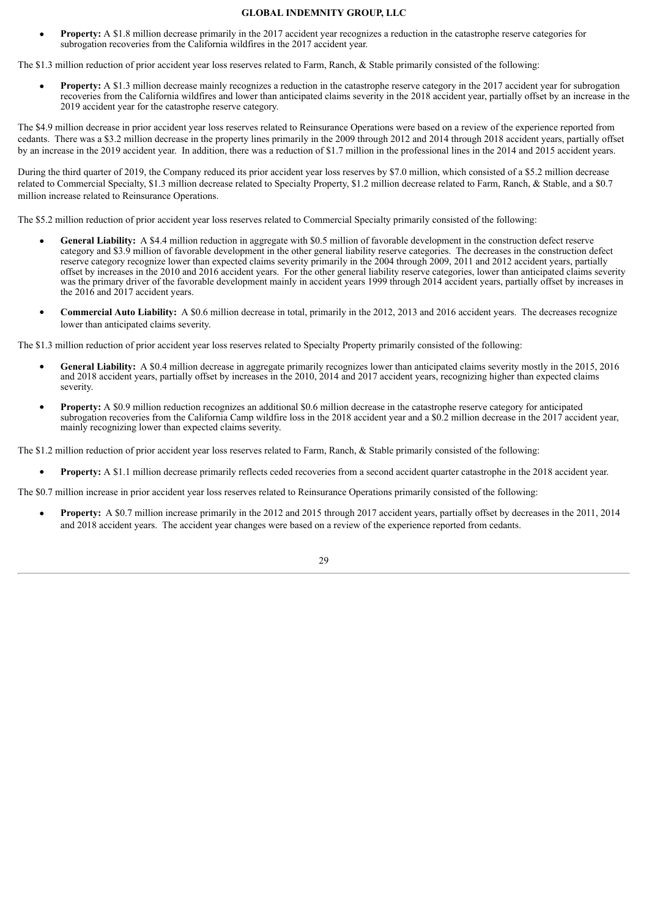- **Property:** A $1.8 million decrease primarily in the 2017 accident year recognizes a reduction in the catastrophe reserve categories for subrogation recoveries from the California wildfires in the 2017 accident year.

The $1.3 million reduction of prior accident year loss reserves related to Farm, Ranch, & Stable primarily consisted of the following:

- **Property:** A $1.3 million decrease mainly recognizes a reduction in the catastrophe reserve category in the 2017 accident year for subrogation recoveries from the California wildfires and lower than anticipated claims severity in the 2018 accident year, partially offset by an increase in the 2019 accident year for the catastrophe reserve category.

The $4.9 million decrease in prior accident year loss reserves related to Reinsurance Operations were based on a review of the experience reported from cedants. There was a $3.2 million decrease in the property lines primarily in the 2009 through 2012 and 2014 through 2018 accident years, partially offset by an increase in the 2019 accident year. In addition, there was a reduction of $1.7 million in the professional lines in the 2014 and 2015 accident years.

During the third quarter of 2019, the Company reduced its prior accident year loss reserves by $7.0 million, which consisted of a $5.2 million decrease related to Commercial Specialty, $1.3 million decrease related to Specialty Property, $1.2 million decrease related to Farm, Ranch, & Stable, and a $0.7 million increase related to Reinsurance Operations.

The $5.2 million reduction of prior accident year loss reserves related to Commercial Specialty primarily consisted of the following:

- **General Liability:** A $4.4 million reduction in aggregate with $0.5 million of favorable development in the construction defect reserve category and $3.9 million of favorable development in the other general liability reserve categories. The decreases in the construction defect reserve category recognize lower than expected claims severity primarily in the 2004 through 2009, 2011 and 2012 accident years, partially offset by increases in the 2010 and 2016 accident years. For the other general liability reserve categories, lower than anticipated claims severity was the primary driver of the favorable development mainly in accident years 1999 through 2014 accident years, partially offset by increases in the 2016 and 2017 accident years.
- **Commercial Auto Liability:** A $0.6 million decrease in total, primarily in the 2012, 2013 and 2016 accident years. The decreases recognize lower than anticipated claims severity.

The $1.3 million reduction of prior accident year loss reserves related to Specialty Property primarily consisted of the following:

- **General Liability:** A $0.4 million decrease in aggregate primarily recognizes lower than anticipated claims severity mostly in the 2015, 2016 and 2018 accident years, partially offset by increases in the 2010, 2014 and 2017 accident years, recognizing higher than expected claims severity.
- **Property:** A $0.9 million reduction recognizes an additional $0.6 million decrease in the catastrophe reserve category for anticipated subrogation recoveries from the California Camp wildfire loss in the 2018 accident year and a $0.2 million decrease in the 2017 accident year, mainly recognizing lower than expected claims severity.

The $1.2 million reduction of prior accident year loss reserves related to Farm, Ranch, & Stable primarily consisted of the following:

- **Property:** A $1.1 million decrease primarily reflects ceded recoveries from a second accident quarter catastrophe in the 2018 accident year.

The $0.7 million increase in prior accident year loss reserves related to Reinsurance Operations primarily consisted of the following:

- **Property:** A $0.7 million increase primarily in the 2012 and 2015 through 2017 accident years, partially offset by decreases in the 2011, 2014 and 2018 accident years. The accident year changes were based on a review of the experience reported from cedants.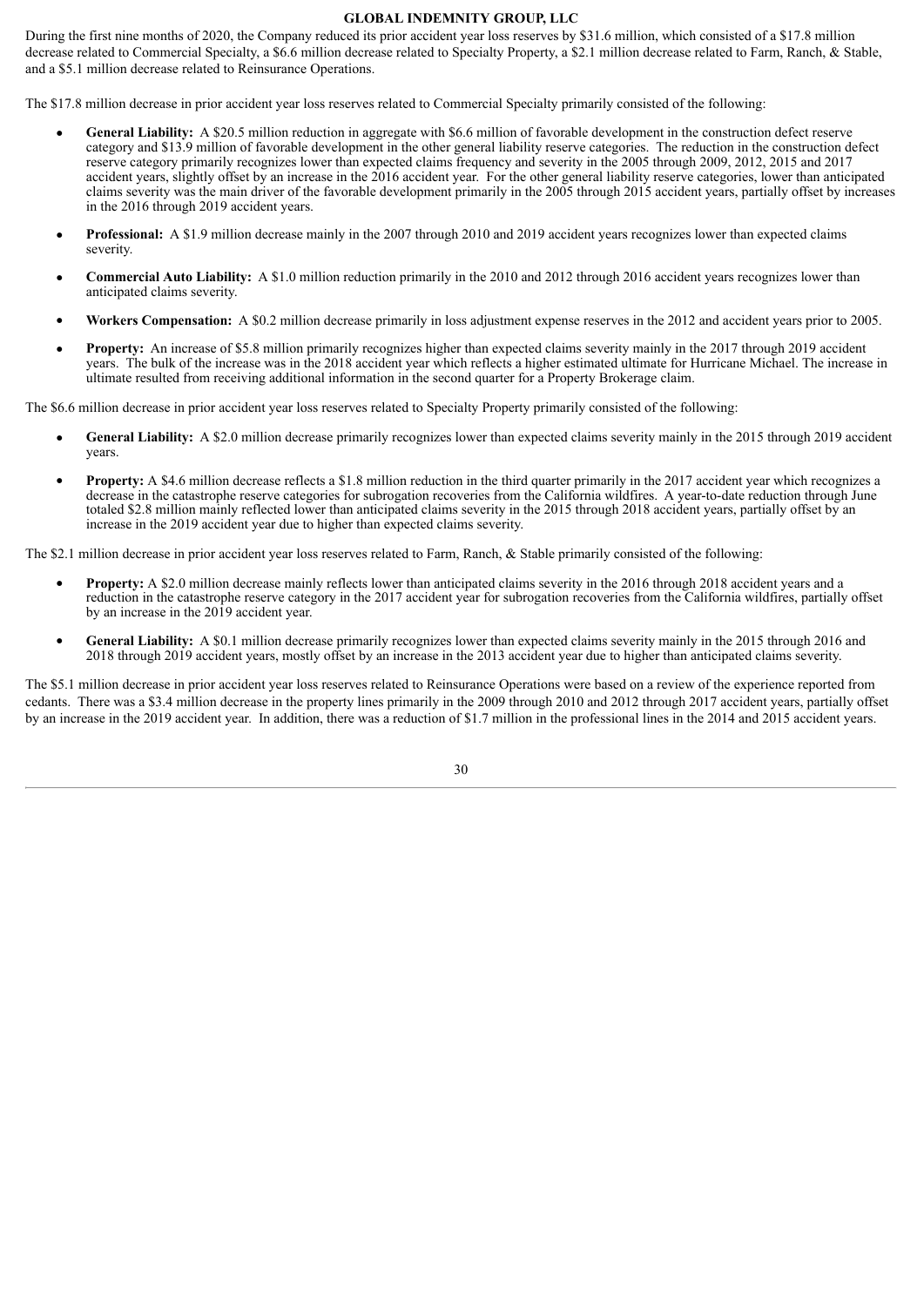During the first nine months of 2020, the Company reduced its prior accident year loss reserves by $31.6 million, which consisted of a $17.8 million decrease related to Commercial Specialty, a $6.6 million decrease related to Specialty Property, a $2.1 million decrease related to Farm, Ranch, & Stable, and a $5.1 million decrease related to Reinsurance Operations.

The $17.8 million decrease in prior accident year loss reserves related to Commercial Specialty primarily consisted of the following:

- **General Liability:** A $20.5 million reduction in aggregate with $6.6 million of favorable development in the construction defect reserve category and $13.9 million of favorable development in the other general liability reserve categories. The reduction in the construction defect reserve category primarily recognizes lower than expected claims frequency and severity in the 2005 through 2009, 2012, 2015 and 2017 accident years, slightly offset by an increase in the 2016 accident year. For the other general liability reserve categories, lower than anticipated claims severity was the main driver of the favorable development primarily in the 2005 through 2015 accident years, partially offset by increases in the 2016 through 2019 accident years.
- **Professional:** A $1.9 million decrease mainly in the 2007 through 2010 and 2019 accident years recognizes lower than expected claims severity.
- **Commercial Auto Liability:** A $1.0 million reduction primarily in the 2010 and 2012 through 2016 accident years recognizes lower than anticipated claims severity.
- **Workers Compensation:** A $0.2 million decrease primarily in loss adjustment expense reserves in the 2012 and accident years prior to 2005.
- **Property:** An increase of $5.8 million primarily recognizes higher than expected claims severity mainly in the 2017 through 2019 accident years. The bulk of the increase was in the 2018 accident year which reflects a higher estimated ultimate for Hurricane Michael. The increase in ultimate resulted from receiving additional information in the second quarter for a Property Brokerage claim.

The $6.6 million decrease in prior accident year loss reserves related to Specialty Property primarily consisted of the following:

- **General Liability:** A $2.0 million decrease primarily recognizes lower than expected claims severity mainly in the 2015 through 2019 accident years.
- **Property:** A $4.6 million decrease reflects a $1.8 million reduction in the third quarter primarily in the 2017 accident year which recognizes a decrease in the catastrophe reserve categories for subrogation recoveries from the California wildfires. A year-to-date reduction through June totaled $2.8 million mainly reflected lower than anticipated claims severity in the 2015 through 2018 accident years, partially offset by an increase in the 2019 accident year due to higher than expected claims severity.

The $2.1 million decrease in prior accident year loss reserves related to Farm, Ranch, & Stable primarily consisted of the following:

- **Property:** A $2.0 million decrease mainly reflects lower than anticipated claims severity in the 2016 through 2018 accident years and a reduction in the catastrophe reserve category in the 2017 accident year for subrogation recoveries from the California wildfires, partially offset by an increase in the 2019 accident year.
- **General Liability:** A $0.1 million decrease primarily recognizes lower than expected claims severity mainly in the 2015 through 2016 and 2018 through 2019 accident years, mostly offset by an increase in the 2013 accident year due to higher than anticipated claims severity.

The $5.1 million decrease in prior accident year loss reserves related to Reinsurance Operations were based on a review of the experience reported from cedants. There was a $3.4 million decrease in the property lines primarily in the 2009 through 2010 and 2012 through 2017 accident years, partially offset by an increase in the 2019 accident year. In addition, there was a reduction of $1.7 million in the professional lines in the 2014 and 2015 accident years.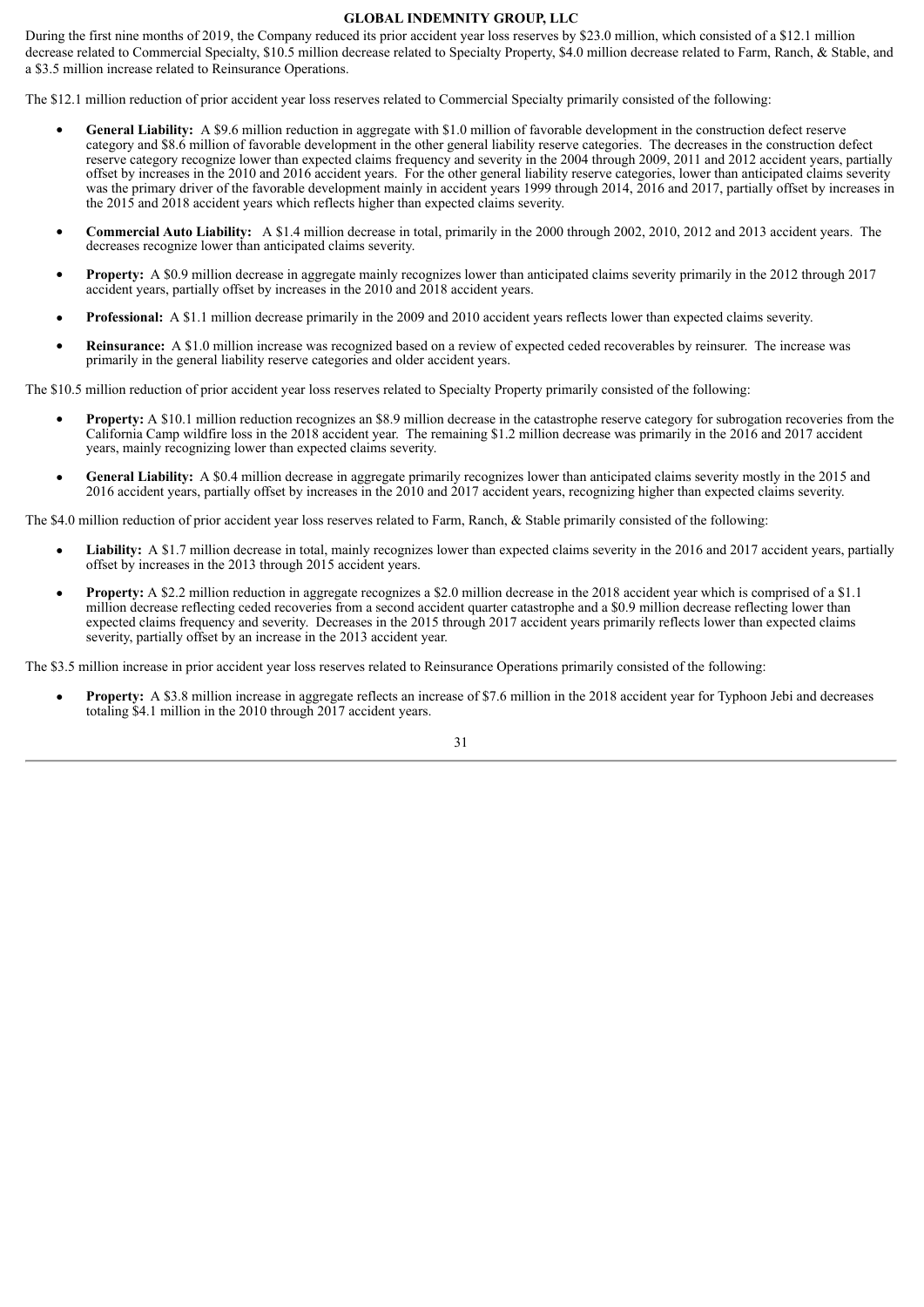During the first nine months of 2019, the Company reduced its prior accident year loss reserves by $23.0 million, which consisted of a $12.1 million decrease related to Commercial Specialty, $10.5 million decrease related to Specialty Property, $4.0 million decrease related to Farm, Ranch, & Stable, and a $3.5 million increase related to Reinsurance Operations.

The $12.1 million reduction of prior accident year loss reserves related to Commercial Specialty primarily consisted of the following:

- **General Liability:** A $9.6 million reduction in aggregate with $1.0 million of favorable development in the construction defect reserve category and $8.6 million of favorable development in the other general liability reserve categories. The decreases in the construction defect reserve category recognize lower than expected claims frequency and severity in the 2004 through 2009, 2011 and 2012 accident years, partially offset by increases in the 2010 and 2016 accident years. For the other general liability reserve categories, lower than anticipated claims severity was the primary driver of the favorable development mainly in accident years 1999 through 2014, 2016 and 2017, partially offset by increases in the 2015 and 2018 accident years which reflects higher than expected claims severity.
- **Commercial Auto Liability:** A $1.4 million decrease in total, primarily in the 2000 through 2002, 2010, 2012 and 2013 accident years. The decreases recognize lower than anticipated claims severity.
- **Property:** A $0.9 million decrease in aggregate mainly recognizes lower than anticipated claims severity primarily in the 2012 through 2017 accident years, partially offset by increases in the 2010 and 2018 accident years.
- **Professional:** A $1.1 million decrease primarily in the 2009 and 2010 accident years reflects lower than expected claims severity.
- **Reinsurance:** A $1.0 million increase was recognized based on a review of expected ceded recoverables by reinsurer. The increase was primarily in the general liability reserve categories and older accident years.

The $10.5 million reduction of prior accident year loss reserves related to Specialty Property primarily consisted of the following:

- **Property:** A $10.1 million reduction recognizes an $8.9 million decrease in the catastrophe reserve category for subrogation recoveries from the California Camp wildfire loss in the 2018 accident year. The remaining $1.2 million decrease was primarily in the 2016 and 2017 accident years, mainly recognizing lower than expected claims severity.
- **General Liability:** A $0.4 million decrease in aggregate primarily recognizes lower than anticipated claims severity mostly in the 2015 and 2016 accident years, partially offset by increases in the 2010 and 2017 accident years, recognizing higher than expected claims severity.

The $4.0 million reduction of prior accident year loss reserves related to Farm, Ranch, & Stable primarily consisted of the following:

- **Liability:** A $1.7 million decrease in total, mainly recognizes lower than expected claims severity in the 2016 and 2017 accident years, partially offset by increases in the 2013 through 2015 accident years.
- **Property:** A $2.2 million reduction in aggregate recognizes a $2.0 million decrease in the 2018 accident year which is comprised of a $1.1 million decrease reflecting ceded recoveries from a second accident quarter catastrophe and a $0.9 million decrease reflecting lower than expected claims frequency and severity. Decreases in the 2015 through 2017 accident years primarily reflects lower than expected claims severity, partially offset by an increase in the 2013 accident year.

The $3.5 million increase in prior accident year loss reserves related to Reinsurance Operations primarily consisted of the following:

- **Property:** A $3.8 million increase in aggregate reflects an increase of $7.6 million in the 2018 accident year for Typhoon Jebi and decreases totaling $4.1 million in the 2010 through 2017 accident years.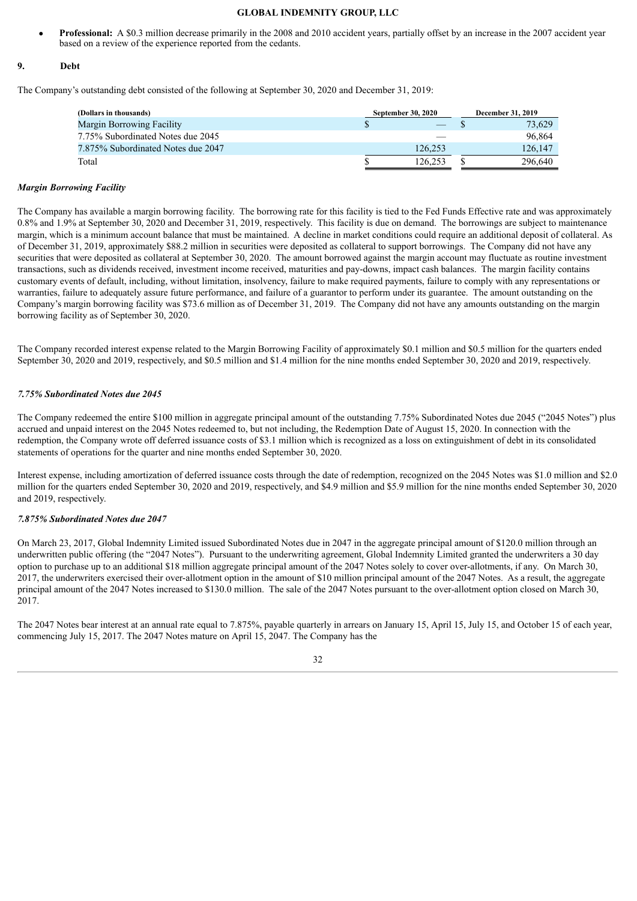- **Professional:** A \$0.3 million decrease primarily in the 2008 and 2010 accident years, partially offset by an increase in the 2007 accident year based on a review of the experience reported from the cedants.

## 9. Debt

The Company's outstanding debt consisted of the following at September 30, 2020 and December 31, 2019:

| (Dollars in thousands) | September 30, 2020 | December 31, 2019 |
|---|---|---|
| Margin Borrowing Facility | $ — | $ 73,629 |
| 7.75% Subordinated Notes due 2045 | — | 96,864 |
| 7.875% Subordinated Notes due 2047 | 126,253 | 126,147 |
| Total | $ 126,253 | $ 296,640 |

***Margin Borrowing Facility***

The Company has available a margin borrowing facility. The borrowing rate for this facility is tied to the Fed Funds Effective rate and was approximately 0.8% and 1.9% at September 30, 2020 and December 31, 2019, respectively. This facility is due on demand. The borrowings are subject to maintenance margin, which is a minimum account balance that must be maintained. A decline in market conditions could require an additional deposit of collateral. As of December 31, 2019, approximately \$88.2 million in securities were deposited as collateral to support borrowings. The Company did not have any securities that were deposited as collateral at September 30, 2020. The amount borrowed against the margin account may fluctuate as routine investment transactions, such as dividends received, investment income received, maturities and pay-downs, impact cash balances. The margin facility contains customary events of default, including, without limitation, insolvency, failure to make required payments, failure to comply with any representations or warranties, failure to adequately assure future performance, and failure of a guarantor to perform under its guarantee. The amount outstanding on the Company's margin borrowing facility was \$73.6 million as of December 31, 2019. The Company did not have any amounts outstanding on the margin borrowing facility as of September 30, 2020.

The Company recorded interest expense related to the Margin Borrowing Facility of approximately \$0.1 million and \$0.5 million for the quarters ended September 30, 2020 and 2019, respectively, and \$0.5 million and \$1.4 million for the nine months ended September 30, 2020 and 2019, respectively.

***7.75% Subordinated Notes due 2045***

The Company redeemed the entire \$100 million in aggregate principal amount of the outstanding 7.75% Subordinated Notes due 2045 ("2045 Notes") plus accrued and unpaid interest on the 2045 Notes redeemed to, but not including, the Redemption Date of August 15, 2020. In connection with the redemption, the Company wrote off deferred issuance costs of \$3.1 million which is recognized as a loss on extinguishment of debt in its consolidated statements of operations for the quarter and nine months ended September 30, 2020.

Interest expense, including amortization of deferred issuance costs through the date of redemption, recognized on the 2045 Notes was \$1.0 million and \$2.0 million for the quarters ended September 30, 2020 and 2019, respectively, and \$4.9 million and \$5.9 million for the nine months ended September 30, 2020 and 2019, respectively.

***7.875% Subordinated Notes due 2047***

On March 23, 2017, Global Indemnity Limited issued Subordinated Notes due in 2047 in the aggregate principal amount of \$120.0 million through an underwritten public offering (the "2047 Notes"). Pursuant to the underwriting agreement, Global Indemnity Limited granted the underwriters a 30 day option to purchase up to an additional \$18 million aggregate principal amount of the 2047 Notes solely to cover over-allotments, if any. On March 30, 2017, the underwriters exercised their over-allotment option in the amount of \$10 million principal amount of the 2047 Notes. As a result, the aggregate principal amount of the 2047 Notes increased to \$130.0 million. The sale of the 2047 Notes pursuant to the over-allotment option closed on March 30, 2017.

The 2047 Notes bear interest at an annual rate equal to 7.875%, payable quarterly in arrears on January 15, April 15, July 15, and October 15 of each year, commencing July 15, 2017. The 2047 Notes mature on April 15, 2047. The Company has the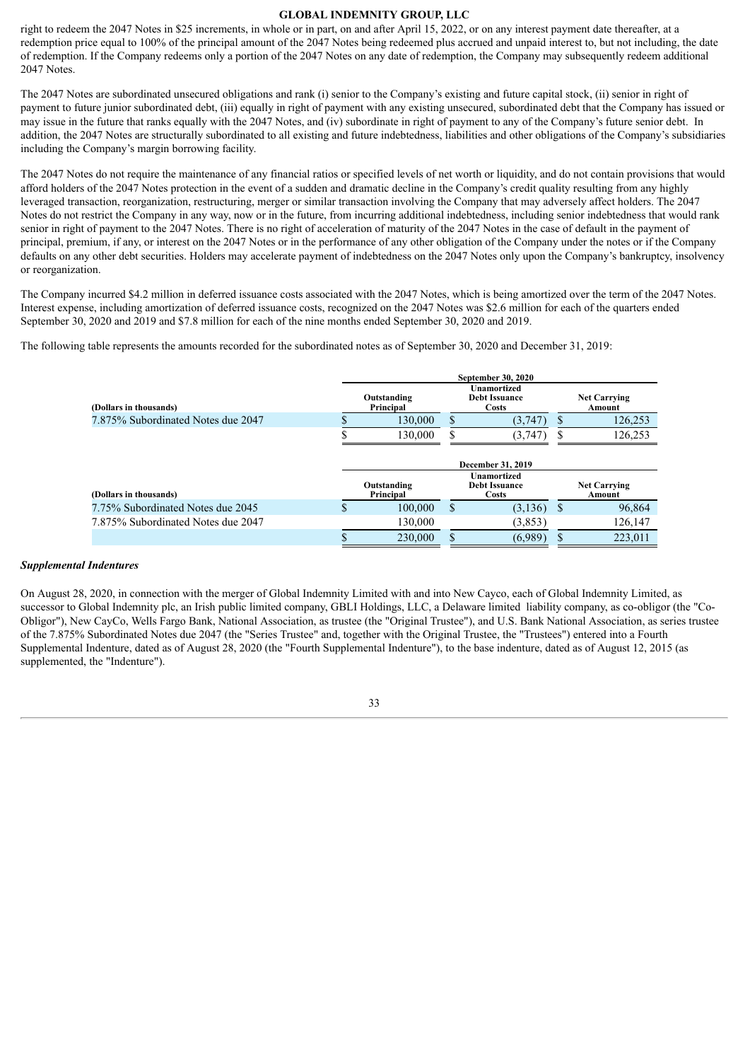right to redeem the 2047 Notes in $25 increments, in whole or in part, on and after April 15, 2022, or on any interest payment date thereafter, at a redemption price equal to 100% of the principal amount of the 2047 Notes being redeemed plus accrued and unpaid interest to, but not including, the date of redemption. If the Company redeems only a portion of the 2047 Notes on any date of redemption, the Company may subsequently redeem additional 2047 Notes.

The 2047 Notes are subordinated unsecured obligations and rank (i) senior to the Company's existing and future capital stock, (ii) senior in right of payment to future junior subordinated debt, (iii) equally in right of payment with any existing unsecured, subordinated debt that the Company has issued or may issue in the future that ranks equally with the 2047 Notes, and (iv) subordinate in right of payment to any of the Company's future senior debt. In addition, the 2047 Notes are structurally subordinated to all existing and future indebtedness, liabilities and other obligations of the Company's subsidiaries including the Company's margin borrowing facility.

The 2047 Notes do not require the maintenance of any financial ratios or specified levels of net worth or liquidity, and do not contain provisions that would afford holders of the 2047 Notes protection in the event of a sudden and dramatic decline in the Company's credit quality resulting from any highly leveraged transaction, reorganization, restructuring, merger or similar transaction involving the Company that may adversely affect holders. The 2047 Notes do not restrict the Company in any way, now or in the future, from incurring additional indebtedness, including senior indebtedness that would rank senior in right of payment to the 2047 Notes. There is no right of acceleration of maturity of the 2047 Notes in the case of default in the payment of principal, premium, if any, or interest on the 2047 Notes or in the performance of any other obligation of the Company under the notes or if the Company defaults on any other debt securities. Holders may accelerate payment of indebtedness on the 2047 Notes only upon the Company's bankruptcy, insolvency or reorganization.

The Company incurred $4.2 million in deferred issuance costs associated with the 2047 Notes, which is being amortized over the term of the 2047 Notes. Interest expense, including amortization of deferred issuance costs, recognized on the 2047 Notes was $2.6 million for each of the quarters ended September 30, 2020 and 2019 and $7.8 million for each of the nine months ended September 30, 2020 and 2019.

The following table represents the amounts recorded for the subordinated notes as of September 30, 2020 and December 31, 2019:

| | September 30, 2020 | | |
|---|---|---|---|
| (Dollars in thousands) | Outstanding Principal | Unamortized Debt Issuance Costs | Net Carrying Amount |
| 7.875% Subordinated Notes due 2047 | $ 130,000 | $ (3,747) | $ 126,253 |
| | $ 130,000 | $ (3,747) | $ 126,253 |

| | December 31, 2019 | | |
|---|---|---|---|
| (Dollars in thousands) | Outstanding Principal | Unamortized Debt Issuance Costs | Net Carrying Amount |
| 7.75% Subordinated Notes due 2045 | $ 100,000 | $ (3,136) | $ 96,864 |
| 7.875% Subordinated Notes due 2047 | 130,000 | (3,853) | 126,147 |
| | $ 230,000 | $ (6,989) | $ 223,011 |

***Supplemental Indentures***

On August 28, 2020, in connection with the merger of Global Indemnity Limited with and into New Cayco, each of Global Indemnity Limited, as successor to Global Indemnity plc, an Irish public limited company, GBLI Holdings, LLC, a Delaware limited liability company, as co-obligor (the "Co-Obligor"), New CayCo, Wells Fargo Bank, National Association, as trustee (the "Original Trustee"), and U.S. Bank National Association, as series trustee of the 7.875% Subordinated Notes due 2047 (the "Series Trustee" and, together with the Original Trustee, the "Trustees") entered into a Fourth Supplemental Indenture, dated as of August 28, 2020 (the "Fourth Supplemental Indenture"), to the base indenture, dated as of August 12, 2015 (as supplemented, the "Indenture").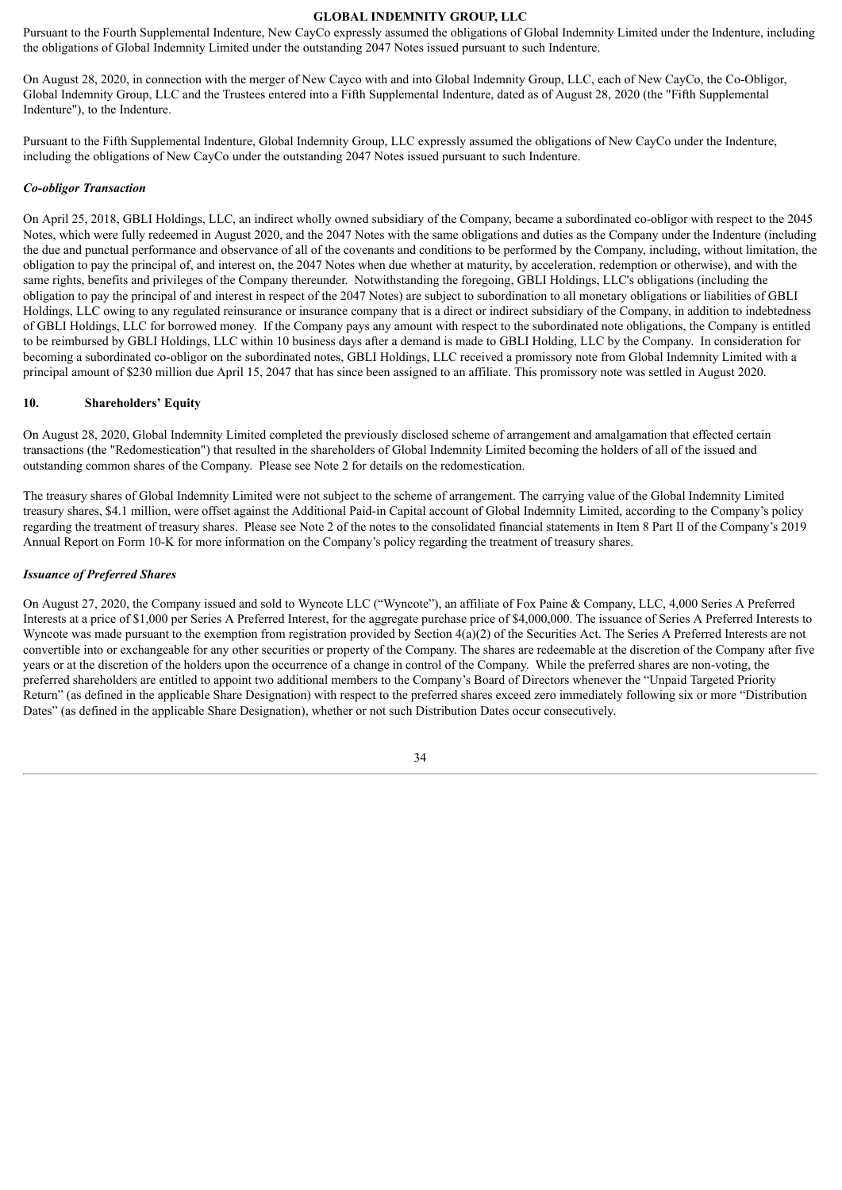Pursuant to the Fourth Supplemental Indenture, New CayCo expressly assumed the obligations of Global Indemnity Limited under the Indenture, including the obligations of Global Indemnity Limited under the outstanding 2047 Notes issued pursuant to such Indenture.

On August 28, 2020, in connection with the merger of New Cayco with and into Global Indemnity Group, LLC, each of New CayCo, the Co-Obligor, Global Indemnity Group, LLC and the Trustees entered into a Fifth Supplemental Indenture, dated as of August 28, 2020 (the "Fifth Supplemental Indenture"), to the Indenture.

Pursuant to the Fifth Supplemental Indenture, Global Indemnity Group, LLC expressly assumed the obligations of New CayCo under the Indenture, including the obligations of New CayCo under the outstanding 2047 Notes issued pursuant to such Indenture.

### *Co-obligor Transaction*

On April 25, 2018, GBLI Holdings, LLC, an indirect wholly owned subsidiary of the Company, became a subordinated co-obligor with respect to the 2045 Notes, which were fully redeemed in August 2020, and the 2047 Notes with the same obligations and duties as the Company under the Indenture (including the due and punctual performance and observance of all of the covenants and conditions to be performed by the Company, including, without limitation, the obligation to pay the principal of, and interest on, the 2047 Notes when due whether at maturity, by acceleration, redemption or otherwise), and with the same rights, benefits and privileges of the Company thereunder. Notwithstanding the foregoing, GBLI Holdings, LLC's obligations (including the obligation to pay the principal of and interest in respect of the 2047 Notes) are subject to subordination to all monetary obligations or liabilities of GBLI Holdings, LLC owing to any regulated reinsurance or insurance company that is a direct or indirect subsidiary of the Company, in addition to indebtedness of GBLI Holdings, LLC for borrowed money. If the Company pays any amount with respect to the subordinated note obligations, the Company is entitled to be reimbursed by GBLI Holdings, LLC within 10 business days after a demand is made to GBLI Holding, LLC by the Company. In consideration for becoming a subordinated co-obligor on the subordinated notes, GBLI Holdings, LLC received a promissory note from Global Indemnity Limited with a principal amount of $230 million due April 15, 2047 that has since been assigned to an affiliate. This promissory note was settled in August 2020.

## 10. Shareholders' Equity

On August 28, 2020, Global Indemnity Limited completed the previously disclosed scheme of arrangement and amalgamation that effected certain transactions (the "Redomestication") that resulted in the shareholders of Global Indemnity Limited becoming the holders of all of the issued and outstanding common shares of the Company. Please see Note 2 for details on the redomestication.

The treasury shares of Global Indemnity Limited were not subject to the scheme of arrangement. The carrying value of the Global Indemnity Limited treasury shares, $4.1 million, were offset against the Additional Paid-in Capital account of Global Indemnity Limited, according to the Company's policy regarding the treatment of treasury shares. Please see Note 2 of the notes to the consolidated financial statements in Item 8 Part II of the Company's 2019 Annual Report on Form 10-K for more information on the Company's policy regarding the treatment of treasury shares.

### *Issuance of Preferred Shares*

On August 27, 2020, the Company issued and sold to Wyncote LLC ("Wyncote"), an affiliate of Fox Paine & Company, LLC, 4,000 Series A Preferred Interests at a price of $1,000 per Series A Preferred Interest, for the aggregate purchase price of $4,000,000. The issuance of Series A Preferred Interests to Wyncote was made pursuant to the exemption from registration provided by Section 4(a)(2) of the Securities Act. The Series A Preferred Interests are not convertible into or exchangeable for any other securities or property of the Company. The shares are redeemable at the discretion of the Company after five years or at the discretion of the holders upon the occurrence of a change in control of the Company. While the preferred shares are non-voting, the preferred shareholders are entitled to appoint two additional members to the Company's Board of Directors whenever the "Unpaid Targeted Priority Return" (as defined in the applicable Share Designation) with respect to the preferred shares exceed zero immediately following six or more "Distribution Dates" (as defined in the applicable Share Designation), whether or not such Distribution Dates occur consecutively.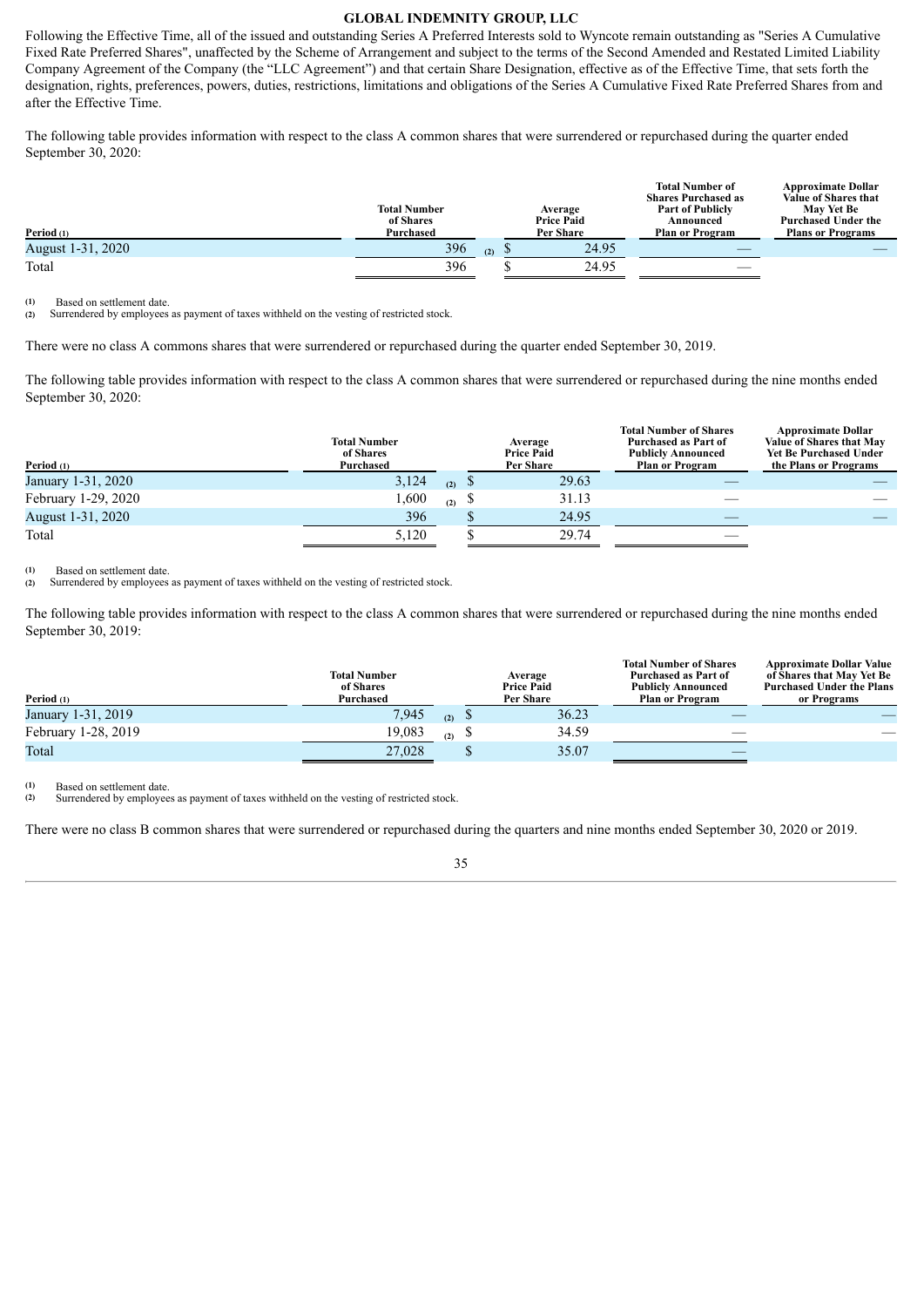Following the Effective Time, all of the issued and outstanding Series A Preferred Interests sold to Wyncote remain outstanding as "Series A Cumulative Fixed Rate Preferred Shares", unaffected by the Scheme of Arrangement and subject to the terms of the Second Amended and Restated Limited Liability Company Agreement of the Company (the "LLC Agreement") and that certain Share Designation, effective as of the Effective Time, that sets forth the designation, rights, preferences, powers, duties, restrictions, limitations and obligations of the Series A Cumulative Fixed Rate Preferred Shares from and after the Effective Time.

The following table provides information with respect to the class A common shares that were surrendered or repurchased during the quarter ended September 30, 2020:

| Period (1) | Total Number of Shares Purchased | Average Price Paid Per Share | Total Number of Shares Purchased as Part of Publicly Announced Plan or Program | Approximate Dollar Value of Shares that May Yet Be Purchased Under the Plans or Programs |
|---|---|---|---|---|
| August 1-31, 2020 | 396 (2) | $ 24.95 | — | — |
| Total | 396 | $ 24.95 | — | |

(1) Based on settlement date.
(2) Surrendered by employees as payment of taxes withheld on the vesting of restricted stock.

There were no class A commons shares that were surrendered or repurchased during the quarter ended September 30, 2019.

The following table provides information with respect to the class A common shares that were surrendered or repurchased during the nine months ended September 30, 2020:

| Period (1) | Total Number of Shares Purchased | Average Price Paid Per Share | Total Number of Shares Purchased as Part of Publicly Announced Plan or Program | Approximate Dollar Value of Shares that May Yet Be Purchased Under the Plans or Programs |
|---|---|---|---|---|
| January 1-31, 2020 | 3,124 (2) | $ 29.63 | — | — |
| February 1-29, 2020 | 1,600 (2) | $ 31.13 | — | — |
| August 1-31, 2020 | 396 | $ 24.95 | — | — |
| Total | 5,120 | $ 29.74 | — | |

(1) Based on settlement date.
(2) Surrendered by employees as payment of taxes withheld on the vesting of restricted stock.

The following table provides information with respect to the class A common shares that were surrendered or repurchased during the nine months ended September 30, 2019:

| Period (1) | Total Number of Shares Purchased | Average Price Paid Per Share | Total Number of Shares Purchased as Part of Publicly Announced Plan or Program | Approximate Dollar Value of Shares that May Yet Be Purchased Under the Plans or Programs |
|---|---|---|---|---|
| January 1-31, 2019 | 7,945 (2) | $ 36.23 | — | — |
| February 1-28, 2019 | 19,083 (2) | $ 34.59 | — | — |
| Total | 27,028 | $ 35.07 | — | |

(1) Based on settlement date.
(2) Surrendered by employees as payment of taxes withheld on the vesting of restricted stock.

There were no class B common shares that were surrendered or repurchased during the quarters and nine months ended September 30, 2020 or 2019.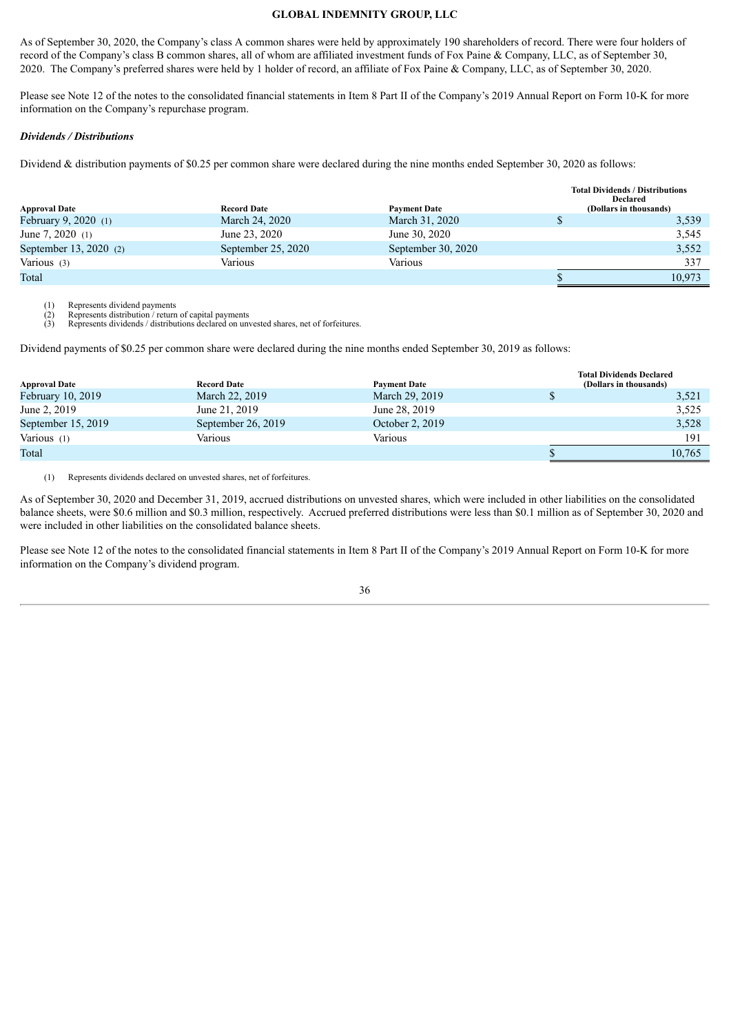As of September 30, 2020, the Company's class A common shares were held by approximately 190 shareholders of record. There were four holders of record of the Company's class B common shares, all of whom are affiliated investment funds of Fox Paine & Company, LLC, as of September 30, 2020. The Company's preferred shares were held by 1 holder of record, an affiliate of Fox Paine & Company, LLC, as of September 30, 2020.

Please see Note 12 of the notes to the consolidated financial statements in Item 8 Part II of the Company's 2019 Annual Report on Form 10-K for more information on the Company's repurchase program.

***Dividends / Distributions***

Dividend & distribution payments of $0.25 per common share were declared during the nine months ended September 30, 2020 as follows:

| Approval Date | Record Date | Payment Date | Total Dividends / Distributions Declared (Dollars in thousands) |
|---|---|---|---|
| February 9, 2020 (1) | March 24, 2020 | March 31, 2020 | $ 3,539 |
| June 7, 2020 (1) | June 23, 2020 | June 30, 2020 | 3,545 |
| September 13, 2020 (2) | September 25, 2020 | September 30, 2020 | 3,552 |
| Various (3) | Various | Various | 337 |
| Total | | | $ 10,973 |

(1) Represents dividend payments
(2) Represents distribution / return of capital payments
(3) Represents dividends / distributions declared on unvested shares, net of forfeitures.

Dividend payments of $0.25 per common share were declared during the nine months ended September 30, 2019 as follows:

| Approval Date | Record Date | Payment Date | Total Dividends Declared (Dollars in thousands) |
|---|---|---|---|
| February 10, 2019 | March 22, 2019 | March 29, 2019 | $ 3,521 |
| June 2, 2019 | June 21, 2019 | June 28, 2019 | 3,525 |
| September 15, 2019 | September 26, 2019 | October 2, 2019 | 3,528 |
| Various (1) | Various | Various | 191 |
| Total | | | $ 10,765 |

(1) Represents dividends declared on unvested shares, net of forfeitures.

As of September 30, 2020 and December 31, 2019, accrued distributions on unvested shares, which were included in other liabilities on the consolidated balance sheets, were $0.6 million and $0.3 million, respectively. Accrued preferred distributions were less than $0.1 million as of September 30, 2020 and were included in other liabilities on the consolidated balance sheets.

Please see Note 12 of the notes to the consolidated financial statements in Item 8 Part II of the Company's 2019 Annual Report on Form 10-K for more information on the Company's dividend program.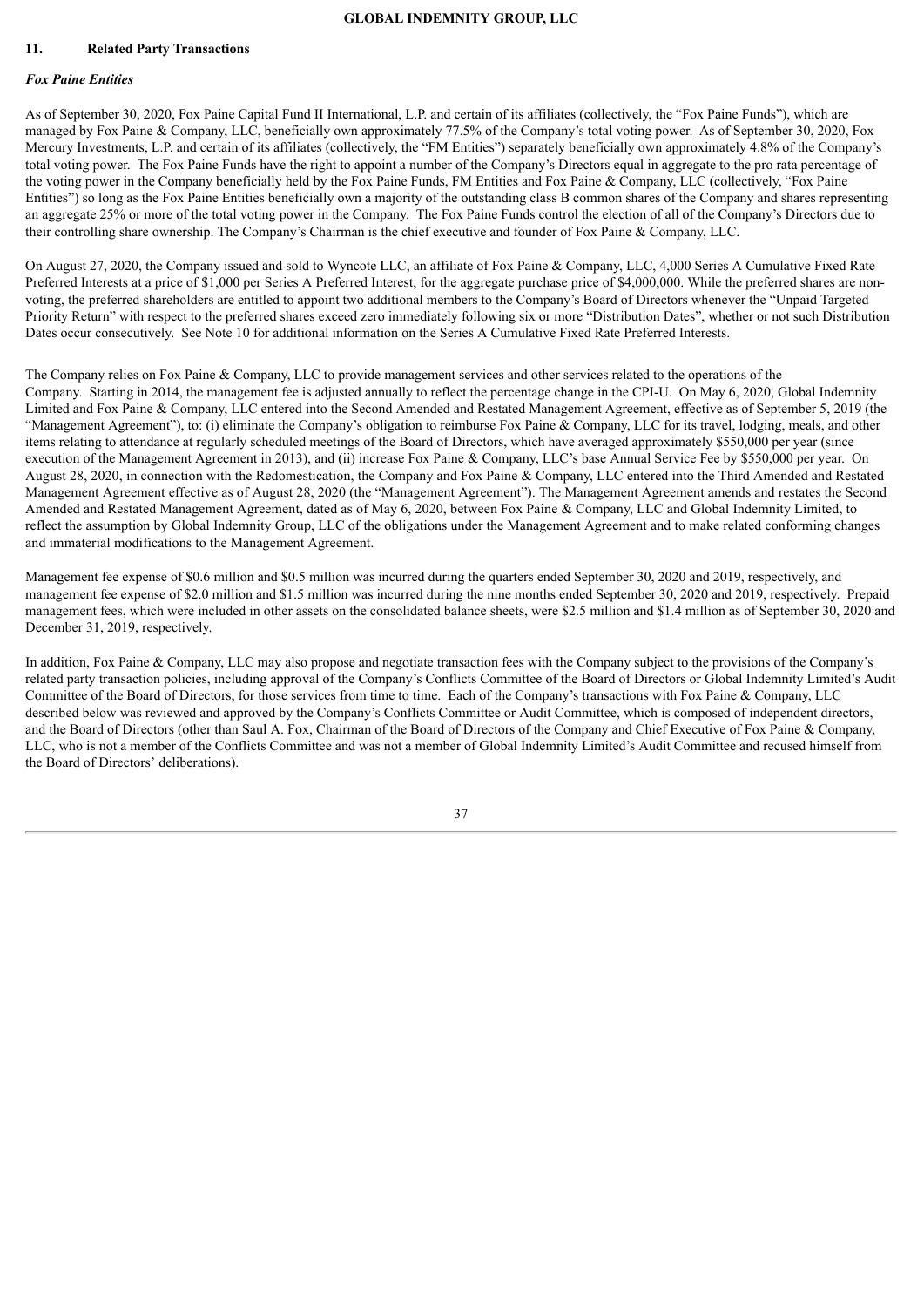## 11. Related Party Transactions

### *Fox Paine Entities*

As of September 30, 2020, Fox Paine Capital Fund II International, L.P. and certain of its affiliates (collectively, the "Fox Paine Funds"), which are managed by Fox Paine & Company, LLC, beneficially own approximately 77.5% of the Company's total voting power. As of September 30, 2020, Fox Mercury Investments, L.P. and certain of its affiliates (collectively, the "FM Entities") separately beneficially own approximately 4.8% of the Company's total voting power. The Fox Paine Funds have the right to appoint a number of the Company's Directors equal in aggregate to the pro rata percentage of the voting power in the Company beneficially held by the Fox Paine Funds, FM Entities and Fox Paine & Company, LLC (collectively, "Fox Paine Entities") so long as the Fox Paine Entities beneficially own a majority of the outstanding class B common shares of the Company and shares representing an aggregate 25% or more of the total voting power in the Company. The Fox Paine Funds control the election of all of the Company's Directors due to their controlling share ownership. The Company's Chairman is the chief executive and founder of Fox Paine & Company, LLC.

On August 27, 2020, the Company issued and sold to Wyncote LLC, an affiliate of Fox Paine & Company, LLC, 4,000 Series A Cumulative Fixed Rate Preferred Interests at a price of $1,000 per Series A Preferred Interest, for the aggregate purchase price of $4,000,000. While the preferred shares are non-voting, the preferred shareholders are entitled to appoint two additional members to the Company's Board of Directors whenever the "Unpaid Targeted Priority Return" with respect to the preferred shares exceed zero immediately following six or more "Distribution Dates", whether or not such Distribution Dates occur consecutively. See Note 10 for additional information on the Series A Cumulative Fixed Rate Preferred Interests.

The Company relies on Fox Paine & Company, LLC to provide management services and other services related to the operations of the Company. Starting in 2014, the management fee is adjusted annually to reflect the percentage change in the CPI-U. On May 6, 2020, Global Indemnity Limited and Fox Paine & Company, LLC entered into the Second Amended and Restated Management Agreement, effective as of September 5, 2019 (the "Management Agreement"), to: (i) eliminate the Company's obligation to reimburse Fox Paine & Company, LLC for its travel, lodging, meals, and other items relating to attendance at regularly scheduled meetings of the Board of Directors, which have averaged approximately $550,000 per year (since execution of the Management Agreement in 2013), and (ii) increase Fox Paine & Company, LLC's base Annual Service Fee by $550,000 per year. On August 28, 2020, in connection with the Redomestication, the Company and Fox Paine & Company, LLC entered into the Third Amended and Restated Management Agreement effective as of August 28, 2020 (the "Management Agreement"). The Management Agreement amends and restates the Second Amended and Restated Management Agreement, dated as of May 6, 2020, between Fox Paine & Company, LLC and Global Indemnity Limited, to reflect the assumption by Global Indemnity Group, LLC of the obligations under the Management Agreement and to make related conforming changes and immaterial modifications to the Management Agreement.

Management fee expense of $0.6 million and $0.5 million was incurred during the quarters ended September 30, 2020 and 2019, respectively, and management fee expense of $2.0 million and $1.5 million was incurred during the nine months ended September 30, 2020 and 2019, respectively. Prepaid management fees, which were included in other assets on the consolidated balance sheets, were $2.5 million and $1.4 million as of September 30, 2020 and December 31, 2019, respectively.

In addition, Fox Paine & Company, LLC may also propose and negotiate transaction fees with the Company subject to the provisions of the Company's related party transaction policies, including approval of the Company's Conflicts Committee of the Board of Directors or Global Indemnity Limited's Audit Committee of the Board of Directors, for those services from time to time. Each of the Company's transactions with Fox Paine & Company, LLC described below was reviewed and approved by the Company's Conflicts Committee or Audit Committee, which is composed of independent directors, and the Board of Directors (other than Saul A. Fox, Chairman of the Board of Directors of the Company and Chief Executive of Fox Paine & Company, LLC, who is not a member of the Conflicts Committee and was not a member of Global Indemnity Limited's Audit Committee and recused himself from the Board of Directors' deliberations).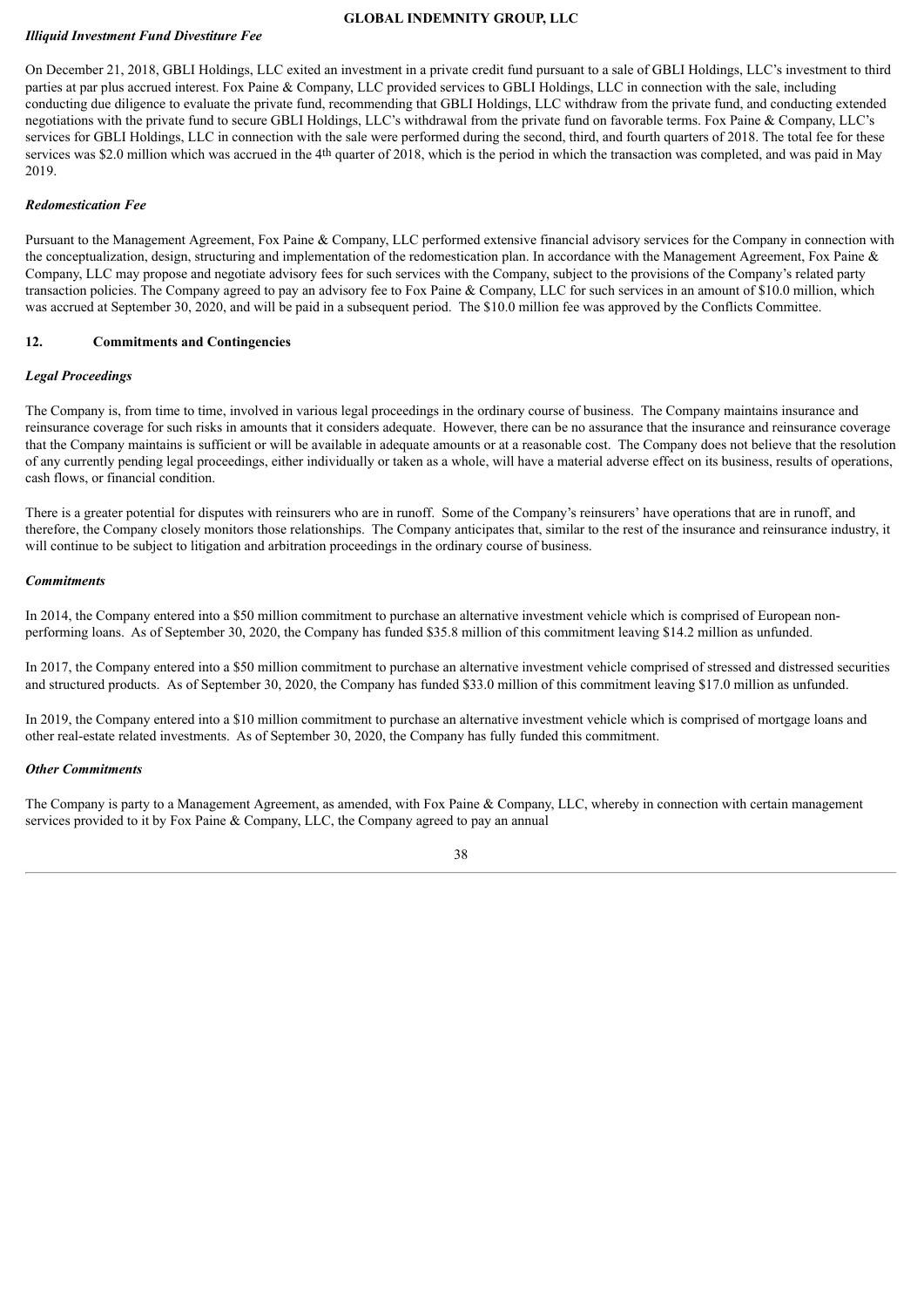### *Illiquid Investment Fund Divestiture Fee*

On December 21, 2018, GBLI Holdings, LLC exited an investment in a private credit fund pursuant to a sale of GBLI Holdings, LLC's investment to third parties at par plus accrued interest. Fox Paine & Company, LLC provided services to GBLI Holdings, LLC in connection with the sale, including conducting due diligence to evaluate the private fund, recommending that GBLI Holdings, LLC withdraw from the private fund, and conducting extended negotiations with the private fund to secure GBLI Holdings, LLC's withdrawal from the private fund on favorable terms. Fox Paine & Company, LLC's services for GBLI Holdings, LLC in connection with the sale were performed during the second, third, and fourth quarters of 2018. The total fee for these services was $2.0 million which was accrued in the 4th quarter of 2018, which is the period in which the transaction was completed, and was paid in May 2019.

### *Redomestication Fee*

Pursuant to the Management Agreement, Fox Paine & Company, LLC performed extensive financial advisory services for the Company in connection with the conceptualization, design, structuring and implementation of the redomestication plan. In accordance with the Management Agreement, Fox Paine & Company, LLC may propose and negotiate advisory fees for such services with the Company, subject to the provisions of the Company's related party transaction policies. The Company agreed to pay an advisory fee to Fox Paine & Company, LLC for such services in an amount of $10.0 million, which was accrued at September 30, 2020, and will be paid in a subsequent period. The $10.0 million fee was approved by the Conflicts Committee.

## 12. Commitments and Contingencies

### *Legal Proceedings*

The Company is, from time to time, involved in various legal proceedings in the ordinary course of business. The Company maintains insurance and reinsurance coverage for such risks in amounts that it considers adequate. However, there can be no assurance that the insurance and reinsurance coverage that the Company maintains is sufficient or will be available in adequate amounts or at a reasonable cost. The Company does not believe that the resolution of any currently pending legal proceedings, either individually or taken as a whole, will have a material adverse effect on its business, results of operations, cash flows, or financial condition.

There is a greater potential for disputes with reinsurers who are in runoff. Some of the Company's reinsurers' have operations that are in runoff, and therefore, the Company closely monitors those relationships. The Company anticipates that, similar to the rest of the insurance and reinsurance industry, it will continue to be subject to litigation and arbitration proceedings in the ordinary course of business.

### *Commitments*

In 2014, the Company entered into a $50 million commitment to purchase an alternative investment vehicle which is comprised of European non-performing loans. As of September 30, 2020, the Company has funded $35.8 million of this commitment leaving $14.2 million as unfunded.

In 2017, the Company entered into a $50 million commitment to purchase an alternative investment vehicle comprised of stressed and distressed securities and structured products. As of September 30, 2020, the Company has funded $33.0 million of this commitment leaving $17.0 million as unfunded.

In 2019, the Company entered into a $10 million commitment to purchase an alternative investment vehicle which is comprised of mortgage loans and other real-estate related investments. As of September 30, 2020, the Company has fully funded this commitment.

### *Other Commitments*

The Company is party to a Management Agreement, as amended, with Fox Paine & Company, LLC, whereby in connection with certain management services provided to it by Fox Paine & Company, LLC, the Company agreed to pay an annual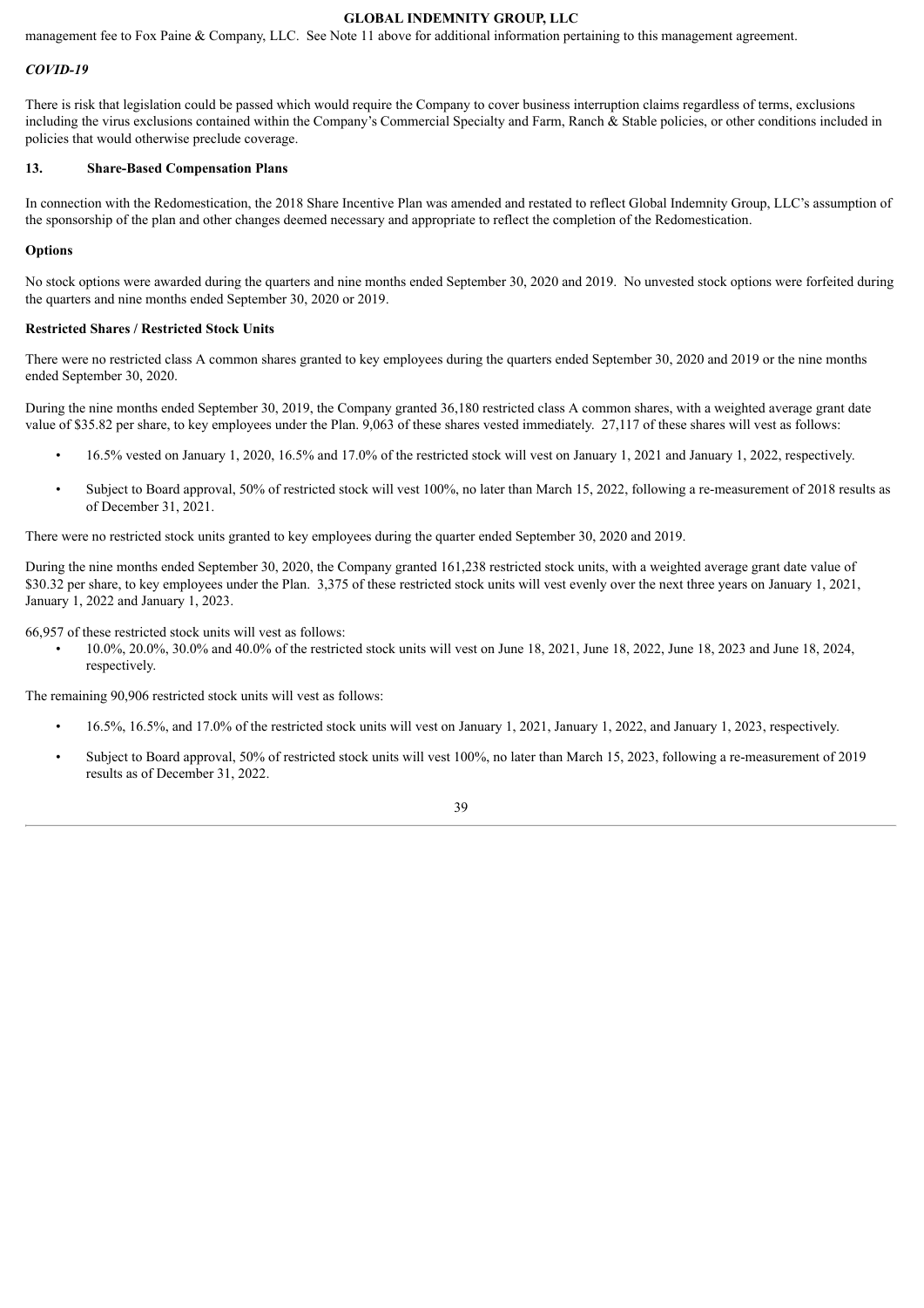management fee to Fox Paine & Company, LLC. See Note 11 above for additional information pertaining to this management agreement.

### *COVID-19*

There is risk that legislation could be passed which would require the Company to cover business interruption claims regardless of terms, exclusions including the virus exclusions contained within the Company's Commercial Specialty and Farm, Ranch & Stable policies, or other conditions included in policies that would otherwise preclude coverage.

## 13. Share-Based Compensation Plans

In connection with the Redomestication, the 2018 Share Incentive Plan was amended and restated to reflect Global Indemnity Group, LLC's assumption of the sponsorship of the plan and other changes deemed necessary and appropriate to reflect the completion of the Redomestication.

### Options

No stock options were awarded during the quarters and nine months ended September 30, 2020 and 2019. No unvested stock options were forfeited during the quarters and nine months ended September 30, 2020 or 2019.

### Restricted Shares / Restricted Stock Units

There were no restricted class A common shares granted to key employees during the quarters ended September 30, 2020 and 2019 or the nine months ended September 30, 2020.

During the nine months ended September 30, 2019, the Company granted 36,180 restricted class A common shares, with a weighted average grant date value of $35.82 per share, to key employees under the Plan. 9,063 of these shares vested immediately. 27,117 of these shares will vest as follows:

- 16.5% vested on January 1, 2020, 16.5% and 17.0% of the restricted stock will vest on January 1, 2021 and January 1, 2022, respectively.
- Subject to Board approval, 50% of restricted stock will vest 100%, no later than March 15, 2022, following a re-measurement of 2018 results as of December 31, 2021.

There were no restricted stock units granted to key employees during the quarter ended September 30, 2020 and 2019.

During the nine months ended September 30, 2020, the Company granted 161,238 restricted stock units, with a weighted average grant date value of $30.32 per share, to key employees under the Plan. 3,375 of these restricted stock units will vest evenly over the next three years on January 1, 2021, January 1, 2022 and January 1, 2023.

66,957 of these restricted stock units will vest as follows:

- 10.0%, 20.0%, 30.0% and 40.0% of the restricted stock units will vest on June 18, 2021, June 18, 2022, June 18, 2023 and June 18, 2024, respectively.

The remaining 90,906 restricted stock units will vest as follows:

- 16.5%, 16.5%, and 17.0% of the restricted stock units will vest on January 1, 2021, January 1, 2022, and January 1, 2023, respectively.
- Subject to Board approval, 50% of restricted stock units will vest 100%, no later than March 15, 2023, following a re-measurement of 2019 results as of December 31, 2022.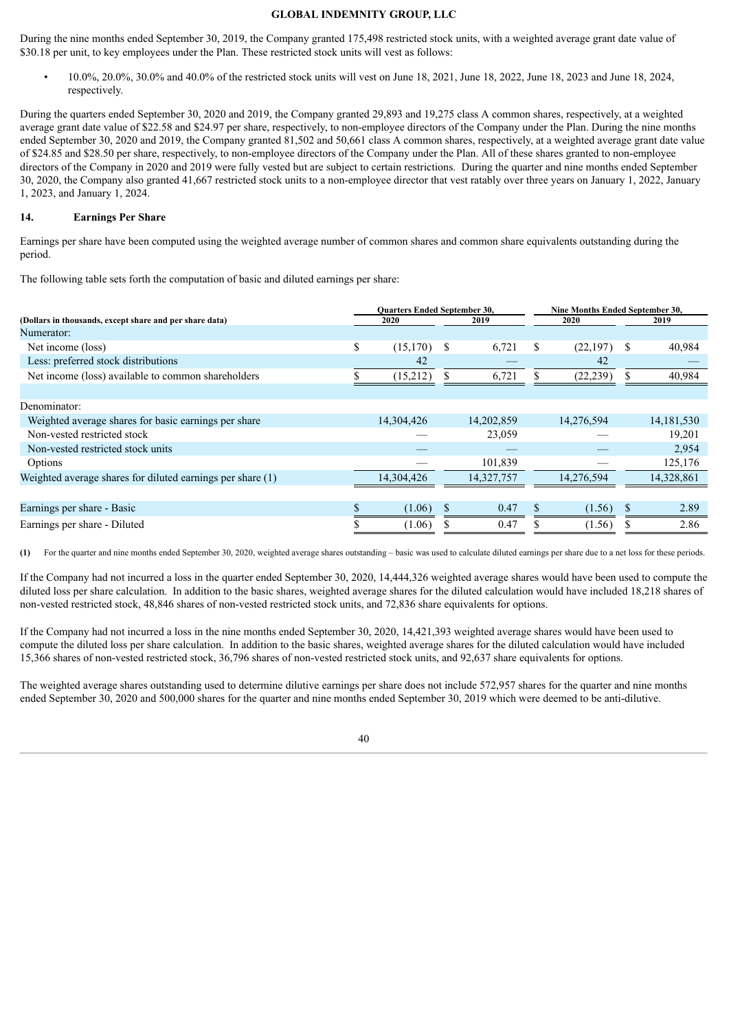During the nine months ended September 30, 2019, the Company granted 175,498 restricted stock units, with a weighted average grant date value of $30.18 per unit, to key employees under the Plan. These restricted stock units will vest as follows:

- 10.0%, 20.0%, 30.0% and 40.0% of the restricted stock units will vest on June 18, 2021, June 18, 2022, June 18, 2023 and June 18, 2024, respectively.

During the quarters ended September 30, 2020 and 2019, the Company granted 29,893 and 19,275 class A common shares, respectively, at a weighted average grant date value of $22.58 and $24.97 per share, respectively, to non-employee directors of the Company under the Plan. During the nine months ended September 30, 2020 and 2019, the Company granted 81,502 and 50,661 class A common shares, respectively, at a weighted average grant date value of $24.85 and $28.50 per share, respectively, to non-employee directors of the Company under the Plan. All of these shares granted to non-employee directors of the Company in 2020 and 2019 were fully vested but are subject to certain restrictions. During the quarter and nine months ended September 30, 2020, the Company also granted 41,667 restricted stock units to a non-employee director that vest ratably over three years on January 1, 2022, January 1, 2023, and January 1, 2024.

## 14. Earnings Per Share

Earnings per share have been computed using the weighted average number of common shares and common share equivalents outstanding during the period.

The following table sets forth the computation of basic and diluted earnings per share:

| (Dollars in thousands, except share and per share data) | Quarters Ended September 30, 2020 | Quarters Ended September 30, 2019 | Nine Months Ended September 30, 2020 | Nine Months Ended September 30, 2019 |
|---|---|---|---|---|
| Numerator: | | | | |
| Net income (loss) | $ (15,170) | $ 6,721 | $ (22,197) | $ 40,984 |
| Less: preferred stock distributions | 42 | — | 42 | — |
| Net income (loss) available to common shareholders | $ (15,212) | $ 6,721 | $ (22,239) | $ 40,984 |
| | | | | |
| Denominator: | | | | |
| Weighted average shares for basic earnings per share | 14,304,426 | 14,202,859 | 14,276,594 | 14,181,530 |
| Non-vested restricted stock | — | 23,059 | — | 19,201 |
| Non-vested restricted stock units | — | — | — | 2,954 |
| Options | — | 101,839 | — | 125,176 |
| Weighted average shares for diluted earnings per share (1) | 14,304,426 | 14,327,757 | 14,276,594 | 14,328,861 |
| | | | | |
| Earnings per share - Basic | $ (1.06) | $ 0.47 | $ (1.56) | $ 2.89 |
| Earnings per share - Diluted | $ (1.06) | $ 0.47 | $ (1.56) | $ 2.86 |

**(1)** For the quarter and nine months ended September 30, 2020, weighted average shares outstanding – basic was used to calculate diluted earnings per share due to a net loss for these periods.

If the Company had not incurred a loss in the quarter ended September 30, 2020, 14,444,326 weighted average shares would have been used to compute the diluted loss per share calculation. In addition to the basic shares, weighted average shares for the diluted calculation would have included 18,218 shares of non-vested restricted stock, 48,846 shares of non-vested restricted stock units, and 72,836 share equivalents for options.

If the Company had not incurred a loss in the nine months ended September 30, 2020, 14,421,393 weighted average shares would have been used to compute the diluted loss per share calculation. In addition to the basic shares, weighted average shares for the diluted calculation would have included 15,366 shares of non-vested restricted stock, 36,796 shares of non-vested restricted stock units, and 92,637 share equivalents for options.

The weighted average shares outstanding used to determine dilutive earnings per share does not include 572,957 shares for the quarter and nine months ended September 30, 2020 and 500,000 shares for the quarter and nine months ended September 30, 2019 which were deemed to be anti-dilutive.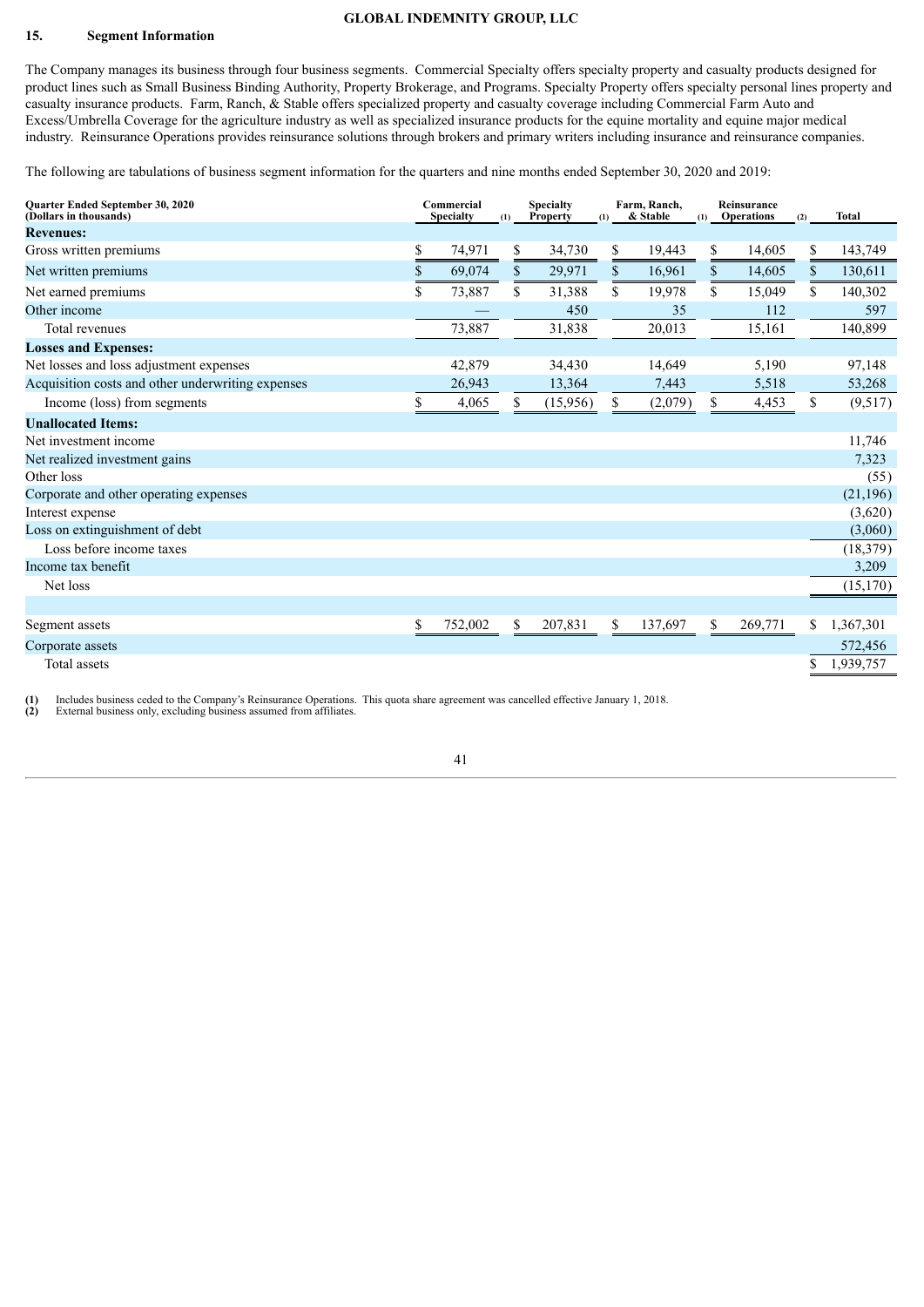## 15. Segment Information

The Company manages its business through four business segments. Commercial Specialty offers specialty property and casualty products designed for product lines such as Small Business Binding Authority, Property Brokerage, and Programs. Specialty Property offers specialty personal lines property and casualty insurance products. Farm, Ranch, & Stable offers specialized property and casualty coverage including Commercial Farm Auto and Excess/Umbrella Coverage for the agriculture industry as well as specialized insurance products for the equine mortality and equine major medical industry. Reinsurance Operations provides reinsurance solutions through brokers and primary writers including insurance and reinsurance companies.

The following are tabulations of business segment information for the quarters and nine months ended September 30, 2020 and 2019:

| Quarter Ended September 30, 2020 (Dollars in thousands) | Commercial Specialty (1) | Specialty Property (1) | Farm, Ranch, & Stable (1) | Reinsurance Operations (2) | Total |
|---|---|---|---|---|---|
| **Revenues:** | | | | | |
| Gross written premiums | $ 74,971 | $ 34,730 | $ 19,443 | $ 14,605 | $ 143,749 |
| Net written premiums | $ 69,074 | $ 29,971 | $ 16,961 | $ 14,605 | $ 130,611 |
| Net earned premiums | $ 73,887 | $ 31,388 | $ 19,978 | $ 15,049 | $ 140,302 |
| Other income | — | 450 | 35 | 112 | 597 |
| Total revenues | 73,887 | 31,838 | 20,013 | 15,161 | 140,899 |
| **Losses and Expenses:** | | | | | |
| Net losses and loss adjustment expenses | 42,879 | 34,430 | 14,649 | 5,190 | 97,148 |
| Acquisition costs and other underwriting expenses | 26,943 | 13,364 | 7,443 | 5,518 | 53,268 |
| Income (loss) from segments | $ 4,065 | $ (15,956) | $ (2,079) | $ 4,453 | $ (9,517) |
| **Unallocated Items:** | | | | | |
| Net investment income | | | | | 11,746 |
| Net realized investment gains | | | | | 7,323 |
| Other loss | | | | | (55) |
| Corporate and other operating expenses | | | | | (21,196) |
| Interest expense | | | | | (3,620) |
| Loss on extinguishment of debt | | | | | (3,060) |
| Loss before income taxes | | | | | (18,379) |
| Income tax benefit | | | | | 3,209 |
| Net loss | | | | | (15,170) |
| | | | | | |
| Segment assets | $ 752,002 | $ 207,831 | $ 137,697 | $ 269,771 | $ 1,367,301 |
| Corporate assets | | | | | 572,456 |
| Total assets | | | | | $ 1,939,757 |

(1) Includes business ceded to the Company's Reinsurance Operations. This quota share agreement was cancelled effective January 1, 2018.
(2) External business only, excluding business assumed from affiliates.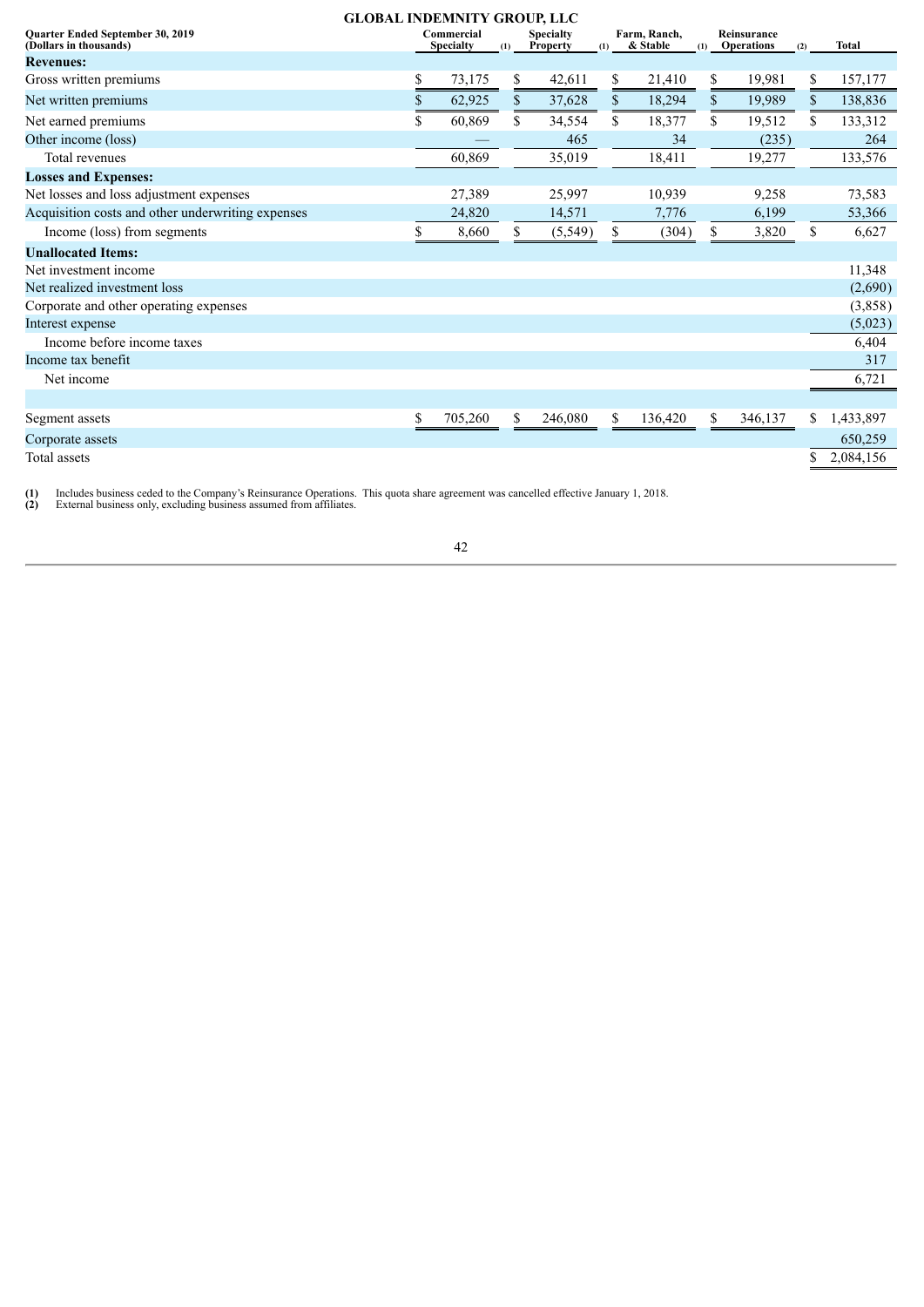**GLOBAL INDEMNITY GROUP, LLC**

| Quarter Ended September 30, 2019 (Dollars in thousands) | Commercial Specialty (1) | Specialty Property (1) | Farm, Ranch, & Stable (1) | Reinsurance Operations (2) | Total |
|---|---|---|---|---|---|
| **Revenues:** | | | | | |
| Gross written premiums | $ 73,175 | $ 42,611 | $ 21,410 | $ 19,981 | $ 157,177 |
| Net written premiums | $ 62,925 | $ 37,628 | $ 18,294 | $ 19,989 | $ 138,836 |
| Net earned premiums | $ 60,869 | $ 34,554 | $ 18,377 | $ 19,512 | $ 133,312 |
| Other income (loss) | — | 465 | 34 | (235) | 264 |
| Total revenues | 60,869 | 35,019 | 18,411 | 19,277 | 133,576 |
| **Losses and Expenses:** | | | | | |
| Net losses and loss adjustment expenses | 27,389 | 25,997 | 10,939 | 9,258 | 73,583 |
| Acquisition costs and other underwriting expenses | 24,820 | 14,571 | 7,776 | 6,199 | 53,366 |
| Income (loss) from segments | $ 8,660 | $ (5,549) | $ (304) | $ 3,820 | $ 6,627 |
| **Unallocated Items:** | | | | | |
| Net investment income | | | | | 11,348 |
| Net realized investment loss | | | | | (2,690) |
| Corporate and other operating expenses | | | | | (3,858) |
| Interest expense | | | | | (5,023) |
| Income before income taxes | | | | | 6,404 |
| Income tax benefit | | | | | 317 |
| Net income | | | | | 6,721 |
| | | | | | |
| Segment assets | $ 705,260 | $ 246,080 | $ 136,420 | $ 346,137 | $ 1,433,897 |
| Corporate assets | | | | | 650,259 |
| Total assets | | | | | $ 2,084,156 |

(1) Includes business ceded to the Company's Reinsurance Operations. This quota share agreement was cancelled effective January 1, 2018.
(2) External business only, excluding business assumed from affiliates.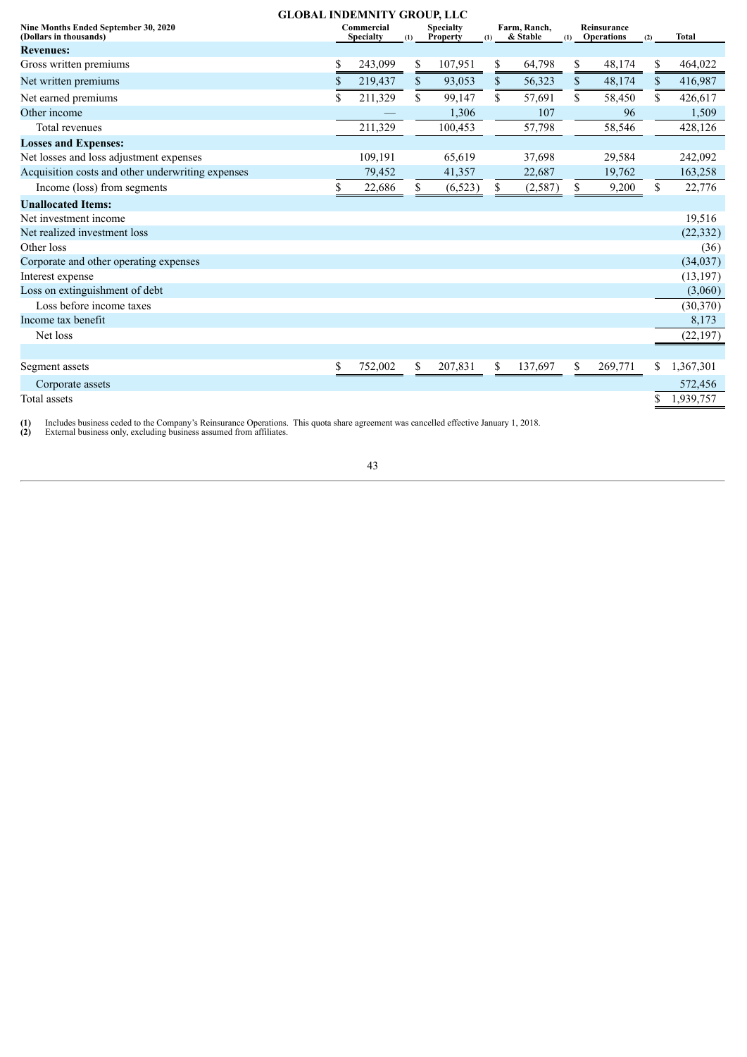**GLOBAL INDEMNITY GROUP, LLC**

| Nine Months Ended September 30, 2020 (Dollars in thousands) | Commercial Specialty [(1)] | Specialty Property [(1)] | Farm, Ranch, & Stable [(1)] | Reinsurance Operations [(2)] | Total |
|---|---|---|---|---|---|
| **Revenues:** | | | | | |
| Gross written premiums | $ 243,099 | $ 107,951 | $ 64,798 | $ 48,174 | $ 464,022 |
| Net written premiums | $ 219,437 | $ 93,053 | $ 56,323 | $ 48,174 | $ 416,987 |
| Net earned premiums | $ 211,329 | $ 99,147 | $ 57,691 | $ 58,450 | $ 426,617 |
| Other income | — | 1,306 | 107 | 96 | 1,509 |
| Total revenues | 211,329 | 100,453 | 57,798 | 58,546 | 428,126 |
| **Losses and Expenses:** | | | | | |
| Net losses and loss adjustment expenses | 109,191 | 65,619 | 37,698 | 29,584 | 242,092 |
| Acquisition costs and other underwriting expenses | 79,452 | 41,357 | 22,687 | 19,762 | 163,258 |
| Income (loss) from segments | $ 22,686 | $ (6,523) | $ (2,587) | $ 9,200 | $ 22,776 |
| **Unallocated Items:** | | | | | |
| Net investment income | | | | | 19,516 |
| Net realized investment loss | | | | | (22,332) |
| Other loss | | | | | (36) |
| Corporate and other operating expenses | | | | | (34,037) |
| Interest expense | | | | | (13,197) |
| Loss on extinguishment of debt | | | | | (3,060) |
| Loss before income taxes | | | | | (30,370) |
| Income tax benefit | | | | | 8,173 |
| Net loss | | | | | (22,197) |
| | | | | | |
| Segment assets | $ 752,002 | $ 207,831 | $ 137,697 | $ 269,771 | $ 1,367,301 |
| Corporate assets | | | | | 572,456 |
| Total assets | | | | | $ 1,939,757 |

**(1)** Includes business ceded to the Company's Reinsurance Operations. This quota share agreement was cancelled effective January 1, 2018.
**(2)** External business only, excluding business assumed from affiliates.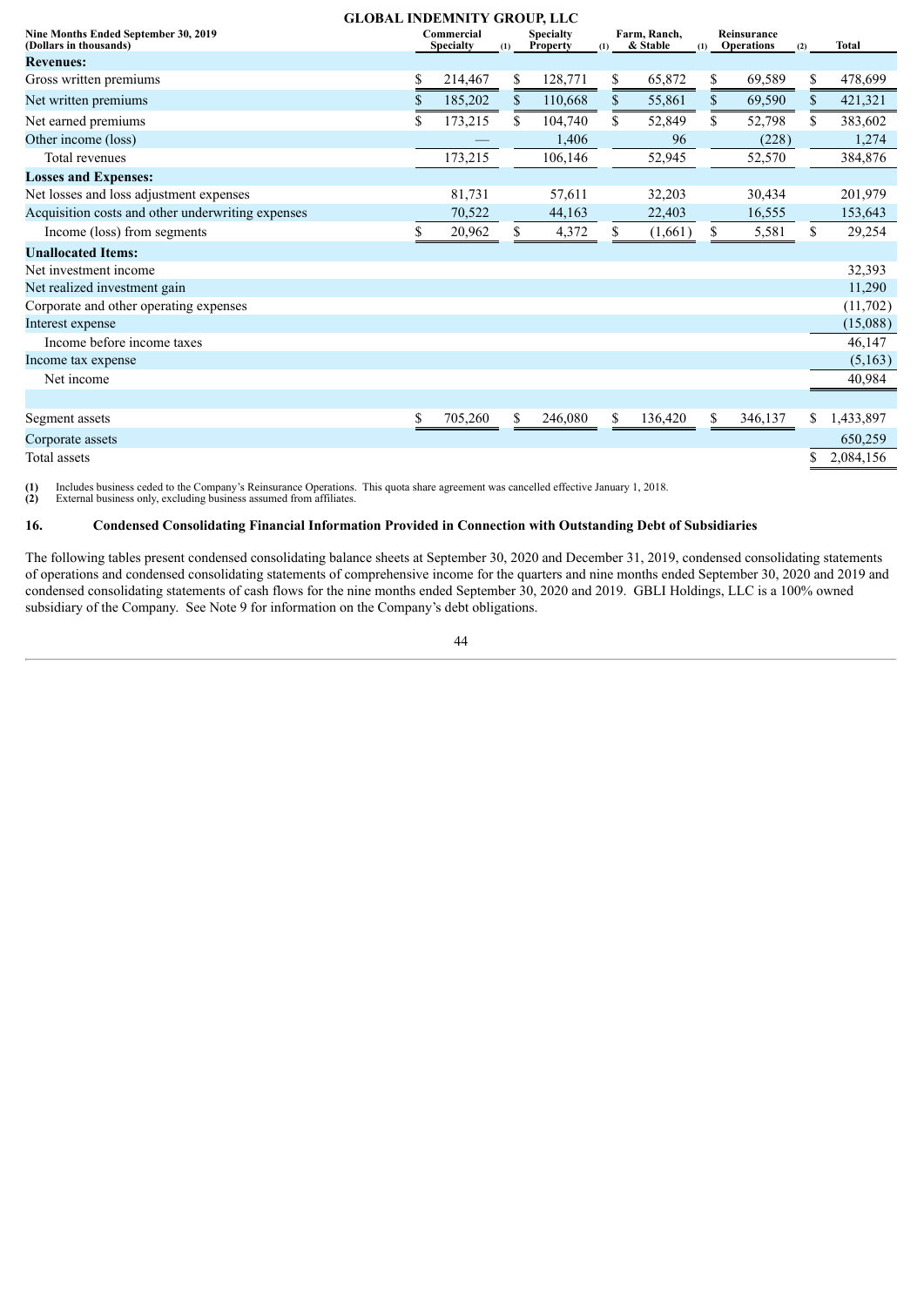GLOBAL INDEMNITY GROUP, LLC

| Nine Months Ended September 30, 2019 (Dollars in thousands) | Commercial Specialty (1) | Specialty Property (1) | Farm, Ranch, & Stable (1) | Reinsurance Operations (2) | Total |
|---|---|---|---|---|---|
| **Revenues:** | | | | | |
| Gross written premiums | $ 214,467 | $ 128,771 | $ 65,872 | $ 69,589 | $ 478,699 |
| Net written premiums | $ 185,202 | $ 110,668 | $ 55,861 | $ 69,590 | $ 421,321 |
| Net earned premiums | $ 173,215 | $ 104,740 | $ 52,849 | $ 52,798 | $ 383,602 |
| Other income (loss) | — | 1,406 | 96 | (228) | 1,274 |
| Total revenues | 173,215 | 106,146 | 52,945 | 52,570 | 384,876 |
| **Losses and Expenses:** | | | | | |
| Net losses and loss adjustment expenses | 81,731 | 57,611 | 32,203 | 30,434 | 201,979 |
| Acquisition costs and other underwriting expenses | 70,522 | 44,163 | 22,403 | 16,555 | 153,643 |
| Income (loss) from segments | $ 20,962 | $ 4,372 | $ (1,661) | $ 5,581 | $ 29,254 |
| **Unallocated Items:** | | | | | |
| Net investment income | | | | | 32,393 |
| Net realized investment gain | | | | | 11,290 |
| Corporate and other operating expenses | | | | | (11,702) |
| Interest expense | | | | | (15,088) |
| Income before income taxes | | | | | 46,147 |
| Income tax expense | | | | | (5,163) |
| Net income | | | | | 40,984 |
| | | | | | |
| Segment assets | $ 705,260 | $ 246,080 | $ 136,420 | $ 346,137 | $ 1,433,897 |
| Corporate assets | | | | | 650,259 |
| Total assets | | | | | $ 2,084,156 |

**(1)** Includes business ceded to the Company's Reinsurance Operations. This quota share agreement was cancelled effective January 1, 2018.
**(2)** External business only, excluding business assumed from affiliates.

## 16. Condensed Consolidating Financial Information Provided in Connection with Outstanding Debt of Subsidiaries

The following tables present condensed consolidating balance sheets at September 30, 2020 and December 31, 2019, condensed consolidating statements of operations and condensed consolidating statements of comprehensive income for the quarters and nine months ended September 30, 2020 and 2019 and condensed consolidating statements of cash flows for the nine months ended September 30, 2020 and 2019. GBLI Holdings, LLC is a 100% owned subsidiary of the Company. See Note 9 for information on the Company's debt obligations.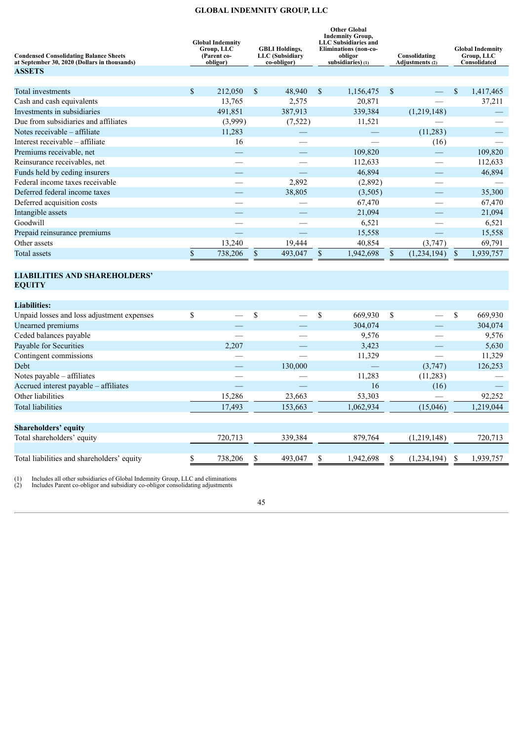**GLOBAL INDEMNITY GROUP, LLC**

| Condensed Consolidating Balance Sheets at September 30, 2020 (Dollars in thousands) | Global Indemnity Group, LLC (Parent co-obligor) | GBLI Holdings, LLC (Subsidiary co-obligor) | Other Global Indemnity Group, LLC Subsidiaries and Eliminations (non-co-obligor subsidiaries) (1) | Consolidating Adjustments (2) | Global Indemnity Group, LLC Consolidated |
|---|---|---|---|---|---|
| **ASSETS** | | | | | |
| Total investments | $ 212,050 | $ 48,940 | $ 1,156,475 | $ — | $ 1,417,465 |
| Cash and cash equivalents | 13,765 | 2,575 | 20,871 | — | 37,211 |
| Investments in subsidiaries | 491,851 | 387,913 | 339,384 | (1,219,148) | — |
| Due from subsidiaries and affiliates | (3,999) | (7,522) | 11,521 | — | — |
| Notes receivable – affiliate | 11,283 | — | — | (11,283) | — |
| Interest receivable – affiliate | 16 | — | — | (16) | — |
| Premiums receivable, net | — | — | 109,820 | — | 109,820 |
| Reinsurance receivables, net | — | — | 112,633 | — | 112,633 |
| Funds held by ceding insurers | — | — | 46,894 | — | 46,894 |
| Federal income taxes receivable | — | 2,892 | (2,892) | — | — |
| Deferred federal income taxes | — | 38,805 | (3,505) | — | 35,300 |
| Deferred acquisition costs | — | — | 67,470 | — | 67,470 |
| Intangible assets | — | — | 21,094 | — | 21,094 |
| Goodwill | — | — | 6,521 | — | 6,521 |
| Prepaid reinsurance premiums | — | — | 15,558 | — | 15,558 |
| Other assets | 13,240 | 19,444 | 40,854 | (3,747) | 69,791 |
| Total assets | $ 738,206 | $ 493,047 | $ 1,942,698 | $ (1,234,194) | $ 1,939,757 |
| **LIABILITIES AND SHAREHOLDERS' EQUITY** | | | | | |
| **Liabilities:** | | | | | |
| Unpaid losses and loss adjustment expenses | $ — | $ — | $ 669,930 | $ — | $ 669,930 |
| Unearned premiums | — | — | 304,074 | — | 304,074 |
| Ceded balances payable | — | — | 9,576 | — | 9,576 |
| Payable for Securities | 2,207 | — | 3,423 | — | 5,630 |
| Contingent commissions | — | — | 11,329 | — | 11,329 |
| Debt | — | 130,000 | — | (3,747) | 126,253 |
| Notes payable – affiliates | — | — | 11,283 | (11,283) | — |
| Accrued interest payable – affiliates | — | — | 16 | (16) | — |
| Other liabilities | 15,286 | 23,663 | 53,303 | — | 92,252 |
| Total liabilities | 17,493 | 153,663 | 1,062,934 | (15,046) | 1,219,044 |
| **Shareholders' equity** | | | | | |
| Total shareholders' equity | 720,713 | 339,384 | 879,764 | (1,219,148) | 720,713 |
| Total liabilities and shareholders' equity | $ 738,206 | $ 493,047 | $ 1,942,698 | $ (1,234,194) | $ 1,939,757 |

(1) Includes all other subsidiaries of Global Indemnity Group, LLC and eliminations
(2) Includes Parent co-obligor and subsidiary co-obligor consolidating adjustments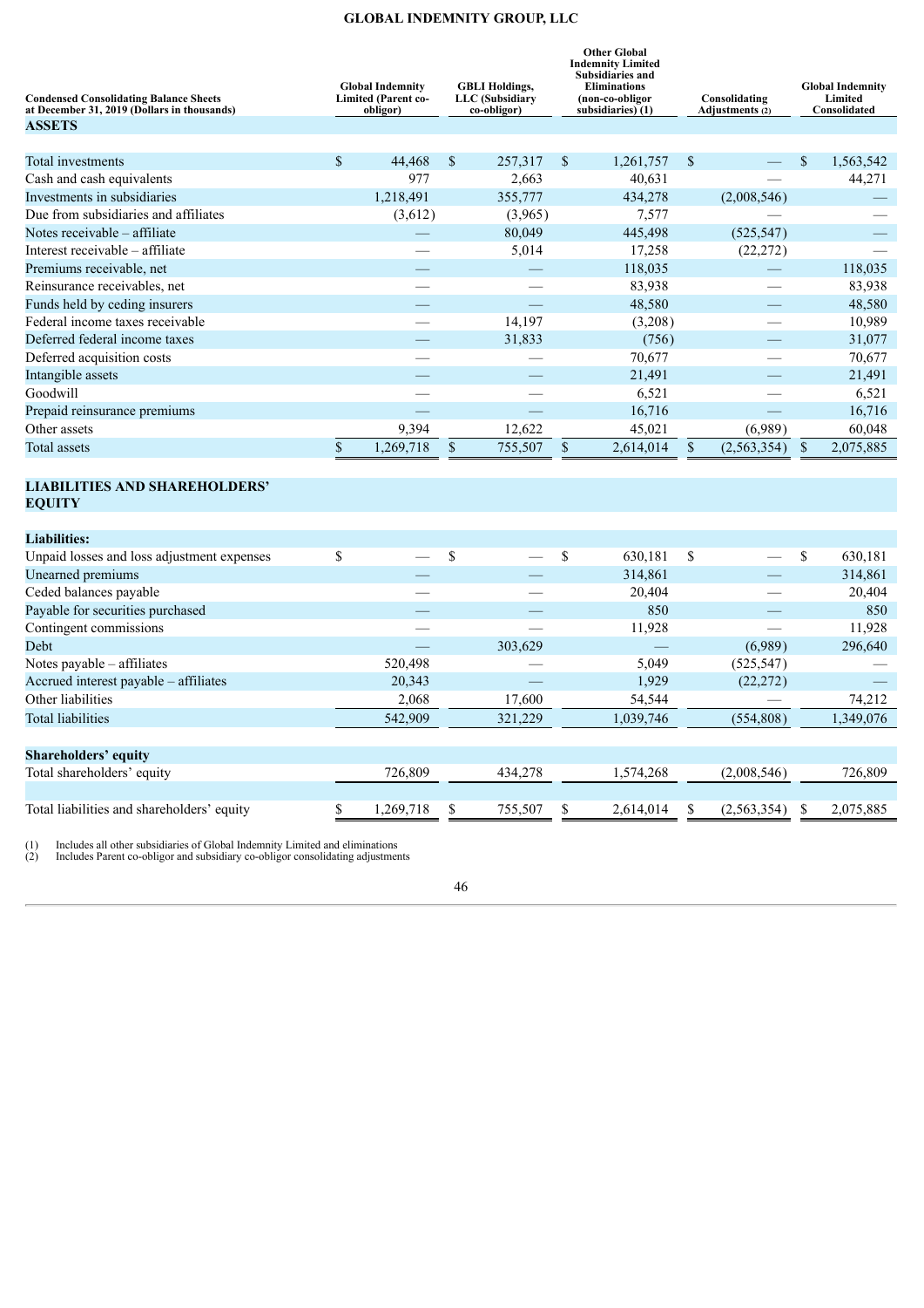# GLOBAL INDEMNITY GROUP, LLC

| Condensed Consolidating Balance Sheets at December 31, 2019 (Dollars in thousands) | Global Indemnity Limited (Parent co-obligor) | GBLI Holdings, LLC (Subsidiary co-obligor) | Other Global Indemnity Limited Subsidiaries and Eliminations (non-co-obligor subsidiaries) (1) | Consolidating Adjustments (2) | Global Indemnity Limited Consolidated |
|---|---|---|---|---|---|
| **ASSETS** | | | | | |
| Total investments | $ 44,468 | $ 257,317 | $ 1,261,757 | $ — | $ 1,563,542 |
| Cash and cash equivalents | 977 | 2,663 | 40,631 | — | 44,271 |
| Investments in subsidiaries | 1,218,491 | 355,777 | 434,278 | (2,008,546) | — |
| Due from subsidiaries and affiliates | (3,612) | (3,965) | 7,577 | — | — |
| Notes receivable – affiliate | — | 80,049 | 445,498 | (525,547) | — |
| Interest receivable – affiliate | — | 5,014 | 17,258 | (22,272) | — |
| Premiums receivable, net | — | — | 118,035 | — | 118,035 |
| Reinsurance receivables, net | — | — | 83,938 | — | 83,938 |
| Funds held by ceding insurers | — | — | 48,580 | — | 48,580 |
| Federal income taxes receivable | — | 14,197 | (3,208) | — | 10,989 |
| Deferred federal income taxes | — | 31,833 | (756) | — | 31,077 |
| Deferred acquisition costs | — | — | 70,677 | — | 70,677 |
| Intangible assets | — | — | 21,491 | — | 21,491 |
| Goodwill | — | — | 6,521 | — | 6,521 |
| Prepaid reinsurance premiums | — | — | 16,716 | — | 16,716 |
| Other assets | 9,394 | 12,622 | 45,021 | (6,989) | 60,048 |
| Total assets | $ 1,269,718 | $ 755,507 | $ 2,614,014 | $ (2,563,354) | $ 2,075,885 |
| **LIABILITIES AND SHAREHOLDERS' EQUITY** | | | | | |
| **Liabilities:** | | | | | |
| Unpaid losses and loss adjustment expenses | $ — | $ — | $ 630,181 | $ — | $ 630,181 |
| Unearned premiums | — | — | 314,861 | — | 314,861 |
| Ceded balances payable | — | — | 20,404 | — | 20,404 |
| Payable for securities purchased | — | — | 850 | — | 850 |
| Contingent commissions | — | — | 11,928 | — | 11,928 |
| Debt | — | 303,629 | — | (6,989) | 296,640 |
| Notes payable – affiliates | 520,498 | — | 5,049 | (525,547) | — |
| Accrued interest payable – affiliates | 20,343 | — | 1,929 | (22,272) | — |
| Other liabilities | 2,068 | 17,600 | 54,544 | — | 74,212 |
| Total liabilities | 542,909 | 321,229 | 1,039,746 | (554,808) | 1,349,076 |
| **Shareholders' equity** | | | | | |
| Total shareholders' equity | 726,809 | 434,278 | 1,574,268 | (2,008,546) | 726,809 |
| Total liabilities and shareholders' equity | $ 1,269,718 | $ 755,507 | $ 2,614,014 | $ (2,563,354) | $ 2,075,885 |

(1) Includes all other subsidiaries of Global Indemnity Limited and eliminations
(2) Includes Parent co-obligor and subsidiary co-obligor consolidating adjustments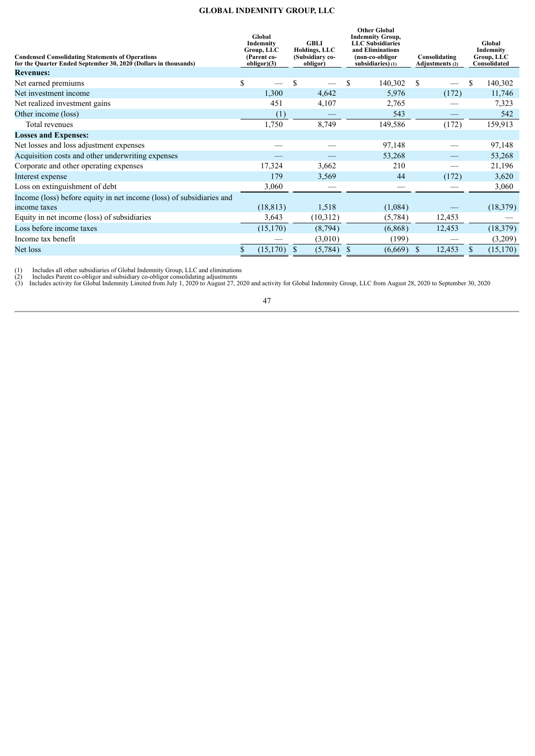**GLOBAL INDEMNITY GROUP, LLC**

| Condensed Consolidating Statements of Operations for the Quarter Ended September 30, 2020 (Dollars in thousands) | Global Indemnity Group, LLC (Parent co-obligor)(3) | GBLI Holdings, LLC (Subsidiary co-obligor) | Other Global Indemnity Group, LLC Subsidiaries and Eliminations (non-co-obligor subsidiaries) (1) | Consolidating Adjustments (2) | Global Indemnity Group, LLC Consolidated |
|---|---|---|---|---|---|
| **Revenues:** | | | | | |
| Net earned premiums | $ — | $ — | $ 140,302 | $ — | $ 140,302 |
| Net investment income | 1,300 | 4,642 | 5,976 | (172) | 11,746 |
| Net realized investment gains | 451 | 4,107 | 2,765 | — | 7,323 |
| Other income (loss) | (1) | — | 543 | — | 542 |
| Total revenues | 1,750 | 8,749 | 149,586 | (172) | 159,913 |
| **Losses and Expenses:** | | | | | |
| Net losses and loss adjustment expenses | — | — | 97,148 | — | 97,148 |
| Acquisition costs and other underwriting expenses | — | — | 53,268 | — | 53,268 |
| Corporate and other operating expenses | 17,324 | 3,662 | 210 | — | 21,196 |
| Interest expense | 179 | 3,569 | 44 | (172) | 3,620 |
| Loss on extinguishment of debt | 3,060 | — | — | — | 3,060 |
| Income (loss) before equity in net income (loss) of subsidiaries and income taxes | (18,813) | 1,518 | (1,084) | — | (18,379) |
| Equity in net income (loss) of subsidiaries | 3,643 | (10,312) | (5,784) | 12,453 | — |
| Loss before income taxes | (15,170) | (8,794) | (6,868) | 12,453 | (18,379) |
| Income tax benefit | — | (3,010) | (199) | — | (3,209) |
| Net loss | $ (15,170) | $ (5,784) | $ (6,669) | $ 12,453 | $ (15,170) |

(1) Includes all other subsidiaries of Global Indemnity Group, LLC and eliminations
(2) Includes Parent co-obligor and subsidiary co-obligor consolidating adjustments
(3) Includes activity for Global Indemnity Limited from July 1, 2020 to August 27, 2020 and activity for Global Indemnity Group, LLC from August 28, 2020 to September 30, 2020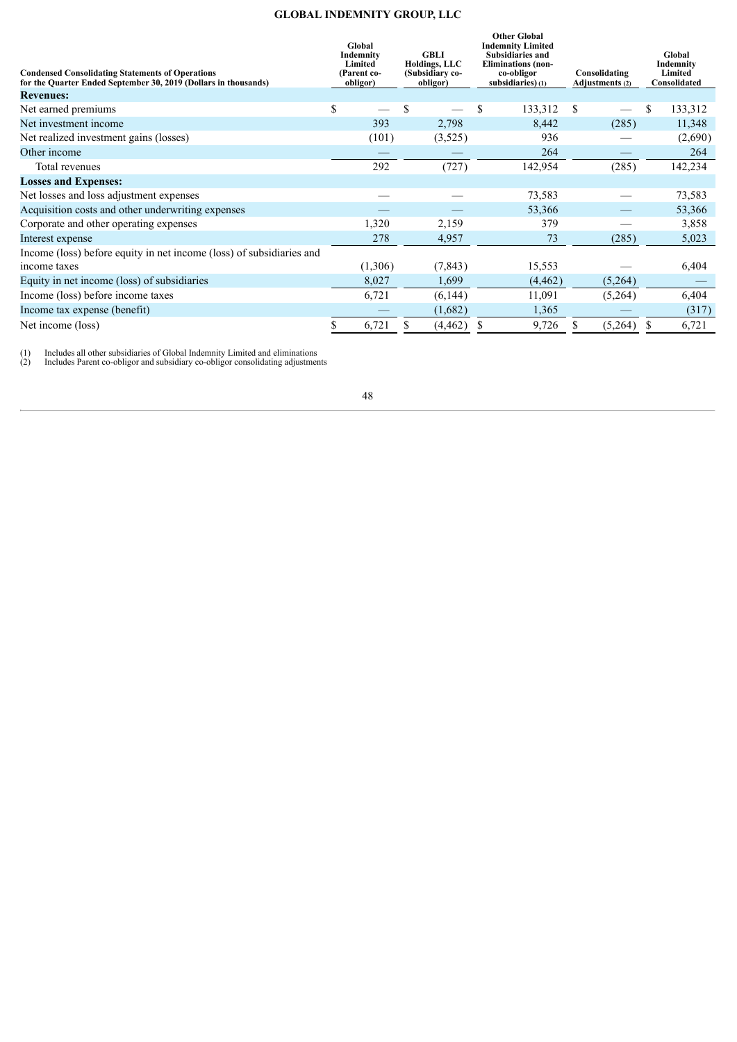**GLOBAL INDEMNITY GROUP, LLC**

| Condensed Consolidating Statements of Operations for the Quarter Ended September 30, 2019 (Dollars in thousands) | Global Indemnity Limited (Parent co-obligor) | GBLI Holdings, LLC (Subsidiary co-obligor) | Other Global Indemnity Limited Subsidiaries and Eliminations (non-co-obligor subsidiaries) (1) | Consolidating Adjustments (2) | Global Indemnity Limited Consolidated |
|---|---|---|---|---|---|
| **Revenues:** | | | | | |
| Net earned premiums | $ — | $ — | $ 133,312 | $ — | $ 133,312 |
| Net investment income | 393 | 2,798 | 8,442 | (285) | 11,348 |
| Net realized investment gains (losses) | (101) | (3,525) | 936 | — | (2,690) |
| Other income | — | — | 264 | — | 264 |
| Total revenues | 292 | (727) | 142,954 | (285) | 142,234 |
| **Losses and Expenses:** | | | | | |
| Net losses and loss adjustment expenses | — | — | 73,583 | — | 73,583 |
| Acquisition costs and other underwriting expenses | — | — | 53,366 | — | 53,366 |
| Corporate and other operating expenses | 1,320 | 2,159 | 379 | — | 3,858 |
| Interest expense | 278 | 4,957 | 73 | (285) | 5,023 |
| Income (loss) before equity in net income (loss) of subsidiaries and income taxes | (1,306) | (7,843) | 15,553 | — | 6,404 |
| Equity in net income (loss) of subsidiaries | 8,027 | 1,699 | (4,462) | (5,264) | — |
| Income (loss) before income taxes | 6,721 | (6,144) | 11,091 | (5,264) | 6,404 |
| Income tax expense (benefit) | — | (1,682) | 1,365 | — | (317) |
| Net income (loss) | $ 6,721 | $ (4,462) | $ 9,726 | $ (5,264) | $ 6,721 |

(1) Includes all other subsidiaries of Global Indemnity Limited and eliminations
(2) Includes Parent co-obligor and subsidiary co-obligor consolidating adjustments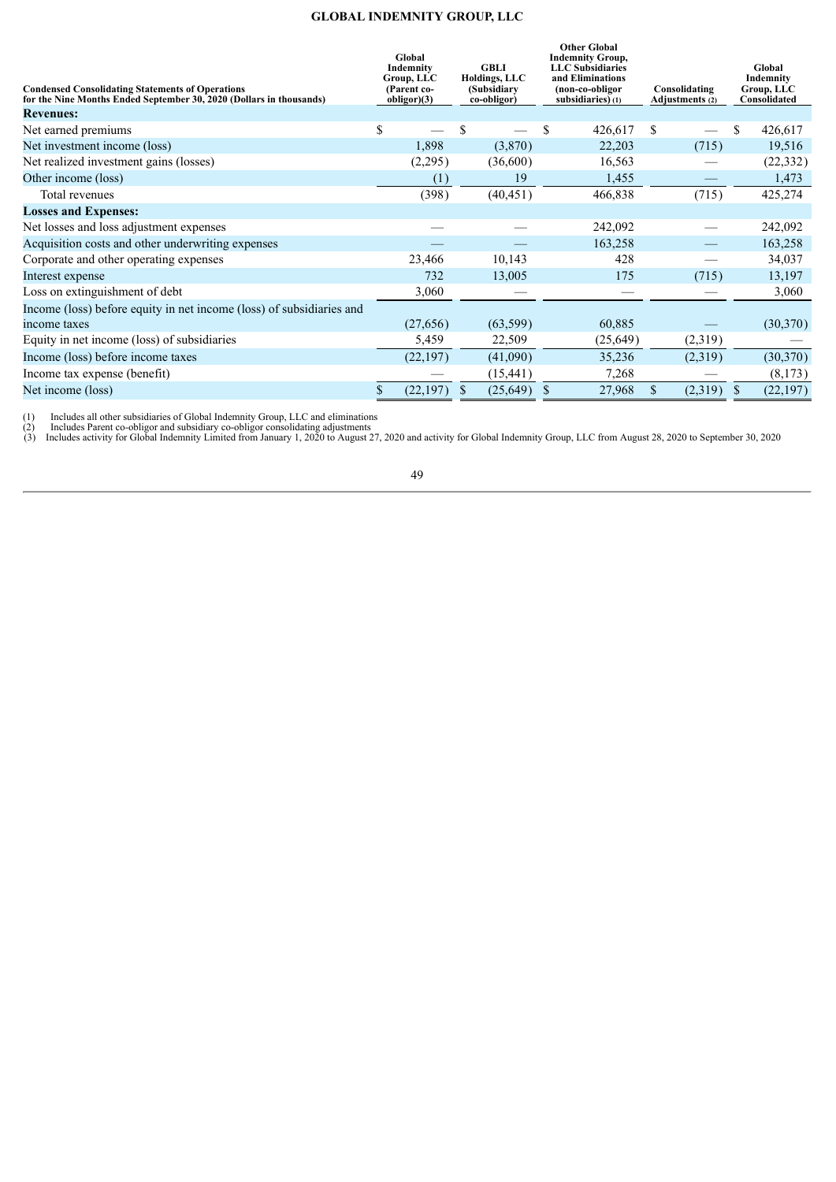**GLOBAL INDEMNITY GROUP, LLC**

| Condensed Consolidating Statements of Operations for the Nine Months Ended September 30, 2020 (Dollars in thousands) | Global Indemnity Group, LLC (Parent co-obligor)(3) | GBLI Holdings, LLC (Subsidiary co-obligor) | Other Global Indemnity Group, LLC Subsidiaries and Eliminations (non-co-obligor subsidiaries) (1) | Consolidating Adjustments (2) | Global Indemnity Group, LLC Consolidated |
|---|---|---|---|---|---|
| **Revenues:** | | | | | |
| Net earned premiums | $ — | $ — | $ 426,617 | $ — | $ 426,617 |
| Net investment income (loss) | 1,898 | (3,870) | 22,203 | (715) | 19,516 |
| Net realized investment gains (losses) | (2,295) | (36,600) | 16,563 | — | (22,332) |
| Other income (loss) | (1) | 19 | 1,455 | — | 1,473 |
| Total revenues | (398) | (40,451) | 466,838 | (715) | 425,274 |
| **Losses and Expenses:** | | | | | |
| Net losses and loss adjustment expenses | — | — | 242,092 | — | 242,092 |
| Acquisition costs and other underwriting expenses | — | — | 163,258 | — | 163,258 |
| Corporate and other operating expenses | 23,466 | 10,143 | 428 | — | 34,037 |
| Interest expense | 732 | 13,005 | 175 | (715) | 13,197 |
| Loss on extinguishment of debt | 3,060 | — | — | — | 3,060 |
| Income (loss) before equity in net income (loss) of subsidiaries and income taxes | (27,656) | (63,599) | 60,885 | — | (30,370) |
| Equity in net income (loss) of subsidiaries | 5,459 | 22,509 | (25,649) | (2,319) | — |
| Income (loss) before income taxes | (22,197) | (41,090) | 35,236 | (2,319) | (30,370) |
| Income tax expense (benefit) | — | (15,441) | 7,268 | — | (8,173) |
| Net income (loss) | $ (22,197) | $ (25,649) | $ 27,968 | $ (2,319) | $ (22,197) |

(1) Includes all other subsidiaries of Global Indemnity Group, LLC and eliminations
(2) Includes Parent co-obligor and subsidiary co-obligor consolidating adjustments
(3) Includes activity for Global Indemnity Limited from January 1, 2020 to August 27, 2020 and activity for Global Indemnity Group, LLC from August 28, 2020 to September 30, 2020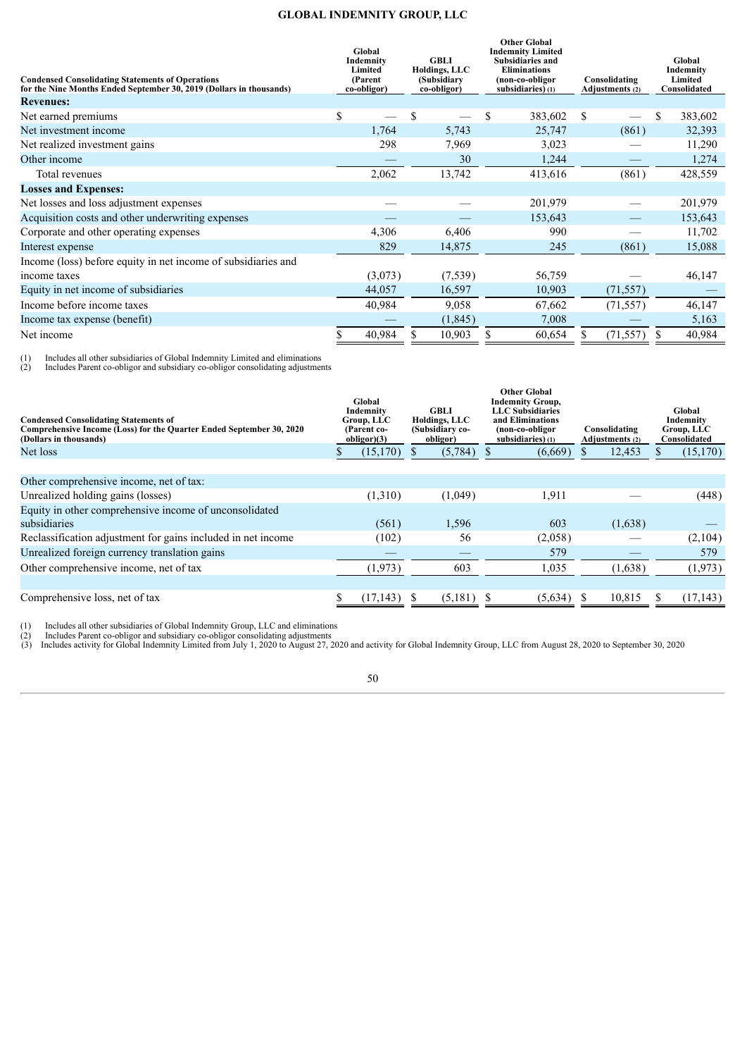# GLOBAL INDEMNITY GROUP, LLC

| Condensed Consolidating Statements of Operations for the Nine Months Ended September 30, 2019 (Dollars in thousands) | Global Indemnity Limited (Parent co-obligor) | GBLI Holdings, LLC (Subsidiary co-obligor) | Other Global Indemnity Limited Subsidiaries and Eliminations (non-co-obligor subsidiaries) (1) | Consolidating Adjustments (2) | Global Indemnity Limited Consolidated |
|---|---|---|---|---|---|
| **Revenues:** | | | | | |
| Net earned premiums | $ — | $ — | $ 383,602 | $ — | $ 383,602 |
| Net investment income | 1,764 | 5,743 | 25,747 | (861) | 32,393 |
| Net realized investment gains | 298 | 7,969 | 3,023 | — | 11,290 |
| Other income | — | 30 | 1,244 | — | 1,274 |
| Total revenues | 2,062 | 13,742 | 413,616 | (861) | 428,559 |
| **Losses and Expenses:** | | | | | |
| Net losses and loss adjustment expenses | — | — | 201,979 | — | 201,979 |
| Acquisition costs and other underwriting expenses | — | — | 153,643 | — | 153,643 |
| Corporate and other operating expenses | 4,306 | 6,406 | 990 | — | 11,702 |
| Interest expense | 829 | 14,875 | 245 | (861) | 15,088 |
| Income (loss) before equity in net income of subsidiaries and income taxes | (3,073) | (7,539) | 56,759 | — | 46,147 |
| Equity in net income of subsidiaries | 44,057 | 16,597 | 10,903 | (71,557) | — |
| Income before income taxes | 40,984 | 9,058 | 67,662 | (71,557) | 46,147 |
| Income tax expense (benefit) | — | (1,845) | 7,008 | — | 5,163 |
| Net income | $ 40,984 | $ 10,903 | $ 60,654 | $ (71,557) | $ 40,984 |

(1) Includes all other subsidiaries of Global Indemnity Limited and eliminations
(2) Includes Parent co-obligor and subsidiary co-obligor consolidating adjustments

| Condensed Consolidating Statements of Comprehensive Income (Loss) for the Quarter Ended September 30, 2020 (Dollars in thousands) | Global Indemnity Group, LLC (Parent co-obligor)(3) | GBLI Holdings, LLC (Subsidiary co-obligor) | Other Global Indemnity Group, LLC Subsidiaries and Eliminations (non-co-obligor subsidiaries) (1) | Consolidating Adjustments (2) | Global Indemnity Group, LLC Consolidated |
|---|---|---|---|---|---|
| Net loss | $ (15,170) | $ (5,784) | $ (6,669) | $ 12,453 | $ (15,170) |
| Other comprehensive income, net of tax: | | | | | |
| Unrealized holding gains (losses) | (1,310) | (1,049) | 1,911 | — | (448) |
| Equity in other comprehensive income of unconsolidated subsidiaries | (561) | 1,596 | 603 | (1,638) | — |
| Reclassification adjustment for gains included in net income | (102) | 56 | (2,058) | — | (2,104) |
| Unrealized foreign currency translation gains | — | — | 579 | — | 579 |
| Other comprehensive income, net of tax | (1,973) | 603 | 1,035 | (1,638) | (1,973) |
| Comprehensive loss, net of tax | $ (17,143) | $ (5,181) | $ (5,634) | $ 10,815 | $ (17,143) |

(1) Includes all other subsidiaries of Global Indemnity Group, LLC and eliminations
(2) Includes Parent co-obligor and subsidiary co-obligor consolidating adjustments
(3) Includes activity for Global Indemnity Limited from July 1, 2020 to August 27, 2020 and activity for Global Indemnity Group, LLC from August 28, 2020 to September 30, 2020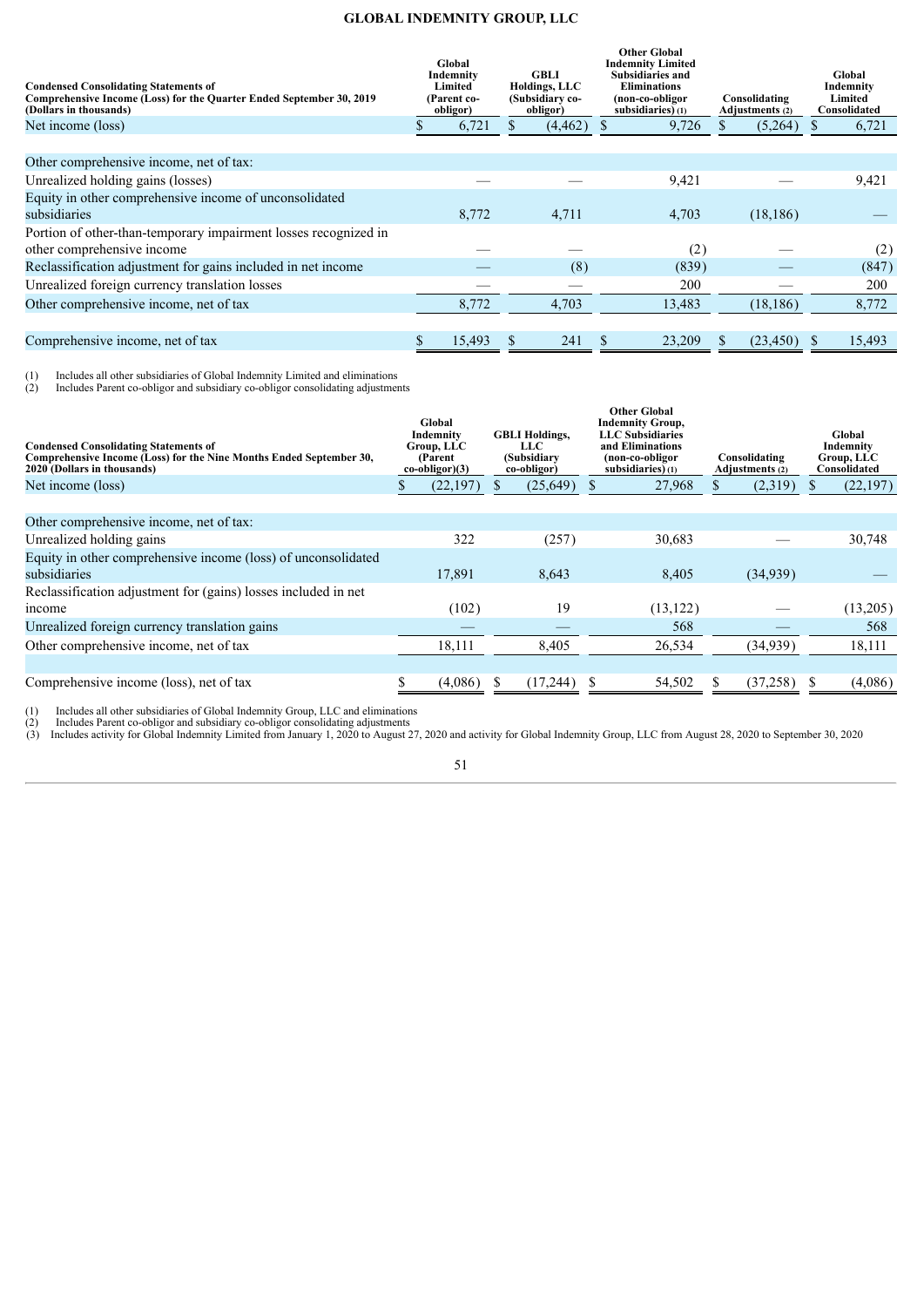## GLOBAL INDEMNITY GROUP, LLC

| Condensed Consolidating Statements of Comprehensive Income (Loss) for the Quarter Ended September 30, 2019 (Dollars in thousands) | Global Indemnity Limited (Parent co-obligor) | GBLI Holdings, LLC (Subsidiary co-obligor) | Other Global Indemnity Limited Subsidiaries and Eliminations (non-co-obligor subsidiaries) (1) | Consolidating Adjustments (2) | Global Indemnity Limited Consolidated |
|---|---|---|---|---|---|
| Net income (loss) | $ 6,721 | $ (4,462) | $ 9,726 | $ (5,264) | $ 6,721 |
| | | | | | |
| Other comprehensive income, net of tax: | | | | | |
| Unrealized holding gains (losses) | — | — | 9,421 | — | 9,421 |
| Equity in other comprehensive income of unconsolidated subsidiaries | 8,772 | 4,711 | 4,703 | (18,186) | — |
| Portion of other-than-temporary impairment losses recognized in other comprehensive income | — | — | (2) | — | (2) |
| Reclassification adjustment for gains included in net income | — | (8) | (839) | — | (847) |
| Unrealized foreign currency translation losses | — | — | 200 | — | 200 |
| Other comprehensive income, net of tax | 8,772 | 4,703 | 13,483 | (18,186) | 8,772 |
| | | | | | |
| Comprehensive income, net of tax | $ 15,493 | $ 241 | $ 23,209 | $ (23,450) | $ 15,493 |

(1) Includes all other subsidiaries of Global Indemnity Limited and eliminations
(2) Includes Parent co-obligor and subsidiary co-obligor consolidating adjustments

| Condensed Consolidating Statements of Comprehensive Income (Loss) for the Nine Months Ended September 30, 2020 (Dollars in thousands) | Global Indemnity Group, LLC (Parent co-obligor)(3) | GBLI Holdings, LLC (Subsidiary co-obligor) | Other Global Indemnity Group, LLC Subsidiaries and Eliminations (non-co-obligor subsidiaries) (1) | Consolidating Adjustments (2) | Global Indemnity Group, LLC Consolidated |
|---|---|---|---|---|---|
| Net income (loss) | $ (22,197) | $ (25,649) | $ 27,968 | $ (2,319) | $ (22,197) |
| | | | | | |
| Other comprehensive income, net of tax: | | | | | |
| Unrealized holding gains | 322 | (257) | 30,683 | — | 30,748 |
| Equity in other comprehensive income (loss) of unconsolidated subsidiaries | 17,891 | 8,643 | 8,405 | (34,939) | — |
| Reclassification adjustment for (gains) losses included in net income | (102) | 19 | (13,122) | — | (13,205) |
| Unrealized foreign currency translation gains | — | — | 568 | — | 568 |
| Other comprehensive income, net of tax | 18,111 | 8,405 | 26,534 | (34,939) | 18,111 |
| | | | | | |
| Comprehensive income (loss), net of tax | $ (4,086) | $ (17,244) | $ 54,502 | $ (37,258) | $ (4,086) |

(1) Includes all other subsidiaries of Global Indemnity Group, LLC and eliminations
(2) Includes Parent co-obligor and subsidiary co-obligor consolidating adjustments
(3) Includes activity for Global Indemnity Limited from January 1, 2020 to August 27, 2020 and activity for Global Indemnity Group, LLC from August 28, 2020 to September 30, 2020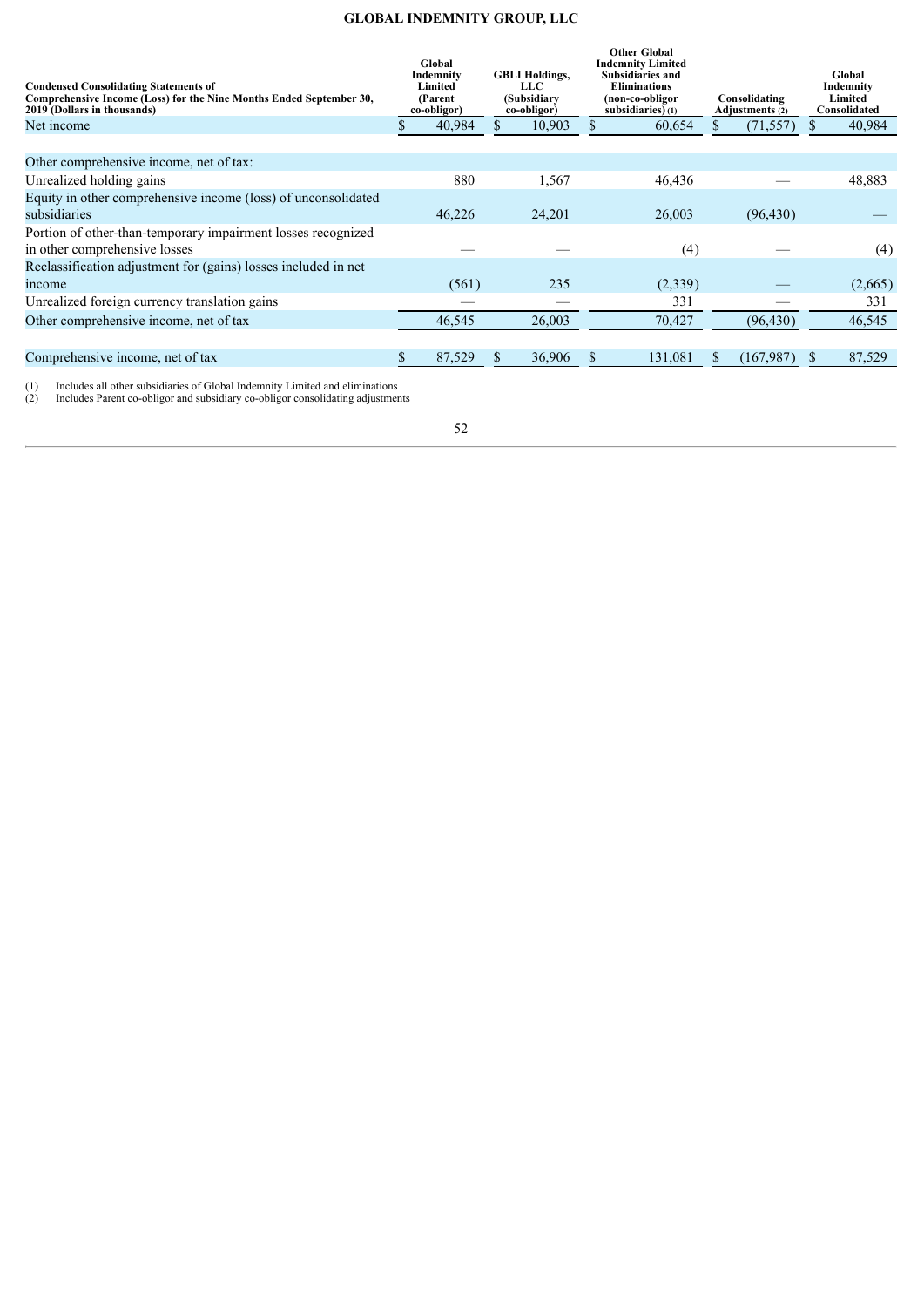**GLOBAL INDEMNITY GROUP, LLC**

| Condensed Consolidating Statements of Comprehensive Income (Loss) for the Nine Months Ended September 30, 2019 (Dollars in thousands) | Global Indemnity Limited (Parent co-obligor) | GBLI Holdings, LLC (Subsidiary co-obligor) | Other Global Indemnity Limited Subsidiaries and Eliminations (non-co-obligor subsidiaries) (1) | Consolidating Adjustments (2) | Global Indemnity Limited Consolidated |
|---|---|---|---|---|---|
| Net income | $ 40,984 | $ 10,903 | $ 60,654 | $ (71,557) | $ 40,984 |
| | | | | | |
| Other comprehensive income, net of tax: | | | | | |
| Unrealized holding gains | 880 | 1,567 | 46,436 | — | 48,883 |
| Equity in other comprehensive income (loss) of unconsolidated subsidiaries | 46,226 | 24,201 | 26,003 | (96,430) | — |
| Portion of other-than-temporary impairment losses recognized in other comprehensive losses | — | — | (4) | — | (4) |
| Reclassification adjustment for (gains) losses included in net income | (561) | 235 | (2,339) | — | (2,665) |
| Unrealized foreign currency translation gains | — | — | 331 | — | 331 |
| Other comprehensive income, net of tax | 46,545 | 26,003 | 70,427 | (96,430) | 46,545 |
| | | | | | |
| Comprehensive income, net of tax | $ 87,529 | $ 36,906 | $ 131,081 | $ (167,987) | $ 87,529 |

(1) Includes all other subsidiaries of Global Indemnity Limited and eliminations
(2) Includes Parent co-obligor and subsidiary co-obligor consolidating adjustments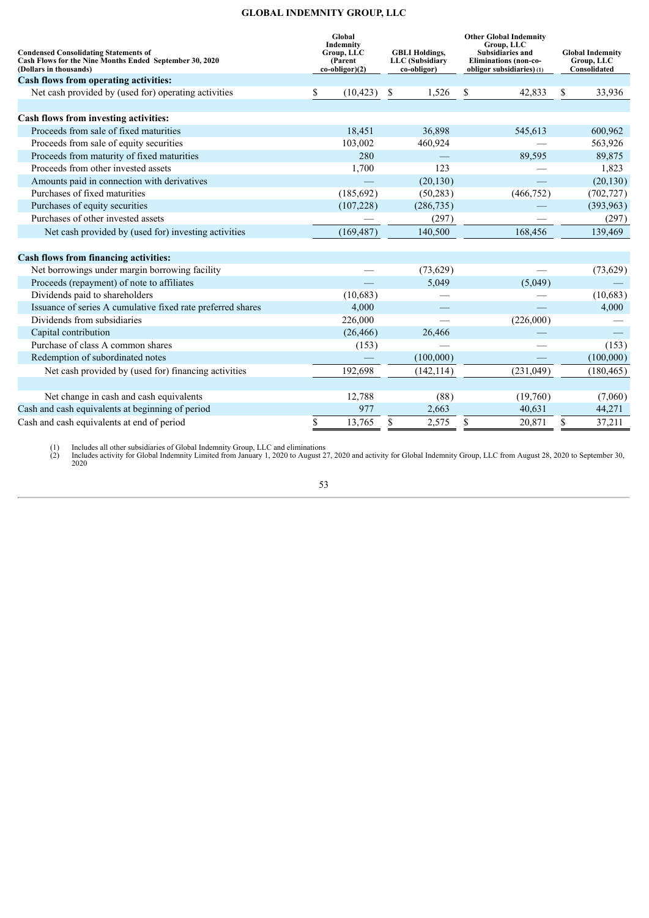**GLOBAL INDEMNITY GROUP, LLC**

| Condensed Consolidating Statements of Cash Flows for the Nine Months Ended September 30, 2020 (Dollars in thousands) | Global Indemnity Group, LLC (Parent co-obligor)(2) | GBLI Holdings, LLC (Subsidiary co-obligor) | Other Global Indemnity Group, LLC Subsidiaries and Eliminations (non-co-obligor subsidiaries) (1) | Global Indemnity Group, LLC Consolidated |
|---|---|---|---|---|
| **Cash flows from operating activities:** | | | | |
| Net cash provided by (used for) operating activities | $ (10,423) | $ 1,526 | $ 42,833 | $ 33,936 |
| | | | | |
| **Cash flows from investing activities:** | | | | |
| Proceeds from sale of fixed maturities | 18,451 | 36,898 | 545,613 | 600,962 |
| Proceeds from sale of equity securities | 103,002 | 460,924 | — | 563,926 |
| Proceeds from maturity of fixed maturities | 280 | — | 89,595 | 89,875 |
| Proceeds from other invested assets | 1,700 | 123 | — | 1,823 |
| Amounts paid in connection with derivatives | — | (20,130) | — | (20,130) |
| Purchases of fixed maturities | (185,692) | (50,283) | (466,752) | (702,727) |
| Purchases of equity securities | (107,228) | (286,735) | — | (393,963) |
| Purchases of other invested assets | — | (297) | — | (297) |
| Net cash provided by (used for) investing activities | (169,487) | 140,500 | 168,456 | 139,469 |
| | | | | |
| **Cash flows from financing activities:** | | | | |
| Net borrowings under margin borrowing facility | — | (73,629) | — | (73,629) |
| Proceeds (repayment) of note to affiliates | — | 5,049 | (5,049) | — |
| Dividends paid to shareholders | (10,683) | — | — | (10,683) |
| Issuance of series A cumulative fixed rate preferred shares | 4,000 | — | — | 4,000 |
| Dividends from subsidiaries | 226,000 | — | (226,000) | — |
| Capital contribution | (26,466) | 26,466 | — | — |
| Purchase of class A common shares | (153) | — | — | (153) |
| Redemption of subordinated notes | — | (100,000) | — | (100,000) |
| Net cash provided by (used for) financing activities | 192,698 | (142,114) | (231,049) | (180,465) |
| | | | | |
| Net change in cash and cash equivalents | 12,788 | (88) | (19,760) | (7,060) |
| Cash and cash equivalents at beginning of period | 977 | 2,663 | 40,631 | 44,271 |
| Cash and cash equivalents at end of period | $ 13,765 | $ 2,575 | $ 20,871 | $ 37,211 |

(1) Includes all other subsidiaries of Global Indemnity Group, LLC and eliminations
(2) Includes activity for Global Indemnity Limited from January 1, 2020 to August 27, 2020 and activity for Global Indemnity Group, LLC from August 28, 2020 to September 30, 2020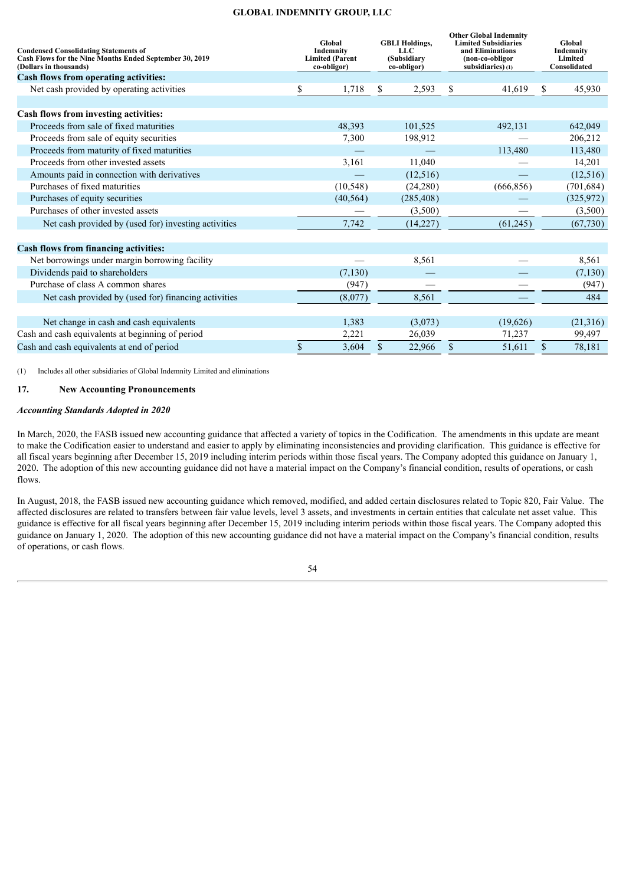| Condensed Consolidating Statements of Cash Flows for the Nine Months Ended September 30, 2019 (Dollars in thousands) | Global Indemnity Limited (Parent co-obligor) | GBLI Holdings, LLC (Subsidiary co-obligor) | Other Global Indemnity Limited Subsidiaries and Eliminations (non-co-obligor subsidiaries) (1) | Global Indemnity Limited Consolidated |
|---|---|---|---|---|
| **Cash flows from operating activities:** | | | | |
| Net cash provided by operating activities | $ 1,718 | $ 2,593 | $ 41,619 | $ 45,930 |
| | | | | |
| **Cash flows from investing activities:** | | | | |
| Proceeds from sale of fixed maturities | 48,393 | 101,525 | 492,131 | 642,049 |
| Proceeds from sale of equity securities | 7,300 | 198,912 | — | 206,212 |
| Proceeds from maturity of fixed maturities | — | — | 113,480 | 113,480 |
| Proceeds from other invested assets | 3,161 | 11,040 | — | 14,201 |
| Amounts paid in connection with derivatives | — | (12,516) | — | (12,516) |
| Purchases of fixed maturities | (10,548) | (24,280) | (666,856) | (701,684) |
| Purchases of equity securities | (40,564) | (285,408) | — | (325,972) |
| Purchases of other invested assets | — | (3,500) | — | (3,500) |
| Net cash provided by (used for) investing activities | 7,742 | (14,227) | (61,245) | (67,730) |
| | | | | |
| **Cash flows from financing activities:** | | | | |
| Net borrowings under margin borrowing facility | — | 8,561 | — | 8,561 |
| Dividends paid to shareholders | (7,130) | — | — | (7,130) |
| Purchase of class A common shares | (947) | — | — | (947) |
| Net cash provided by (used for) financing activities | (8,077) | 8,561 | — | 484 |
| | | | | |
| Net change in cash and cash equivalents | 1,383 | (3,073) | (19,626) | (21,316) |
| Cash and cash equivalents at beginning of period | 2,221 | 26,039 | 71,237 | 99,497 |
| Cash and cash equivalents at end of period | $ 3,604 | $ 22,966 | $ 51,611 | $ 78,181 |

(1) Includes all other subsidiaries of Global Indemnity Limited and eliminations

## 17. New Accounting Pronouncements

***Accounting Standards Adopted in 2020***

In March, 2020, the FASB issued new accounting guidance that affected a variety of topics in the Codification. The amendments in this update are meant to make the Codification easier to understand and easier to apply by eliminating inconsistencies and providing clarification. This guidance is effective for all fiscal years beginning after December 15, 2019 including interim periods within those fiscal years. The Company adopted this guidance on January 1, 2020. The adoption of this new accounting guidance did not have a material impact on the Company's financial condition, results of operations, or cash flows.

In August, 2018, the FASB issued new accounting guidance which removed, modified, and added certain disclosures related to Topic 820, Fair Value. The affected disclosures are related to transfers between fair value levels, level 3 assets, and investments in certain entities that calculate net asset value. This guidance is effective for all fiscal years beginning after December 15, 2019 including interim periods within those fiscal years. The Company adopted this guidance on January 1, 2020. The adoption of this new accounting guidance did not have a material impact on the Company's financial condition, results of operations, or cash flows.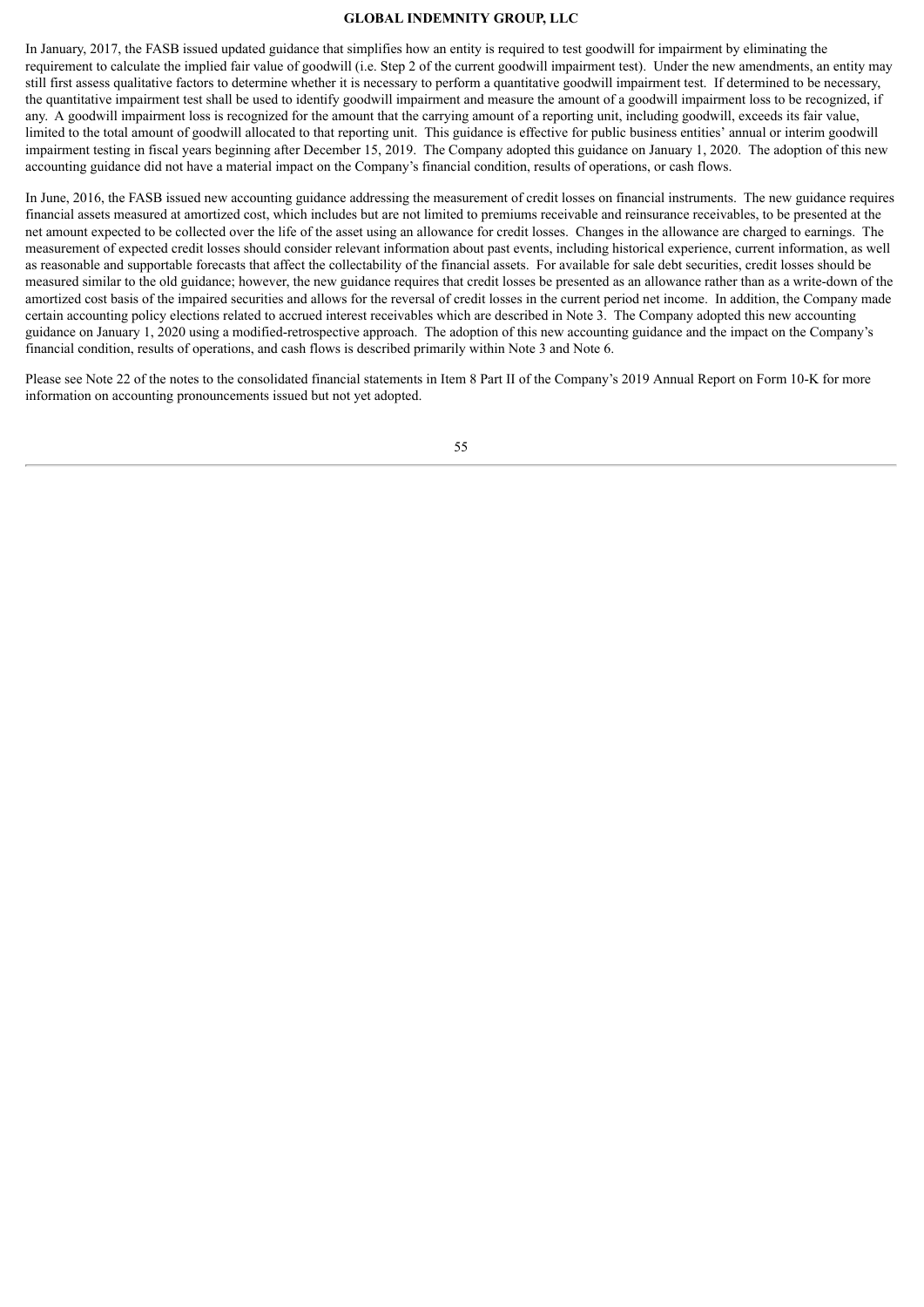In January, 2017, the FASB issued updated guidance that simplifies how an entity is required to test goodwill for impairment by eliminating the requirement to calculate the implied fair value of goodwill (i.e. Step 2 of the current goodwill impairment test). Under the new amendments, an entity may still first assess qualitative factors to determine whether it is necessary to perform a quantitative goodwill impairment test. If determined to be necessary, the quantitative impairment test shall be used to identify goodwill impairment and measure the amount of a goodwill impairment loss to be recognized, if any. A goodwill impairment loss is recognized for the amount that the carrying amount of a reporting unit, including goodwill, exceeds its fair value, limited to the total amount of goodwill allocated to that reporting unit. This guidance is effective for public business entities' annual or interim goodwill impairment testing in fiscal years beginning after December 15, 2019. The Company adopted this guidance on January 1, 2020. The adoption of this new accounting guidance did not have a material impact on the Company's financial condition, results of operations, or cash flows.

In June, 2016, the FASB issued new accounting guidance addressing the measurement of credit losses on financial instruments. The new guidance requires financial assets measured at amortized cost, which includes but are not limited to premiums receivable and reinsurance receivables, to be presented at the net amount expected to be collected over the life of the asset using an allowance for credit losses. Changes in the allowance are charged to earnings. The measurement of expected credit losses should consider relevant information about past events, including historical experience, current information, as well as reasonable and supportable forecasts that affect the collectability of the financial assets. For available for sale debt securities, credit losses should be measured similar to the old guidance; however, the new guidance requires that credit losses be presented as an allowance rather than as a write-down of the amortized cost basis of the impaired securities and allows for the reversal of credit losses in the current period net income. In addition, the Company made certain accounting policy elections related to accrued interest receivables which are described in Note 3. The Company adopted this new accounting guidance on January 1, 2020 using a modified-retrospective approach. The adoption of this new accounting guidance and the impact on the Company's financial condition, results of operations, and cash flows is described primarily within Note 3 and Note 6.

Please see Note 22 of the notes to the consolidated financial statements in Item 8 Part II of the Company's 2019 Annual Report on Form 10-K for more information on accounting pronouncements issued but not yet adopted.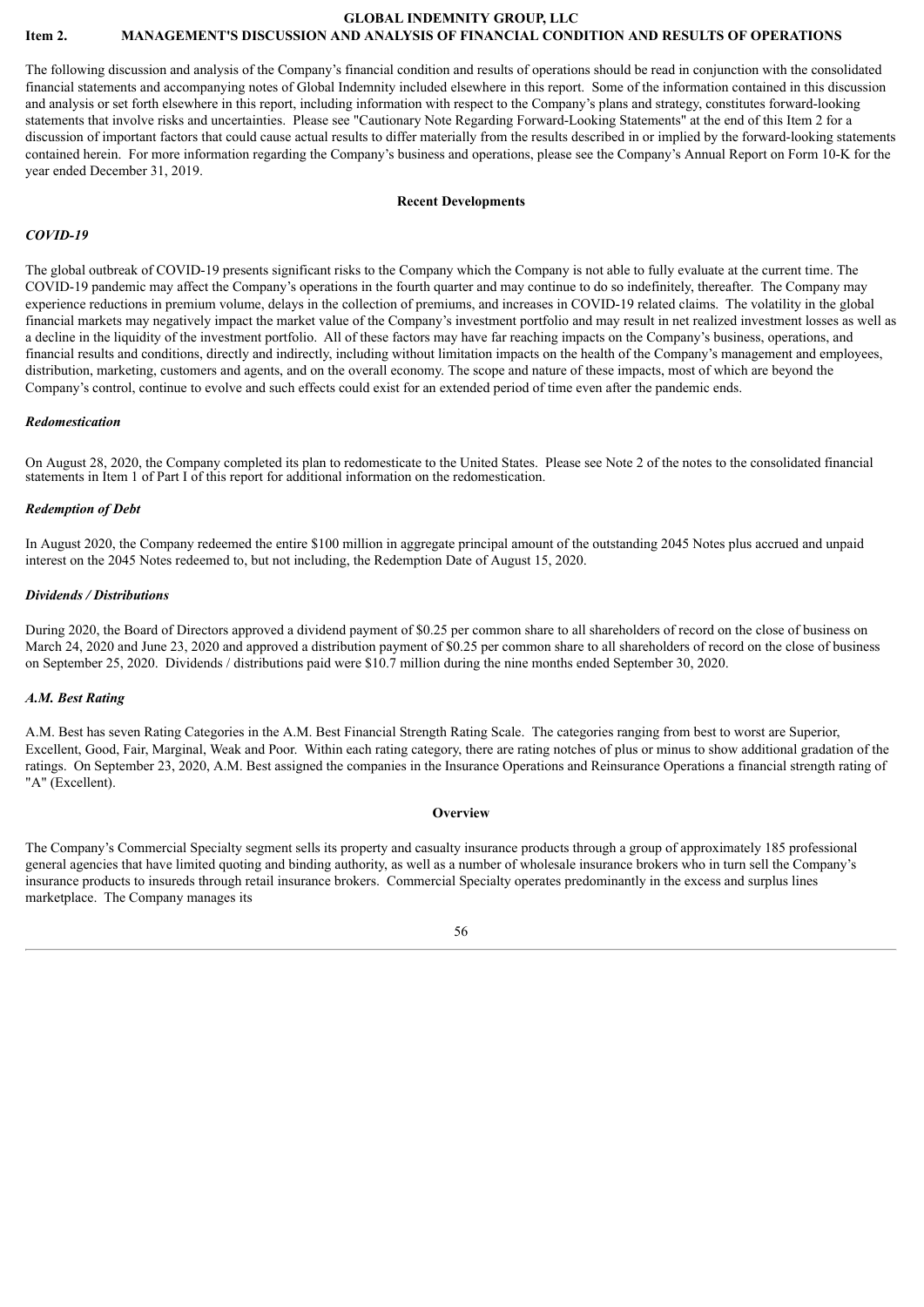**GLOBAL INDEMNITY GROUP, LLC**

**Item 2. MANAGEMENT'S DISCUSSION AND ANALYSIS OF FINANCIAL CONDITION AND RESULTS OF OPERATIONS**

The following discussion and analysis of the Company's financial condition and results of operations should be read in conjunction with the consolidated financial statements and accompanying notes of Global Indemnity included elsewhere in this report. Some of the information contained in this discussion and analysis or set forth elsewhere in this report, including information with respect to the Company's plans and strategy, constitutes forward-looking statements that involve risks and uncertainties. Please see "Cautionary Note Regarding Forward-Looking Statements" at the end of this Item 2 for a discussion of important factors that could cause actual results to differ materially from the results described in or implied by the forward-looking statements contained herein. For more information regarding the Company's business and operations, please see the Company's Annual Report on Form 10-K for the year ended December 31, 2019.

**Recent Developments**

***COVID-19***

The global outbreak of COVID-19 presents significant risks to the Company which the Company is not able to fully evaluate at the current time. The COVID-19 pandemic may affect the Company's operations in the fourth quarter and may continue to do so indefinitely, thereafter. The Company may experience reductions in premium volume, delays in the collection of premiums, and increases in COVID-19 related claims. The volatility in the global financial markets may negatively impact the market value of the Company's investment portfolio and may result in net realized investment losses as well as a decline in the liquidity of the investment portfolio. All of these factors may have far reaching impacts on the Company's business, operations, and financial results and conditions, directly and indirectly, including without limitation impacts on the health of the Company's management and employees, distribution, marketing, customers and agents, and on the overall economy. The scope and nature of these impacts, most of which are beyond the Company's control, continue to evolve and such effects could exist for an extended period of time even after the pandemic ends.

***Redomestication***

On August 28, 2020, the Company completed its plan to redomesticate to the United States. Please see Note 2 of the notes to the consolidated financial statements in Item 1 of Part I of this report for additional information on the redomestication.

***Redemption of Debt***

In August 2020, the Company redeemed the entire $100 million in aggregate principal amount of the outstanding 2045 Notes plus accrued and unpaid interest on the 2045 Notes redeemed to, but not including, the Redemption Date of August 15, 2020.

***Dividends / Distributions***

During 2020, the Board of Directors approved a dividend payment of $0.25 per common share to all shareholders of record on the close of business on March 24, 2020 and June 23, 2020 and approved a distribution payment of $0.25 per common share to all shareholders of record on the close of business on September 25, 2020. Dividends / distributions paid were $10.7 million during the nine months ended September 30, 2020.

***A.M. Best Rating***

A.M. Best has seven Rating Categories in the A.M. Best Financial Strength Rating Scale. The categories ranging from best to worst are Superior, Excellent, Good, Fair, Marginal, Weak and Poor. Within each rating category, there are rating notches of plus or minus to show additional gradation of the ratings. On September 23, 2020, A.M. Best assigned the companies in the Insurance Operations and Reinsurance Operations a financial strength rating of "A" (Excellent).

**Overview**

The Company's Commercial Specialty segment sells its property and casualty insurance products through a group of approximately 185 professional general agencies that have limited quoting and binding authority, as well as a number of wholesale insurance brokers who in turn sell the Company's insurance products to insureds through retail insurance brokers. Commercial Specialty operates predominantly in the excess and surplus lines marketplace. The Company manages its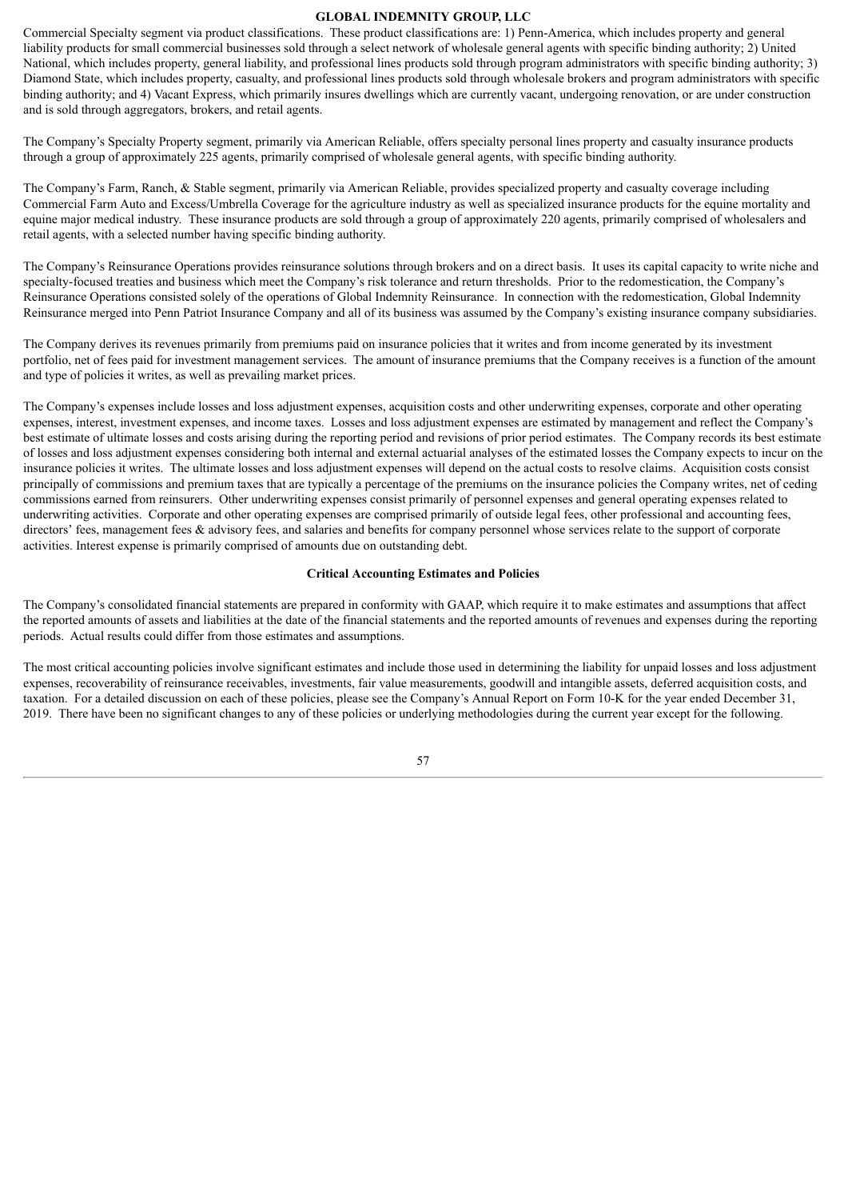Commercial Specialty segment via product classifications. These product classifications are: 1) Penn-America, which includes property and general liability products for small commercial businesses sold through a select network of wholesale general agents with specific binding authority; 2) United National, which includes property, general liability, and professional lines products sold through program administrators with specific binding authority; 3) Diamond State, which includes property, casualty, and professional lines products sold through wholesale brokers and program administrators with specific binding authority; and 4) Vacant Express, which primarily insures dwellings which are currently vacant, undergoing renovation, or are under construction and is sold through aggregators, brokers, and retail agents.

The Company's Specialty Property segment, primarily via American Reliable, offers specialty personal lines property and casualty insurance products through a group of approximately 225 agents, primarily comprised of wholesale general agents, with specific binding authority.

The Company's Farm, Ranch, & Stable segment, primarily via American Reliable, provides specialized property and casualty coverage including Commercial Farm Auto and Excess/Umbrella Coverage for the agriculture industry as well as specialized insurance products for the equine mortality and equine major medical industry. These insurance products are sold through a group of approximately 220 agents, primarily comprised of wholesalers and retail agents, with a selected number having specific binding authority.

The Company's Reinsurance Operations provides reinsurance solutions through brokers and on a direct basis. It uses its capital capacity to write niche and specialty-focused treaties and business which meet the Company's risk tolerance and return thresholds. Prior to the redomestication, the Company's Reinsurance Operations consisted solely of the operations of Global Indemnity Reinsurance. In connection with the redomestication, Global Indemnity Reinsurance merged into Penn Patriot Insurance Company and all of its business was assumed by the Company's existing insurance company subsidiaries.

The Company derives its revenues primarily from premiums paid on insurance policies that it writes and from income generated by its investment portfolio, net of fees paid for investment management services. The amount of insurance premiums that the Company receives is a function of the amount and type of policies it writes, as well as prevailing market prices.

The Company's expenses include losses and loss adjustment expenses, acquisition costs and other underwriting expenses, corporate and other operating expenses, interest, investment expenses, and income taxes. Losses and loss adjustment expenses are estimated by management and reflect the Company's best estimate of ultimate losses and costs arising during the reporting period and revisions of prior period estimates. The Company records its best estimate of losses and loss adjustment expenses considering both internal and external actuarial analyses of the estimated losses the Company expects to incur on the insurance policies it writes. The ultimate losses and loss adjustment expenses will depend on the actual costs to resolve claims. Acquisition costs consist principally of commissions and premium taxes that are typically a percentage of the premiums on the insurance policies the Company writes, net of ceding commissions earned from reinsurers. Other underwriting expenses consist primarily of personnel expenses and general operating expenses related to underwriting activities. Corporate and other operating expenses are comprised primarily of outside legal fees, other professional and accounting fees, directors' fees, management fees & advisory fees, and salaries and benefits for company personnel whose services relate to the support of corporate activities. Interest expense is primarily comprised of amounts due on outstanding debt.

## Critical Accounting Estimates and Policies

The Company's consolidated financial statements are prepared in conformity with GAAP, which require it to make estimates and assumptions that affect the reported amounts of assets and liabilities at the date of the financial statements and the reported amounts of revenues and expenses during the reporting periods. Actual results could differ from those estimates and assumptions.

The most critical accounting policies involve significant estimates and include those used in determining the liability for unpaid losses and loss adjustment expenses, recoverability of reinsurance receivables, investments, fair value measurements, goodwill and intangible assets, deferred acquisition costs, and taxation. For a detailed discussion on each of these policies, please see the Company's Annual Report on Form 10-K for the year ended December 31, 2019. There have been no significant changes to any of these policies or underlying methodologies during the current year except for the following.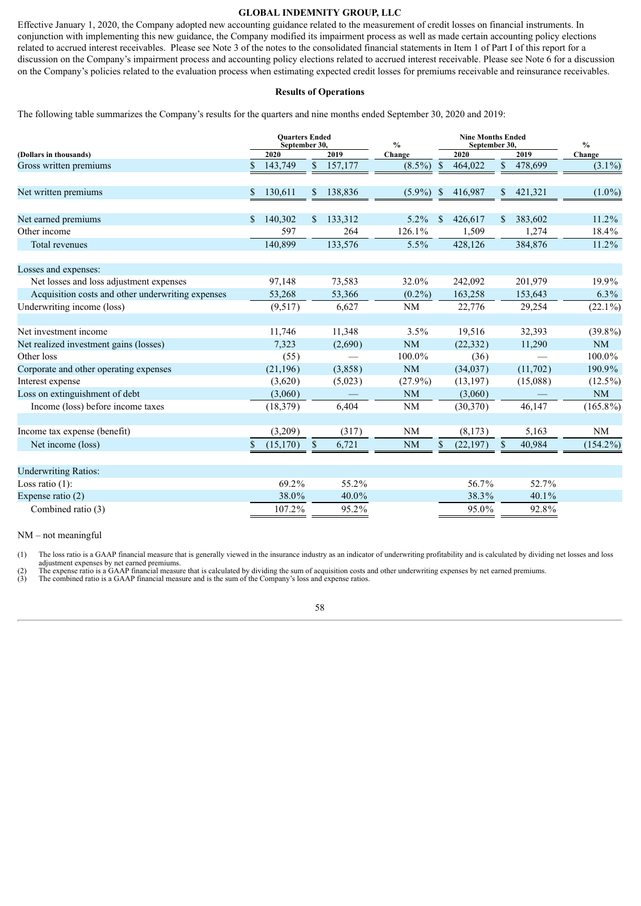**GLOBAL INDEMNITY GROUP, LLC**

Effective January 1, 2020, the Company adopted new accounting guidance related to the measurement of credit losses on financial instruments. In conjunction with implementing this new guidance, the Company modified its impairment process as well as made certain accounting policy elections related to accrued interest receivables. Please see Note 3 of the notes to the consolidated financial statements in Item 1 of Part I of this report for a discussion on the Company's impairment process and accounting policy elections related to accrued interest receivable. Please see Note 6 for a discussion on the Company's policies related to the evaluation process when estimating expected credit losses for premiums receivable and reinsurance receivables.

**Results of Operations**

The following table summarizes the Company's results for the quarters and nine months ended September 30, 2020 and 2019:

| (Dollars in thousands) | Quarters Ended September 30, 2020 | Quarters Ended September 30, 2019 | % Change | Nine Months Ended September 30, 2020 | Nine Months Ended September 30, 2019 | % Change |
|---|---|---|---|---|---|---|
| Gross written premiums | $ 143,749 | $ 157,177 | (8.5%) | $ 464,022 | $ 478,699 | (3.1%) |
| Net written premiums | $ 130,611 | $ 138,836 | (5.9%) | $ 416,987 | $ 421,321 | (1.0%) |
| Net earned premiums | $ 140,302 | $ 133,312 | 5.2% | $ 426,617 | $ 383,602 | 11.2% |
| Other income | 597 | 264 | 126.1% | 1,509 | 1,274 | 18.4% |
| Total revenues | 140,899 | 133,576 | 5.5% | 428,126 | 384,876 | 11.2% |
| Losses and expenses: | | | | | | |
| Net losses and loss adjustment expenses | 97,148 | 73,583 | 32.0% | 242,092 | 201,979 | 19.9% |
| Acquisition costs and other underwriting expenses | 53,268 | 53,366 | (0.2%) | 163,258 | 153,643 | 6.3% |
| Underwriting income (loss) | (9,517) | 6,627 | NM | 22,776 | 29,254 | (22.1%) |
| Net investment income | 11,746 | 11,348 | 3.5% | 19,516 | 32,393 | (39.8%) |
| Net realized investment gains (losses) | 7,323 | (2,690) | NM | (22,332) | 11,290 | NM |
| Other loss | (55) | — | 100.0% | (36) | — | 100.0% |
| Corporate and other operating expenses | (21,196) | (3,858) | NM | (34,037) | (11,702) | 190.9% |
| Interest expense | (3,620) | (5,023) | (27.9%) | (13,197) | (15,088) | (12.5%) |
| Loss on extinguishment of debt | (3,060) | — | NM | (3,060) | — | NM |
| Income (loss) before income taxes | (18,379) | 6,404 | NM | (30,370) | 46,147 | (165.8%) |
| Income tax expense (benefit) | (3,209) | (317) | NM | (8,173) | 5,163 | NM |
| Net income (loss) | $ (15,170) | $ 6,721 | NM | $ (22,197) | $ 40,984 | (154.2%) |
| Underwriting Ratios: | | | | | | |
| Loss ratio (1): | 69.2% | 55.2% | | 56.7% | 52.7% | |
| Expense ratio (2) | 38.0% | 40.0% | | 38.3% | 40.1% | |
| Combined ratio (3) | 107.2% | 95.2% | | 95.0% | 92.8% | |

NM – not meaningful

(1) The loss ratio is a GAAP financial measure that is generally viewed in the insurance industry as an indicator of underwriting profitability and is calculated by dividing net losses and loss adjustment expenses by net earned premiums.
(2) The expense ratio is a GAAP financial measure that is calculated by dividing the sum of acquisition costs and other underwriting expenses by net earned premiums.
(3) The combined ratio is a GAAP financial measure and is the sum of the Company's loss and expense ratios.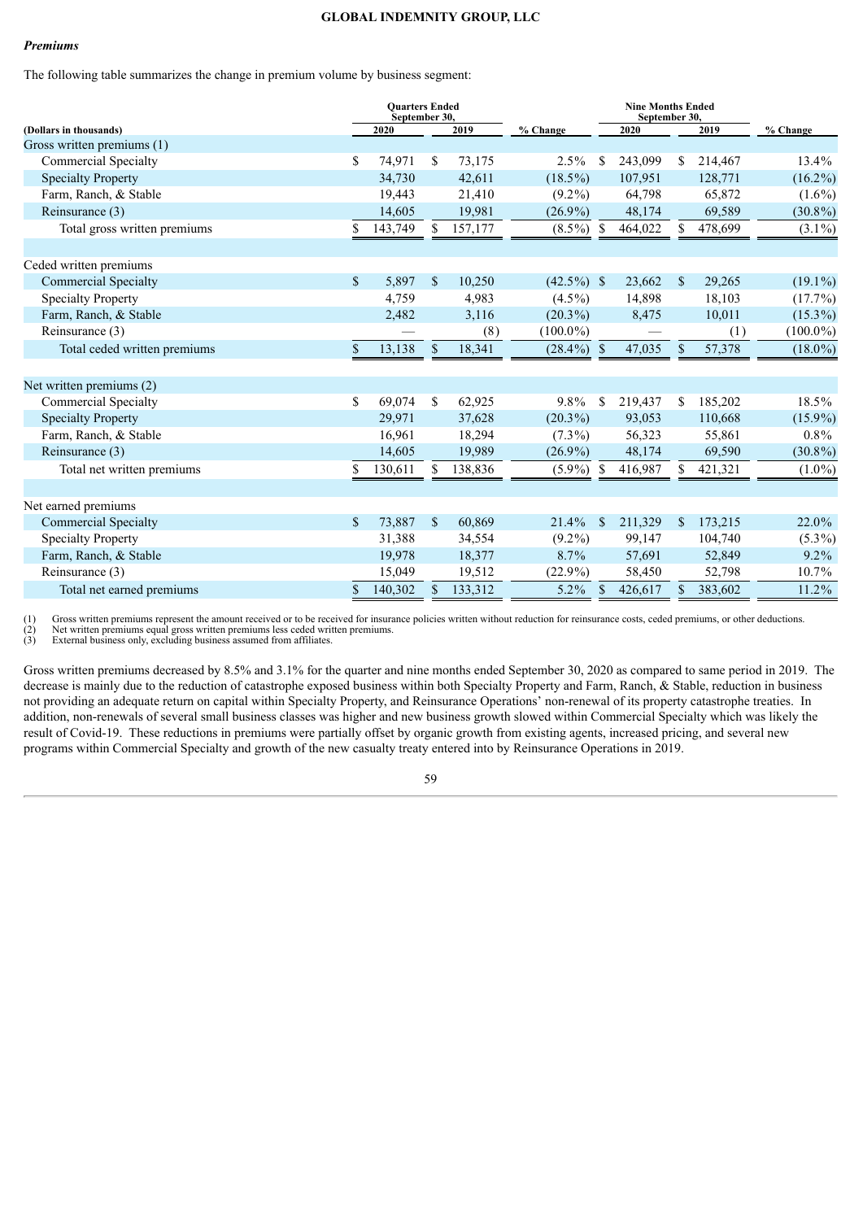### *Premiums*

The following table summarizes the change in premium volume by business segment:

| (Dollars in thousands) | Quarters Ended September 30, 2020 | Quarters Ended September 30, 2019 | % Change | Nine Months Ended September 30, 2020 | Nine Months Ended September 30, 2019 | % Change |
|---|---|---|---|---|---|---|
| Gross written premiums (1) | | | | | | |
| Commercial Specialty | $ 74,971 | $ 73,175 | 2.5% | $ 243,099 | $ 214,467 | 13.4% |
| Specialty Property | 34,730 | 42,611 | (18.5%) | 107,951 | 128,771 | (16.2%) |
| Farm, Ranch, & Stable | 19,443 | 21,410 | (9.2%) | 64,798 | 65,872 | (1.6%) |
| Reinsurance (3) | 14,605 | 19,981 | (26.9%) | 48,174 | 69,589 | (30.8%) |
| Total gross written premiums | $ 143,749 | $ 157,177 | (8.5%) | $ 464,022 | $ 478,699 | (3.1%) |
| | | | | | | |
| Ceded written premiums | | | | | | |
| Commercial Specialty | $ 5,897 | $ 10,250 | (42.5%) | $ 23,662 | $ 29,265 | (19.1%) |
| Specialty Property | 4,759 | 4,983 | (4.5%) | 14,898 | 18,103 | (17.7%) |
| Farm, Ranch, & Stable | 2,482 | 3,116 | (20.3%) | 8,475 | 10,011 | (15.3%) |
| Reinsurance (3) | — | (8) | (100.0%) | — | (1) | (100.0%) |
| Total ceded written premiums | $ 13,138 | $ 18,341 | (28.4%) | $ 47,035 | $ 57,378 | (18.0%) |
| | | | | | | |
| Net written premiums (2) | | | | | | |
| Commercial Specialty | $ 69,074 | $ 62,925 | 9.8% | $ 219,437 | $ 185,202 | 18.5% |
| Specialty Property | 29,971 | 37,628 | (20.3%) | 93,053 | 110,668 | (15.9%) |
| Farm, Ranch, & Stable | 16,961 | 18,294 | (7.3%) | 56,323 | 55,861 | 0.8% |
| Reinsurance (3) | 14,605 | 19,989 | (26.9%) | 48,174 | 69,590 | (30.8%) |
| Total net written premiums | $ 130,611 | $ 138,836 | (5.9%) | $ 416,987 | $ 421,321 | (1.0%) |
| | | | | | | |
| Net earned premiums | | | | | | |
| Commercial Specialty | $ 73,887 | $ 60,869 | 21.4% | $ 211,329 | $ 173,215 | 22.0% |
| Specialty Property | 31,388 | 34,554 | (9.2%) | 99,147 | 104,740 | (5.3%) |
| Farm, Ranch, & Stable | 19,978 | 18,377 | 8.7% | 57,691 | 52,849 | 9.2% |
| Reinsurance (3) | 15,049 | 19,512 | (22.9%) | 58,450 | 52,798 | 10.7% |
| Total net earned premiums | $ 140,302 | $ 133,312 | 5.2% | $ 426,617 | $ 383,602 | 11.2% |

(1) Gross written premiums represent the amount received or to be received for insurance policies written without reduction for reinsurance costs, ceded premiums, or other deductions.
(2) Net written premiums equal gross written premiums less ceded written premiums.
(3) External business only, excluding business assumed from affiliates.

Gross written premiums decreased by 8.5% and 3.1% for the quarter and nine months ended September 30, 2020 as compared to same period in 2019. The decrease is mainly due to the reduction of catastrophe exposed business within both Specialty Property and Farm, Ranch, & Stable, reduction in business not providing an adequate return on capital within Specialty Property, and Reinsurance Operations' non-renewal of its property catastrophe treaties. In addition, non-renewals of several small business classes was higher and new business growth slowed within Commercial Specialty which was likely the result of Covid-19. These reductions in premiums were partially offset by organic growth from existing agents, increased pricing, and several new programs within Commercial Specialty and growth of the new casualty treaty entered into by Reinsurance Operations in 2019.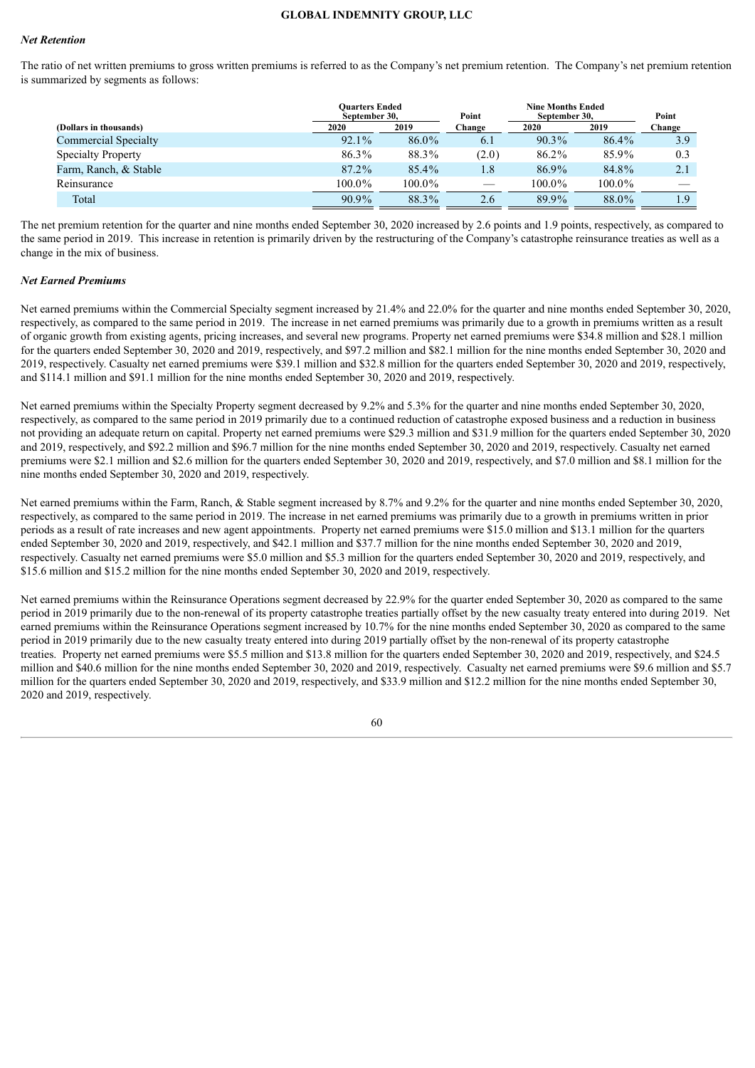### *Net Retention*

The ratio of net written premiums to gross written premiums is referred to as the Company's net premium retention. The Company's net premium retention is summarized by segments as follows:

| (Dollars in thousands) | Quarters Ended September 30, | | Point | Nine Months Ended September 30, | | Point |
|---|---|---|---|---|---|---|
| | 2020 | 2019 | Change | 2020 | 2019 | Change |
| Commercial Specialty | 92.1% | 86.0% | 6.1 | 90.3% | 86.4% | 3.9 |
| Specialty Property | 86.3% | 88.3% | (2.0) | 86.2% | 85.9% | 0.3 |
| Farm, Ranch, & Stable | 87.2% | 85.4% | 1.8 | 86.9% | 84.8% | 2.1 |
| Reinsurance | 100.0% | 100.0% | — | 100.0% | 100.0% | — |
| Total | 90.9% | 88.3% | 2.6 | 89.9% | 88.0% | 1.9 |

The net premium retention for the quarter and nine months ended September 30, 2020 increased by 2.6 points and 1.9 points, respectively, as compared to the same period in 2019. This increase in retention is primarily driven by the restructuring of the Company's catastrophe reinsurance treaties as well as a change in the mix of business.

### *Net Earned Premiums*

Net earned premiums within the Commercial Specialty segment increased by 21.4% and 22.0% for the quarter and nine months ended September 30, 2020, respectively, as compared to the same period in 2019. The increase in net earned premiums was primarily due to a growth in premiums written as a result of organic growth from existing agents, pricing increases, and several new programs. Property net earned premiums were $34.8 million and $28.1 million for the quarters ended September 30, 2020 and 2019, respectively, and $97.2 million and $82.1 million for the nine months ended September 30, 2020 and 2019, respectively. Casualty net earned premiums were $39.1 million and $32.8 million for the quarters ended September 30, 2020 and 2019, respectively, and $114.1 million and $91.1 million for the nine months ended September 30, 2020 and 2019, respectively.

Net earned premiums within the Specialty Property segment decreased by 9.2% and 5.3% for the quarter and nine months ended September 30, 2020, respectively, as compared to the same period in 2019 primarily due to a continued reduction of catastrophe exposed business and a reduction in business not providing an adequate return on capital. Property net earned premiums were $29.3 million and $31.9 million for the quarters ended September 30, 2020 and 2019, respectively, and $92.2 million and $96.7 million for the nine months ended September 30, 2020 and 2019, respectively. Casualty net earned premiums were $2.1 million and $2.6 million for the quarters ended September 30, 2020 and 2019, respectively, and $7.0 million and $8.1 million for the nine months ended September 30, 2020 and 2019, respectively.

Net earned premiums within the Farm, Ranch, & Stable segment increased by 8.7% and 9.2% for the quarter and nine months ended September 30, 2020, respectively, as compared to the same period in 2019. The increase in net earned premiums was primarily due to a growth in premiums written in prior periods as a result of rate increases and new agent appointments. Property net earned premiums were $15.0 million and $13.1 million for the quarters ended September 30, 2020 and 2019, respectively, and $42.1 million and $37.7 million for the nine months ended September 30, 2020 and 2019, respectively. Casualty net earned premiums were $5.0 million and $5.3 million for the quarters ended September 30, 2020 and 2019, respectively, and $15.6 million and $15.2 million for the nine months ended September 30, 2020 and 2019, respectively.

Net earned premiums within the Reinsurance Operations segment decreased by 22.9% for the quarter ended September 30, 2020 as compared to the same period in 2019 primarily due to the non-renewal of its property catastrophe treaties partially offset by the new casualty treaty entered into during 2019. Net earned premiums within the Reinsurance Operations segment increased by 10.7% for the nine months ended September 30, 2020 as compared to the same period in 2019 primarily due to the new casualty treaty entered into during 2019 partially offset by the non-renewal of its property catastrophe treaties. Property net earned premiums were $5.5 million and $13.8 million for the quarters ended September 30, 2020 and 2019, respectively, and $24.5 million and $40.6 million for the nine months ended September 30, 2020 and 2019, respectively. Casualty net earned premiums were $9.6 million and $5.7 million for the quarters ended September 30, 2020 and 2019, respectively, and $33.9 million and $12.2 million for the nine months ended September 30, 2020 and 2019, respectively.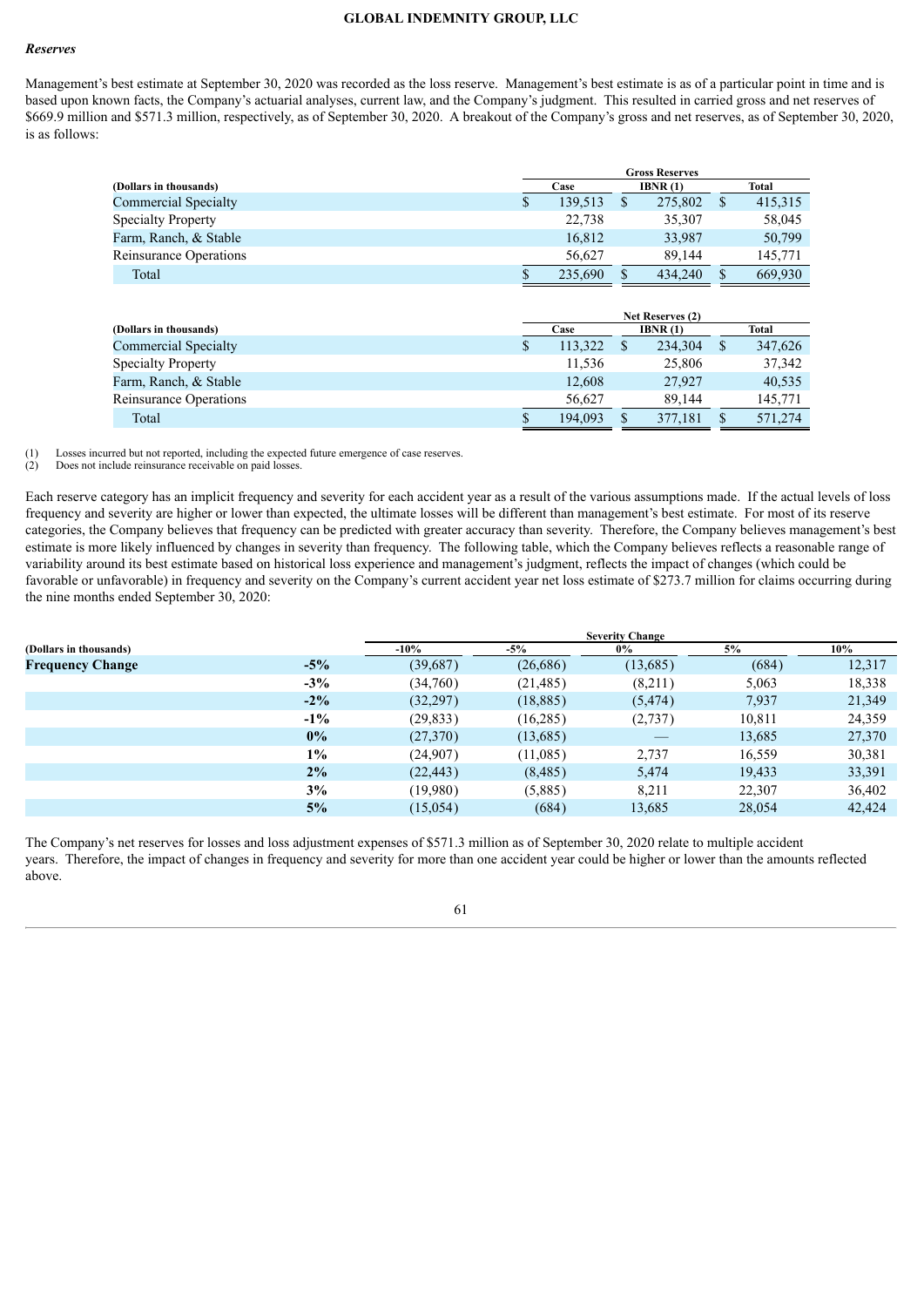### *Reserves*

Management's best estimate at September 30, 2020 was recorded as the loss reserve. Management's best estimate is as of a particular point in time and is based upon known facts, the Company's actuarial analyses, current law, and the Company's judgment. This resulted in carried gross and net reserves of $669.9 million and $571.3 million, respectively, as of September 30, 2020. A breakout of the Company's gross and net reserves, as of September 30, 2020, is as follows:

| | Gross Reserves | | |
|---|---|---|---|
| (Dollars in thousands) | Case | IBNR (1) | Total |
| Commercial Specialty | $ 139,513 | $ 275,802 | $ 415,315 |
| Specialty Property | 22,738 | 35,307 | 58,045 |
| Farm, Ranch, & Stable | 16,812 | 33,987 | 50,799 |
| Reinsurance Operations | 56,627 | 89,144 | 145,771 |
| Total | $ 235,690 | $ 434,240 | $ 669,930 |

| | Net Reserves (2) | | |
|---|---|---|---|
| (Dollars in thousands) | Case | IBNR (1) | Total |
| Commercial Specialty | $ 113,322 | $ 234,304 | $ 347,626 |
| Specialty Property | 11,536 | 25,806 | 37,342 |
| Farm, Ranch, & Stable | 12,608 | 27,927 | 40,535 |
| Reinsurance Operations | 56,627 | 89,144 | 145,771 |
| Total | $ 194,093 | $ 377,181 | $ 571,274 |

(1) Losses incurred but not reported, including the expected future emergence of case reserves.
(2) Does not include reinsurance receivable on paid losses.

Each reserve category has an implicit frequency and severity for each accident year as a result of the various assumptions made. If the actual levels of loss frequency and severity are higher or lower than expected, the ultimate losses will be different than management's best estimate. For most of its reserve categories, the Company believes that frequency can be predicted with greater accuracy than severity. Therefore, the Company believes management's best estimate is more likely influenced by changes in severity than frequency. The following table, which the Company believes reflects a reasonable range of variability around its best estimate based on historical loss experience and management's judgment, reflects the impact of changes (which could be favorable or unfavorable) in frequency and severity on the Company's current accident year net loss estimate of $273.7 million for claims occurring during the nine months ended September 30, 2020:

| | | Severity Change | | | | |
|---|---|---|---|---|---|---|
| (Dollars in thousands) | | -10% | -5% | 0% | 5% | 10% |
| **Frequency Change** | **-5%** | (39,687) | (26,686) | (13,685) | (684) | 12,317 |
| | **-3%** | (34,760) | (21,485) | (8,211) | 5,063 | 18,338 |
| | **-2%** | (32,297) | (18,885) | (5,474) | 7,937 | 21,349 |
| | **-1%** | (29,833) | (16,285) | (2,737) | 10,811 | 24,359 |
| | **0%** | (27,370) | (13,685) | — | 13,685 | 27,370 |
| | **1%** | (24,907) | (11,085) | 2,737 | 16,559 | 30,381 |
| | **2%** | (22,443) | (8,485) | 5,474 | 19,433 | 33,391 |
| | **3%** | (19,980) | (5,885) | 8,211 | 22,307 | 36,402 |
| | **5%** | (15,054) | (684) | 13,685 | 28,054 | 42,424 |

The Company's net reserves for losses and loss adjustment expenses of $571.3 million as of September 30, 2020 relate to multiple accident years. Therefore, the impact of changes in frequency and severity for more than one accident year could be higher or lower than the amounts reflected above.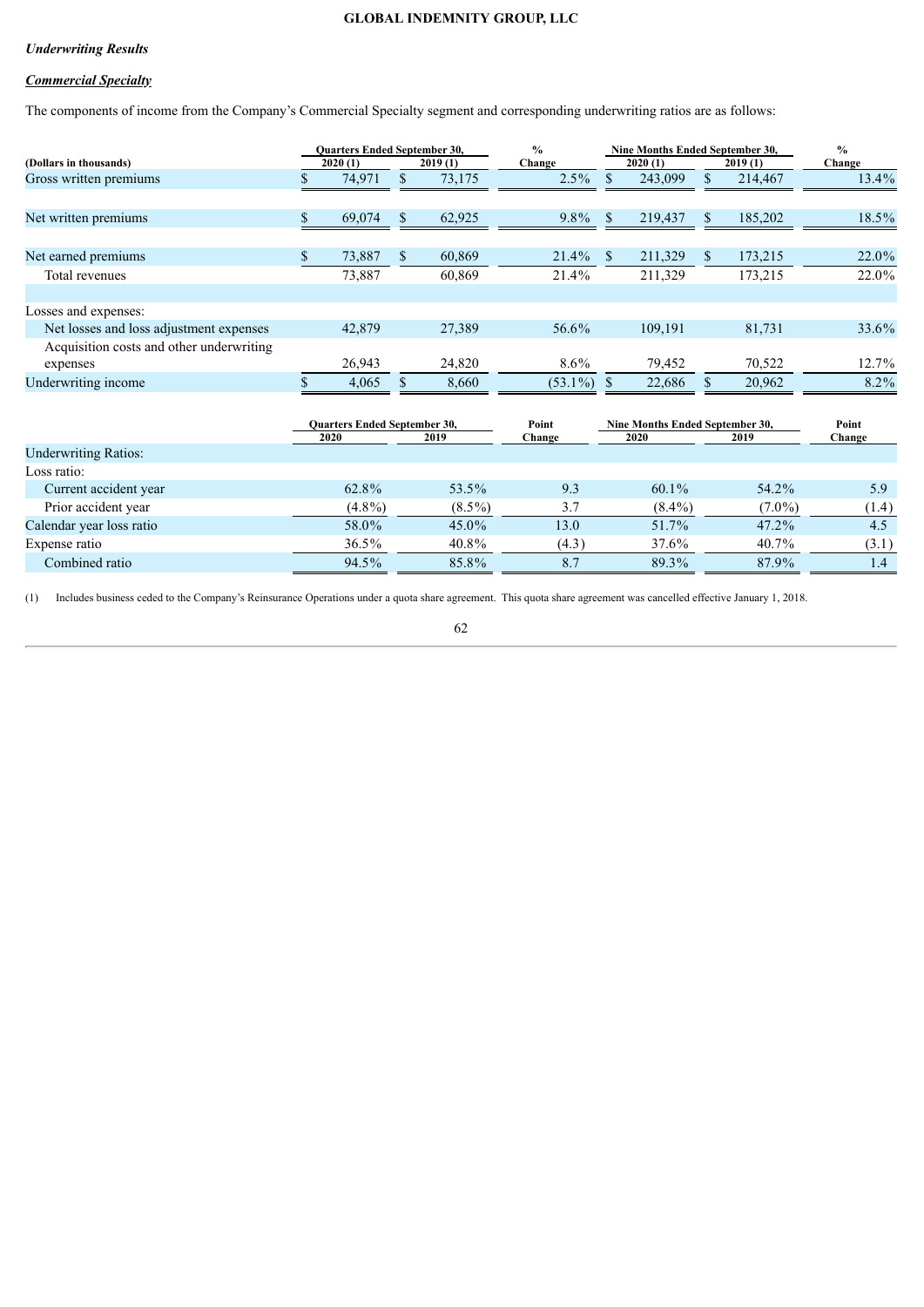**GLOBAL INDEMNITY GROUP, LLC**

***Underwriting Results***

***Commercial Specialty***

The components of income from the Company's Commercial Specialty segment and corresponding underwriting ratios are as follows:

| (Dollars in thousands) | Quarters Ended September 30, 2020 (1) | Quarters Ended September 30, 2019 (1) | % Change | Nine Months Ended September 30, 2020 (1) | Nine Months Ended September 30, 2019 (1) | % Change |
|---|---|---|---|---|---|---|
| Gross written premiums | $ 74,971 | $ 73,175 | 2.5% | $ 243,099 | $ 214,467 | 13.4% |
| Net written premiums | $ 69,074 | $ 62,925 | 9.8% | $ 219,437 | $ 185,202 | 18.5% |
| Net earned premiums | $ 73,887 | $ 60,869 | 21.4% | $ 211,329 | $ 173,215 | 22.0% |
| Total revenues | 73,887 | 60,869 | 21.4% | 211,329 | 173,215 | 22.0% |
| Losses and expenses: | | | | | | |
| Net losses and loss adjustment expenses | 42,879 | 27,389 | 56.6% | 109,191 | 81,731 | 33.6% |
| Acquisition costs and other underwriting expenses | 26,943 | 24,820 | 8.6% | 79,452 | 70,522 | 12.7% |
| Underwriting income | $ 4,065 | $ 8,660 | (53.1%) | $ 22,686 | $ 20,962 | 8.2% |

| | Quarters Ended September 30, 2020 | Quarters Ended September 30, 2019 | Point Change | Nine Months Ended September 30, 2020 | Nine Months Ended September 30, 2019 | Point Change |
|---|---|---|---|---|---|---|
| Underwriting Ratios: | | | | | | |
| Loss ratio: | | | | | | |
| Current accident year | 62.8% | 53.5% | 9.3 | 60.1% | 54.2% | 5.9 |
| Prior accident year | (4.8%) | (8.5%) | 3.7 | (8.4%) | (7.0%) | (1.4) |
| Calendar year loss ratio | 58.0% | 45.0% | 13.0 | 51.7% | 47.2% | 4.5 |
| Expense ratio | 36.5% | 40.8% | (4.3) | 37.6% | 40.7% | (3.1) |
| Combined ratio | 94.5% | 85.8% | 8.7 | 89.3% | 87.9% | 1.4 |

(1) Includes business ceded to the Company's Reinsurance Operations under a quota share agreement. This quota share agreement was cancelled effective January 1, 2018.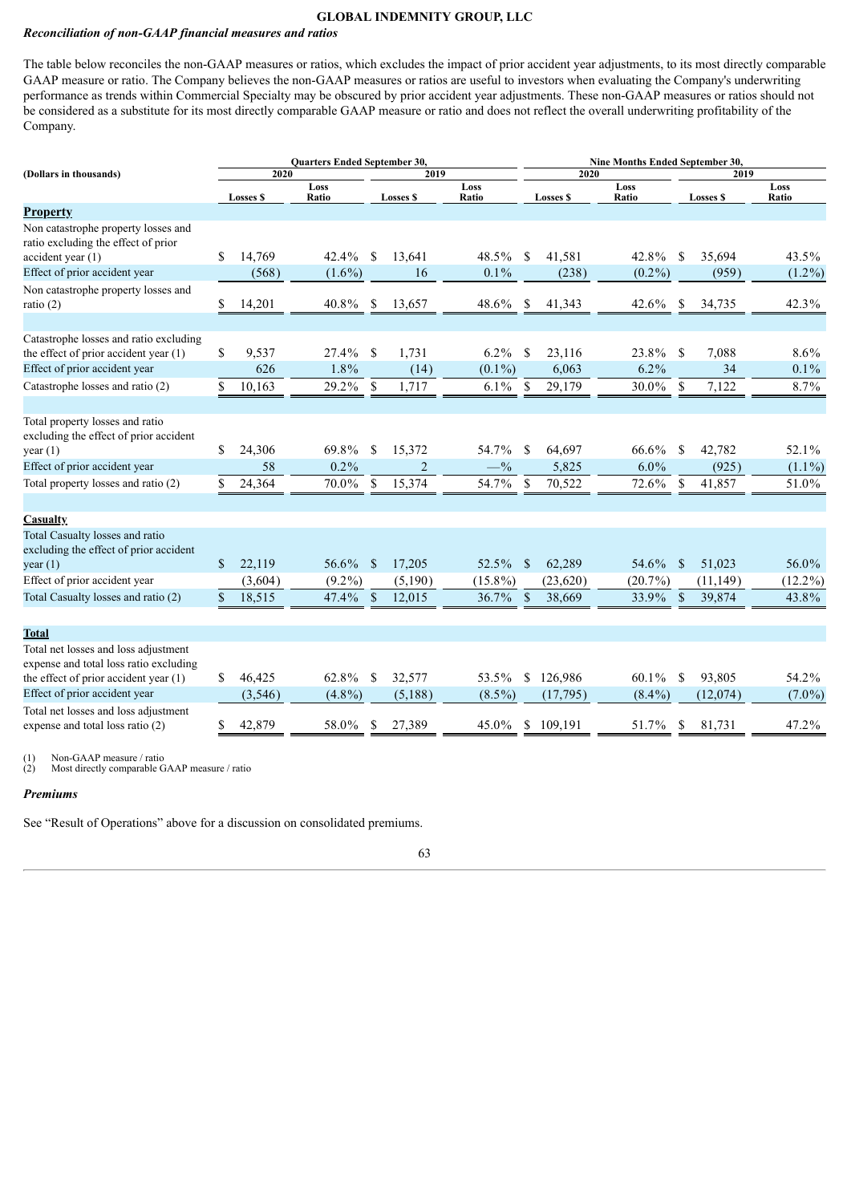*Reconciliation of non-GAAP financial measures and ratios*

The table below reconciles the non-GAAP measures or ratios, which excludes the impact of prior accident year adjustments, to its most directly comparable GAAP measure or ratio. The Company believes the non-GAAP measures or ratios are useful to investors when evaluating the Company's underwriting performance as trends within Commercial Specialty may be obscured by prior accident year adjustments. These non-GAAP measures or ratios should not be considered as a substitute for its most directly comparable GAAP measure or ratio and does not reflect the overall underwriting profitability of the Company.

| (Dollars in thousands) | Quarters Ended September 30, | | | | Nine Months Ended September 30, | | | |
|---|---|---|---|---|---|---|---|---|
| | 2020 | | 2019 | | 2020 | | 2019 | |
| | Losses $ | Loss Ratio | Losses $ | Loss Ratio | Losses $ | Loss Ratio | Losses $ | Loss Ratio |
| **Property** | | | | | | | | |
| Non catastrophe property losses and ratio excluding the effect of prior accident year (1) | $ 14,769 | 42.4% | $ 13,641 | 48.5% | $ 41,581 | 42.8% | $ 35,694 | 43.5% |
| Effect of prior accident year | (568) | (1.6%) | 16 | 0.1% | (238) | (0.2%) | (959) | (1.2%) |
| Non catastrophe property losses and ratio (2) | $ 14,201 | 40.8% | $ 13,657 | 48.6% | $ 41,343 | 42.6% | $ 34,735 | 42.3% |
| | | | | | | | | |
| Catastrophe losses and ratio excluding the effect of prior accident year (1) | $ 9,537 | 27.4% | $ 1,731 | 6.2% | $ 23,116 | 23.8% | $ 7,088 | 8.6% |
| Effect of prior accident year | 626 | 1.8% | (14) | (0.1%) | 6,063 | 6.2% | 34 | 0.1% |
| Catastrophe losses and ratio (2) | $ 10,163 | 29.2% | $ 1,717 | 6.1% | $ 29,179 | 30.0% | $ 7,122 | 8.7% |
| | | | | | | | | |
| Total property losses and ratio excluding the effect of prior accident year (1) | $ 24,306 | 69.8% | $ 15,372 | 54.7% | $ 64,697 | 66.6% | $ 42,782 | 52.1% |
| Effect of prior accident year | 58 | 0.2% | 2 | —% | 5,825 | 6.0% | (925) | (1.1%) |
| Total property losses and ratio (2) | $ 24,364 | 70.0% | $ 15,374 | 54.7% | $ 70,522 | 72.6% | $ 41,857 | 51.0% |
| | | | | | | | | |
| **Casualty** | | | | | | | | |
| Total Casualty losses and ratio excluding the effect of prior accident year (1) | $ 22,119 | 56.6% | $ 17,205 | 52.5% | $ 62,289 | 54.6% | $ 51,023 | 56.0% |
| Effect of prior accident year | (3,604) | (9.2%) | (5,190) | (15.8%) | (23,620) | (20.7%) | (11,149) | (12.2%) |
| Total Casualty losses and ratio (2) | $ 18,515 | 47.4% | $ 12,015 | 36.7% | $ 38,669 | 33.9% | $ 39,874 | 43.8% |
| | | | | | | | | |
| **Total** | | | | | | | | |
| Total net losses and loss adjustment expense and total loss ratio excluding the effect of prior accident year (1) | $ 46,425 | 62.8% | $ 32,577 | 53.5% | $ 126,986 | 60.1% | $ 93,805 | 54.2% |
| Effect of prior accident year | (3,546) | (4.8%) | (5,188) | (8.5%) | (17,795) | (8.4%) | (12,074) | (7.0%) |
| Total net losses and loss adjustment expense and total loss ratio (2) | $ 42,879 | 58.0% | $ 27,389 | 45.0% | $ 109,191 | 51.7% | $ 81,731 | 47.2% |

(1) Non-GAAP measure / ratio
(2) Most directly comparable GAAP measure / ratio

***Premiums***

See "Result of Operations" above for a discussion on consolidated premiums.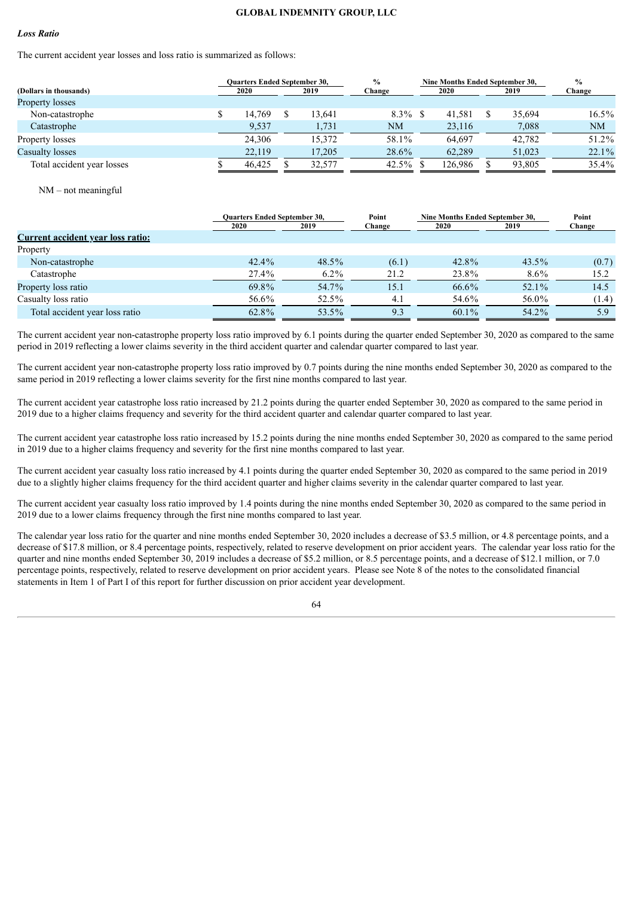### *Loss Ratio*

The current accident year losses and loss ratio is summarized as follows:

| (Dollars in thousands) | Quarters Ended September 30, 2020 | Quarters Ended September 30, 2019 | % Change | Nine Months Ended September 30, 2020 | Nine Months Ended September 30, 2019 | % Change |
|---|---|---|---|---|---|---|
| Property losses | | | | | | |
| Non-catastrophe | $ 14,769 | $ 13,641 | 8.3% | $ 41,581 | $ 35,694 | 16.5% |
| Catastrophe | 9,537 | 1,731 | NM | 23,116 | 7,088 | NM |
| Property losses | 24,306 | 15,372 | 58.1% | 64,697 | 42,782 | 51.2% |
| Casualty losses | 22,119 | 17,205 | 28.6% | 62,289 | 51,023 | 22.1% |
| Total accident year losses | $ 46,425 | $ 32,577 | 42.5% | $ 126,986 | $ 93,805 | 35.4% |

NM – not meaningful

| | Quarters Ended September 30, 2020 | Quarters Ended September 30, 2019 | Point Change | Nine Months Ended September 30, 2020 | Nine Months Ended September 30, 2019 | Point Change |
|---|---|---|---|---|---|---|
| **Current accident year loss ratio:** | | | | | | |
| Property | | | | | | |
| Non-catastrophe | 42.4% | 48.5% | (6.1) | 42.8% | 43.5% | (0.7) |
| Catastrophe | 27.4% | 6.2% | 21.2 | 23.8% | 8.6% | 15.2 |
| Property loss ratio | 69.8% | 54.7% | 15.1 | 66.6% | 52.1% | 14.5 |
| Casualty loss ratio | 56.6% | 52.5% | 4.1 | 54.6% | 56.0% | (1.4) |
| Total accident year loss ratio | 62.8% | 53.5% | 9.3 | 60.1% | 54.2% | 5.9 |

The current accident year non-catastrophe property loss ratio improved by 6.1 points during the quarter ended September 30, 2020 as compared to the same period in 2019 reflecting a lower claims severity in the third accident quarter and calendar quarter compared to last year.

The current accident year non-catastrophe property loss ratio improved by 0.7 points during the nine months ended September 30, 2020 as compared to the same period in 2019 reflecting a lower claims severity for the first nine months compared to last year.

The current accident year catastrophe loss ratio increased by 21.2 points during the quarter ended September 30, 2020 as compared to the same period in 2019 due to a higher claims frequency and severity for the third accident quarter and calendar quarter compared to last year.

The current accident year catastrophe loss ratio increased by 15.2 points during the nine months ended September 30, 2020 as compared to the same period in 2019 due to a higher claims frequency and severity for the first nine months compared to last year.

The current accident year casualty loss ratio increased by 4.1 points during the quarter ended September 30, 2020 as compared to the same period in 2019 due to a slightly higher claims frequency for the third accident quarter and higher claims severity in the calendar quarter compared to last year.

The current accident year casualty loss ratio improved by 1.4 points during the nine months ended September 30, 2020 as compared to the same period in 2019 due to a lower claims frequency through the first nine months compared to last year.

The calendar year loss ratio for the quarter and nine months ended September 30, 2020 includes a decrease of $3.5 million, or 4.8 percentage points, and a decrease of $17.8 million, or 8.4 percentage points, respectively, related to reserve development on prior accident years. The calendar year loss ratio for the quarter and nine months ended September 30, 2019 includes a decrease of $5.2 million, or 8.5 percentage points, and a decrease of $12.1 million, or 7.0 percentage points, respectively, related to reserve development on prior accident years. Please see Note 8 of the notes to the consolidated financial statements in Item 1 of Part I of this report for further discussion on prior accident year development.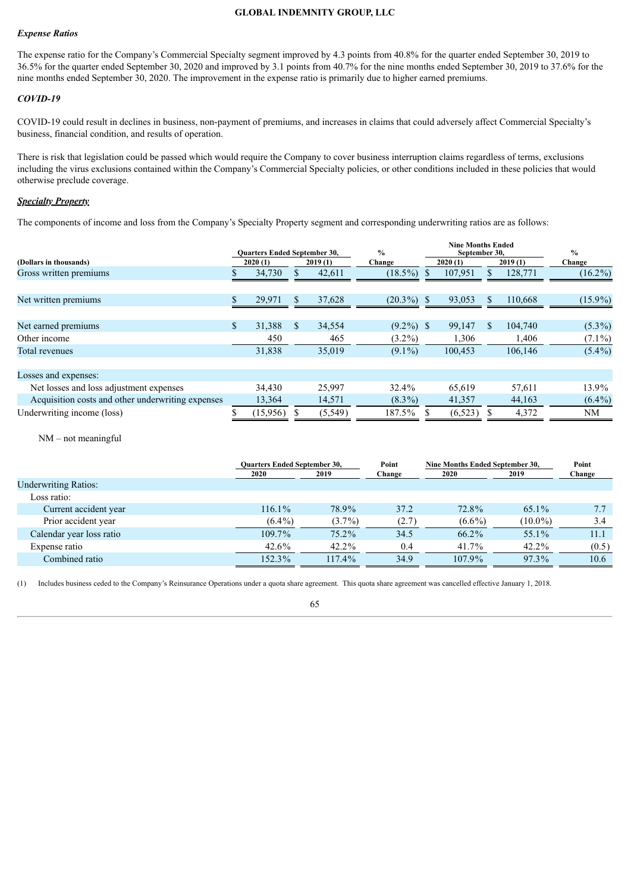### *Expense Ratios*

The expense ratio for the Company's Commercial Specialty segment improved by 4.3 points from 40.8% for the quarter ended September 30, 2019 to 36.5% for the quarter ended September 30, 2020 and improved by 3.1 points from 40.7% for the nine months ended September 30, 2019 to 37.6% for the nine months ended September 30, 2020. The improvement in the expense ratio is primarily due to higher earned premiums.

### *COVID-19*

COVID-19 could result in declines in business, non-payment of premiums, and increases in claims that could adversely affect Commercial Specialty's business, financial condition, and results of operation.

There is risk that legislation could be passed which would require the Company to cover business interruption claims regardless of terms, exclusions including the virus exclusions contained within the Company's Commercial Specialty policies, or other conditions included in these policies that would otherwise preclude coverage.

### ***Specialty Property***

The components of income and loss from the Company's Specialty Property segment and corresponding underwriting ratios are as follows:

| (Dollars in thousands) | Quarters Ended September 30, 2020 (1) | Quarters Ended September 30, 2019 (1) | % Change | Nine Months Ended September 30, 2020 (1) | Nine Months Ended September 30, 2019 (1) | % Change |
|---|---|---|---|---|---|---|
| Gross written premiums | $ 34,730 | $ 42,611 | (18.5%) | $ 107,951 | $ 128,771 | (16.2%) |
| | | | | | | |
| Net written premiums | $ 29,971 | $ 37,628 | (20.3%) | $ 93,053 | $ 110,668 | (15.9%) |
| | | | | | | |
| Net earned premiums | $ 31,388 | $ 34,554 | (9.2%) | $ 99,147 | $ 104,740 | (5.3%) |
| Other income | 450 | 465 | (3.2%) | 1,306 | 1,406 | (7.1%) |
| Total revenues | 31,838 | 35,019 | (9.1%) | 100,453 | 106,146 | (5.4%) |
| | | | | | | |
| Losses and expenses: | | | | | | |
| Net losses and loss adjustment expenses | 34,430 | 25,997 | 32.4% | 65,619 | 57,611 | 13.9% |
| Acquisition costs and other underwriting expenses | 13,364 | 14,571 | (8.3%) | 41,357 | 44,163 | (6.4%) |
| Underwriting income (loss) | $ (15,956) | $ (5,549) | 187.5% | $ (6,523) | $ 4,372 | NM |

NM – not meaningful

| | Quarters Ended September 30, 2020 | Quarters Ended September 30, 2019 | Point Change | Nine Months Ended September 30, 2020 | Nine Months Ended September 30, 2019 | Point Change |
|---|---|---|---|---|---|---|
| Underwriting Ratios: | | | | | | |
| Loss ratio: | | | | | | |
| Current accident year | 116.1% | 78.9% | 37.2 | 72.8% | 65.1% | 7.7 |
| Prior accident year | (6.4%) | (3.7%) | (2.7) | (6.6%) | (10.0%) | 3.4 |
| Calendar year loss ratio | 109.7% | 75.2% | 34.5 | 66.2% | 55.1% | 11.1 |
| Expense ratio | 42.6% | 42.2% | 0.4 | 41.7% | 42.2% | (0.5) |
| Combined ratio | 152.3% | 117.4% | 34.9 | 107.9% | 97.3% | 10.6 |

(1) Includes business ceded to the Company's Reinsurance Operations under a quota share agreement. This quota share agreement was cancelled effective January 1, 2018.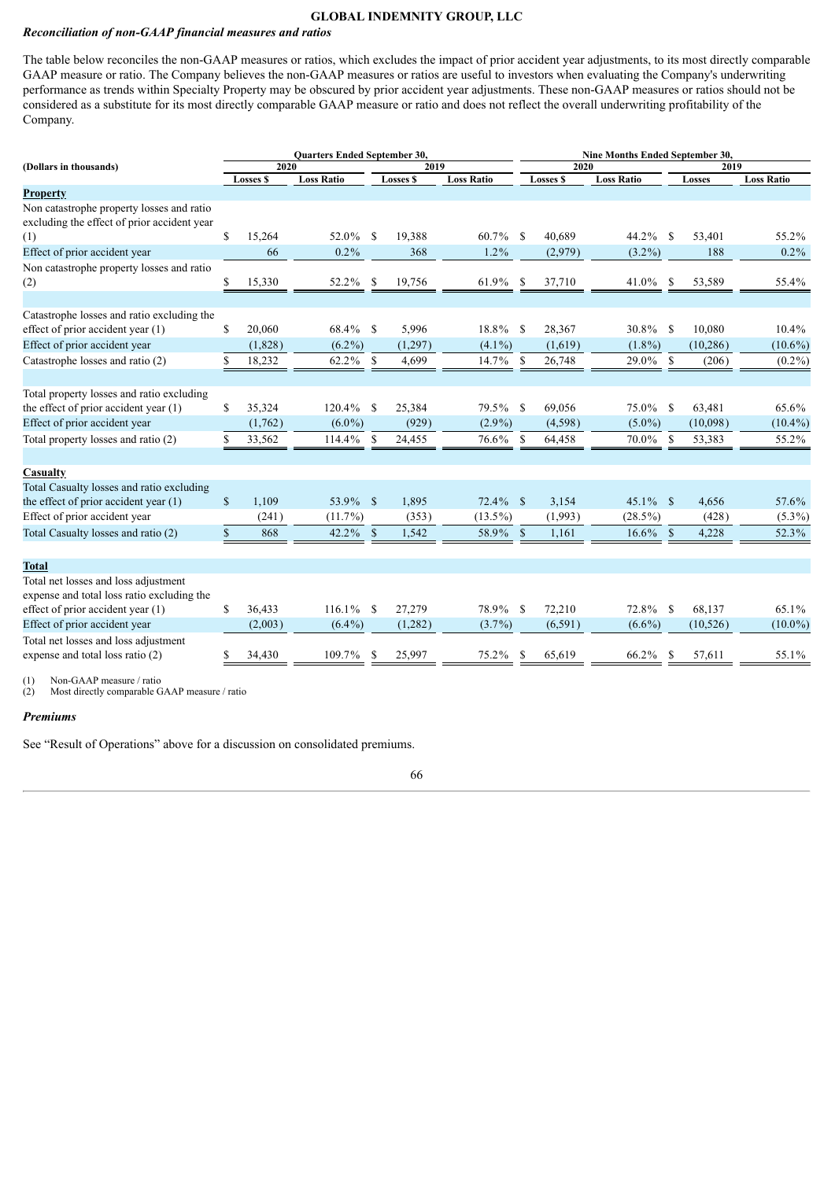**GLOBAL INDEMNITY GROUP, LLC**

***Reconciliation of non-GAAP financial measures and ratios***

The table below reconciles the non-GAAP measures or ratios, which excludes the impact of prior accident year adjustments, to its most directly comparable GAAP measure or ratio. The Company believes the non-GAAP measures or ratios are useful to investors when evaluating the Company's underwriting performance as trends within Specialty Property may be obscured by prior accident year adjustments. These non-GAAP measures or ratios should not be considered as a substitute for its most directly comparable GAAP measure or ratio and does not reflect the overall underwriting profitability of the Company.

| (Dollars in thousands) | Quarters Ended September 30, | | | | Nine Months Ended September 30, | | | |
|---|---|---|---|---|---|---|---|---|
| | 2020 | | 2019 | | 2020 | | 2019 | |
| | Losses $ | Loss Ratio | Losses $ | Loss Ratio | Losses $ | Loss Ratio | Losses | Loss Ratio |
| **Property** | | | | | | | | |
| Non catastrophe property losses and ratio excluding the effect of prior accident year (1) | $ 15,264 | 52.0% | $ 19,388 | 60.7% | $ 40,689 | 44.2% | $ 53,401 | 55.2% |
| Effect of prior accident year | 66 | 0.2% | 368 | 1.2% | (2,979) | (3.2%) | 188 | 0.2% |
| Non catastrophe property losses and ratio (2) | $ 15,330 | 52.2% | $ 19,756 | 61.9% | $ 37,710 | 41.0% | $ 53,589 | 55.4% |
| | | | | | | | | |
| Catastrophe losses and ratio excluding the effect of prior accident year (1) | $ 20,060 | 68.4% | $ 5,996 | 18.8% | $ 28,367 | 30.8% | $ 10,080 | 10.4% |
| Effect of prior accident year | (1,828) | (6.2%) | (1,297) | (4.1%) | (1,619) | (1.8%) | (10,286) | (10.6%) |
| Catastrophe losses and ratio (2) | $ 18,232 | 62.2% | $ 4,699 | 14.7% | $ 26,748 | 29.0% | $ (206) | (0.2%) |
| | | | | | | | | |
| Total property losses and ratio excluding the effect of prior accident year (1) | $ 35,324 | 120.4% | $ 25,384 | 79.5% | $ 69,056 | 75.0% | $ 63,481 | 65.6% |
| Effect of prior accident year | (1,762) | (6.0%) | (929) | (2.9%) | (4,598) | (5.0%) | (10,098) | (10.4%) |
| Total property losses and ratio (2) | $ 33,562 | 114.4% | $ 24,455 | 76.6% | $ 64,458 | 70.0% | $ 53,383 | 55.2% |
| | | | | | | | | |
| **Casualty** | | | | | | | | |
| Total Casualty losses and ratio excluding the effect of prior accident year (1) | $ 1,109 | 53.9% | $ 1,895 | 72.4% | $ 3,154 | 45.1% | $ 4,656 | 57.6% |
| Effect of prior accident year | (241) | (11.7%) | (353) | (13.5%) | (1,993) | (28.5%) | (428) | (5.3%) |
| Total Casualty losses and ratio (2) | $ 868 | 42.2% | $ 1,542 | 58.9% | $ 1,161 | 16.6% | $ 4,228 | 52.3% |
| | | | | | | | | |
| **Total** | | | | | | | | |
| Total net losses and loss adjustment expense and total loss ratio excluding the effect of prior accident year (1) | $ 36,433 | 116.1% | $ 27,279 | 78.9% | $ 72,210 | 72.8% | $ 68,137 | 65.1% |
| Effect of prior accident year | (2,003) | (6.4%) | (1,282) | (3.7%) | (6,591) | (6.6%) | (10,526) | (10.0%) |
| Total net losses and loss adjustment expense and total loss ratio (2) | $ 34,430 | 109.7% | $ 25,997 | 75.2% | $ 65,619 | 66.2% | $ 57,611 | 55.1% |

(1) Non-GAAP measure / ratio
(2) Most directly comparable GAAP measure / ratio

***Premiums***

See "Result of Operations" above for a discussion on consolidated premiums.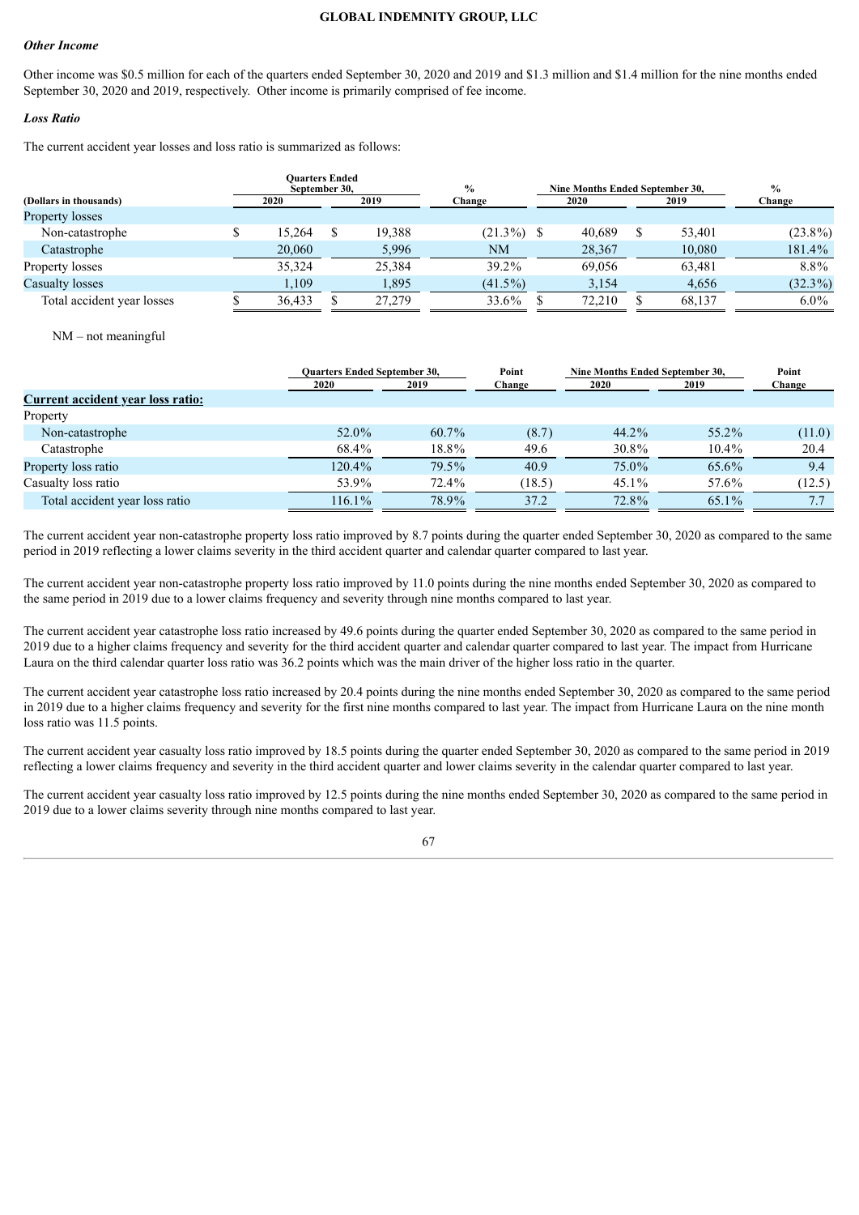### *Other Income*

Other income was $0.5 million for each of the quarters ended September 30, 2020 and 2019 and $1.3 million and $1.4 million for the nine months ended September 30, 2020 and 2019, respectively. Other income is primarily comprised of fee income.

### *Loss Ratio*

The current accident year losses and loss ratio is summarized as follows:

| (Dollars in thousands) | Quarters Ended September 30, 2020 | Quarters Ended September 30, 2019 | % Change | Nine Months Ended September 30, 2020 | Nine Months Ended September 30, 2019 | % Change |
|---|---|---|---|---|---|---|
| Property losses | | | | | | |
| Non-catastrophe | $ 15,264 | $ 19,388 | (21.3%) | $ 40,689 | $ 53,401 | (23.8%) |
| Catastrophe | 20,060 | 5,996 | NM | 28,367 | 10,080 | 181.4% |
| Property losses | 35,324 | 25,384 | 39.2% | 69,056 | 63,481 | 8.8% |
| Casualty losses | 1,109 | 1,895 | (41.5%) | 3,154 | 4,656 | (32.3%) |
| Total accident year losses | $ 36,433 | $ 27,279 | 33.6% | $ 72,210 | $ 68,137 | 6.0% |

NM – not meaningful

| | Quarters Ended September 30, 2020 | Quarters Ended September 30, 2019 | Point Change | Nine Months Ended September 30, 2020 | Nine Months Ended September 30, 2019 | Point Change |
|---|---|---|---|---|---|---|
| **Current accident year loss ratio:** | | | | | | |
| Property | | | | | | |
| Non-catastrophe | 52.0% | 60.7% | (8.7) | 44.2% | 55.2% | (11.0) |
| Catastrophe | 68.4% | 18.8% | 49.6 | 30.8% | 10.4% | 20.4 |
| Property loss ratio | 120.4% | 79.5% | 40.9 | 75.0% | 65.6% | 9.4 |
| Casualty loss ratio | 53.9% | 72.4% | (18.5) | 45.1% | 57.6% | (12.5) |
| Total accident year loss ratio | 116.1% | 78.9% | 37.2 | 72.8% | 65.1% | 7.7 |

The current accident year non-catastrophe property loss ratio improved by 8.7 points during the quarter ended September 30, 2020 as compared to the same period in 2019 reflecting a lower claims severity in the third accident quarter and calendar quarter compared to last year.

The current accident year non-catastrophe property loss ratio improved by 11.0 points during the nine months ended September 30, 2020 as compared to the same period in 2019 due to a lower claims frequency and severity through nine months compared to last year.

The current accident year catastrophe loss ratio increased by 49.6 points during the quarter ended September 30, 2020 as compared to the same period in 2019 due to a higher claims frequency and severity for the third accident quarter and calendar quarter compared to last year. The impact from Hurricane Laura on the third calendar quarter loss ratio was 36.2 points which was the main driver of the higher loss ratio in the quarter.

The current accident year catastrophe loss ratio increased by 20.4 points during the nine months ended September 30, 2020 as compared to the same period in 2019 due to a higher claims frequency and severity for the first nine months compared to last year. The impact from Hurricane Laura on the nine month loss ratio was 11.5 points.

The current accident year casualty loss ratio improved by 18.5 points during the quarter ended September 30, 2020 as compared to the same period in 2019 reflecting a lower claims frequency and severity in the third accident quarter and lower claims severity in the calendar quarter compared to last year.

The current accident year casualty loss ratio improved by 12.5 points during the nine months ended September 30, 2020 as compared to the same period in 2019 due to a lower claims severity through nine months compared to last year.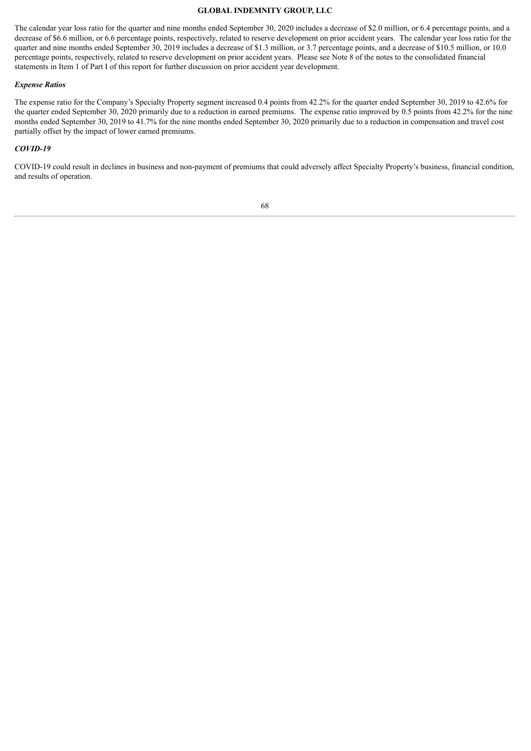The calendar year loss ratio for the quarter and nine months ended September 30, 2020 includes a decrease of $2.0 million, or 6.4 percentage points, and a decrease of $6.6 million, or 6.6 percentage points, respectively, related to reserve development on prior accident years. The calendar year loss ratio for the quarter and nine months ended September 30, 2019 includes a decrease of $1.3 million, or 3.7 percentage points, and a decrease of $10.5 million, or 10.0 percentage points, respectively, related to reserve development on prior accident years. Please see Note 8 of the notes to the consolidated financial statements in Item 1 of Part I of this report for further discussion on prior accident year development.

***Expense Ratios***

The expense ratio for the Company's Specialty Property segment increased 0.4 points from 42.2% for the quarter ended September 30, 2019 to 42.6% for the quarter ended September 30, 2020 primarily due to a reduction in earned premiums. The expense ratio improved by 0.5 points from 42.2% for the nine months ended September 30, 2019 to 41.7% for the nine months ended September 30, 2020 primarily due to a reduction in compensation and travel cost partially offset by the impact of lower earned premiums.

***COVID-19***

COVID-19 could result in declines in business and non-payment of premiums that could adversely affect Specialty Property's business, financial condition, and results of operation.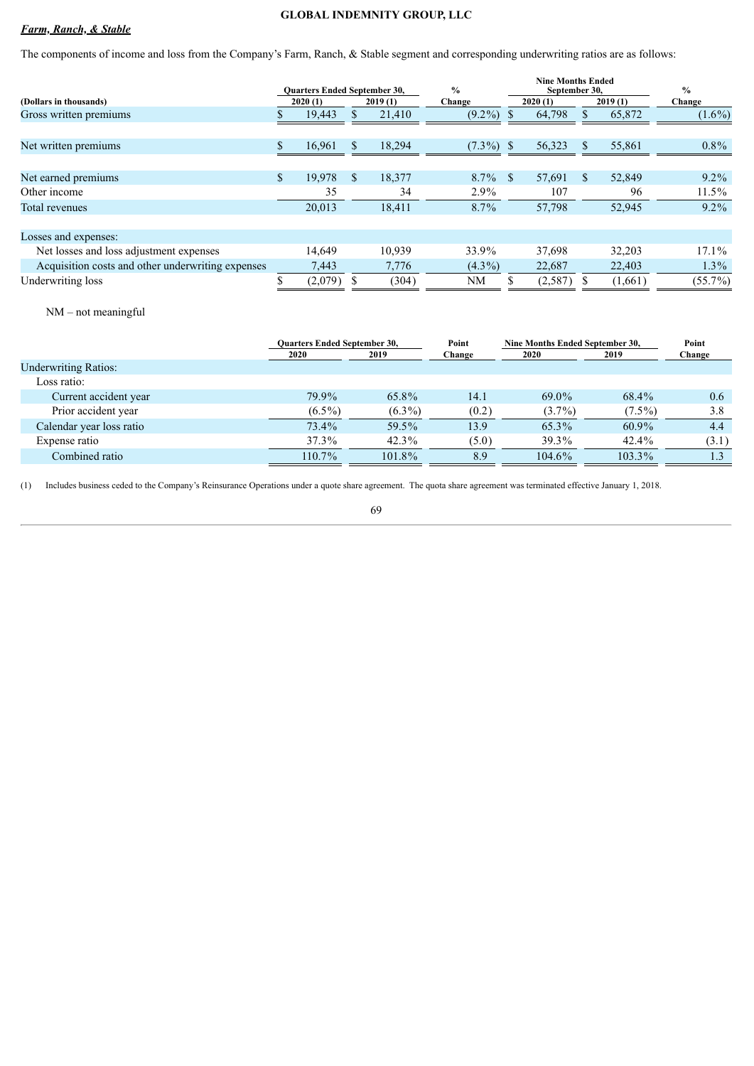***Farm, Ranch, & Stable***

The components of income and loss from the Company's Farm, Ranch, & Stable segment and corresponding underwriting ratios are as follows:

| (Dollars in thousands) | Quarters Ended September 30, 2020 (1) | Quarters Ended September 30, 2019 (1) | % Change | Nine Months Ended September 30, 2020 (1) | Nine Months Ended September 30, 2019 (1) | % Change |
|---|---|---|---|---|---|---|
| Gross written premiums | $ 19,443 | $ 21,410 | (9.2%) | $ 64,798 | $ 65,872 | (1.6%) |
| | | | | | | |
| Net written premiums | $ 16,961 | $ 18,294 | (7.3%) | $ 56,323 | $ 55,861 | 0.8% |
| | | | | | | |
| Net earned premiums | $ 19,978 | $ 18,377 | 8.7% | $ 57,691 | $ 52,849 | 9.2% |
| Other income | 35 | 34 | 2.9% | 107 | 96 | 11.5% |
| Total revenues | 20,013 | 18,411 | 8.7% | 57,798 | 52,945 | 9.2% |
| | | | | | | |
| Losses and expenses: | | | | | | |
| Net losses and loss adjustment expenses | 14,649 | 10,939 | 33.9% | 37,698 | 32,203 | 17.1% |
| Acquisition costs and other underwriting expenses | 7,443 | 7,776 | (4.3%) | 22,687 | 22,403 | 1.3% |
| Underwriting loss | $ (2,079) | $ (304) | NM | $ (2,587) | $ (1,661) | (55.7%) |

NM – not meaningful

| | Quarters Ended September 30, 2020 | Quarters Ended September 30, 2019 | Point Change | Nine Months Ended September 30, 2020 | Nine Months Ended September 30, 2019 | Point Change |
|---|---|---|---|---|---|---|
| Underwriting Ratios: | | | | | | |
| Loss ratio: | | | | | | |
| Current accident year | 79.9% | 65.8% | 14.1 | 69.0% | 68.4% | 0.6 |
| Prior accident year | (6.5%) | (6.3%) | (0.2) | (3.7%) | (7.5%) | 3.8 |
| Calendar year loss ratio | 73.4% | 59.5% | 13.9 | 65.3% | 60.9% | 4.4 |
| Expense ratio | 37.3% | 42.3% | (5.0) | 39.3% | 42.4% | (3.1) |
| Combined ratio | 110.7% | 101.8% | 8.9 | 104.6% | 103.3% | 1.3 |

(1) Includes business ceded to the Company's Reinsurance Operations under a quote share agreement. The quota share agreement was terminated effective January 1, 2018.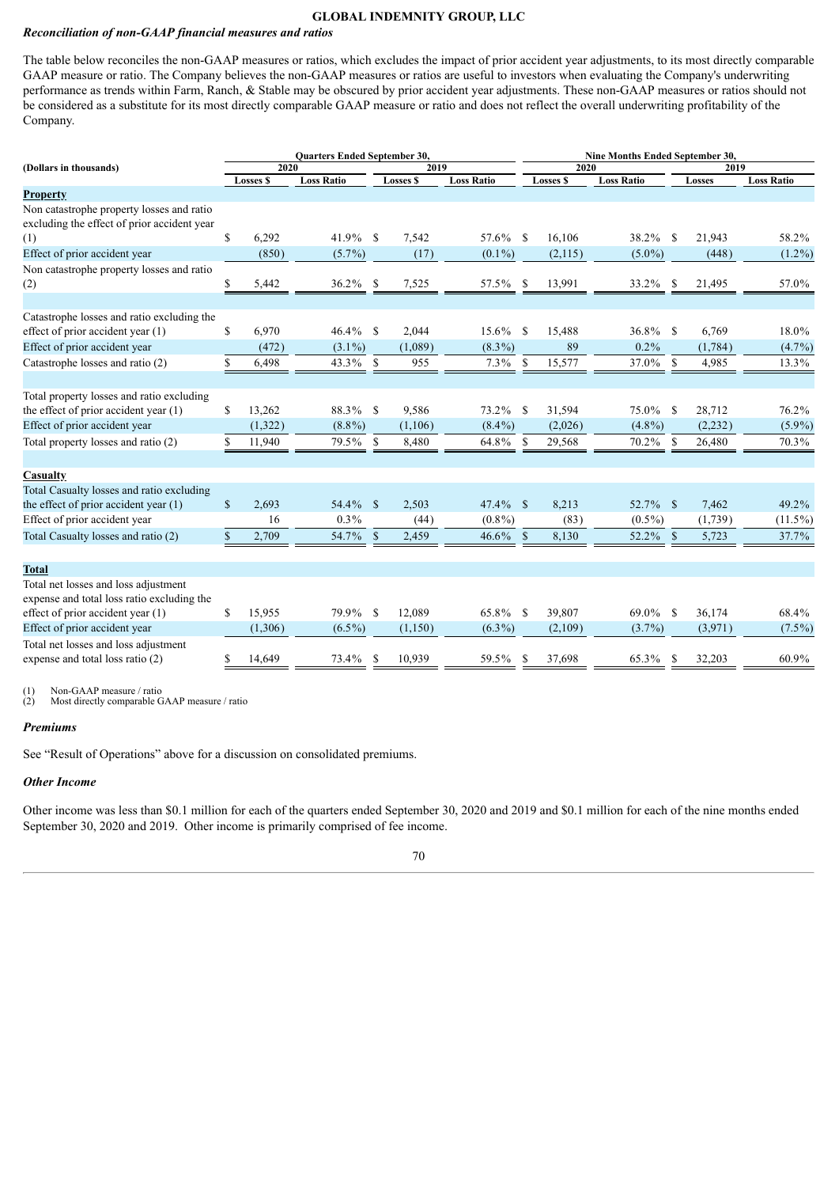**GLOBAL INDEMNITY GROUP, LLC**

***Reconciliation of non-GAAP financial measures and ratios***

The table below reconciles the non-GAAP measures or ratios, which excludes the impact of prior accident year adjustments, to its most directly comparable GAAP measure or ratio. The Company believes the non-GAAP measures or ratios are useful to investors when evaluating the Company's underwriting performance as trends within Farm, Ranch, & Stable may be obscured by prior accident year adjustments. These non-GAAP measures or ratios should not be considered as a substitute for its most directly comparable GAAP measure or ratio and does not reflect the overall underwriting profitability of the Company.

| (Dollars in thousands) | Quarters Ended September 30, | | | | Nine Months Ended September 30, | | | |
|---|---|---|---|---|---|---|---|---|
| | 2020 | | 2019 | | 2020 | | 2019 | |
| | Losses $ | Loss Ratio | Losses $ | Loss Ratio | Losses $ | Loss Ratio | Losses | Loss Ratio |
| **Property** | | | | | | | | |
| Non catastrophe property losses and ratio excluding the effect of prior accident year (1) | $ 6,292 | 41.9% | $ 7,542 | 57.6% | $ 16,106 | 38.2% | $ 21,943 | 58.2% |
| Effect of prior accident year | (850) | (5.7%) | (17) | (0.1%) | (2,115) | (5.0%) | (448) | (1.2%) |
| Non catastrophe property losses and ratio (2) | $ 5,442 | 36.2% | $ 7,525 | 57.5% | $ 13,991 | 33.2% | $ 21,495 | 57.0% |
| Catastrophe losses and ratio excluding the effect of prior accident year (1) | $ 6,970 | 46.4% | $ 2,044 | 15.6% | $ 15,488 | 36.8% | $ 6,769 | 18.0% |
| Effect of prior accident year | (472) | (3.1%) | (1,089) | (8.3%) | 89 | 0.2% | (1,784) | (4.7%) |
| Catastrophe losses and ratio (2) | $ 6,498 | 43.3% | $ 955 | 7.3% | $ 15,577 | 37.0% | $ 4,985 | 13.3% |
| Total property losses and ratio excluding the effect of prior accident year (1) | $ 13,262 | 88.3% | $ 9,586 | 73.2% | $ 31,594 | 75.0% | $ 28,712 | 76.2% |
| Effect of prior accident year | (1,322) | (8.8%) | (1,106) | (8.4%) | (2,026) | (4.8%) | (2,232) | (5.9%) |
| Total property losses and ratio (2) | $ 11,940 | 79.5% | $ 8,480 | 64.8% | $ 29,568 | 70.2% | $ 26,480 | 70.3% |
| **Casualty** | | | | | | | | |
| Total Casualty losses and ratio excluding the effect of prior accident year (1) | $ 2,693 | 54.4% | $ 2,503 | 47.4% | $ 8,213 | 52.7% | $ 7,462 | 49.2% |
| Effect of prior accident year | 16 | 0.3% | (44) | (0.8%) | (83) | (0.5%) | (1,739) | (11.5%) |
| Total Casualty losses and ratio (2) | $ 2,709 | 54.7% | $ 2,459 | 46.6% | $ 8,130 | 52.2% | $ 5,723 | 37.7% |
| **Total** | | | | | | | | |
| Total net losses and loss adjustment expense and total loss ratio excluding the effect of prior accident year (1) | $ 15,955 | 79.9% | $ 12,089 | 65.8% | $ 39,807 | 69.0% | $ 36,174 | 68.4% |
| Effect of prior accident year | (1,306) | (6.5%) | (1,150) | (6.3%) | (2,109) | (3.7%) | (3,971) | (7.5%) |
| Total net losses and loss adjustment expense and total loss ratio (2) | $ 14,649 | 73.4% | $ 10,939 | 59.5% | $ 37,698 | 65.3% | $ 32,203 | 60.9% |

(1) Non-GAAP measure / ratio
(2) Most directly comparable GAAP measure / ratio

***Premiums***

See "Result of Operations" above for a discussion on consolidated premiums.

***Other Income***

Other income was less than $0.1 million for each of the quarters ended September 30, 2020 and 2019 and $0.1 million for each of the nine months ended September 30, 2020 and 2019. Other income is primarily comprised of fee income.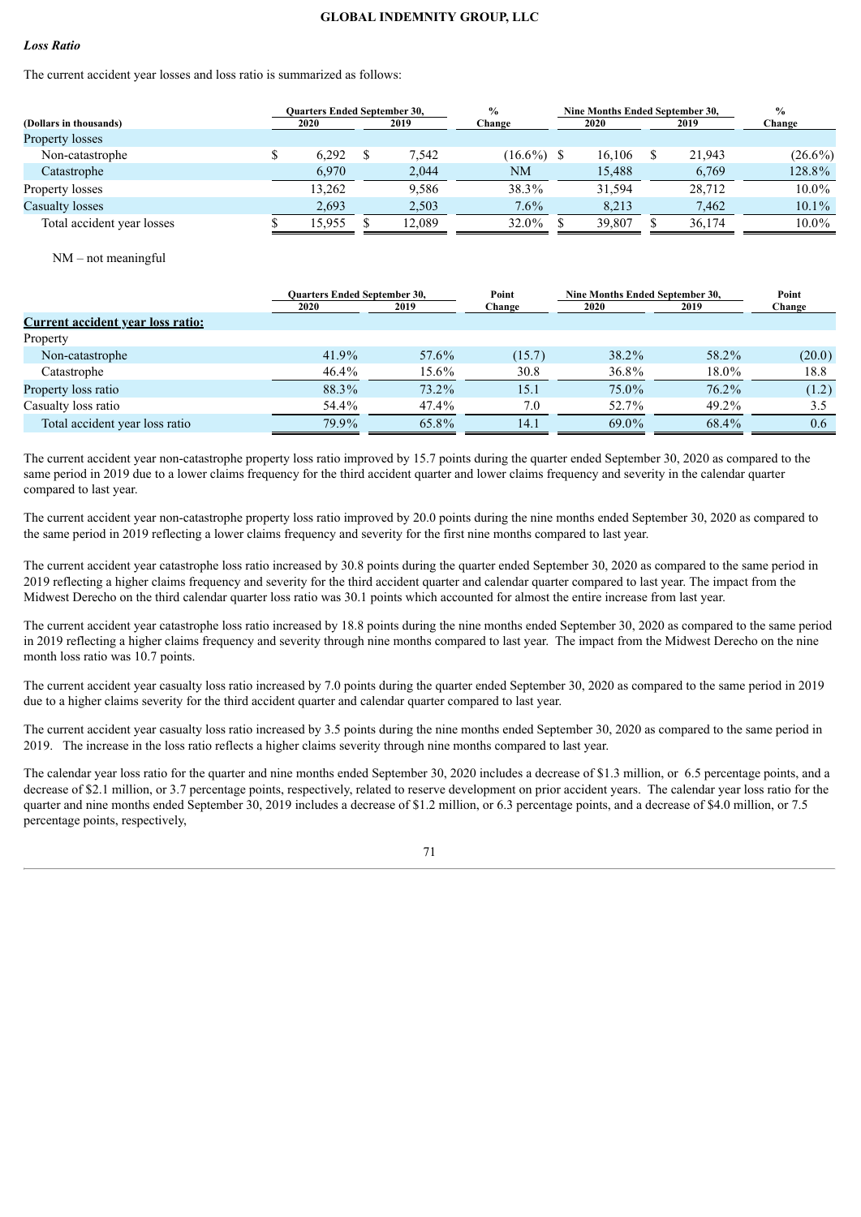***Loss Ratio***

The current accident year losses and loss ratio is summarized as follows:

| (Dollars in thousands) | Quarters Ended September 30, 2020 | Quarters Ended September 30, 2019 | % Change | Nine Months Ended September 30, 2020 | Nine Months Ended September 30, 2019 | % Change |
|---|---|---|---|---|---|---|
| Property losses | | | | | | |
| Non-catastrophe | $ 6,292 | $ 7,542 | (16.6%) | $ 16,106 | $ 21,943 | (26.6%) |
| Catastrophe | 6,970 | 2,044 | NM | 15,488 | 6,769 | 128.8% |
| Property losses | 13,262 | 9,586 | 38.3% | 31,594 | 28,712 | 10.0% |
| Casualty losses | 2,693 | 2,503 | 7.6% | 8,213 | 7,462 | 10.1% |
| Total accident year losses | $ 15,955 | $ 12,089 | 32.0% | $ 39,807 | $ 36,174 | 10.0% |

NM – not meaningful

| | Quarters Ended September 30, 2020 | Quarters Ended September 30, 2019 | Point Change | Nine Months Ended September 30, 2020 | Nine Months Ended September 30, 2019 | Point Change |
|---|---|---|---|---|---|---|
| **Current accident year loss ratio:** | | | | | | |
| Property | | | | | | |
| Non-catastrophe | 41.9% | 57.6% | (15.7) | 38.2% | 58.2% | (20.0) |
| Catastrophe | 46.4% | 15.6% | 30.8 | 36.8% | 18.0% | 18.8 |
| Property loss ratio | 88.3% | 73.2% | 15.1 | 75.0% | 76.2% | (1.2) |
| Casualty loss ratio | 54.4% | 47.4% | 7.0 | 52.7% | 49.2% | 3.5 |
| Total accident year loss ratio | 79.9% | 65.8% | 14.1 | 69.0% | 68.4% | 0.6 |

The current accident year non-catastrophe property loss ratio improved by 15.7 points during the quarter ended September 30, 2020 as compared to the same period in 2019 due to a lower claims frequency for the third accident quarter and lower claims frequency and severity in the calendar quarter compared to last year.

The current accident year non-catastrophe property loss ratio improved by 20.0 points during the nine months ended September 30, 2020 as compared to the same period in 2019 reflecting a lower claims frequency and severity for the first nine months compared to last year.

The current accident year catastrophe loss ratio increased by 30.8 points during the quarter ended September 30, 2020 as compared to the same period in 2019 reflecting a higher claims frequency and severity for the third accident quarter and calendar quarter compared to last year. The impact from the Midwest Derecho on the third calendar quarter loss ratio was 30.1 points which accounted for almost the entire increase from last year.

The current accident year catastrophe loss ratio increased by 18.8 points during the nine months ended September 30, 2020 as compared to the same period in 2019 reflecting a higher claims frequency and severity through nine months compared to last year. The impact from the Midwest Derecho on the nine month loss ratio was 10.7 points.

The current accident year casualty loss ratio increased by 7.0 points during the quarter ended September 30, 2020 as compared to the same period in 2019 due to a higher claims severity for the third accident quarter and calendar quarter compared to last year.

The current accident year casualty loss ratio increased by 3.5 points during the nine months ended September 30, 2020 as compared to the same period in 2019. The increase in the loss ratio reflects a higher claims severity through nine months compared to last year.

The calendar year loss ratio for the quarter and nine months ended September 30, 2020 includes a decrease of $1.3 million, or 6.5 percentage points, and a decrease of $2.1 million, or 3.7 percentage points, respectively, related to reserve development on prior accident years. The calendar year loss ratio for the quarter and nine months ended September 30, 2019 includes a decrease of $1.2 million, or 6.3 percentage points, and a decrease of $4.0 million, or 7.5 percentage points, respectively,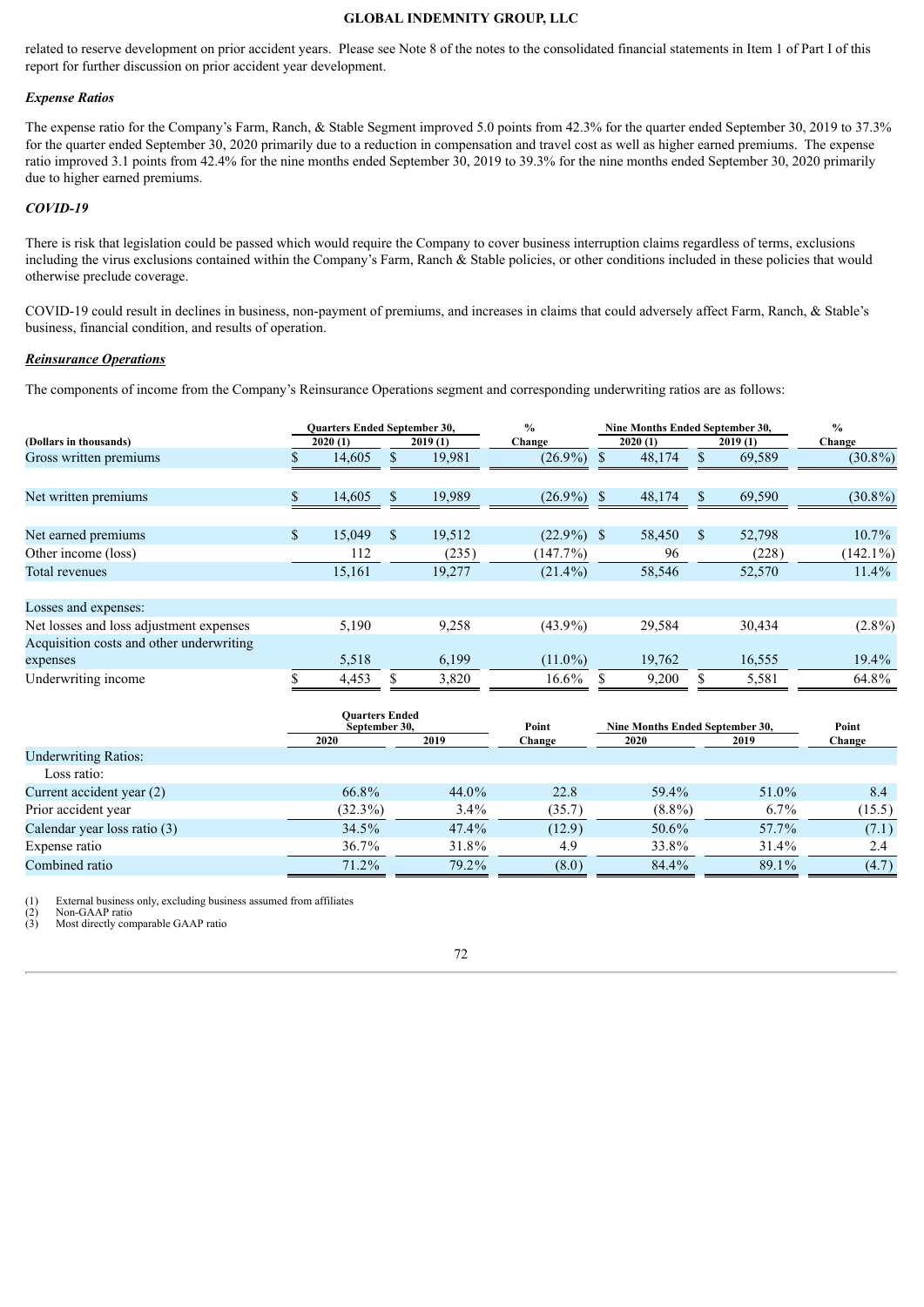related to reserve development on prior accident years. Please see Note 8 of the notes to the consolidated financial statements in Item 1 of Part I of this report for further discussion on prior accident year development.

*Expense Ratios*

The expense ratio for the Company's Farm, Ranch, & Stable Segment improved 5.0 points from 42.3% for the quarter ended September 30, 2019 to 37.3% for the quarter ended September 30, 2020 primarily due to a reduction in compensation and travel cost as well as higher earned premiums. The expense ratio improved 3.1 points from 42.4% for the nine months ended September 30, 2019 to 39.3% for the nine months ended September 30, 2020 primarily due to higher earned premiums.

*COVID-19*

There is risk that legislation could be passed which would require the Company to cover business interruption claims regardless of terms, exclusions including the virus exclusions contained within the Company's Farm, Ranch & Stable policies, or other conditions included in these policies that would otherwise preclude coverage.

COVID-19 could result in declines in business, non-payment of premiums, and increases in claims that could adversely affect Farm, Ranch, & Stable's business, financial condition, and results of operation.

***Reinsurance Operations***

The components of income from the Company's Reinsurance Operations segment and corresponding underwriting ratios are as follows:

| (Dollars in thousands) | Quarters Ended September 30, 2020 (1) | Quarters Ended September 30, 2019 (1) | % Change | Nine Months Ended September 30, 2020 (1) | Nine Months Ended September 30, 2019 (1) | % Change |
|---|---|---|---|---|---|---|
| Gross written premiums | $ 14,605 | $ 19,981 | (26.9%) | $ 48,174 | $ 69,589 | (30.8%) |
| Net written premiums | $ 14,605 | $ 19,989 | (26.9%) | $ 48,174 | $ 69,590 | (30.8%) |
| Net earned premiums | $ 15,049 | $ 19,512 | (22.9%) | $ 58,450 | $ 52,798 | 10.7% |
| Other income (loss) | 112 | (235) | (147.7%) | 96 | (228) | (142.1%) |
| Total revenues | 15,161 | 19,277 | (21.4%) | 58,546 | 52,570 | 11.4% |
| Losses and expenses: | | | | | | |
| Net losses and loss adjustment expenses | 5,190 | 9,258 | (43.9%) | 29,584 | 30,434 | (2.8%) |
| Acquisition costs and other underwriting expenses | 5,518 | 6,199 | (11.0%) | 19,762 | 16,555 | 19.4% |
| Underwriting income | $ 4,453 | $ 3,820 | 16.6% | $ 9,200 | $ 5,581 | 64.8% |

| | Quarters Ended September 30, 2020 | Quarters Ended September 30, 2019 | Point Change | Nine Months Ended September 30, 2020 | Nine Months Ended September 30, 2019 | Point Change |
|---|---|---|---|---|---|---|
| Underwriting Ratios: | | | | | | |
| Loss ratio: | | | | | | |
| Current accident year (2) | 66.8% | 44.0% | 22.8 | 59.4% | 51.0% | 8.4 |
| Prior accident year | (32.3%) | 3.4% | (35.7) | (8.8%) | 6.7% | (15.5) |
| Calendar year loss ratio (3) | 34.5% | 47.4% | (12.9) | 50.6% | 57.7% | (7.1) |
| Expense ratio | 36.7% | 31.8% | 4.9 | 33.8% | 31.4% | 2.4 |
| Combined ratio | 71.2% | 79.2% | (8.0) | 84.4% | 89.1% | (4.7) |

(1) External business only, excluding business assumed from affiliates
(2) Non-GAAP ratio
(3) Most directly comparable GAAP ratio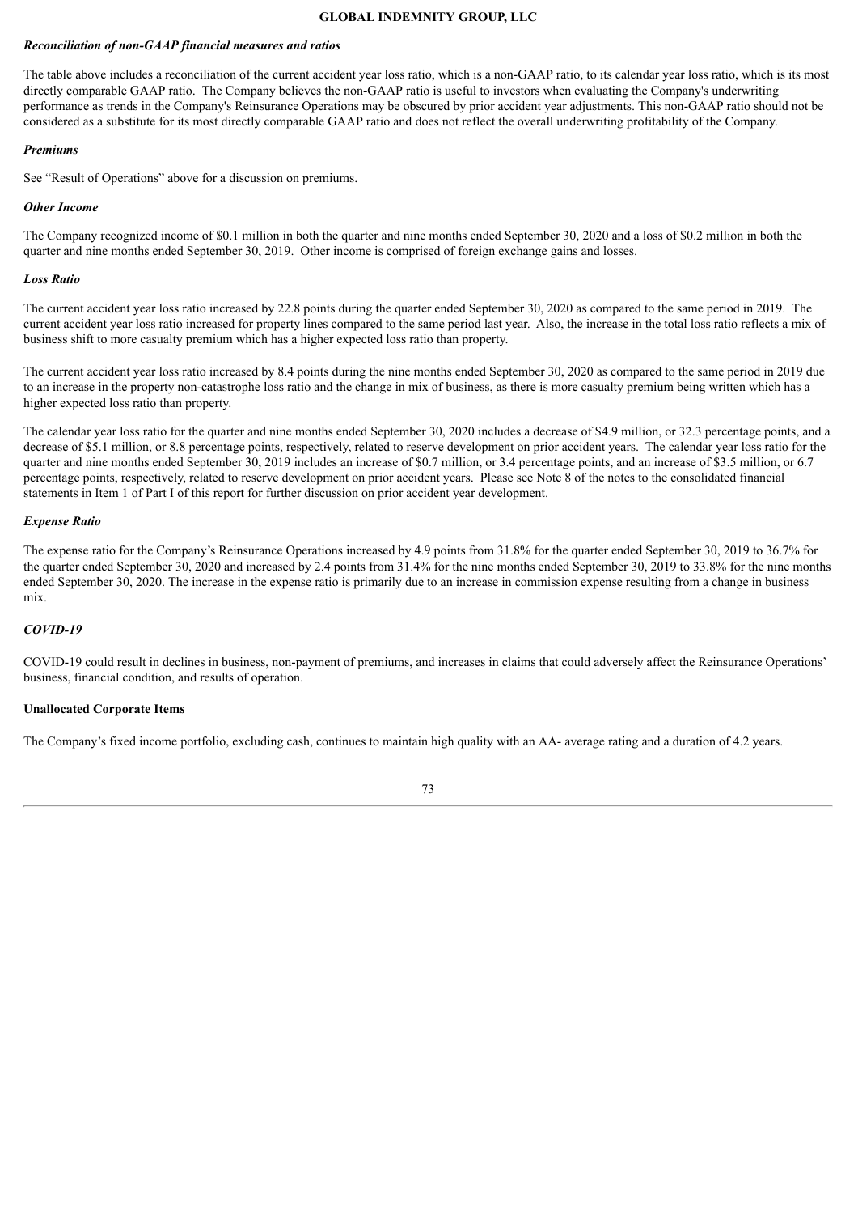### *Reconciliation of non-GAAP financial measures and ratios*

The table above includes a reconciliation of the current accident year loss ratio, which is a non-GAAP ratio, to its calendar year loss ratio, which is its most directly comparable GAAP ratio. The Company believes the non-GAAP ratio is useful to investors when evaluating the Company's underwriting performance as trends in the Company's Reinsurance Operations may be obscured by prior accident year adjustments. This non-GAAP ratio should not be considered as a substitute for its most directly comparable GAAP ratio and does not reflect the overall underwriting profitability of the Company.

### *Premiums*

See "Result of Operations" above for a discussion on premiums.

### *Other Income*

The Company recognized income of $0.1 million in both the quarter and nine months ended September 30, 2020 and a loss of $0.2 million in both the quarter and nine months ended September 30, 2019. Other income is comprised of foreign exchange gains and losses.

### *Loss Ratio*

The current accident year loss ratio increased by 22.8 points during the quarter ended September 30, 2020 as compared to the same period in 2019. The current accident year loss ratio increased for property lines compared to the same period last year. Also, the increase in the total loss ratio reflects a mix of business shift to more casualty premium which has a higher expected loss ratio than property.

The current accident year loss ratio increased by 8.4 points during the nine months ended September 30, 2020 as compared to the same period in 2019 due to an increase in the property non-catastrophe loss ratio and the change in mix of business, as there is more casualty premium being written which has a higher expected loss ratio than property.

The calendar year loss ratio for the quarter and nine months ended September 30, 2020 includes a decrease of $4.9 million, or 32.3 percentage points, and a decrease of $5.1 million, or 8.8 percentage points, respectively, related to reserve development on prior accident years. The calendar year loss ratio for the quarter and nine months ended September 30, 2019 includes an increase of $0.7 million, or 3.4 percentage points, and an increase of $3.5 million, or 6.7 percentage points, respectively, related to reserve development on prior accident years. Please see Note 8 of the notes to the consolidated financial statements in Item 1 of Part I of this report for further discussion on prior accident year development.

### *Expense Ratio*

The expense ratio for the Company's Reinsurance Operations increased by 4.9 points from 31.8% for the quarter ended September 30, 2019 to 36.7% for the quarter ended September 30, 2020 and increased by 2.4 points from 31.4% for the nine months ended September 30, 2019 to 33.8% for the nine months ended September 30, 2020. The increase in the expense ratio is primarily due to an increase in commission expense resulting from a change in business mix.

### *COVID-19*

COVID-19 could result in declines in business, non-payment of premiums, and increases in claims that could adversely affect the Reinsurance Operations' business, financial condition, and results of operation.

## Unallocated Corporate Items

The Company's fixed income portfolio, excluding cash, continues to maintain high quality with an AA- average rating and a duration of 4.2 years.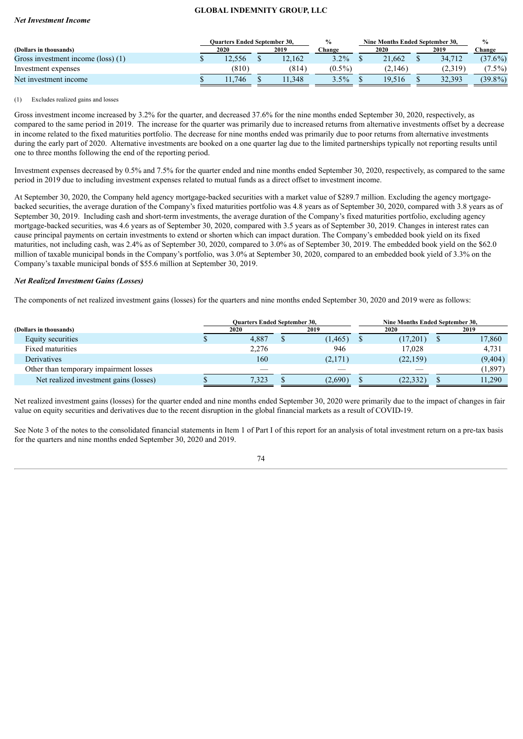### *Net Investment Income*

| (Dollars in thousands) | Quarters Ended September 30, 2020 | 2019 | % Change | Nine Months Ended September 30, 2020 | 2019 | % Change |
|---|---|---|---|---|---|---|
| Gross investment income (loss) (1) | $ 12,556 | $ 12,162 | 3.2% | $ 21,662 | $ 34,712 | (37.6%) |
| Investment expenses | (810) | (814) | (0.5%) | (2,146) | (2,319) | (7.5%) |
| Net investment income | $ 11,746 | $ 11,348 | 3.5% | $ 19,516 | $ 32,393 | (39.8%) |

(1) Excludes realized gains and losses

Gross investment income increased by 3.2% for the quarter, and decreased 37.6% for the nine months ended September 30, 2020, respectively, as compared to the same period in 2019. The increase for the quarter was primarily due to increased returns from alternative investments offset by a decrease in income related to the fixed maturities portfolio. The decrease for nine months ended was primarily due to poor returns from alternative investments during the early part of 2020. Alternative investments are booked on a one quarter lag due to the limited partnerships typically not reporting results until one to three months following the end of the reporting period.

Investment expenses decreased by 0.5% and 7.5% for the quarter ended and nine months ended September 30, 2020, respectively, as compared to the same period in 2019 due to including investment expenses related to mutual funds as a direct offset to investment income.

At September 30, 2020, the Company held agency mortgage-backed securities with a market value of $289.7 million. Excluding the agency mortgage-backed securities, the average duration of the Company's fixed maturities portfolio was 4.8 years as of September 30, 2020, compared with 3.8 years as of September 30, 2019. Including cash and short-term investments, the average duration of the Company's fixed maturities portfolio, excluding agency mortgage-backed securities, was 4.6 years as of September 30, 2020, compared with 3.5 years as of September 30, 2019. Changes in interest rates can cause principal payments on certain investments to extend or shorten which can impact duration. The Company's embedded book yield on its fixed maturities, not including cash, was 2.4% as of September 30, 2020, compared to 3.0% as of September 30, 2019. The embedded book yield on the $62.0 million of taxable municipal bonds in the Company's portfolio, was 3.0% at September 30, 2020, compared to an embedded book yield of 3.3% on the Company's taxable municipal bonds of $55.6 million at September 30, 2019.

### *Net Realized Investment Gains (Losses)*

The components of net realized investment gains (losses) for the quarters and nine months ended September 30, 2020 and 2019 were as follows:

| (Dollars in thousands) | Quarters Ended September 30, 2020 | 2019 | Nine Months Ended September 30, 2020 | 2019 |
|---|---|---|---|---|
| Equity securities | $ 4,887 | $ (1,465) | $ (17,201) | $ 17,860 |
| Fixed maturities | 2,276 | 946 | 17,028 | 4,731 |
| Derivatives | 160 | (2,171) | (22,159) | (9,404) |
| Other than temporary impairment losses | — | — | — | (1,897) |
| Net realized investment gains (losses) | $ 7,323 | $ (2,690) | $ (22,332) | $ 11,290 |

Net realized investment gains (losses) for the quarter ended and nine months ended September 30, 2020 were primarily due to the impact of changes in fair value on equity securities and derivatives due to the recent disruption in the global financial markets as a result of COVID-19.

See Note 3 of the notes to the consolidated financial statements in Item 1 of Part I of this report for an analysis of total investment return on a pre-tax basis for the quarters and nine months ended September 30, 2020 and 2019.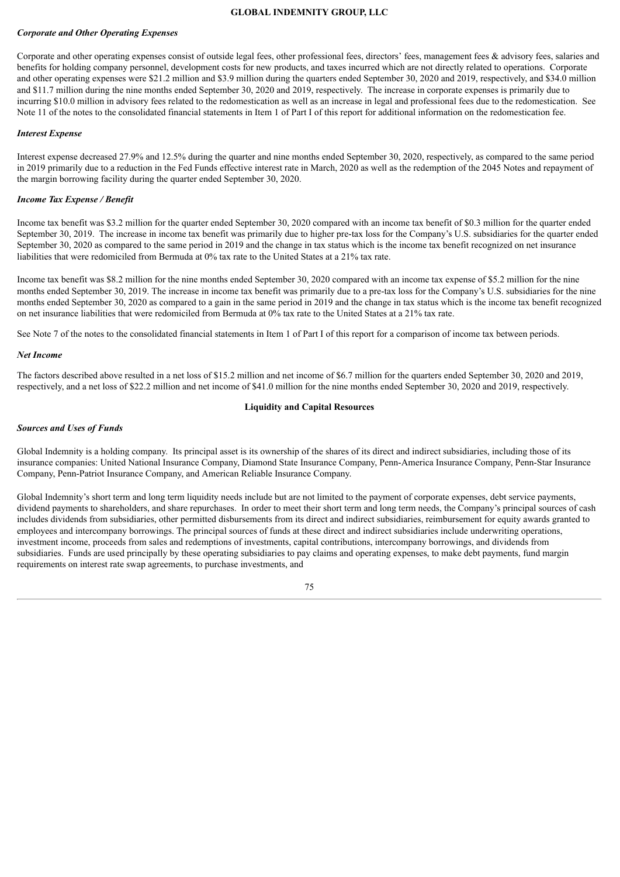### *Corporate and Other Operating Expenses*

Corporate and other operating expenses consist of outside legal fees, other professional fees, directors' fees, management fees & advisory fees, salaries and benefits for holding company personnel, development costs for new products, and taxes incurred which are not directly related to operations. Corporate and other operating expenses were $21.2 million and $3.9 million during the quarters ended September 30, 2020 and 2019, respectively, and $34.0 million and $11.7 million during the nine months ended September 30, 2020 and 2019, respectively. The increase in corporate expenses is primarily due to incurring $10.0 million in advisory fees related to the redomestication as well as an increase in legal and professional fees due to the redomestication. See Note 11 of the notes to the consolidated financial statements in Item 1 of Part I of this report for additional information on the redomestication fee.

### *Interest Expense*

Interest expense decreased 27.9% and 12.5% during the quarter and nine months ended September 30, 2020, respectively, as compared to the same period in 2019 primarily due to a reduction in the Fed Funds effective interest rate in March, 2020 as well as the redemption of the 2045 Notes and repayment of the margin borrowing facility during the quarter ended September 30, 2020.

### *Income Tax Expense / Benefit*

Income tax benefit was $3.2 million for the quarter ended September 30, 2020 compared with an income tax benefit of $0.3 million for the quarter ended September 30, 2019. The increase in income tax benefit was primarily due to higher pre-tax loss for the Company's U.S. subsidiaries for the quarter ended September 30, 2020 as compared to the same period in 2019 and the change in tax status which is the income tax benefit recognized on net insurance liabilities that were redomiciled from Bermuda at 0% tax rate to the United States at a 21% tax rate.

Income tax benefit was $8.2 million for the nine months ended September 30, 2020 compared with an income tax expense of $5.2 million for the nine months ended September 30, 2019. The increase in income tax benefit was primarily due to a pre-tax loss for the Company's U.S. subsidiaries for the nine months ended September 30, 2020 as compared to a gain in the same period in 2019 and the change in tax status which is the income tax benefit recognized on net insurance liabilities that were redomiciled from Bermuda at 0% tax rate to the United States at a 21% tax rate.

See Note 7 of the notes to the consolidated financial statements in Item 1 of Part I of this report for a comparison of income tax between periods.

### *Net Income*

The factors described above resulted in a net loss of $15.2 million and net income of $6.7 million for the quarters ended September 30, 2020 and 2019, respectively, and a net loss of $22.2 million and net income of $41.0 million for the nine months ended September 30, 2020 and 2019, respectively.

## Liquidity and Capital Resources

### *Sources and Uses of Funds*

Global Indemnity is a holding company. Its principal asset is its ownership of the shares of its direct and indirect subsidiaries, including those of its insurance companies: United National Insurance Company, Diamond State Insurance Company, Penn-America Insurance Company, Penn-Star Insurance Company, Penn-Patriot Insurance Company, and American Reliable Insurance Company.

Global Indemnity's short term and long term liquidity needs include but are not limited to the payment of corporate expenses, debt service payments, dividend payments to shareholders, and share repurchases. In order to meet their short term and long term needs, the Company's principal sources of cash includes dividends from subsidiaries, other permitted disbursements from its direct and indirect subsidiaries, reimbursement for equity awards granted to employees and intercompany borrowings. The principal sources of funds at these direct and indirect subsidiaries include underwriting operations, investment income, proceeds from sales and redemptions of investments, capital contributions, intercompany borrowings, and dividends from subsidiaries. Funds are used principally by these operating subsidiaries to pay claims and operating expenses, to make debt payments, fund margin requirements on interest rate swap agreements, to purchase investments, and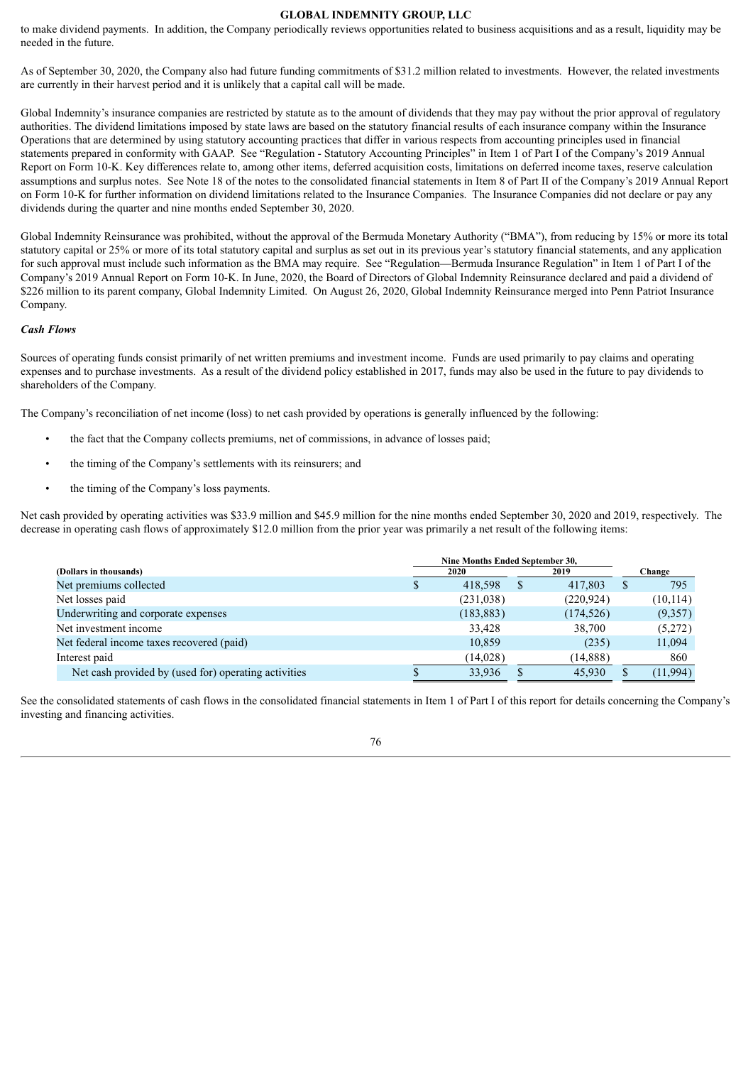to make dividend payments. In addition, the Company periodically reviews opportunities related to business acquisitions and as a result, liquidity may be needed in the future.

As of September 30, 2020, the Company also had future funding commitments of $31.2 million related to investments. However, the related investments are currently in their harvest period and it is unlikely that a capital call will be made.

Global Indemnity's insurance companies are restricted by statute as to the amount of dividends that they may pay without the prior approval of regulatory authorities. The dividend limitations imposed by state laws are based on the statutory financial results of each insurance company within the Insurance Operations that are determined by using statutory accounting practices that differ in various respects from accounting principles used in financial statements prepared in conformity with GAAP. See "Regulation - Statutory Accounting Principles" in Item 1 of Part I of the Company's 2019 Annual Report on Form 10-K. Key differences relate to, among other items, deferred acquisition costs, limitations on deferred income taxes, reserve calculation assumptions and surplus notes. See Note 18 of the notes to the consolidated financial statements in Item 8 of Part II of the Company's 2019 Annual Report on Form 10-K for further information on dividend limitations related to the Insurance Companies. The Insurance Companies did not declare or pay any dividends during the quarter and nine months ended September 30, 2020.

Global Indemnity Reinsurance was prohibited, without the approval of the Bermuda Monetary Authority ("BMA"), from reducing by 15% or more its total statutory capital or 25% or more of its total statutory capital and surplus as set out in its previous year's statutory financial statements, and any application for such approval must include such information as the BMA may require. See "Regulation—Bermuda Insurance Regulation" in Item 1 of Part I of the Company's 2019 Annual Report on Form 10-K. In June, 2020, the Board of Directors of Global Indemnity Reinsurance declared and paid a dividend of $226 million to its parent company, Global Indemnity Limited. On August 26, 2020, Global Indemnity Reinsurance merged into Penn Patriot Insurance Company.

***Cash Flows***

Sources of operating funds consist primarily of net written premiums and investment income. Funds are used primarily to pay claims and operating expenses and to purchase investments. As a result of the dividend policy established in 2017, funds may also be used in the future to pay dividends to shareholders of the Company.

The Company's reconciliation of net income (loss) to net cash provided by operations is generally influenced by the following:

- the fact that the Company collects premiums, net of commissions, in advance of losses paid;
- the timing of the Company's settlements with its reinsurers; and
- the timing of the Company's loss payments.

Net cash provided by operating activities was $33.9 million and $45.9 million for the nine months ended September 30, 2020 and 2019, respectively. The decrease in operating cash flows of approximately $12.0 million from the prior year was primarily a net result of the following items:

| (Dollars in thousands) | Nine Months Ended September 30, 2020 | Nine Months Ended September 30, 2019 | Change |
|---|---|---|---|
| Net premiums collected | $ 418,598 | $ 417,803 | $ 795 |
| Net losses paid | (231,038) | (220,924) | (10,114) |
| Underwriting and corporate expenses | (183,883) | (174,526) | (9,357) |
| Net investment income | 33,428 | 38,700 | (5,272) |
| Net federal income taxes recovered (paid) | 10,859 | (235) | 11,094 |
| Interest paid | (14,028) | (14,888) | 860 |
| Net cash provided by (used for) operating activities | $ 33,936 | $ 45,930 | $ (11,994) |

See the consolidated statements of cash flows in the consolidated financial statements in Item 1 of Part I of this report for details concerning the Company's investing and financing activities.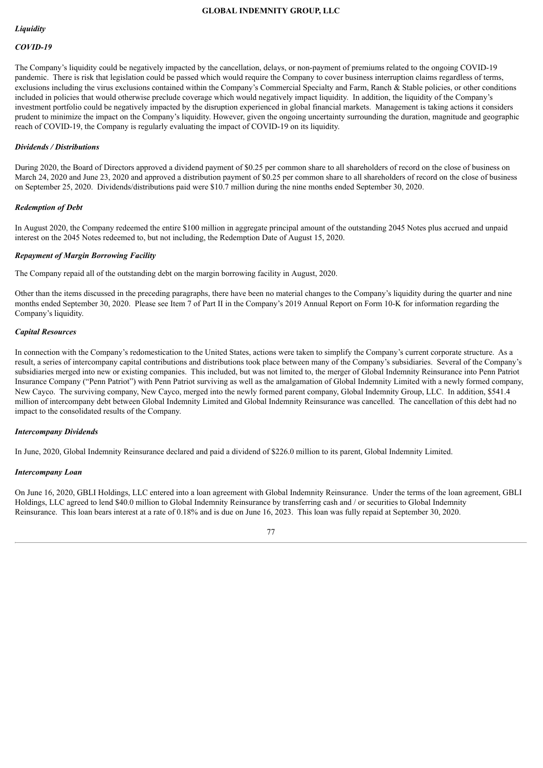*Liquidity*

*COVID-19*

The Company's liquidity could be negatively impacted by the cancellation, delays, or non-payment of premiums related to the ongoing COVID-19 pandemic. There is risk that legislation could be passed which would require the Company to cover business interruption claims regardless of terms, exclusions including the virus exclusions contained within the Company's Commercial Specialty and Farm, Ranch & Stable policies, or other conditions included in policies that would otherwise preclude coverage which would negatively impact liquidity. In addition, the liquidity of the Company's investment portfolio could be negatively impacted by the disruption experienced in global financial markets. Management is taking actions it considers prudent to minimize the impact on the Company's liquidity. However, given the ongoing uncertainty surrounding the duration, magnitude and geographic reach of COVID-19, the Company is regularly evaluating the impact of COVID-19 on its liquidity.

*Dividends / Distributions*

During 2020, the Board of Directors approved a dividend payment of $0.25 per common share to all shareholders of record on the close of business on March 24, 2020 and June 23, 2020 and approved a distribution payment of $0.25 per common share to all shareholders of record on the close of business on September 25, 2020. Dividends/distributions paid were $10.7 million during the nine months ended September 30, 2020.

*Redemption of Debt*

In August 2020, the Company redeemed the entire $100 million in aggregate principal amount of the outstanding 2045 Notes plus accrued and unpaid interest on the 2045 Notes redeemed to, but not including, the Redemption Date of August 15, 2020.

*Repayment of Margin Borrowing Facility*

The Company repaid all of the outstanding debt on the margin borrowing facility in August, 2020.

Other than the items discussed in the preceding paragraphs, there have been no material changes to the Company's liquidity during the quarter and nine months ended September 30, 2020. Please see Item 7 of Part II in the Company's 2019 Annual Report on Form 10-K for information regarding the Company's liquidity.

*Capital Resources*

In connection with the Company's redomestication to the United States, actions were taken to simplify the Company's current corporate structure. As a result, a series of intercompany capital contributions and distributions took place between many of the Company's subsidiaries. Several of the Company's subsidiaries merged into new or existing companies. This included, but was not limited to, the merger of Global Indemnity Reinsurance into Penn Patriot Insurance Company ("Penn Patriot") with Penn Patriot surviving as well as the amalgamation of Global Indemnity Limited with a newly formed company, New Cayco. The surviving company, New Cayco, merged into the newly formed parent company, Global Indemnity Group, LLC. In addition, $541.4 million of intercompany debt between Global Indemnity Limited and Global Indemnity Reinsurance was cancelled. The cancellation of this debt had no impact to the consolidated results of the Company.

*Intercompany Dividends*

In June, 2020, Global Indemnity Reinsurance declared and paid a dividend of $226.0 million to its parent, Global Indemnity Limited.

*Intercompany Loan*

On June 16, 2020, GBLI Holdings, LLC entered into a loan agreement with Global Indemnity Reinsurance. Under the terms of the loan agreement, GBLI Holdings, LLC agreed to lend $40.0 million to Global Indemnity Reinsurance by transferring cash and / or securities to Global Indemnity Reinsurance. This loan bears interest at a rate of 0.18% and is due on June 16, 2023. This loan was fully repaid at September 30, 2020.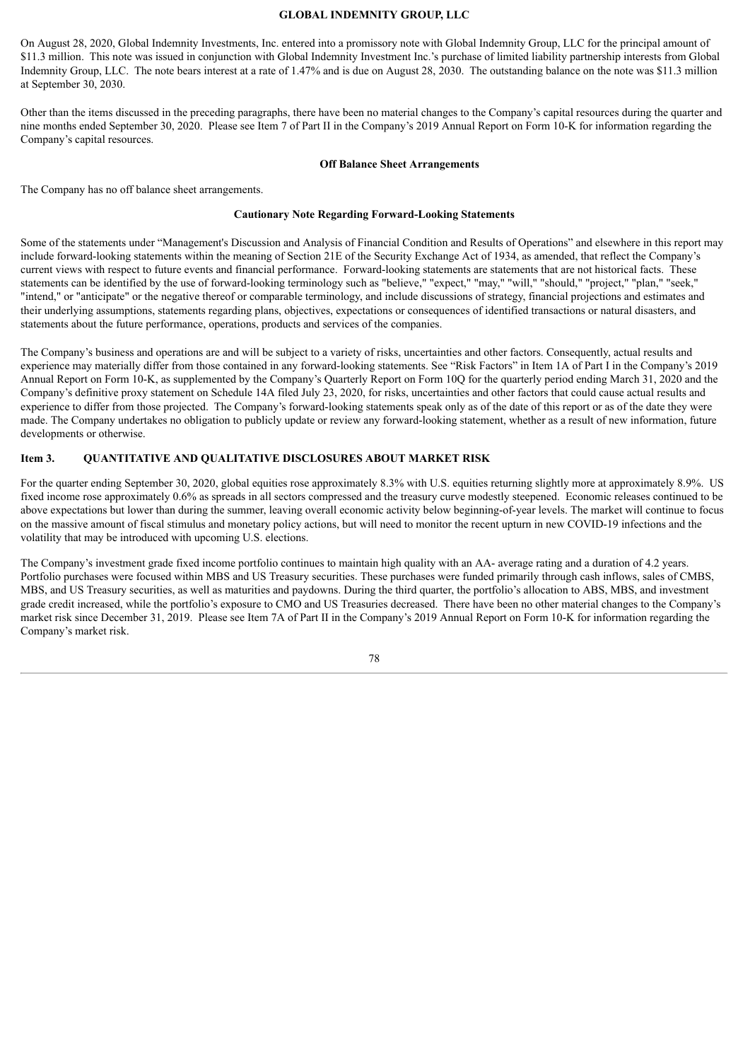On August 28, 2020, Global Indemnity Investments, Inc. entered into a promissory note with Global Indemnity Group, LLC for the principal amount of $11.3 million. This note was issued in conjunction with Global Indemnity Investment Inc.'s purchase of limited liability partnership interests from Global Indemnity Group, LLC. The note bears interest at a rate of 1.47% and is due on August 28, 2030. The outstanding balance on the note was $11.3 million at September 30, 2030.

Other than the items discussed in the preceding paragraphs, there have been no material changes to the Company's capital resources during the quarter and nine months ended September 30, 2020. Please see Item 7 of Part II in the Company's 2019 Annual Report on Form 10-K for information regarding the Company's capital resources.

### Off Balance Sheet Arrangements

The Company has no off balance sheet arrangements.

### Cautionary Note Regarding Forward-Looking Statements

Some of the statements under "Management's Discussion and Analysis of Financial Condition and Results of Operations" and elsewhere in this report may include forward-looking statements within the meaning of Section 21E of the Security Exchange Act of 1934, as amended, that reflect the Company's current views with respect to future events and financial performance. Forward-looking statements are statements that are not historical facts. These statements can be identified by the use of forward-looking terminology such as "believe," "expect," "may," "will," "should," "project," "plan," "seek," "intend," or "anticipate" or the negative thereof or comparable terminology, and include discussions of strategy, financial projections and estimates and their underlying assumptions, statements regarding plans, objectives, expectations or consequences of identified transactions or natural disasters, and statements about the future performance, operations, products and services of the companies.

The Company's business and operations are and will be subject to a variety of risks, uncertainties and other factors. Consequently, actual results and experience may materially differ from those contained in any forward-looking statements. See "Risk Factors" in Item 1A of Part I in the Company's 2019 Annual Report on Form 10-K, as supplemented by the Company's Quarterly Report on Form 10Q for the quarterly period ending March 31, 2020 and the Company's definitive proxy statement on Schedule 14A filed July 23, 2020, for risks, uncertainties and other factors that could cause actual results and experience to differ from those projected. The Company's forward-looking statements speak only as of the date of this report or as of the date they were made. The Company undertakes no obligation to publicly update or review any forward-looking statement, whether as a result of new information, future developments or otherwise.

## Item 3. QUANTITATIVE AND QUALITATIVE DISCLOSURES ABOUT MARKET RISK

For the quarter ending September 30, 2020, global equities rose approximately 8.3% with U.S. equities returning slightly more at approximately 8.9%. US fixed income rose approximately 0.6% as spreads in all sectors compressed and the treasury curve modestly steepened. Economic releases continued to be above expectations but lower than during the summer, leaving overall economic activity below beginning-of-year levels. The market will continue to focus on the massive amount of fiscal stimulus and monetary policy actions, but will need to monitor the recent upturn in new COVID-19 infections and the volatility that may be introduced with upcoming U.S. elections.

The Company's investment grade fixed income portfolio continues to maintain high quality with an AA- average rating and a duration of 4.2 years. Portfolio purchases were focused within MBS and US Treasury securities. These purchases were funded primarily through cash inflows, sales of CMBS, MBS, and US Treasury securities, as well as maturities and paydowns. During the third quarter, the portfolio's allocation to ABS, MBS, and investment grade credit increased, while the portfolio's exposure to CMO and US Treasuries decreased. There have been no other material changes to the Company's market risk since December 31, 2019. Please see Item 7A of Part II in the Company's 2019 Annual Report on Form 10-K for information regarding the Company's market risk.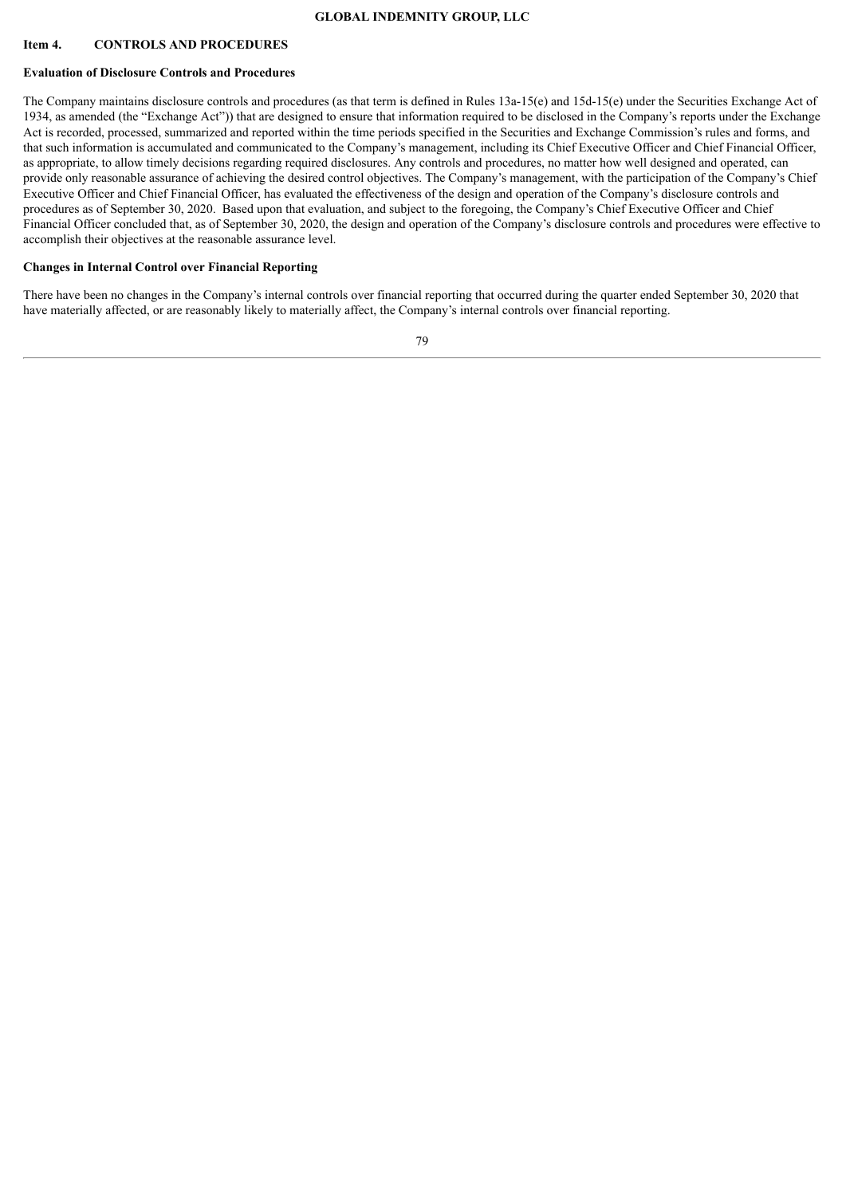## Item 4. CONTROLS AND PROCEDURES

### Evaluation of Disclosure Controls and Procedures

The Company maintains disclosure controls and procedures (as that term is defined in Rules 13a-15(e) and 15d-15(e) under the Securities Exchange Act of 1934, as amended (the "Exchange Act")) that are designed to ensure that information required to be disclosed in the Company's reports under the Exchange Act is recorded, processed, summarized and reported within the time periods specified in the Securities and Exchange Commission's rules and forms, and that such information is accumulated and communicated to the Company's management, including its Chief Executive Officer and Chief Financial Officer, as appropriate, to allow timely decisions regarding required disclosures. Any controls and procedures, no matter how well designed and operated, can provide only reasonable assurance of achieving the desired control objectives. The Company's management, with the participation of the Company's Chief Executive Officer and Chief Financial Officer, has evaluated the effectiveness of the design and operation of the Company's disclosure controls and procedures as of September 30, 2020. Based upon that evaluation, and subject to the foregoing, the Company's Chief Executive Officer and Chief Financial Officer concluded that, as of September 30, 2020, the design and operation of the Company's disclosure controls and procedures were effective to accomplish their objectives at the reasonable assurance level.

### Changes in Internal Control over Financial Reporting

There have been no changes in the Company's internal controls over financial reporting that occurred during the quarter ended September 30, 2020 that have materially affected, or are reasonably likely to materially affect, the Company's internal controls over financial reporting.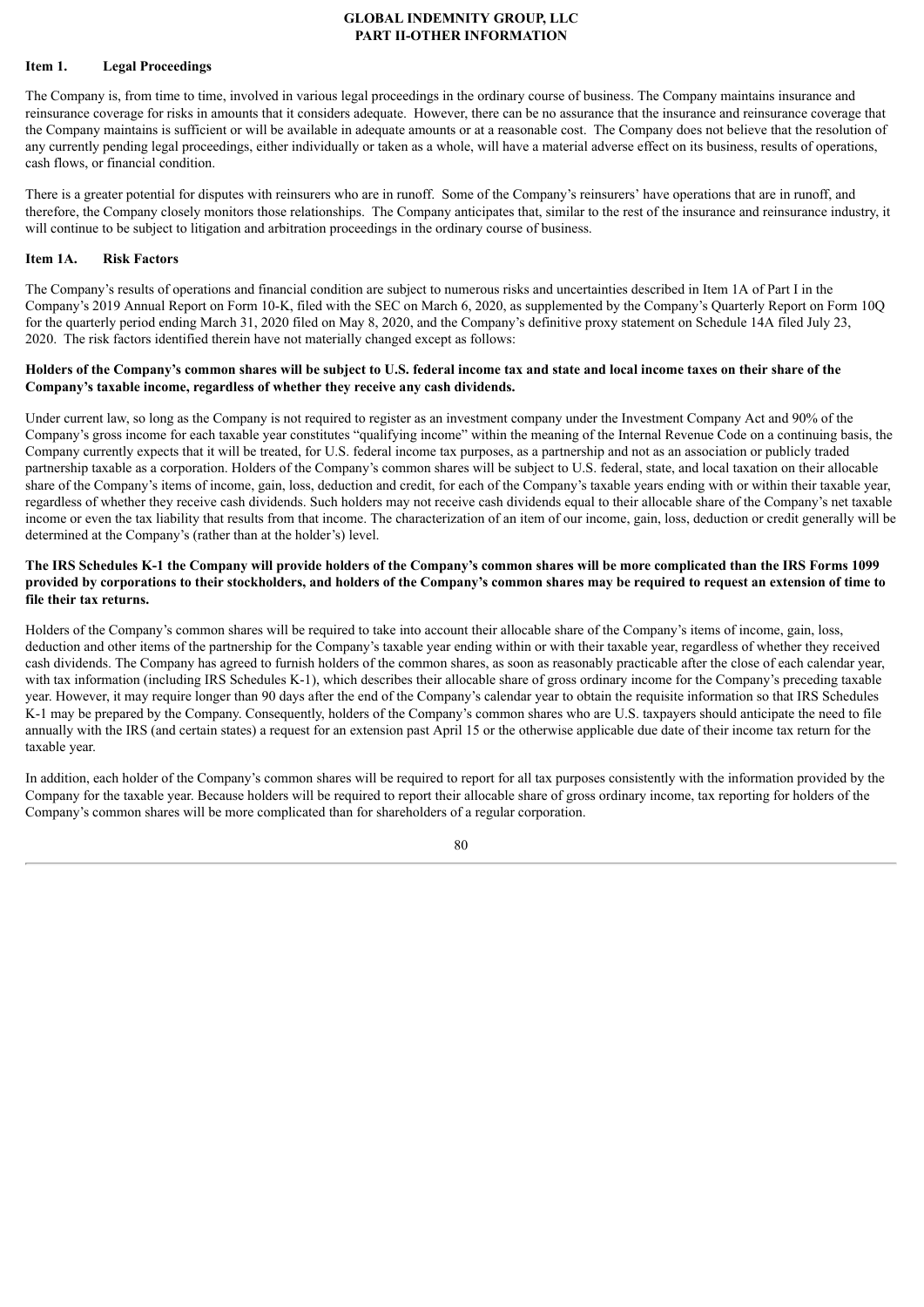**GLOBAL INDEMNITY GROUP, LLC**
**PART II-OTHER INFORMATION**

**Item 1. Legal Proceedings**

The Company is, from time to time, involved in various legal proceedings in the ordinary course of business. The Company maintains insurance and reinsurance coverage for risks in amounts that it considers adequate. However, there can be no assurance that the insurance and reinsurance coverage that the Company maintains is sufficient or will be available in adequate amounts or at a reasonable cost. The Company does not believe that the resolution of any currently pending legal proceedings, either individually or taken as a whole, will have a material adverse effect on its business, results of operations, cash flows, or financial condition.

There is a greater potential for disputes with reinsurers who are in runoff. Some of the Company's reinsurers' have operations that are in runoff, and therefore, the Company closely monitors those relationships. The Company anticipates that, similar to the rest of the insurance and reinsurance industry, it will continue to be subject to litigation and arbitration proceedings in the ordinary course of business.

**Item 1A. Risk Factors**

The Company's results of operations and financial condition are subject to numerous risks and uncertainties described in Item 1A of Part I in the Company's 2019 Annual Report on Form 10-K, filed with the SEC on March 6, 2020, as supplemented by the Company's Quarterly Report on Form 10Q for the quarterly period ending March 31, 2020 filed on May 8, 2020, and the Company's definitive proxy statement on Schedule 14A filed July 23, 2020. The risk factors identified therein have not materially changed except as follows:

**Holders of the Company's common shares will be subject to U.S. federal income tax and state and local income taxes on their share of the Company's taxable income, regardless of whether they receive any cash dividends.**

Under current law, so long as the Company is not required to register as an investment company under the Investment Company Act and 90% of the Company's gross income for each taxable year constitutes "qualifying income" within the meaning of the Internal Revenue Code on a continuing basis, the Company currently expects that it will be treated, for U.S. federal income tax purposes, as a partnership and not as an association or publicly traded partnership taxable as a corporation. Holders of the Company's common shares will be subject to U.S. federal, state, and local taxation on their allocable share of the Company's items of income, gain, loss, deduction and credit, for each of the Company's taxable years ending with or within their taxable year, regardless of whether they receive cash dividends. Such holders may not receive cash dividends equal to their allocable share of the Company's net taxable income or even the tax liability that results from that income. The characterization of an item of our income, gain, loss, deduction or credit generally will be determined at the Company's (rather than at the holder's) level.

**The IRS Schedules K-1 the Company will provide holders of the Company's common shares will be more complicated than the IRS Forms 1099 provided by corporations to their stockholders, and holders of the Company's common shares may be required to request an extension of time to file their tax returns.**

Holders of the Company's common shares will be required to take into account their allocable share of the Company's items of income, gain, loss, deduction and other items of the partnership for the Company's taxable year ending within or with their taxable year, regardless of whether they received cash dividends. The Company has agreed to furnish holders of the common shares, as soon as reasonably practicable after the close of each calendar year, with tax information (including IRS Schedules K-1), which describes their allocable share of gross ordinary income for the Company's preceding taxable year. However, it may require longer than 90 days after the end of the Company's calendar year to obtain the requisite information so that IRS Schedules K-1 may be prepared by the Company. Consequently, holders of the Company's common shares who are U.S. taxpayers should anticipate the need to file annually with the IRS (and certain states) a request for an extension past April 15 or the otherwise applicable due date of their income tax return for the taxable year.

In addition, each holder of the Company's common shares will be required to report for all tax purposes consistently with the information provided by the Company for the taxable year. Because holders will be required to report their allocable share of gross ordinary income, tax reporting for holders of the Company's common shares will be more complicated than for shareholders of a regular corporation.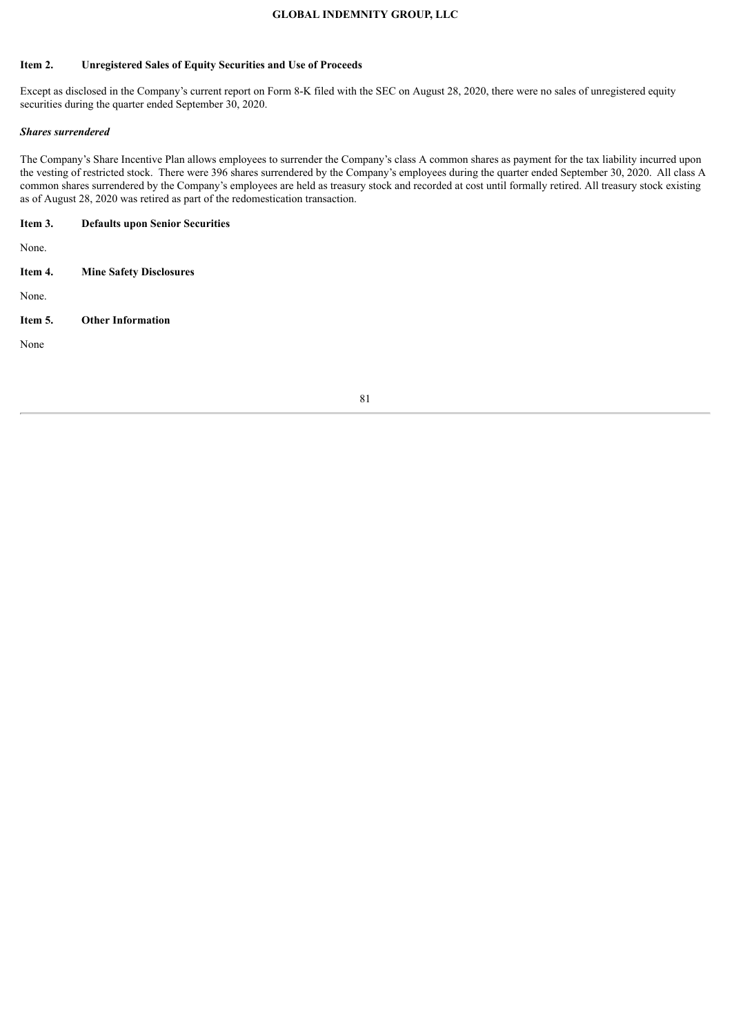### Item 2. Unregistered Sales of Equity Securities and Use of Proceeds

Except as disclosed in the Company's current report on Form 8-K filed with the SEC on August 28, 2020, there were no sales of unregistered equity securities during the quarter ended September 30, 2020.

***Shares surrendered***

The Company's Share Incentive Plan allows employees to surrender the Company's class A common shares as payment for the tax liability incurred upon the vesting of restricted stock. There were 396 shares surrendered by the Company's employees during the quarter ended September 30, 2020. All class A common shares surrendered by the Company's employees are held as treasury stock and recorded at cost until formally retired. All treasury stock existing as of August 28, 2020 was retired as part of the redomestication transaction.

### Item 3. Defaults upon Senior Securities

None.

### Item 4. Mine Safety Disclosures

None.

### Item 5. Other Information

None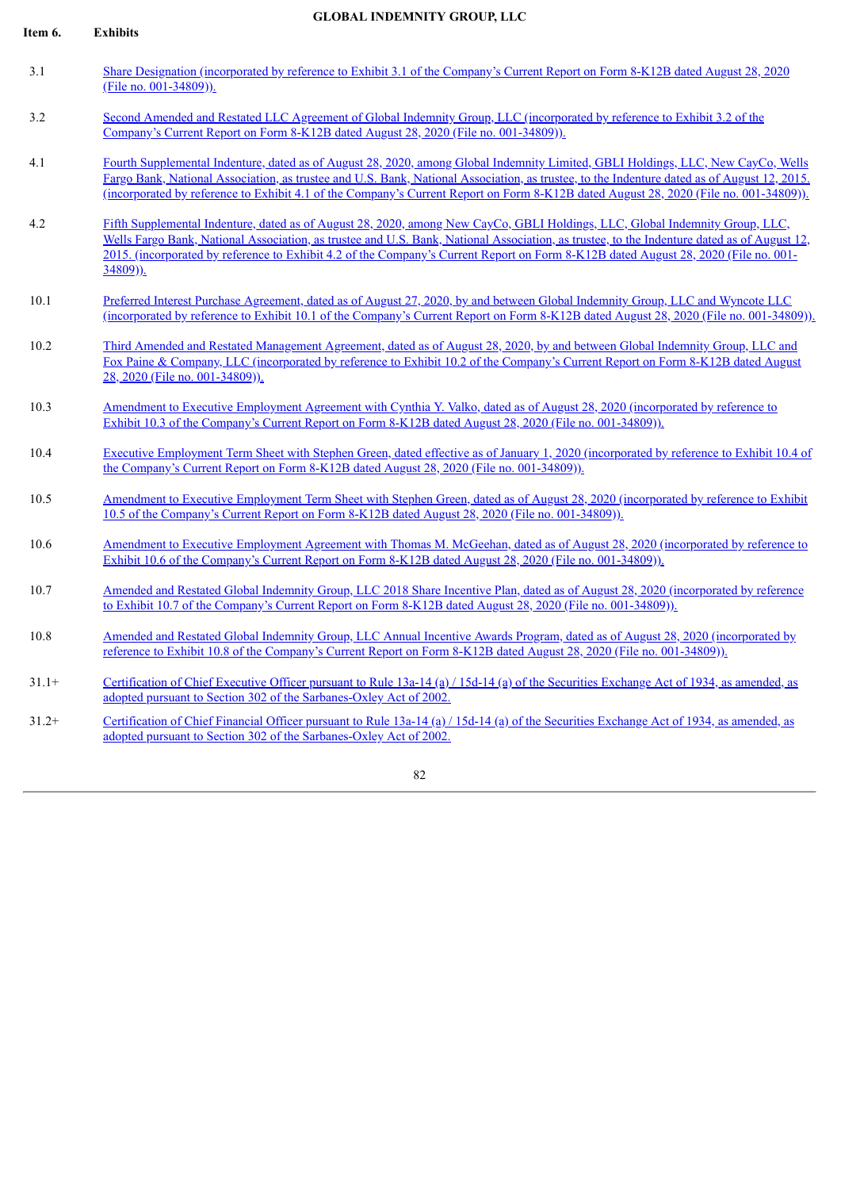GLOBAL INDEMNITY GROUP, LLC

**Item 6. Exhibits**

| | |
|---|---|
| 3.1 | Share Designation (incorporated by reference to Exhibit 3.1 of the Company's Current Report on Form 8-K12B dated August 28, 2020 (File no. 001-34809)). |
| 3.2 | Second Amended and Restated LLC Agreement of Global Indemnity Group, LLC (incorporated by reference to Exhibit 3.2 of the Company's Current Report on Form 8-K12B dated August 28, 2020 (File no. 001-34809)). |
| 4.1 | Fourth Supplemental Indenture, dated as of August 28, 2020, among Global Indemnity Limited, GBLI Holdings, LLC, New CayCo, Wells Fargo Bank, National Association, as trustee and U.S. Bank, National Association, as trustee, to the Indenture dated as of August 12, 2015. (incorporated by reference to Exhibit 4.1 of the Company's Current Report on Form 8-K12B dated August 28, 2020 (File no. 001-34809)). |
| 4.2 | Fifth Supplemental Indenture, dated as of August 28, 2020, among New CayCo, GBLI Holdings, LLC, Global Indemnity Group, LLC, Wells Fargo Bank, National Association, as trustee and U.S. Bank, National Association, as trustee, to the Indenture dated as of August 12, 2015. (incorporated by reference to Exhibit 4.2 of the Company's Current Report on Form 8-K12B dated August 28, 2020 (File no. 001-34809)). |
| 10.1 | Preferred Interest Purchase Agreement, dated as of August 27, 2020, by and between Global Indemnity Group, LLC and Wyncote LLC (incorporated by reference to Exhibit 10.1 of the Company's Current Report on Form 8-K12B dated August 28, 2020 (File no. 001-34809)). |
| 10.2 | Third Amended and Restated Management Agreement, dated as of August 28, 2020, by and between Global Indemnity Group, LLC and Fox Paine & Company, LLC (incorporated by reference to Exhibit 10.2 of the Company's Current Report on Form 8-K12B dated August 28, 2020 (File no. 001-34809)). |
| 10.3 | Amendment to Executive Employment Agreement with Cynthia Y. Valko, dated as of August 28, 2020 (incorporated by reference to Exhibit 10.3 of the Company's Current Report on Form 8-K12B dated August 28, 2020 (File no. 001-34809)). |
| 10.4 | Executive Employment Term Sheet with Stephen Green, dated effective as of January 1, 2020 (incorporated by reference to Exhibit 10.4 of the Company's Current Report on Form 8-K12B dated August 28, 2020 (File no. 001-34809)). |
| 10.5 | Amendment to Executive Employment Term Sheet with Stephen Green, dated as of August 28, 2020 (incorporated by reference to Exhibit 10.5 of the Company's Current Report on Form 8-K12B dated August 28, 2020 (File no. 001-34809)). |
| 10.6 | Amendment to Executive Employment Agreement with Thomas M. McGeehan, dated as of August 28, 2020 (incorporated by reference to Exhibit 10.6 of the Company's Current Report on Form 8-K12B dated August 28, 2020 (File no. 001-34809)). |
| 10.7 | Amended and Restated Global Indemnity Group, LLC 2018 Share Incentive Plan, dated as of August 28, 2020 (incorporated by reference to Exhibit 10.7 of the Company's Current Report on Form 8-K12B dated August 28, 2020 (File no. 001-34809)). |
| 10.8 | Amended and Restated Global Indemnity Group, LLC Annual Incentive Awards Program, dated as of August 28, 2020 (incorporated by reference to Exhibit 10.8 of the Company's Current Report on Form 8-K12B dated August 28, 2020 (File no. 001-34809)). |
| 31.1+ | Certification of Chief Executive Officer pursuant to Rule 13a-14 (a) / 15d-14 (a) of the Securities Exchange Act of 1934, as amended, as adopted pursuant to Section 302 of the Sarbanes-Oxley Act of 2002. |
| 31.2+ | Certification of Chief Financial Officer pursuant to Rule 13a-14 (a) / 15d-14 (a) of the Securities Exchange Act of 1934, as amended, as adopted pursuant to Section 302 of the Sarbanes-Oxley Act of 2002. |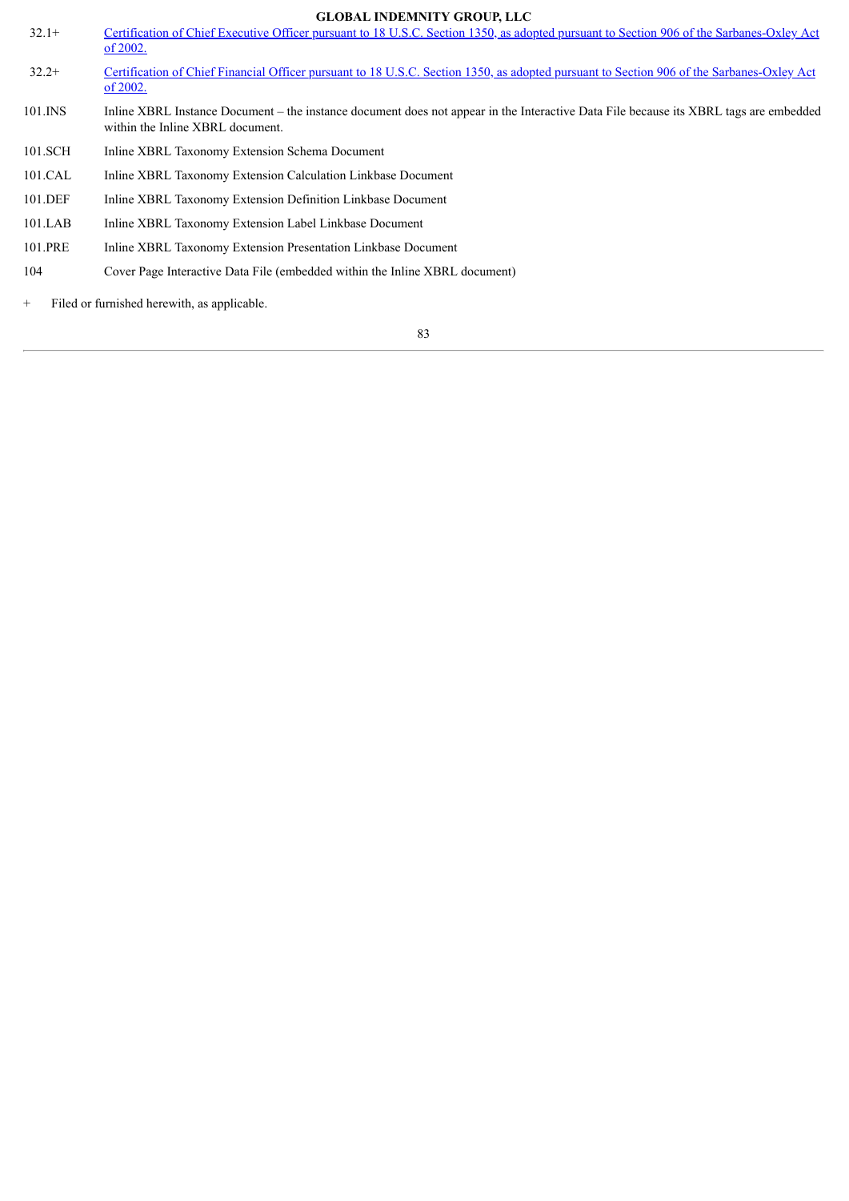| | |
|---|---|
| 32.1+ | Certification of Chief Executive Officer pursuant to 18 U.S.C. Section 1350, as adopted pursuant to Section 906 of the Sarbanes-Oxley Act of 2002. |
| 32.2+ | Certification of Chief Financial Officer pursuant to 18 U.S.C. Section 1350, as adopted pursuant to Section 906 of the Sarbanes-Oxley Act of 2002. |
| 101.INS | Inline XBRL Instance Document – the instance document does not appear in the Interactive Data File because its XBRL tags are embedded within the Inline XBRL document. |
| 101.SCH | Inline XBRL Taxonomy Extension Schema Document |
| 101.CAL | Inline XBRL Taxonomy Extension Calculation Linkbase Document |
| 101.DEF | Inline XBRL Taxonomy Extension Definition Linkbase Document |
| 101.LAB | Inline XBRL Taxonomy Extension Label Linkbase Document |
| 101.PRE | Inline XBRL Taxonomy Extension Presentation Linkbase Document |
| 104 | Cover Page Interactive Data File (embedded within the Inline XBRL document) |

+ Filed or furnished herewith, as applicable.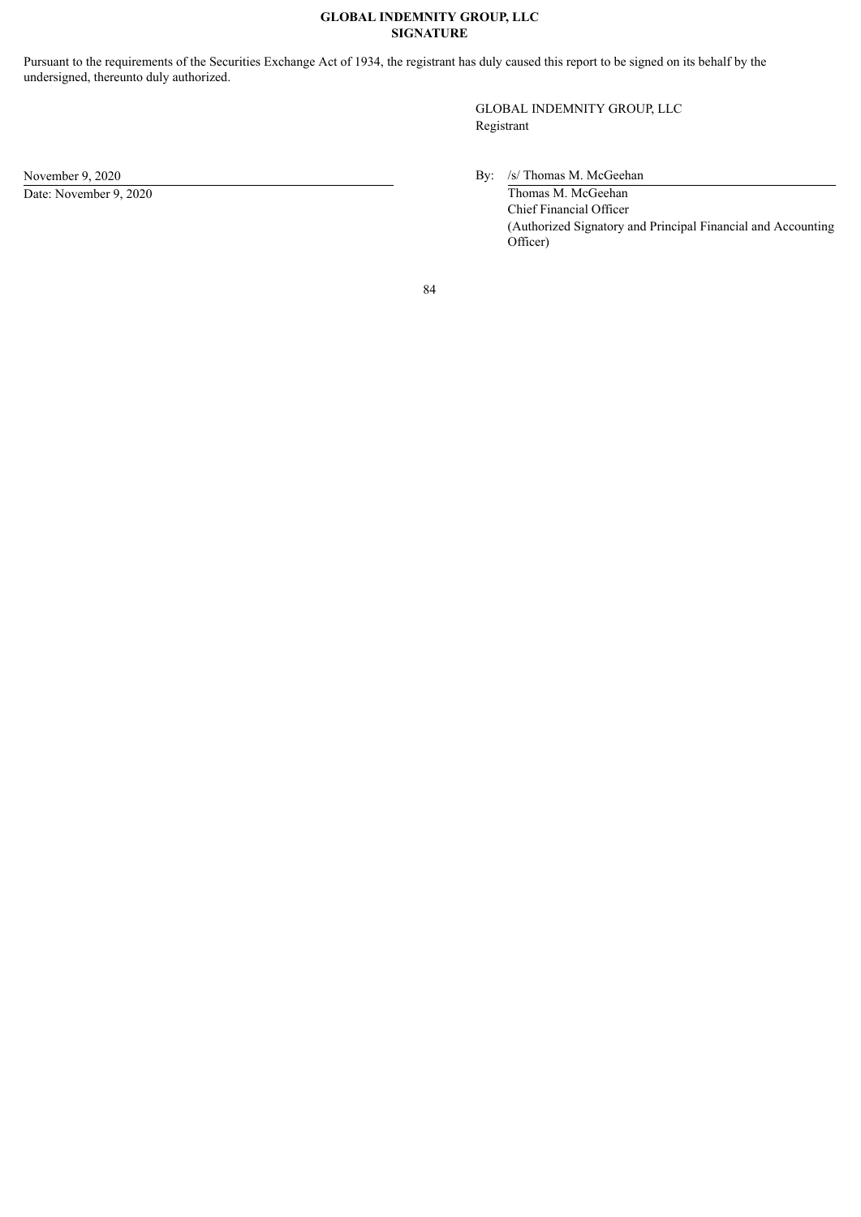**GLOBAL INDEMNITY GROUP, LLC**
**SIGNATURE**

Pursuant to the requirements of the Securities Exchange Act of 1934, the registrant has duly caused this report to be signed on its behalf by the undersigned, thereunto duly authorized.

GLOBAL INDEMNITY GROUP, LLC
Registrant

November 9, 2020
Date: November 9, 2020

By: /s/ Thomas M. McGeehan
Thomas M. McGeehan
Chief Financial Officer
(Authorized Signatory and Principal Financial and Accounting Officer)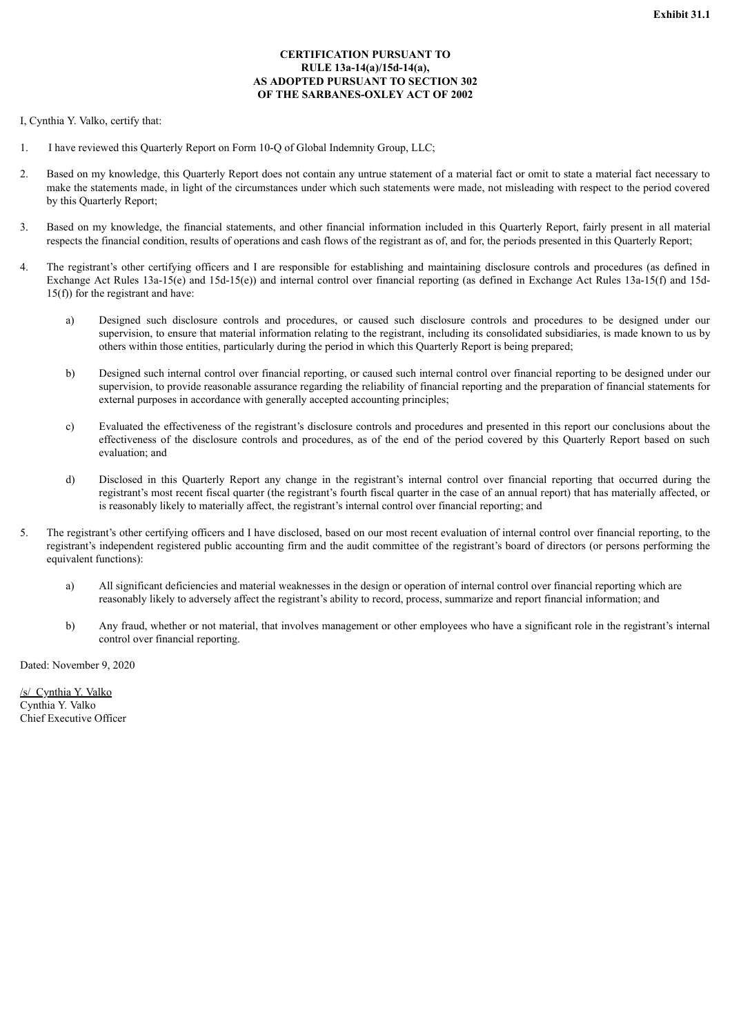**Exhibit 31.1**

**CERTIFICATION PURSUANT TO RULE 13a-14(a)/15d-14(a), AS ADOPTED PURSUANT TO SECTION 302 OF THE SARBANES-OXLEY ACT OF 2002**

I, Cynthia Y. Valko, certify that:

1. I have reviewed this Quarterly Report on Form 10-Q of Global Indemnity Group, LLC;

2. Based on my knowledge, this Quarterly Report does not contain any untrue statement of a material fact or omit to state a material fact necessary to make the statements made, in light of the circumstances under which such statements were made, not misleading with respect to the period covered by this Quarterly Report;

3. Based on my knowledge, the financial statements, and other financial information included in this Quarterly Report, fairly present in all material respects the financial condition, results of operations and cash flows of the registrant as of, and for, the periods presented in this Quarterly Report;

4. The registrant's other certifying officers and I are responsible for establishing and maintaining disclosure controls and procedures (as defined in Exchange Act Rules 13a-15(e) and 15d-15(e)) and internal control over financial reporting (as defined in Exchange Act Rules 13a-15(f) and 15d-15(f)) for the registrant and have:

   a) Designed such disclosure controls and procedures, or caused such disclosure controls and procedures to be designed under our supervision, to ensure that material information relating to the registrant, including its consolidated subsidiaries, is made known to us by others within those entities, particularly during the period in which this Quarterly Report is being prepared;

   b) Designed such internal control over financial reporting, or caused such internal control over financial reporting to be designed under our supervision, to provide reasonable assurance regarding the reliability of financial reporting and the preparation of financial statements for external purposes in accordance with generally accepted accounting principles;

   c) Evaluated the effectiveness of the registrant's disclosure controls and procedures and presented in this report our conclusions about the effectiveness of the disclosure controls and procedures, as of the end of the period covered by this Quarterly Report based on such evaluation; and

   d) Disclosed in this Quarterly Report any change in the registrant's internal control over financial reporting that occurred during the registrant's most recent fiscal quarter (the registrant's fourth fiscal quarter in the case of an annual report) that has materially affected, or is reasonably likely to materially affect, the registrant's internal control over financial reporting; and

5. The registrant's other certifying officers and I have disclosed, based on our most recent evaluation of internal control over financial reporting, to the registrant's independent registered public accounting firm and the audit committee of the registrant's board of directors (or persons performing the equivalent functions):

   a) All significant deficiencies and material weaknesses in the design or operation of internal control over financial reporting which are reasonably likely to adversely affect the registrant's ability to record, process, summarize and report financial information; and

   b) Any fraud, whether or not material, that involves management or other employees who have a significant role in the registrant's internal control over financial reporting.

Dated: November 9, 2020

/s/ Cynthia Y. Valko
Cynthia Y. Valko
Chief Executive Officer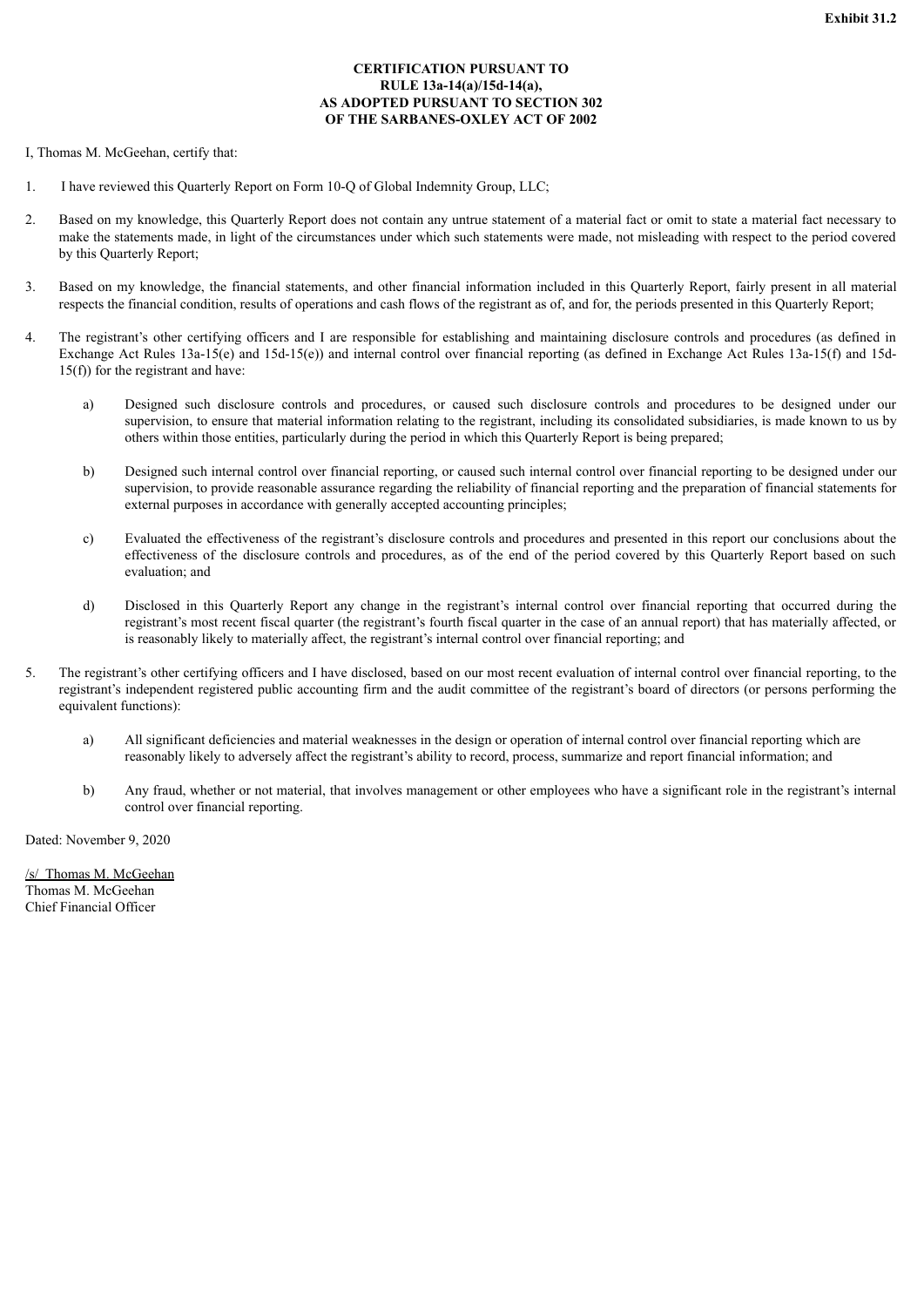**Exhibit 31.2**

**CERTIFICATION PURSUANT TO**
**RULE 13a-14(a)/15d-14(a),**
**AS ADOPTED PURSUANT TO SECTION 302**
**OF THE SARBANES-OXLEY ACT OF 2002**

I, Thomas M. McGeehan, certify that:

1. I have reviewed this Quarterly Report on Form 10-Q of Global Indemnity Group, LLC;

2. Based on my knowledge, this Quarterly Report does not contain any untrue statement of a material fact or omit to state a material fact necessary to make the statements made, in light of the circumstances under which such statements were made, not misleading with respect to the period covered by this Quarterly Report;

3. Based on my knowledge, the financial statements, and other financial information included in this Quarterly Report, fairly present in all material respects the financial condition, results of operations and cash flows of the registrant as of, and for, the periods presented in this Quarterly Report;

4. The registrant's other certifying officers and I are responsible for establishing and maintaining disclosure controls and procedures (as defined in Exchange Act Rules 13a-15(e) and 15d-15(e)) and internal control over financial reporting (as defined in Exchange Act Rules 13a-15(f) and 15d-15(f)) for the registrant and have:

   a) Designed such disclosure controls and procedures, or caused such disclosure controls and procedures to be designed under our supervision, to ensure that material information relating to the registrant, including its consolidated subsidiaries, is made known to us by others within those entities, particularly during the period in which this Quarterly Report is being prepared;

   b) Designed such internal control over financial reporting, or caused such internal control over financial reporting to be designed under our supervision, to provide reasonable assurance regarding the reliability of financial reporting and the preparation of financial statements for external purposes in accordance with generally accepted accounting principles;

   c) Evaluated the effectiveness of the registrant's disclosure controls and procedures and presented in this report our conclusions about the effectiveness of the disclosure controls and procedures, as of the end of the period covered by this Quarterly Report based on such evaluation; and

   d) Disclosed in this Quarterly Report any change in the registrant's internal control over financial reporting that occurred during the registrant's most recent fiscal quarter (the registrant's fourth fiscal quarter in the case of an annual report) that has materially affected, or is reasonably likely to materially affect, the registrant's internal control over financial reporting; and

5. The registrant's other certifying officers and I have disclosed, based on our most recent evaluation of internal control over financial reporting, to the registrant's independent registered public accounting firm and the audit committee of the registrant's board of directors (or persons performing the equivalent functions):

   a) All significant deficiencies and material weaknesses in the design or operation of internal control over financial reporting which are reasonably likely to adversely affect the registrant's ability to record, process, summarize and report financial information; and

   b) Any fraud, whether or not material, that involves management or other employees who have a significant role in the registrant's internal control over financial reporting.

Dated: November 9, 2020

/s/ Thomas M. McGeehan
Thomas M. McGeehan
Chief Financial Officer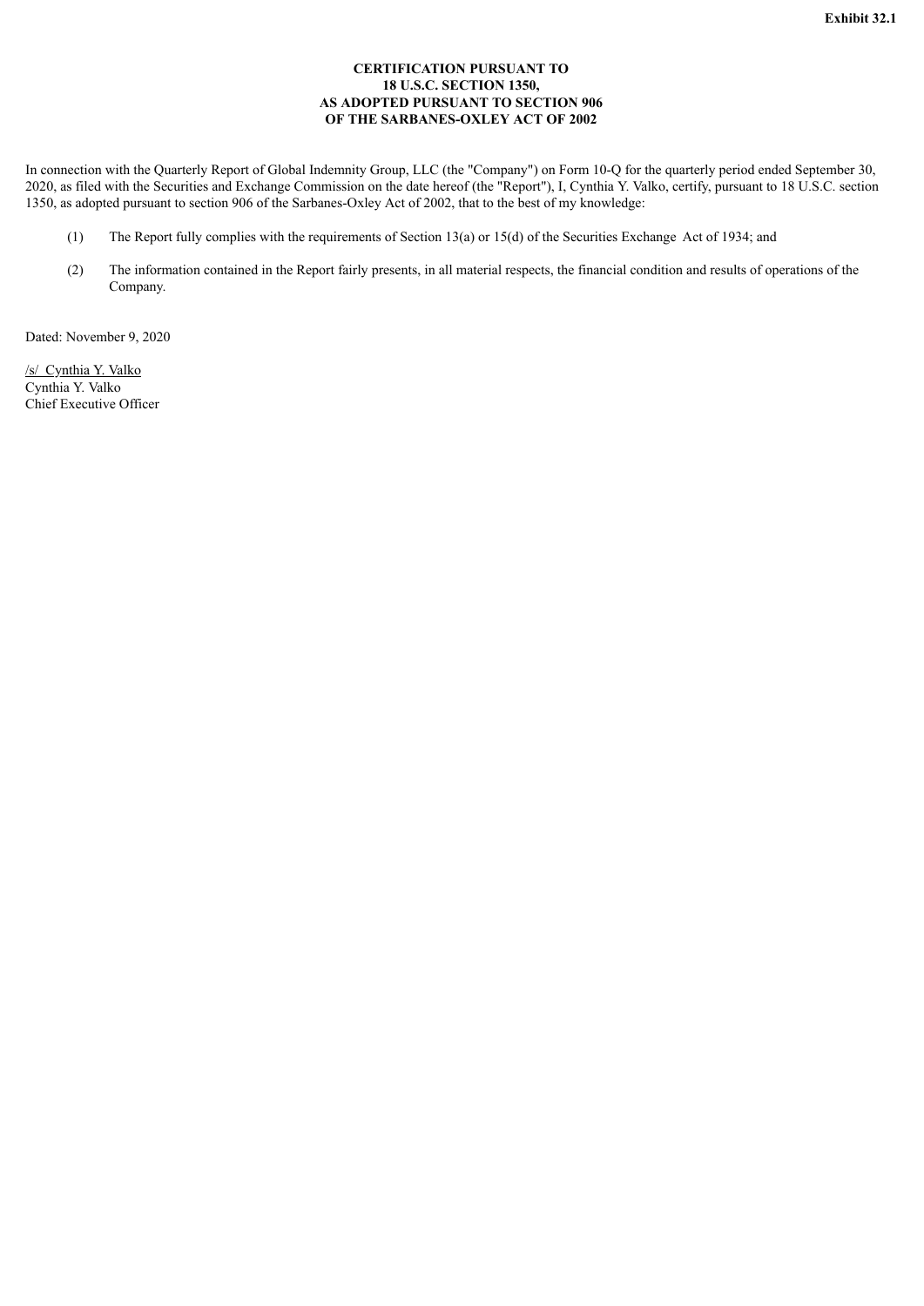**Exhibit 32.1**

**CERTIFICATION PURSUANT TO**
**18 U.S.C. SECTION 1350,**
**AS ADOPTED PURSUANT TO SECTION 906**
**OF THE SARBANES-OXLEY ACT OF 2002**

In connection with the Quarterly Report of Global Indemnity Group, LLC (the "Company") on Form 10-Q for the quarterly period ended September 30, 2020, as filed with the Securities and Exchange Commission on the date hereof (the "Report"), I, Cynthia Y. Valko, certify, pursuant to 18 U.S.C. section 1350, as adopted pursuant to section 906 of the Sarbanes-Oxley Act of 2002, that to the best of my knowledge:

(1) The Report fully complies with the requirements of Section 13(a) or 15(d) of the Securities Exchange Act of 1934; and

(2) The information contained in the Report fairly presents, in all material respects, the financial condition and results of operations of the Company.

Dated: November 9, 2020

/s/ Cynthia Y. Valko
Cynthia Y. Valko
Chief Executive Officer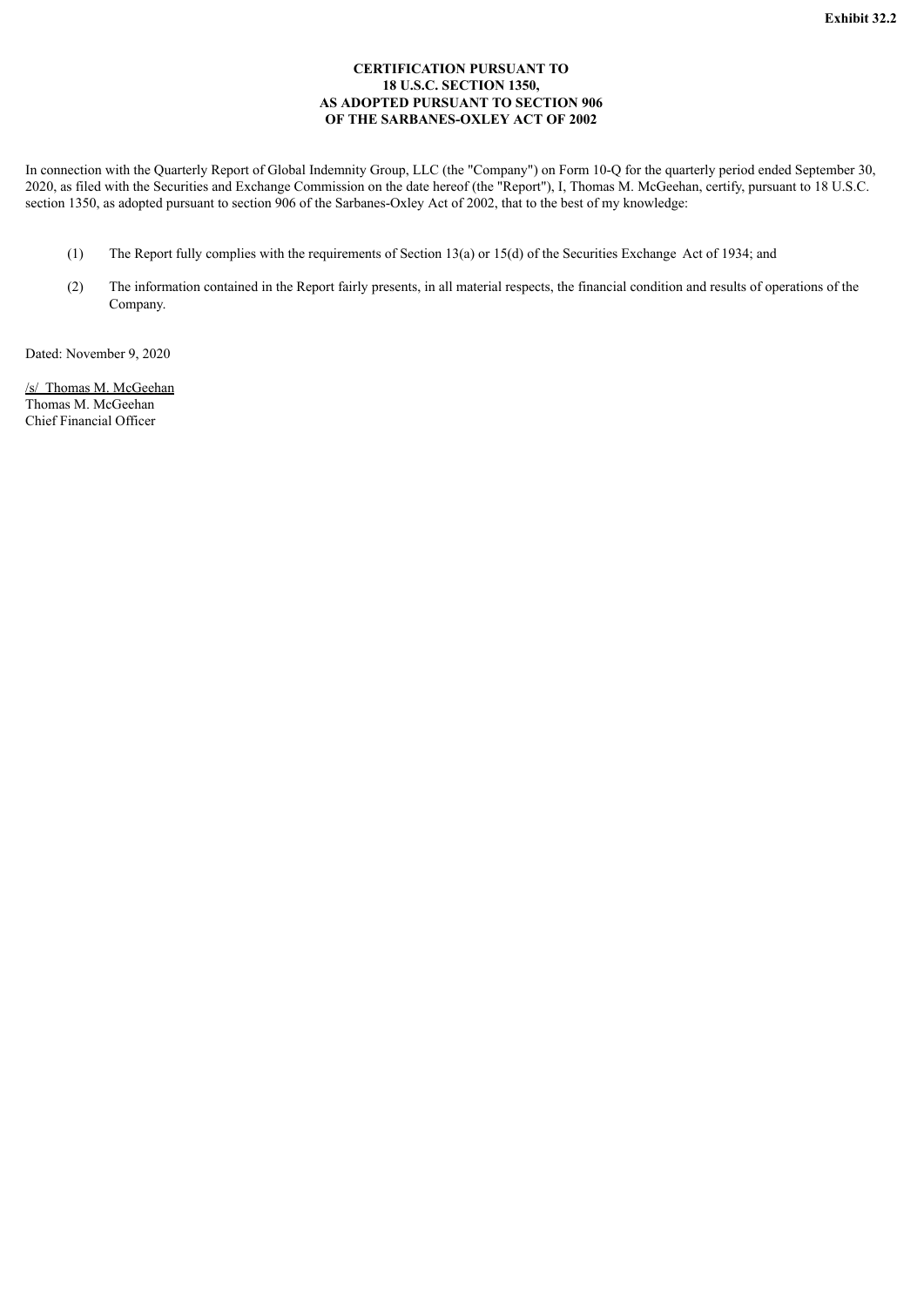**Exhibit 32.2**

**CERTIFICATION PURSUANT TO**
**18 U.S.C. SECTION 1350,**
**AS ADOPTED PURSUANT TO SECTION 906**
**OF THE SARBANES-OXLEY ACT OF 2002**

In connection with the Quarterly Report of Global Indemnity Group, LLC (the "Company") on Form 10-Q for the quarterly period ended September 30, 2020, as filed with the Securities and Exchange Commission on the date hereof (the "Report"), I, Thomas M. McGeehan, certify, pursuant to 18 U.S.C. section 1350, as adopted pursuant to section 906 of the Sarbanes-Oxley Act of 2002, that to the best of my knowledge:

(1) The Report fully complies with the requirements of Section 13(a) or 15(d) of the Securities Exchange Act of 1934; and

(2) The information contained in the Report fairly presents, in all material respects, the financial condition and results of operations of the Company.

Dated: November 9, 2020

/s/ Thomas M. McGeehan
Thomas M. McGeehan
Chief Financial Officer